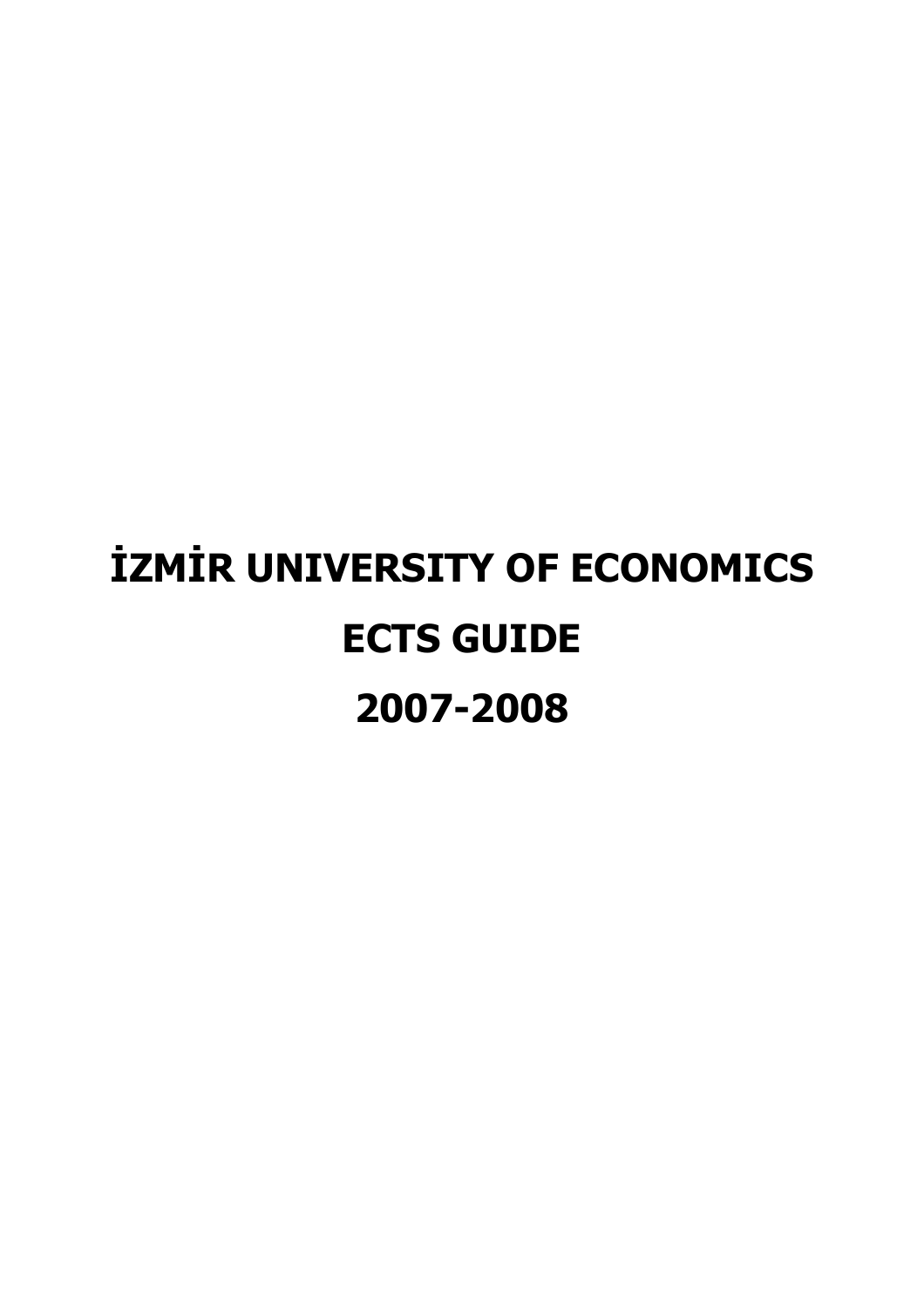# İZMİR UNIVERSITY OF ECONOMICS

# ECTS GUIDE

# 2007-2008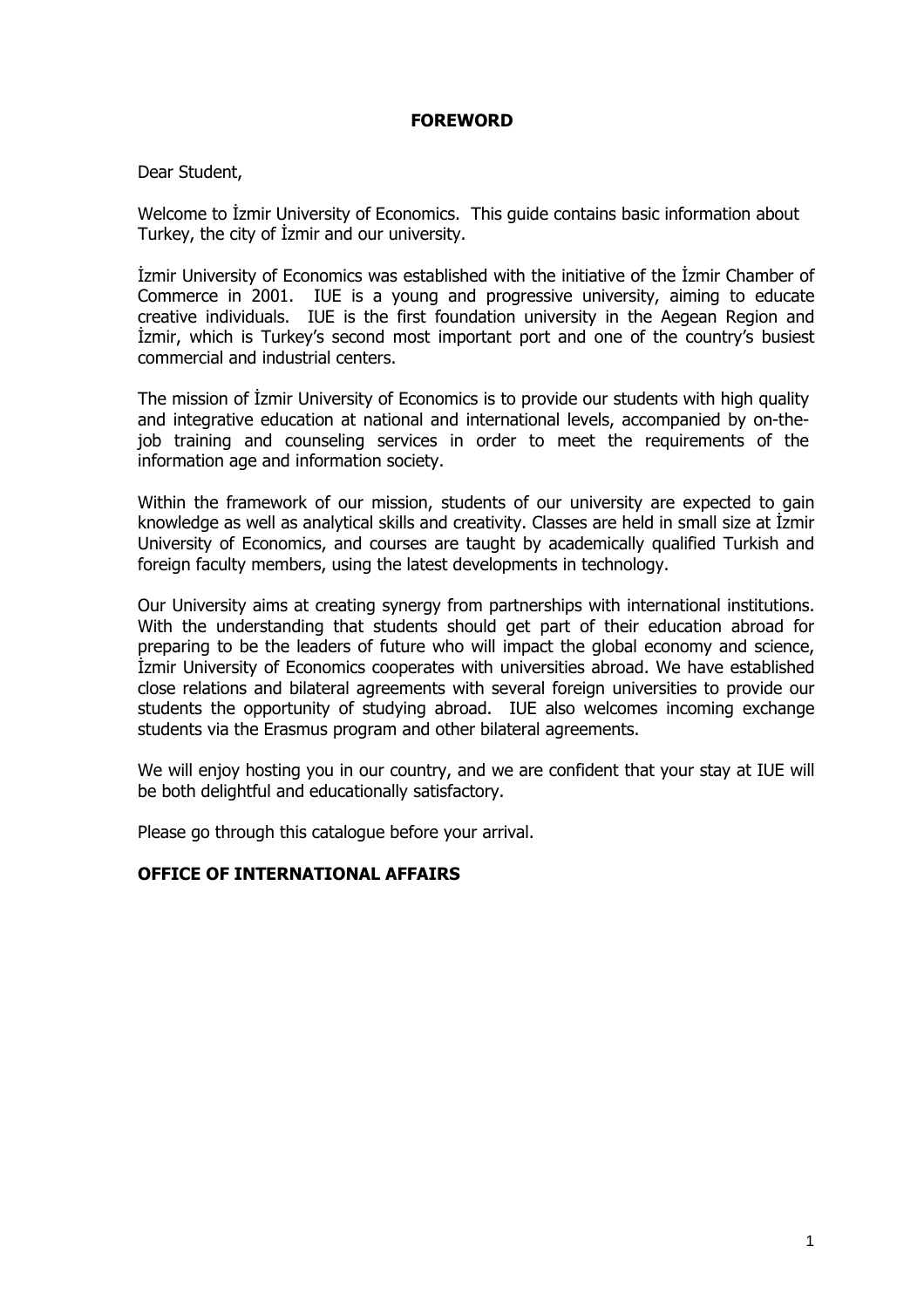# FOREWORD

Dear Student,

Welcome to İzmir University of Economics. This guide contains basic information about Turkey, the city of İzmir and our university.

İzmir University of Economics was established with the initiative of the İzmir Chamber of Commerce in 2001. IUE is a young and progressive university, aiming to educate creative individuals. IUE is the first foundation university in the Aegean Region and İzmir, which is Turkey's second most important port and one of the country's busiest commercial and industrial centers.

The mission of İzmir University of Economics is to provide our students with high quality and integrative education at national and international levels, accompanied by on-the-job training and counseling services in order to meet the requirements of the information age and information society.

Within the framework of our mission, students of our university are expected to gain knowledge as well as analytical skills and creativity. Classes are held in small size at İzmir University of Economics, and courses are taught by academically qualified Turkish and foreign faculty members, using the latest developments in technology.

Our University aims at creating synergy from partnerships with international institutions. With the understanding that students should get part of their education abroad for preparing to be the leaders of future who will impact the global economy and science, İzmir University of Economics cooperates with universities abroad. We have established close relations and bilateral agreements with several foreign universities to provide our students the opportunity of studying abroad. IUE also welcomes incoming exchange students via the Erasmus program and other bilateral agreements.

We will enjoy hosting you in our country, and we are confident that your stay at IUE will be both delightful and educationally satisfactory.

Please go through this catalogue before your arrival.

**OFFICE OF INTERNATIONAL AFFAIRS**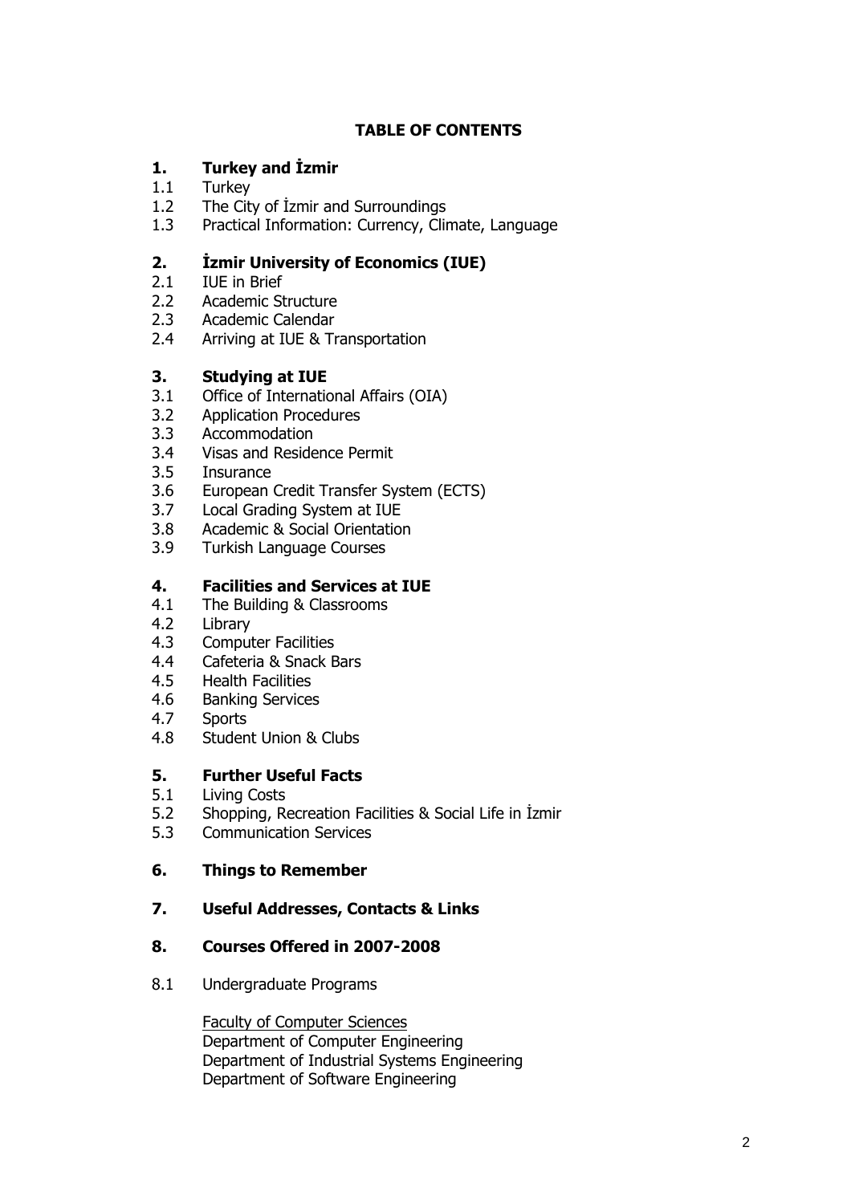**TABLE OF CONTENTS**

**1. Turkey and İzmir**

1.1 Turkey
1.2 The City of İzmir and Surroundings
1.3 Practical Information: Currency, Climate, Language

**2. İzmir University of Economics (IUE)**

2.1 IUE in Brief
2.2 Academic Structure
2.3 Academic Calendar
2.4 Arriving at IUE & Transportation

**3. Studying at IUE**

3.1 Office of International Affairs (OIA)
3.2 Application Procedures
3.3 Accommodation
3.4 Visas and Residence Permit
3.5 Insurance
3.6 European Credit Transfer System (ECTS)
3.7 Local Grading System at IUE
3.8 Academic & Social Orientation
3.9 Turkish Language Courses

**4. Facilities and Services at IUE**

4.1 The Building & Classrooms
4.2 Library
4.3 Computer Facilities
4.4 Cafeteria & Snack Bars
4.5 Health Facilities
4.6 Banking Services
4.7 Sports
4.8 Student Union & Clubs

**5. Further Useful Facts**

5.1 Living Costs
5.2 Shopping, Recreation Facilities & Social Life in İzmir
5.3 Communication Services

**6. Things to Remember**

**7. Useful Addresses, Contacts & Links**

**8. Courses Offered in 2007-2008**

8.1 Undergraduate Programs

Faculty of Computer Sciences
Department of Computer Engineering
Department of Industrial Systems Engineering
Department of Software Engineering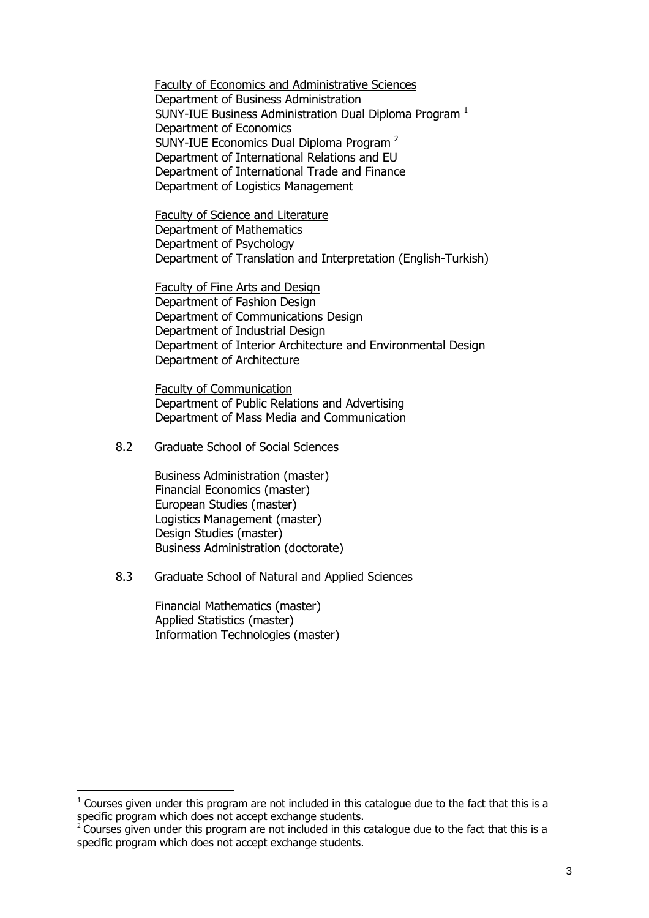Faculty of Economics and Administrative Sciences

Department of Business Administration
SUNY-IUE Business Administration Dual Diploma Program [1]
Department of Economics
SUNY-IUE Economics Dual Diploma Program [2]
Department of International Relations and EU
Department of International Trade and Finance
Department of Logistics Management

Faculty of Science and Literature

Department of Mathematics
Department of Psychology
Department of Translation and Interpretation (English-Turkish)

Faculty of Fine Arts and Design

Department of Fashion Design
Department of Communications Design
Department of Industrial Design
Department of Interior Architecture and Environmental Design
Department of Architecture

Faculty of Communication

Department of Public Relations and Advertising
Department of Mass Media and Communication

8.2 Graduate School of Social Sciences

Business Administration (master)
Financial Economics (master)
European Studies (master)
Logistics Management (master)
Design Studies (master)
Business Administration (doctorate)

8.3 Graduate School of Natural and Applied Sciences

Financial Mathematics (master)
Applied Statistics (master)
Information Technologies (master)

---

[1] Courses given under this program are not included in this catalogue due to the fact that this is a specific program which does not accept exchange students.

[2] Courses given under this program are not included in this catalogue due to the fact that this is a specific program which does not accept exchange students.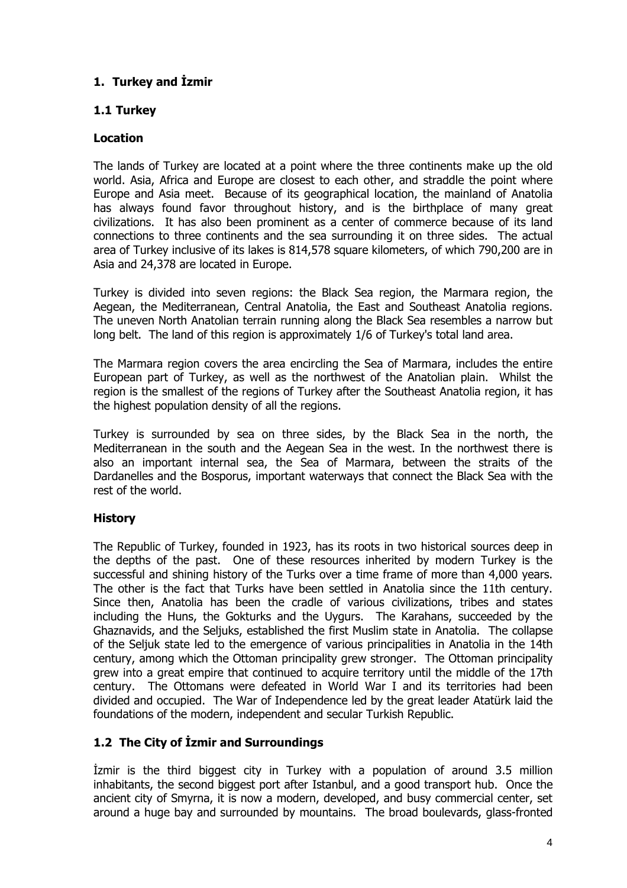# 1. Turkey and İzmir

## 1.1 Turkey

### Location

The lands of Turkey are located at a point where the three continents make up the old world. Asia, Africa and Europe are closest to each other, and straddle the point where Europe and Asia meet. Because of its geographical location, the mainland of Anatolia has always found favor throughout history, and is the birthplace of many great civilizations. It has also been prominent as a center of commerce because of its land connections to three continents and the sea surrounding it on three sides. The actual area of Turkey inclusive of its lakes is 814,578 square kilometers, of which 790,200 are in Asia and 24,378 are located in Europe.

Turkey is divided into seven regions: the Black Sea region, the Marmara region, the Aegean, the Mediterranean, Central Anatolia, the East and Southeast Anatolia regions. The uneven North Anatolian terrain running along the Black Sea resembles a narrow but long belt. The land of this region is approximately 1/6 of Turkey's total land area.

The Marmara region covers the area encircling the Sea of Marmara, includes the entire European part of Turkey, as well as the northwest of the Anatolian plain. Whilst the region is the smallest of the regions of Turkey after the Southeast Anatolia region, it has the highest population density of all the regions.

Turkey is surrounded by sea on three sides, by the Black Sea in the north, the Mediterranean in the south and the Aegean Sea in the west. In the northwest there is also an important internal sea, the Sea of Marmara, between the straits of the Dardanelles and the Bosporus, important waterways that connect the Black Sea with the rest of the world.

### History

The Republic of Turkey, founded in 1923, has its roots in two historical sources deep in the depths of the past. One of these resources inherited by modern Turkey is the successful and shining history of the Turks over a time frame of more than 4,000 years. The other is the fact that Turks have been settled in Anatolia since the 11th century. Since then, Anatolia has been the cradle of various civilizations, tribes and states including the Huns, the Gokturks and the Uygurs. The Karahans, succeeded by the Ghaznavids, and the Seljuks, established the first Muslim state in Anatolia. The collapse of the Seljuk state led to the emergence of various principalities in Anatolia in the 14th century, among which the Ottoman principality grew stronger. The Ottoman principality grew into a great empire that continued to acquire territory until the middle of the 17th century. The Ottomans were defeated in World War I and its territories had been divided and occupied. The War of Independence led by the great leader Atatürk laid the foundations of the modern, independent and secular Turkish Republic.

## 1.2 The City of İzmir and Surroundings

İzmir is the third biggest city in Turkey with a population of around 3.5 million inhabitants, the second biggest port after Istanbul, and a good transport hub. Once the ancient city of Smyrna, it is now a modern, developed, and busy commercial center, set around a huge bay and surrounded by mountains. The broad boulevards, glass-fronted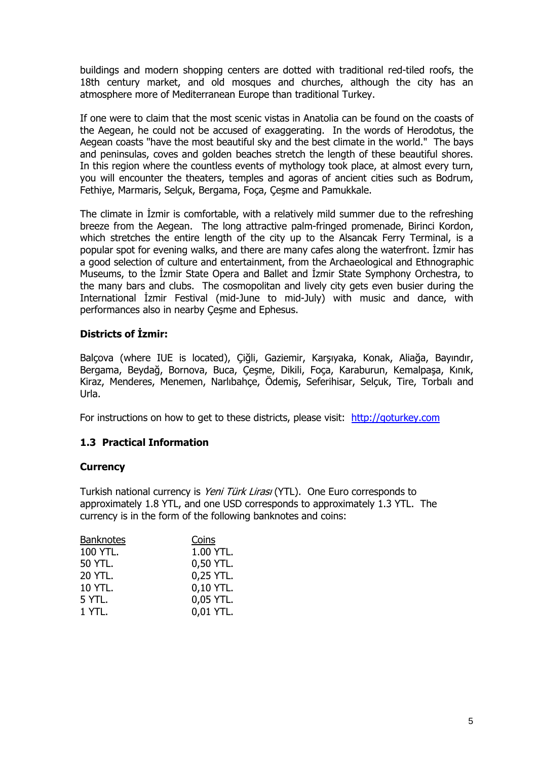buildings and modern shopping centers are dotted with traditional red-tiled roofs, the 18th century market, and old mosques and churches, although the city has an atmosphere more of Mediterranean Europe than traditional Turkey.

If one were to claim that the most scenic vistas in Anatolia can be found on the coasts of the Aegean, he could not be accused of exaggerating. In the words of Herodotus, the Aegean coasts "have the most beautiful sky and the best climate in the world." The bays and peninsulas, coves and golden beaches stretch the length of these beautiful shores. In this region where the countless events of mythology took place, at almost every turn, you will encounter the theaters, temples and agoras of ancient cities such as Bodrum, Fethiye, Marmaris, Selçuk, Bergama, Foça, Çeşme and Pamukkale.

The climate in İzmir is comfortable, with a relatively mild summer due to the refreshing breeze from the Aegean. The long attractive palm-fringed promenade, Birinci Kordon, which stretches the entire length of the city up to the Alsancak Ferry Terminal, is a popular spot for evening walks, and there are many cafes along the waterfront. İzmir has a good selection of culture and entertainment, from the Archaeological and Ethnographic Museums, to the İzmir State Opera and Ballet and İzmir State Symphony Orchestra, to the many bars and clubs. The cosmopolitan and lively city gets even busier during the International İzmir Festival (mid-June to mid-July) with music and dance, with performances also in nearby Çeşme and Ephesus.

**Districts of İzmir:**

Balçova (where IUE is located), Çiğli, Gaziemir, Karşıyaka, Konak, Aliağa, Bayındır, Bergama, Beydağ, Bornova, Buca, Çeşme, Dikili, Foça, Karaburun, Kemalpaşa, Kınık, Kiraz, Menderes, Menemen, Narlıbahçe, Ödemiş, Seferihisar, Selçuk, Tire, Torbalı and Urla.

For instructions on how to get to these districts, please visit: [http://goturkey.com](http://goturkey.com)

## 1.3 Practical Information

**Currency**

Turkish national currency is *Yeni Türk Lirası* (YTL). One Euro corresponds to approximately 1.8 YTL, and one USD corresponds to approximately 1.3 YTL. The currency is in the form of the following banknotes and coins:

| Banknotes | Coins |
|---|---|
| 100 YTL. | 1.00 YTL. |
| 50 YTL. | 0,50 YTL. |
| 20 YTL. | 0,25 YTL. |
| 10 YTL. | 0,10 YTL. |
| 5 YTL. | 0,05 YTL. |
| 1 YTL. | 0,01 YTL. |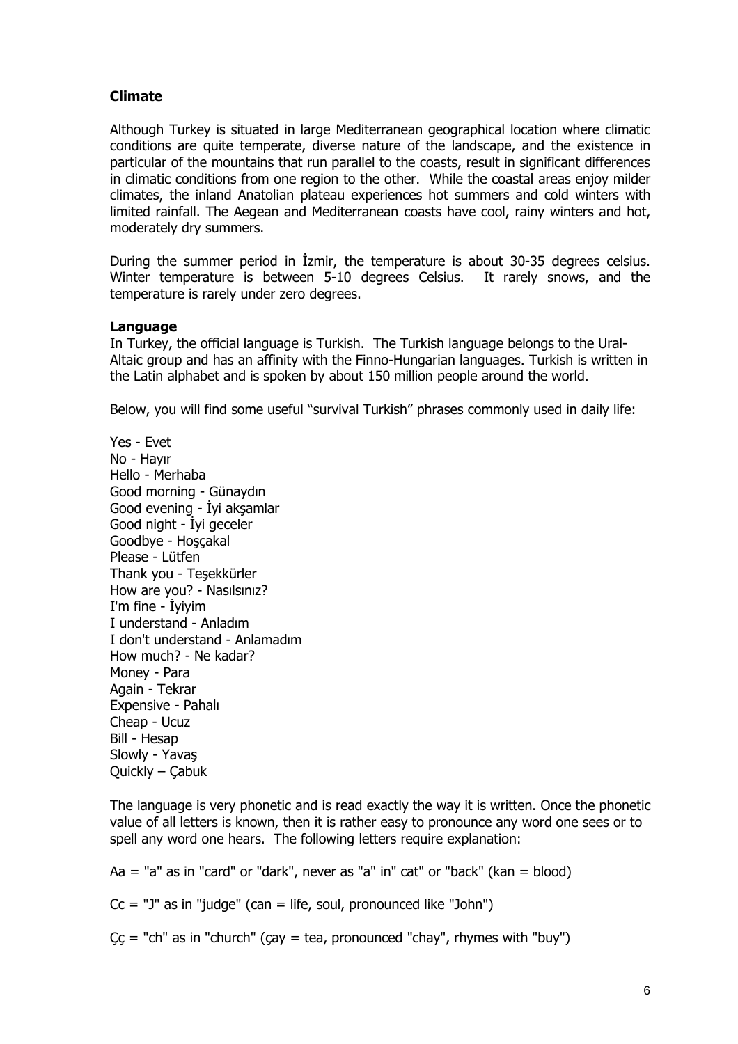### Climate

Although Turkey is situated in large Mediterranean geographical location where climatic conditions are quite temperate, diverse nature of the landscape, and the existence in particular of the mountains that run parallel to the coasts, result in significant differences in climatic conditions from one region to the other. While the coastal areas enjoy milder climates, the inland Anatolian plateau experiences hot summers and cold winters with limited rainfall. The Aegean and Mediterranean coasts have cool, rainy winters and hot, moderately dry summers.

During the summer period in İzmir, the temperature is about 30-35 degrees celsius. Winter temperature is between 5-10 degrees Celsius. It rarely snows, and the temperature is rarely under zero degrees.

### Language

In Turkey, the official language is Turkish. The Turkish language belongs to the Ural-Altaic group and has an affinity with the Finno-Hungarian languages. Turkish is written in the Latin alphabet and is spoken by about 150 million people around the world.

Below, you will find some useful "survival Turkish" phrases commonly used in daily life:

Yes - Evet
No - Hayır
Hello - Merhaba
Good morning - Günaydın
Good evening - İyi akşamlar
Good night - İyi geceler
Goodbye - Hoşçakal
Please - Lütfen
Thank you - Teşekkürler
How are you? - Nasılsınız?
I'm fine - İyiyim
I understand - Anladım
I don't understand - Anlamadım
How much? - Ne kadar?
Money - Para
Again - Tekrar
Expensive - Pahalı
Cheap - Ucuz
Bill - Hesap
Slowly - Yavaş
Quickly – Çabuk

The language is very phonetic and is read exactly the way it is written. Once the phonetic value of all letters is known, then it is rather easy to pronounce any word one sees or to spell any word one hears. The following letters require explanation:

Aa = "a" as in "card" or "dark", never as "a" in" cat" or "back" (kan = blood)

Cc = "J" as in "judge" (can = life, soul, pronounced like "John")

Çç = "ch" as in "church" (çay = tea, pronounced "chay", rhymes with "buy")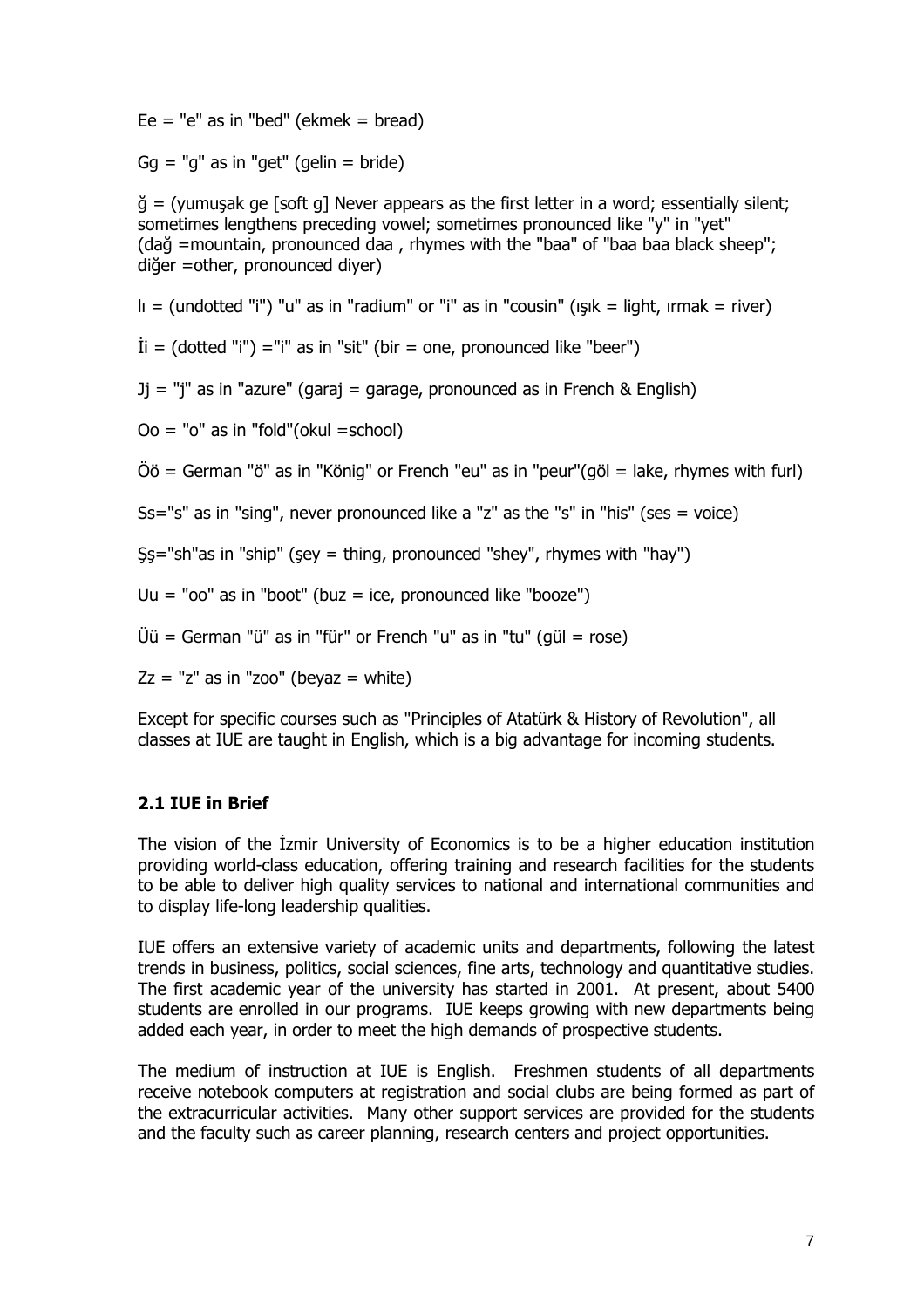Ee = "e" as in "bed" (ekmek = bread)

Gg = "g" as in "get" (gelin = bride)

ğ = (yumuşak ge [soft g] Never appears as the first letter in a word; essentially silent; sometimes lengthens preceding vowel; sometimes pronounced like "y" in "yet" (dağ =mountain, pronounced daa , rhymes with the "baa" of "baa baa black sheep"; diğer =other, pronounced diyer)

Iı = (undotted "i") "u" as in "radium" or "i" as in "cousin" (ışık = light, ırmak = river)

İi = (dotted "i") ="i" as in "sit" (bir = one, pronounced like "beer")

Jj = "j" as in "azure" (garaj = garage, pronounced as in French & English)

Oo = "o" as in "fold"(okul =school)

Öö = German "ö" as in "König" or French "eu" as in "peur"(göl = lake, rhymes with furl)

Ss="s" as in "sing", never pronounced like a "z" as the "s" in "his" (ses = voice)

Şş="sh"as in "ship" (şey = thing, pronounced "shey", rhymes with "hay")

Uu = "oo" as in "boot" (buz = ice, pronounced like "booze")

Üü = German "ü" as in "für" or French "u" as in "tu" (gül = rose)

Zz = "z" as in "zoo" (beyaz = white)

Except for specific courses such as "Principles of Atatürk & History of Revolution", all classes at IUE are taught in English, which is a big advantage for incoming students.

## 2.1 IUE in Brief

The vision of the İzmir University of Economics is to be a higher education institution providing world-class education, offering training and research facilities for the students to be able to deliver high quality services to national and international communities and to display life-long leadership qualities.

IUE offers an extensive variety of academic units and departments, following the latest trends in business, politics, social sciences, fine arts, technology and quantitative studies. The first academic year of the university has started in 2001. At present, about 5400 students are enrolled in our programs. IUE keeps growing with new departments being added each year, in order to meet the high demands of prospective students.

The medium of instruction at IUE is English. Freshmen students of all departments receive notebook computers at registration and social clubs are being formed as part of the extracurricular activities. Many other support services are provided for the students and the faculty such as career planning, research centers and project opportunities.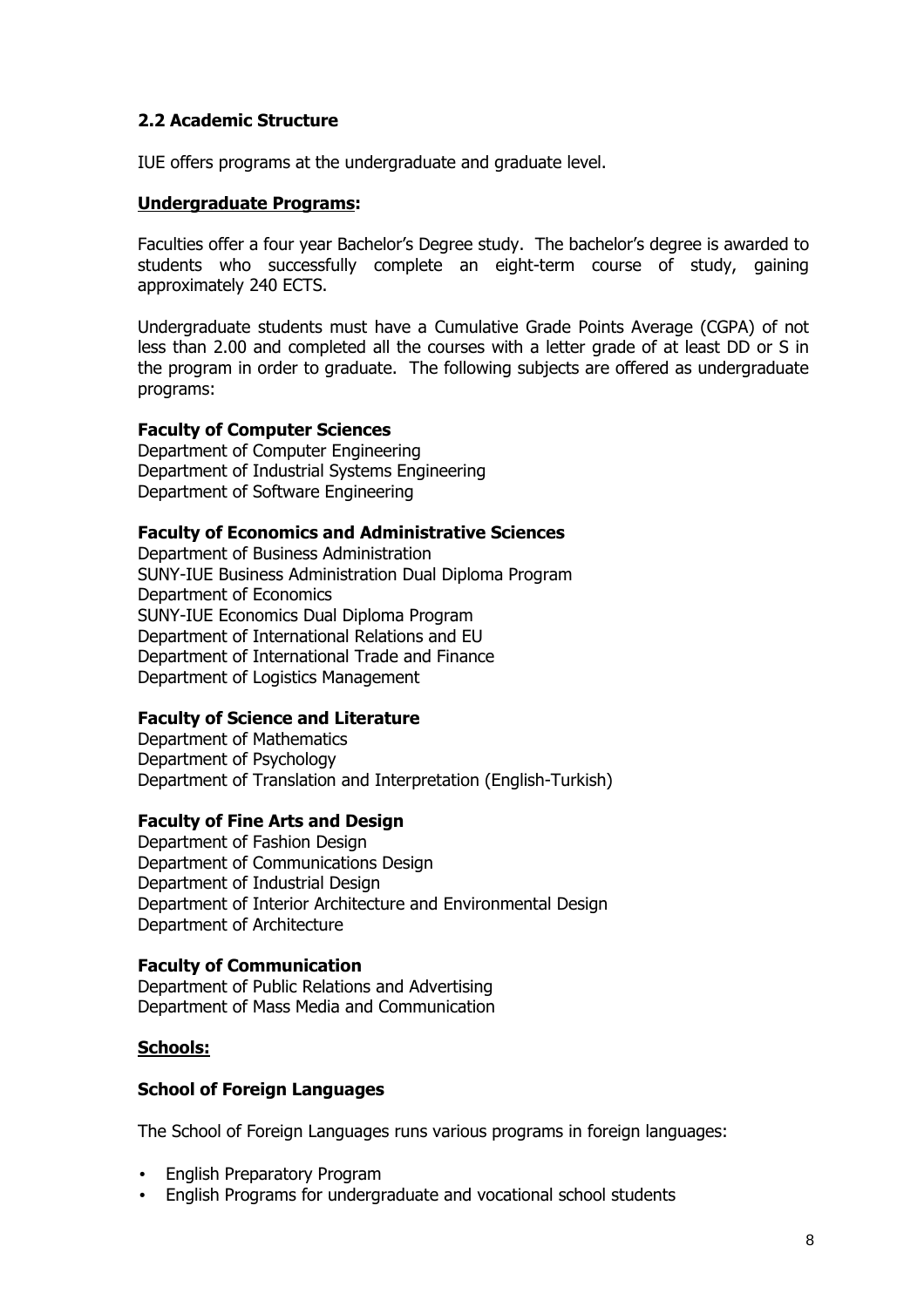## 2.2 Academic Structure

IUE offers programs at the undergraduate and graduate level.

**Undergraduate Programs:**

Faculties offer a four year Bachelor's Degree study. The bachelor's degree is awarded to students who successfully complete an eight-term course of study, gaining approximately 240 ECTS.

Undergraduate students must have a Cumulative Grade Points Average (CGPA) of not less than 2.00 and completed all the courses with a letter grade of at least DD or S in the program in order to graduate. The following subjects are offered as undergraduate programs:

**Faculty of Computer Sciences**
Department of Computer Engineering
Department of Industrial Systems Engineering
Department of Software Engineering

**Faculty of Economics and Administrative Sciences**
Department of Business Administration
SUNY-IUE Business Administration Dual Diploma Program
Department of Economics
SUNY-IUE Economics Dual Diploma Program
Department of International Relations and EU
Department of International Trade and Finance
Department of Logistics Management

**Faculty of Science and Literature**
Department of Mathematics
Department of Psychology
Department of Translation and Interpretation (English-Turkish)

**Faculty of Fine Arts and Design**
Department of Fashion Design
Department of Communications Design
Department of Industrial Design
Department of Interior Architecture and Environmental Design
Department of Architecture

**Faculty of Communication**
Department of Public Relations and Advertising
Department of Mass Media and Communication

**Schools:**

**School of Foreign Languages**

The School of Foreign Languages runs various programs in foreign languages:

- English Preparatory Program
- English Programs for undergraduate and vocational school students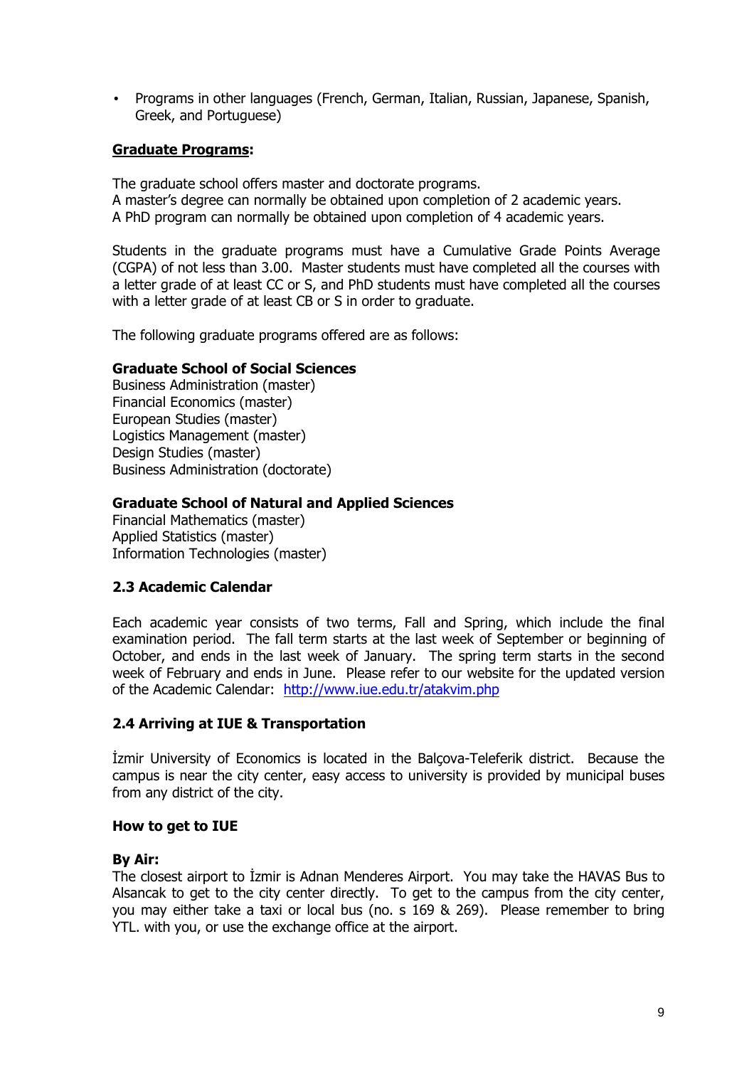- Programs in other languages (French, German, Italian, Russian, Japanese, Spanish, Greek, and Portuguese)

**Graduate Programs:**

The graduate school offers master and doctorate programs.
A master's degree can normally be obtained upon completion of 2 academic years.
A PhD program can normally be obtained upon completion of 4 academic years.

Students in the graduate programs must have a Cumulative Grade Points Average (CGPA) of not less than 3.00. Master students must have completed all the courses with a letter grade of at least CC or S, and PhD students must have completed all the courses with a letter grade of at least CB or S in order to graduate.

The following graduate programs offered are as follows:

**Graduate School of Social Sciences**
Business Administration (master)
Financial Economics (master)
European Studies (master)
Logistics Management (master)
Design Studies (master)
Business Administration (doctorate)

**Graduate School of Natural and Applied Sciences**
Financial Mathematics (master)
Applied Statistics (master)
Information Technologies (master)

### 2.3 Academic Calendar

Each academic year consists of two terms, Fall and Spring, which include the final examination period. The fall term starts at the last week of September or beginning of October, and ends in the last week of January. The spring term starts in the second week of February and ends in June. Please refer to our website for the updated version of the Academic Calendar: http://www.iue.edu.tr/atakvim.php

### 2.4 Arriving at IUE & Transportation

İzmir University of Economics is located in the Balçova-Teleferik district. Because the campus is near the city center, easy access to university is provided by municipal buses from any district of the city.

#### How to get to IUE

**By Air:**
The closest airport to İzmir is Adnan Menderes Airport. You may take the HAVAS Bus to Alsancak to get to the city center directly. To get to the campus from the city center, you may either take a taxi or local bus (no. s 169 & 269). Please remember to bring YTL. with you, or use the exchange office at the airport.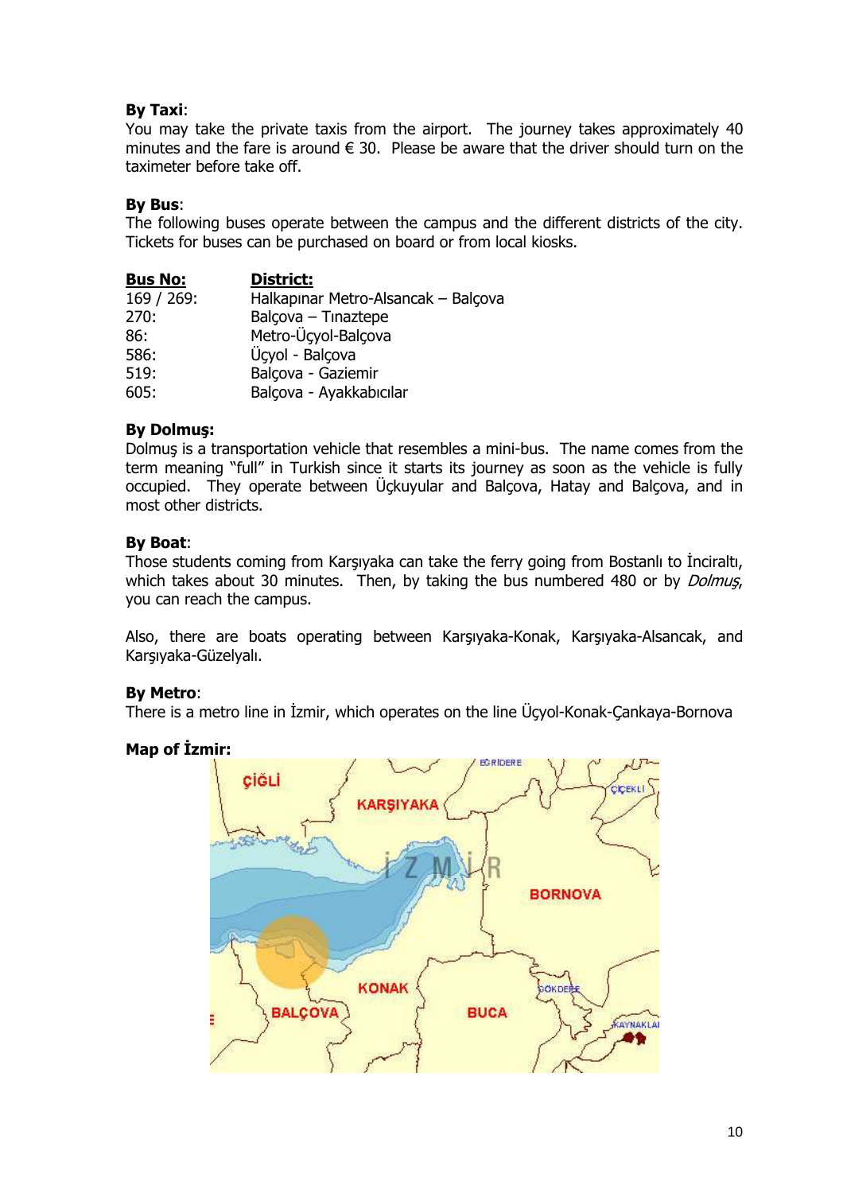**By Taxi**:
You may take the private taxis from the airport. The journey takes approximately 40 minutes and the fare is around € 30. Please be aware that the driver should turn on the taximeter before take off.

**By Bus**:
The following buses operate between the campus and the different districts of the city. Tickets for buses can be purchased on board or from local kiosks.

| Bus No: | District: |
|---|---|
| 169 / 269: | Halkapınar Metro-Alsancak – Balçova |
| 270: | Balçova – Tınaztepe |
| 86: | Metro-Üçyol-Balçova |
| 586: | Üçyol - Balçova |
| 519: | Balçova - Gaziemir |
| 605: | Balçova - Ayakkabıcılar |

**By Dolmuş:**
Dolmuş is a transportation vehicle that resembles a mini-bus. The name comes from the term meaning "full" in Turkish since it starts its journey as soon as the vehicle is fully occupied. They operate between Üçkuyular and Balçova, Hatay and Balçova, and in most other districts.

**By Boat**:
Those students coming from Karşıyaka can take the ferry going from Bostanlı to İnciraltı, which takes about 30 minutes. Then, by taking the bus numbered 480 or by *Dolmuş*, you can reach the campus.

Also, there are boats operating between Karşıyaka-Konak, Karşıyaka-Alsancak, and Karşıyaka-Güzelyalı.

**By Metro**:
There is a metro line in İzmir, which operates on the line Üçyol-Konak-Çankaya-Bornova

**Map of İzmir:**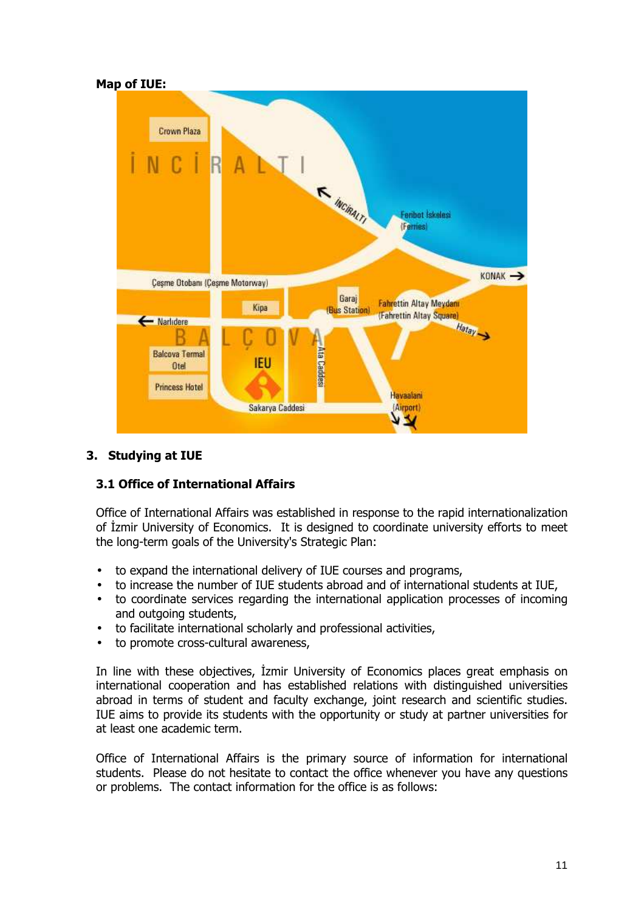**Map of IUE:**

## 3. Studying at IUE

### 3.1 Office of International Affairs

Office of International Affairs was established in response to the rapid internationalization of İzmir University of Economics. It is designed to coordinate university efforts to meet the long-term goals of the University's Strategic Plan:

- to expand the international delivery of IUE courses and programs,
- to increase the number of IUE students abroad and of international students at IUE,
- to coordinate services regarding the international application processes of incoming and outgoing students,
- to facilitate international scholarly and professional activities,
- to promote cross-cultural awareness,

In line with these objectives, İzmir University of Economics places great emphasis on international cooperation and has established relations with distinguished universities abroad in terms of student and faculty exchange, joint research and scientific studies. IUE aims to provide its students with the opportunity or study at partner universities for at least one academic term.

Office of International Affairs is the primary source of information for international students. Please do not hesitate to contact the office whenever you have any questions or problems. The contact information for the office is as follows: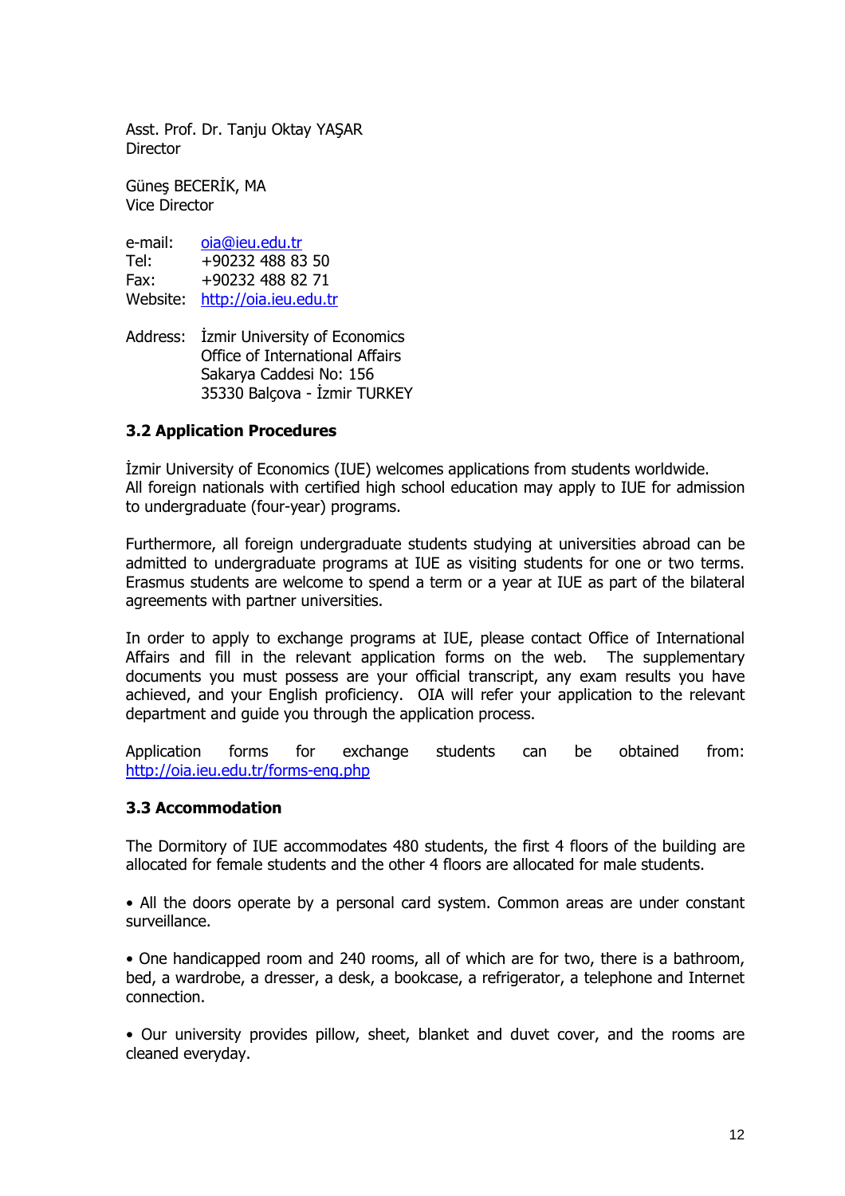Asst. Prof. Dr. Tanju Oktay YAŞAR
Director

Güneş BECERİK, MA
Vice Director

e-mail: oia@ieu.edu.tr
Tel: +90232 488 83 50
Fax: +90232 488 82 71
Website: http://oia.ieu.edu.tr

Address: İzmir University of Economics
Office of International Affairs
Sakarya Caddesi No: 156
35330 Balçova - İzmir TURKEY

### 3.2 Application Procedures

İzmir University of Economics (IUE) welcomes applications from students worldwide. All foreign nationals with certified high school education may apply to IUE for admission to undergraduate (four-year) programs.

Furthermore, all foreign undergraduate students studying at universities abroad can be admitted to undergraduate programs at IUE as visiting students for one or two terms. Erasmus students are welcome to spend a term or a year at IUE as part of the bilateral agreements with partner universities.

In order to apply to exchange programs at IUE, please contact Office of International Affairs and fill in the relevant application forms on the web. The supplementary documents you must possess are your official transcript, any exam results you have achieved, and your English proficiency. OIA will refer your application to the relevant department and guide you through the application process.

Application forms for exchange students can be obtained from: http://oia.ieu.edu.tr/forms-eng.php

### 3.3 Accommodation

The Dormitory of IUE accommodates 480 students, the first 4 floors of the building are allocated for female students and the other 4 floors are allocated for male students.

• All the doors operate by a personal card system. Common areas are under constant surveillance.

• One handicapped room and 240 rooms, all of which are for two, there is a bathroom, bed, a wardrobe, a dresser, a desk, a bookcase, a refrigerator, a telephone and Internet connection.

• Our university provides pillow, sheet, blanket and duvet cover, and the rooms are cleaned everyday.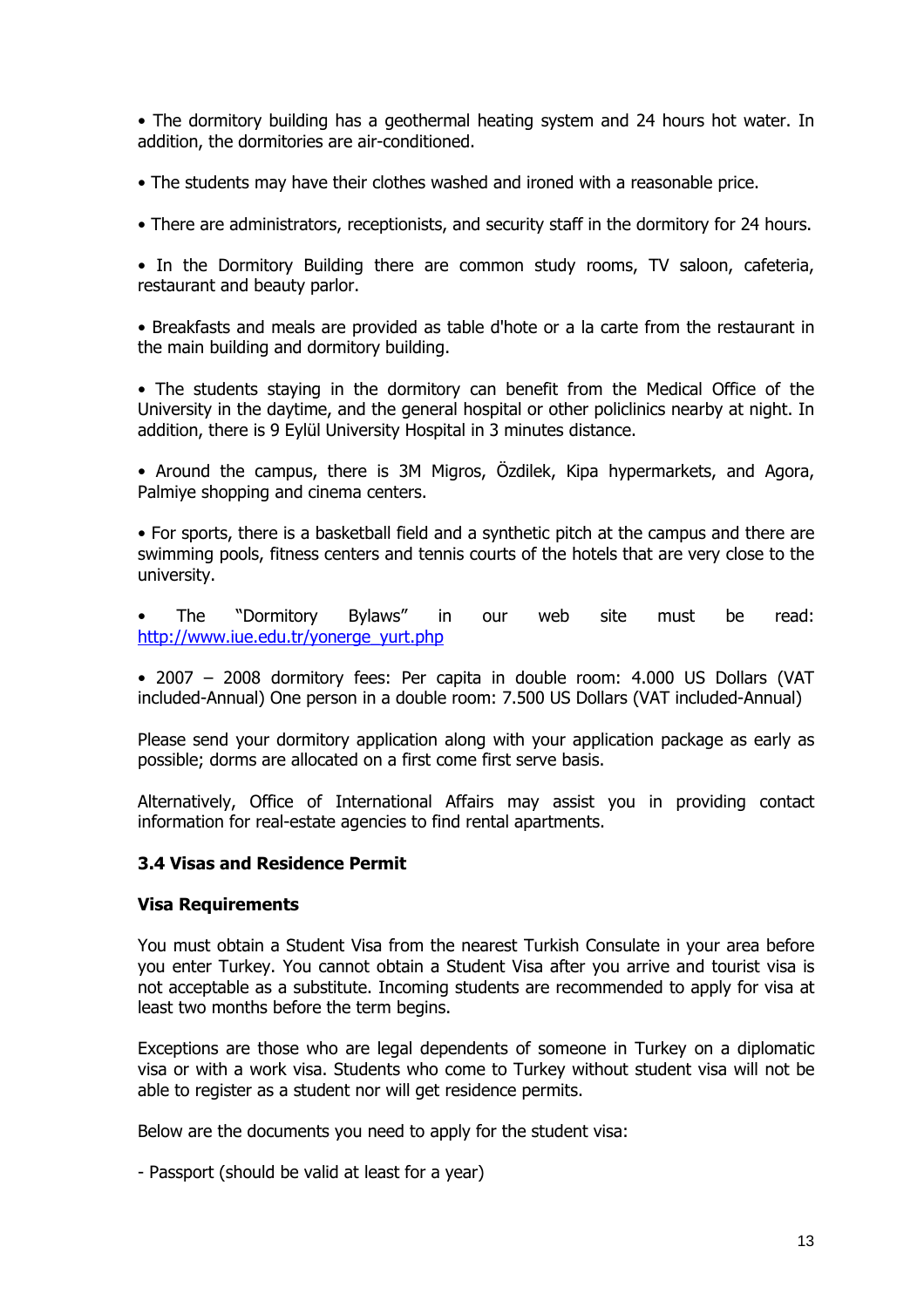- The dormitory building has a geothermal heating system and 24 hours hot water. In addition, the dormitories are air-conditioned.

- The students may have their clothes washed and ironed with a reasonable price.

- There are administrators, receptionists, and security staff in the dormitory for 24 hours.

- In the Dormitory Building there are common study rooms, TV saloon, cafeteria, restaurant and beauty parlor.

- Breakfasts and meals are provided as table d'hote or a la carte from the restaurant in the main building and dormitory building.

- The students staying in the dormitory can benefit from the Medical Office of the University in the daytime, and the general hospital or other policlinics nearby at night. In addition, there is 9 Eylül University Hospital in 3 minutes distance.

- Around the campus, there is 3M Migros, Özdilek, Kipa hypermarkets, and Agora, Palmiye shopping and cinema centers.

- For sports, there is a basketball field and a synthetic pitch at the campus and there are swimming pools, fitness centers and tennis courts of the hotels that are very close to the university.

- The "Dormitory Bylaws" in our web site must be read: http://www.iue.edu.tr/yonerge_yurt.php

- 2007 – 2008 dormitory fees: Per capita in double room: 4.000 US Dollars (VAT included-Annual) One person in a double room: 7.500 US Dollars (VAT included-Annual)

Please send your dormitory application along with your application package as early as possible; dorms are allocated on a first come first serve basis.

Alternatively, Office of International Affairs may assist you in providing contact information for real-estate agencies to find rental apartments.

### 3.4 Visas and Residence Permit

**Visa Requirements**

You must obtain a Student Visa from the nearest Turkish Consulate in your area before you enter Turkey. You cannot obtain a Student Visa after you arrive and tourist visa is not acceptable as a substitute. Incoming students are recommended to apply for visa at least two months before the term begins.

Exceptions are those who are legal dependents of someone in Turkey on a diplomatic visa or with a work visa. Students who come to Turkey without student visa will not be able to register as a student nor will get residence permits.

Below are the documents you need to apply for the student visa:

- Passport (should be valid at least for a year)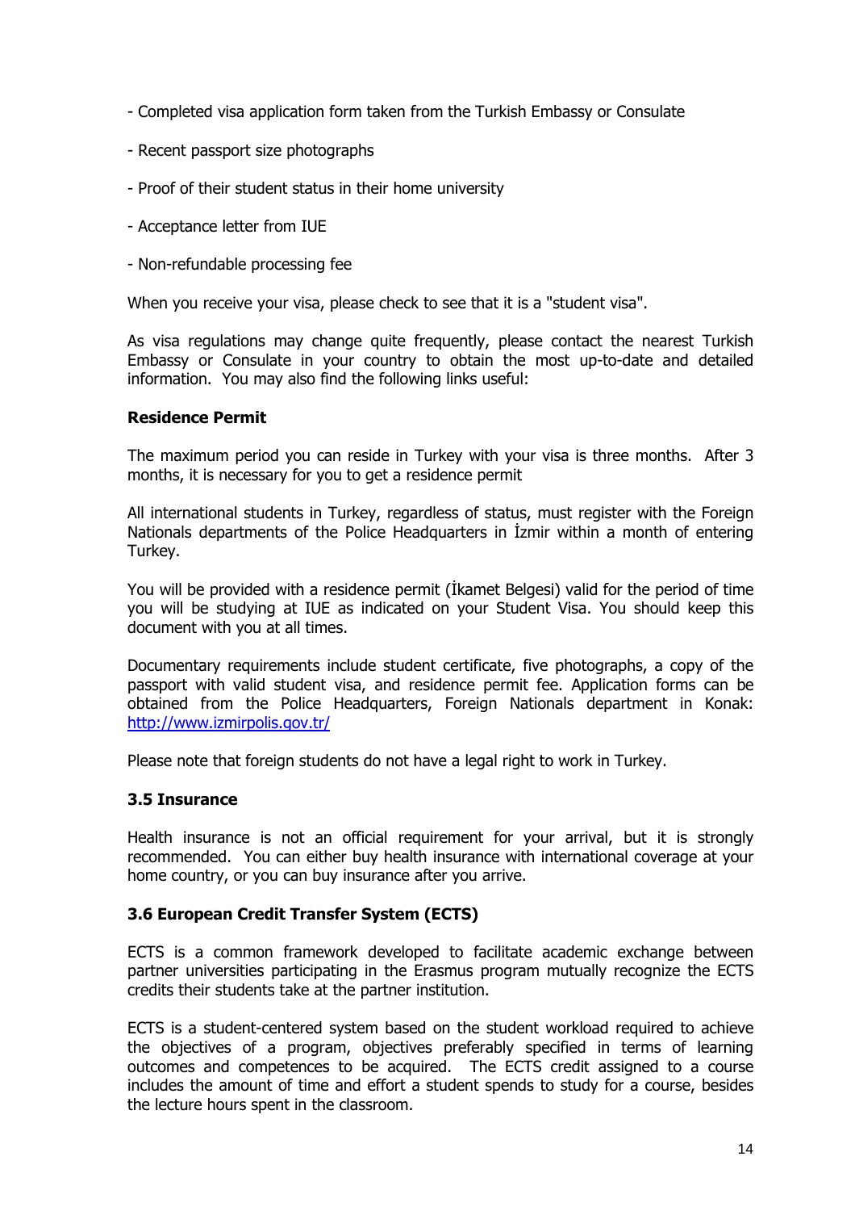- Completed visa application form taken from the Turkish Embassy or Consulate

- Recent passport size photographs

- Proof of their student status in their home university

- Acceptance letter from IUE

- Non-refundable processing fee

When you receive your visa, please check to see that it is a "student visa".

As visa regulations may change quite frequently, please contact the nearest Turkish Embassy or Consulate in your country to obtain the most up-to-date and detailed information. You may also find the following links useful:

**Residence Permit**

The maximum period you can reside in Turkey with your visa is three months. After 3 months, it is necessary for you to get a residence permit

All international students in Turkey, regardless of status, must register with the Foreign Nationals departments of the Police Headquarters in İzmir within a month of entering Turkey.

You will be provided with a residence permit (İkamet Belgesi) valid for the period of time you will be studying at IUE as indicated on your Student Visa. You should keep this document with you at all times.

Documentary requirements include student certificate, five photographs, a copy of the passport with valid student visa, and residence permit fee. Application forms can be obtained from the Police Headquarters, Foreign Nationals department in Konak: http://www.izmirpolis.gov.tr/

Please note that foreign students do not have a legal right to work in Turkey.

### 3.5 Insurance

Health insurance is not an official requirement for your arrival, but it is strongly recommended. You can either buy health insurance with international coverage at your home country, or you can buy insurance after you arrive.

### 3.6 European Credit Transfer System (ECTS)

ECTS is a common framework developed to facilitate academic exchange between partner universities participating in the Erasmus program mutually recognize the ECTS credits their students take at the partner institution.

ECTS is a student-centered system based on the student workload required to achieve the objectives of a program, objectives preferably specified in terms of learning outcomes and competences to be acquired. The ECTS credit assigned to a course includes the amount of time and effort a student spends to study for a course, besides the lecture hours spent in the classroom.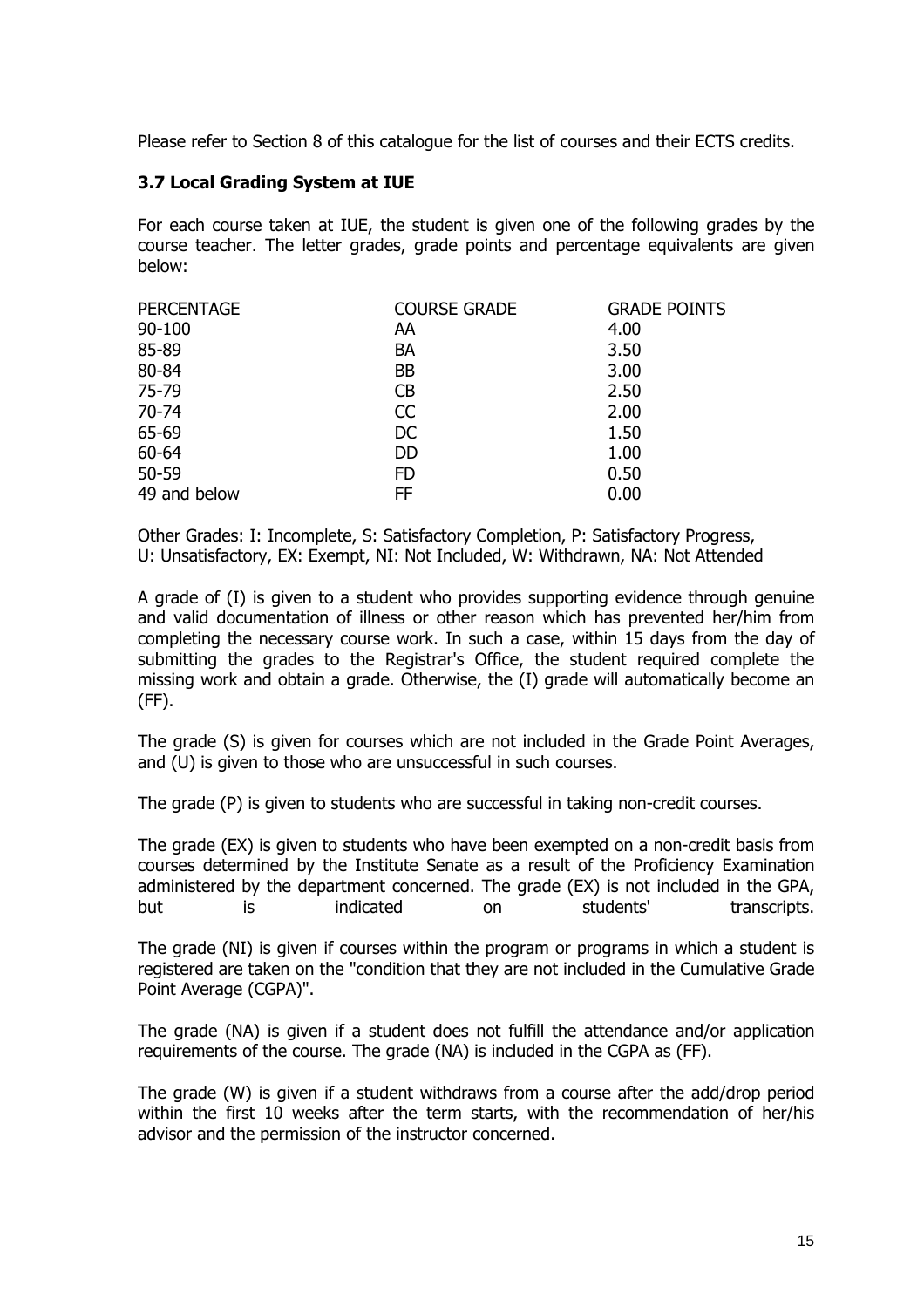Please refer to Section 8 of this catalogue for the list of courses and their ECTS credits.

### 3.7 Local Grading System at IUE

For each course taken at IUE, the student is given one of the following grades by the course teacher. The letter grades, grade points and percentage equivalents are given below:

| PERCENTAGE | COURSE GRADE | GRADE POINTS |
|---|---|---|
| 90-100 | AA | 4.00 |
| 85-89 | BA | 3.50 |
| 80-84 | BB | 3.00 |
| 75-79 | CB | 2.50 |
| 70-74 | CC | 2.00 |
| 65-69 | DC | 1.50 |
| 60-64 | DD | 1.00 |
| 50-59 | FD | 0.50 |
| 49 and below | FF | 0.00 |

Other Grades: I: Incomplete, S: Satisfactory Completion, P: Satisfactory Progress, U: Unsatisfactory, EX: Exempt, NI: Not Included, W: Withdrawn, NA: Not Attended

A grade of (I) is given to a student who provides supporting evidence through genuine and valid documentation of illness or other reason which has prevented her/him from completing the necessary course work. In such a case, within 15 days from the day of submitting the grades to the Registrar's Office, the student required complete the missing work and obtain a grade. Otherwise, the (I) grade will automatically become an (FF).

The grade (S) is given for courses which are not included in the Grade Point Averages, and (U) is given to those who are unsuccessful in such courses.

The grade (P) is given to students who are successful in taking non-credit courses.

The grade (EX) is given to students who have been exempted on a non-credit basis from courses determined by the Institute Senate as a result of the Proficiency Examination administered by the department concerned. The grade (EX) is not included in the GPA, but is indicated on students' transcripts.

The grade (NI) is given if courses within the program or programs in which a student is registered are taken on the "condition that they are not included in the Cumulative Grade Point Average (CGPA)".

The grade (NA) is given if a student does not fulfill the attendance and/or application requirements of the course. The grade (NA) is included in the CGPA as (FF).

The grade (W) is given if a student withdraws from a course after the add/drop period within the first 10 weeks after the term starts, with the recommendation of her/his advisor and the permission of the instructor concerned.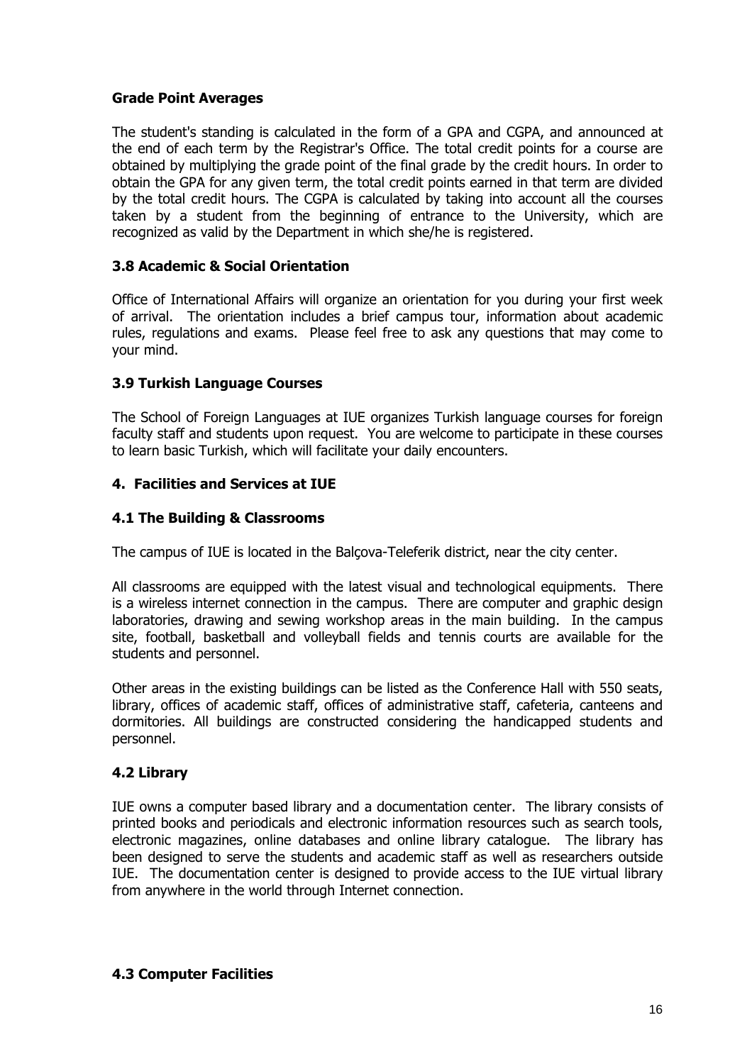### Grade Point Averages

The student's standing is calculated in the form of a GPA and CGPA, and announced at the end of each term by the Registrar's Office. The total credit points for a course are obtained by multiplying the grade point of the final grade by the credit hours. In order to obtain the GPA for any given term, the total credit points earned in that term are divided by the total credit hours. The CGPA is calculated by taking into account all the courses taken by a student from the beginning of entrance to the University, which are recognized as valid by the Department in which she/he is registered.

### 3.8 Academic & Social Orientation

Office of International Affairs will organize an orientation for you during your first week of arrival. The orientation includes a brief campus tour, information about academic rules, regulations and exams. Please feel free to ask any questions that may come to your mind.

### 3.9 Turkish Language Courses

The School of Foreign Languages at IUE organizes Turkish language courses for foreign faculty staff and students upon request. You are welcome to participate in these courses to learn basic Turkish, which will facilitate your daily encounters.

## 4. Facilities and Services at IUE

### 4.1 The Building & Classrooms

The campus of IUE is located in the Balçova-Teleferik district, near the city center.

All classrooms are equipped with the latest visual and technological equipments. There is a wireless internet connection in the campus. There are computer and graphic design laboratories, drawing and sewing workshop areas in the main building. In the campus site, football, basketball and volleyball fields and tennis courts are available for the students and personnel.

Other areas in the existing buildings can be listed as the Conference Hall with 550 seats, library, offices of academic staff, offices of administrative staff, cafeteria, canteens and dormitories. All buildings are constructed considering the handicapped students and personnel.

### 4.2 Library

IUE owns a computer based library and a documentation center. The library consists of printed books and periodicals and electronic information resources such as search tools, electronic magazines, online databases and online library catalogue. The library has been designed to serve the students and academic staff as well as researchers outside IUE. The documentation center is designed to provide access to the IUE virtual library from anywhere in the world through Internet connection.

### 4.3 Computer Facilities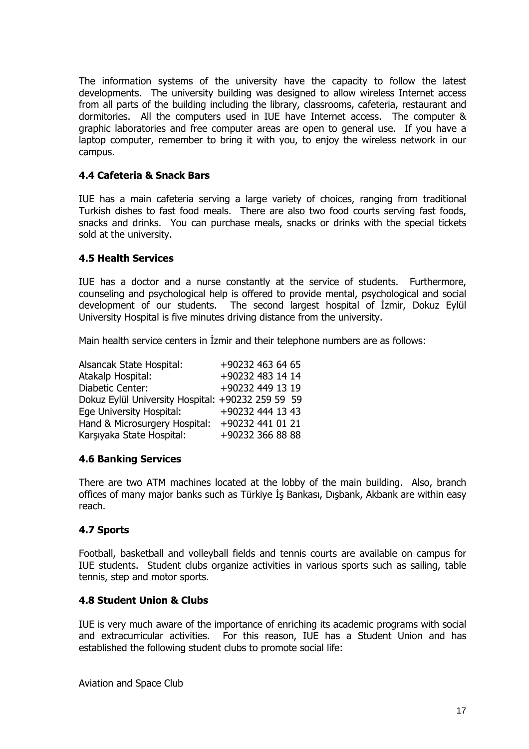The information systems of the university have the capacity to follow the latest developments. The university building was designed to allow wireless Internet access from all parts of the building including the library, classrooms, cafeteria, restaurant and dormitories. All the computers used in IUE have Internet access. The computer & graphic laboratories and free computer areas are open to general use. If you have a laptop computer, remember to bring it with you, to enjoy the wireless network in our campus.

### 4.4 Cafeteria & Snack Bars

IUE has a main cafeteria serving a large variety of choices, ranging from traditional Turkish dishes to fast food meals. There are also two food courts serving fast foods, snacks and drinks. You can purchase meals, snacks or drinks with the special tickets sold at the university.

### 4.5 Health Services

IUE has a doctor and a nurse constantly at the service of students. Furthermore, counseling and psychological help is offered to provide mental, psychological and social development of our students. The second largest hospital of İzmir, Dokuz Eylül University Hospital is five minutes driving distance from the university.

Main health service centers in İzmir and their telephone numbers are as follows:

| | |
|---|---|
| Alsancak State Hospital: | +90232 463 64 65 |
| Atakalp Hospital: | +90232 483 14 14 |
| Diabetic Center: | +90232 449 13 19 |
| Dokuz Eylül University Hospital: | +90232 259 59 59 |
| Ege University Hospital: | +90232 444 13 43 |
| Hand & Microsurgery Hospital: | +90232 441 01 21 |
| Karşıyaka State Hospital: | +90232 366 88 88 |

### 4.6 Banking Services

There are two ATM machines located at the lobby of the main building. Also, branch offices of many major banks such as Türkiye İş Bankası, Dışbank, Akbank are within easy reach.

### 4.7 Sports

Football, basketball and volleyball fields and tennis courts are available on campus for IUE students. Student clubs organize activities in various sports such as sailing, table tennis, step and motor sports.

### 4.8 Student Union & Clubs

IUE is very much aware of the importance of enriching its academic programs with social and extracurricular activities. For this reason, IUE has a Student Union and has established the following student clubs to promote social life:

Aviation and Space Club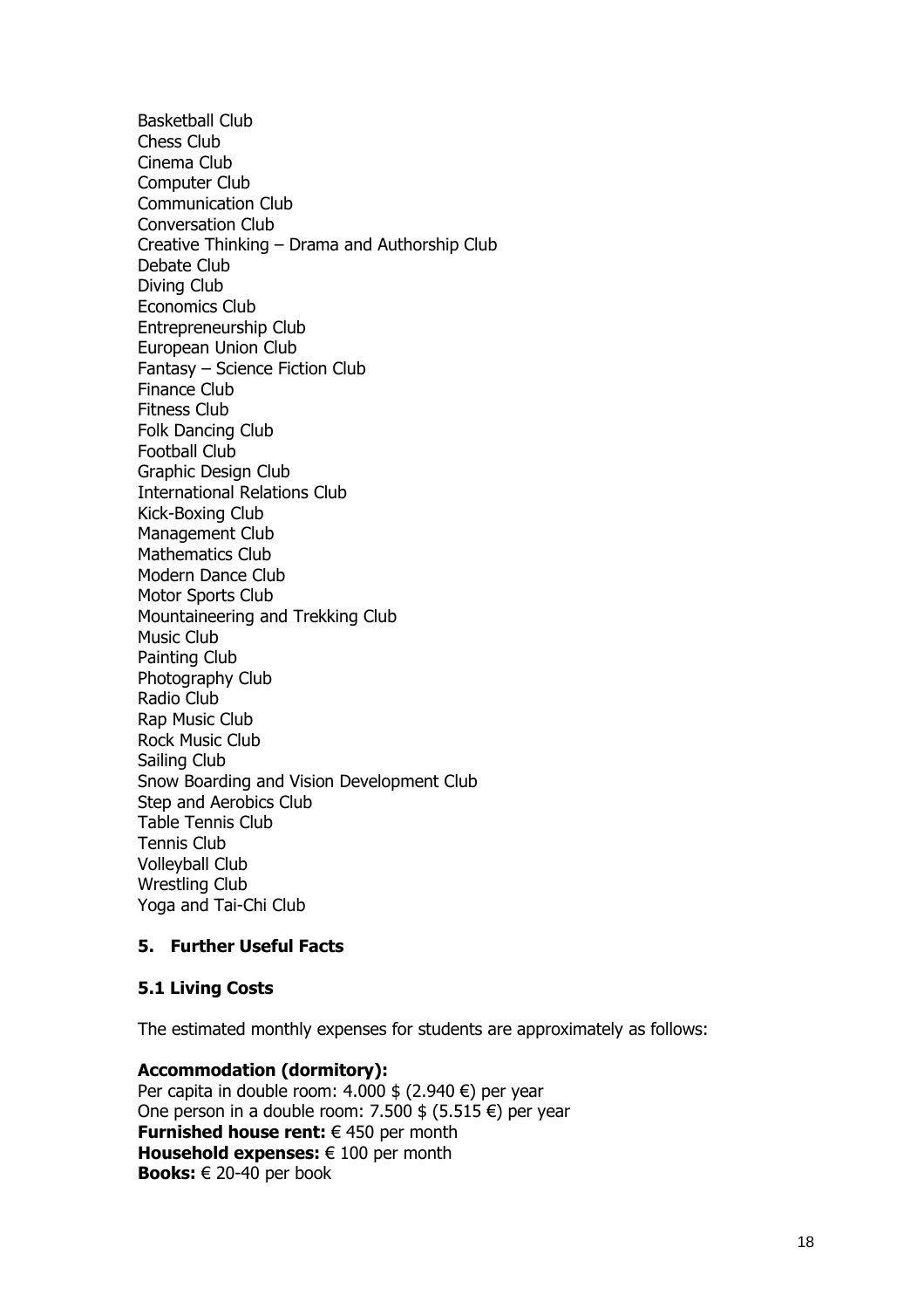Basketball Club  
Chess Club  
Cinema Club  
Computer Club  
Communication Club  
Conversation Club  
Creative Thinking – Drama and Authorship Club  
Debate Club  
Diving Club  
Economics Club  
Entrepreneurship Club  
European Union Club  
Fantasy – Science Fiction Club  
Finance Club  
Fitness Club  
Folk Dancing Club  
Football Club  
Graphic Design Club  
International Relations Club  
Kick-Boxing Club  
Management Club  
Mathematics Club  
Modern Dance Club  
Motor Sports Club  
Mountaineering and Trekking Club  
Music Club  
Painting Club  
Photography Club  
Radio Club  
Rap Music Club  
Rock Music Club  
Sailing Club  
Snow Boarding and Vision Development Club  
Step and Aerobics Club  
Table Tennis Club  
Tennis Club  
Volleyball Club  
Wrestling Club  
Yoga and Tai-Chi Club

## 5. Further Useful Facts

### 5.1 Living Costs

The estimated monthly expenses for students are approximately as follows:

**Accommodation (dormitory):**  
Per capita in double room: 4.000 $ (2.940 €) per year  
One person in a double room: 7.500 $ (5.515 €) per year  
**Furnished house rent:** € 450 per month  
**Household expenses:** € 100 per month  
**Books:** € 20-40 per book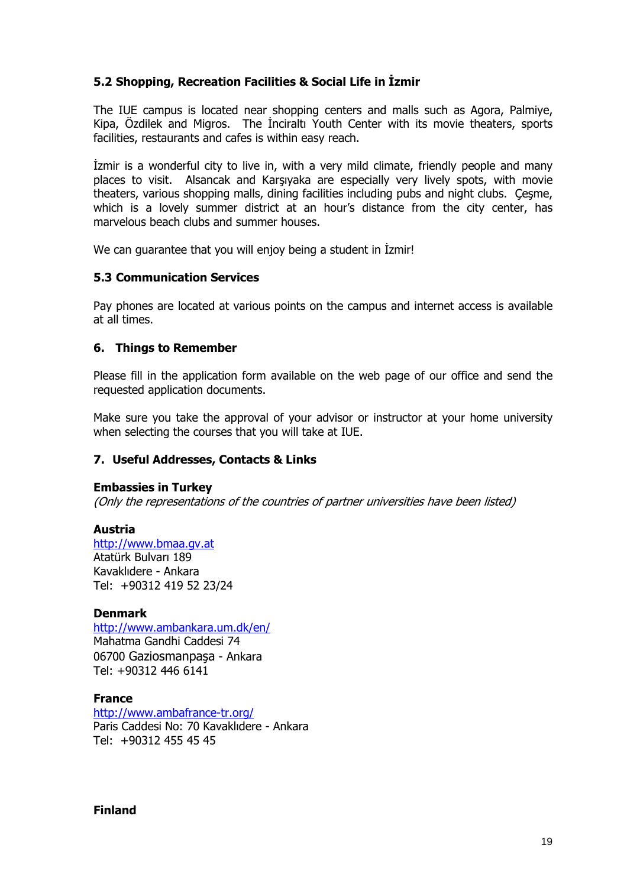### 5.2 Shopping, Recreation Facilities & Social Life in İzmir

The IUE campus is located near shopping centers and malls such as Agora, Palmiye, Kipa, Özdilek and Migros. The İnciraltı Youth Center with its movie theaters, sports facilities, restaurants and cafes is within easy reach.

İzmir is a wonderful city to live in, with a very mild climate, friendly people and many places to visit. Alsancak and Karşıyaka are especially very lively spots, with movie theaters, various shopping malls, dining facilities including pubs and night clubs. Çeşme, which is a lovely summer district at an hour's distance from the city center, has marvelous beach clubs and summer houses.

We can guarantee that you will enjoy being a student in İzmir!

### 5.3 Communication Services

Pay phones are located at various points on the campus and internet access is available at all times.

## 6. Things to Remember

Please fill in the application form available on the web page of our office and send the requested application documents.

Make sure you take the approval of your advisor or instructor at your home university when selecting the courses that you will take at IUE.

## 7. Useful Addresses, Contacts & Links

**Embassies in Turkey**
*(Only the representations of the countries of partner universities have been listed)*

**Austria**
http://www.bmaa.gv.at
Atatürk Bulvarı 189
Kavaklıdere - Ankara
Tel: +90312 419 52 23/24

**Denmark**
http://www.ambankara.um.dk/en/
Mahatma Gandhi Caddesi 74
06700 Gaziosmanpaşa - Ankara
Tel: +90312 446 6141

**France**
http://www.ambafrance-tr.org/
Paris Caddesi No: 70 Kavaklıdere - Ankara
Tel: +90312 455 45 45

**Finland**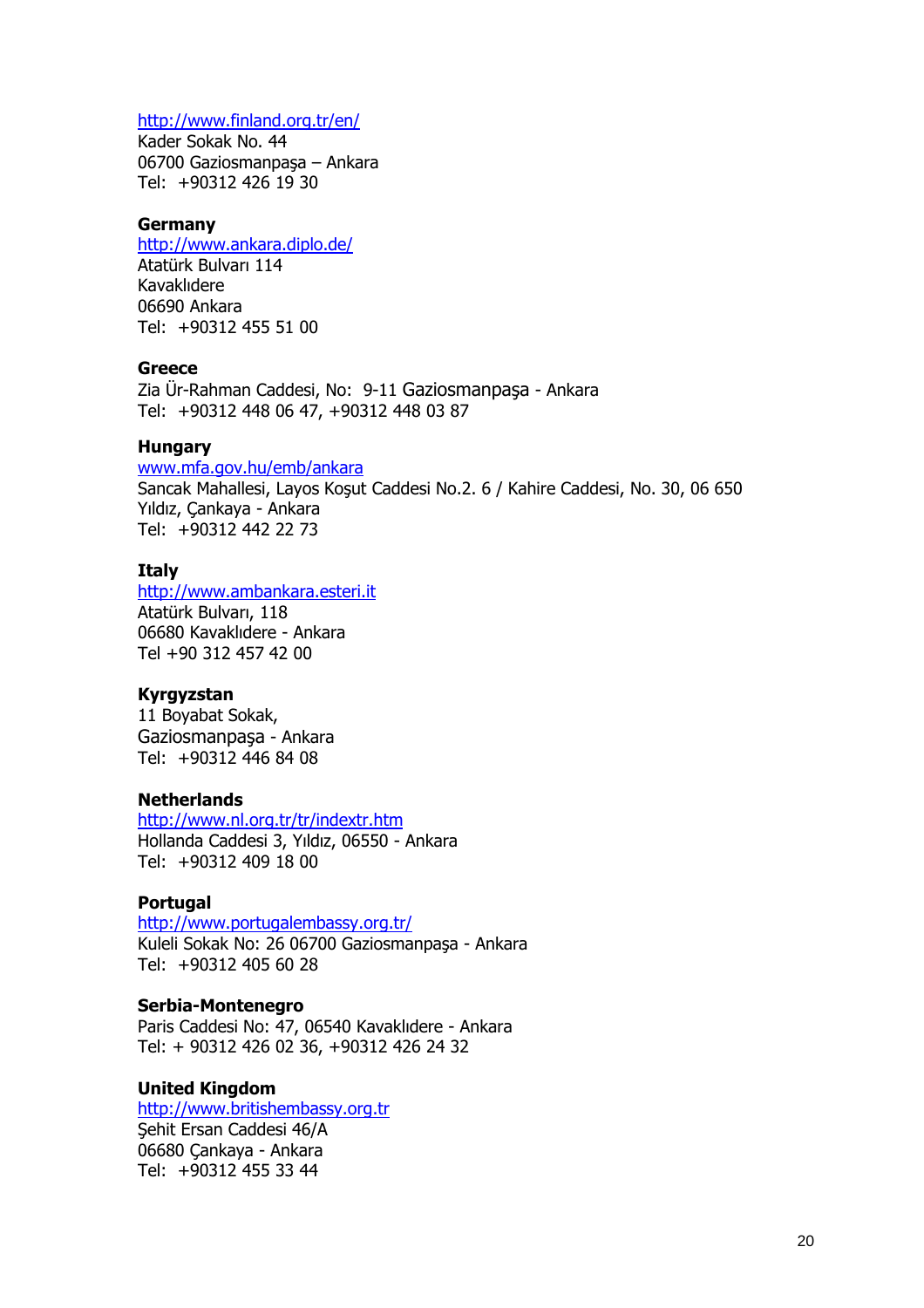http://www.finland.org.tr/en/
Kader Sokak No. 44
06700 Gaziosmanpaşa – Ankara
Tel: +90312 426 19 30

**Germany**
http://www.ankara.diplo.de/
Atatürk Bulvarı 114
Kavaklıdere
06690 Ankara
Tel: +90312 455 51 00

**Greece**
Zia Ür-Rahman Caddesi, No: 9-11 Gaziosmanpaşa - Ankara
Tel: +90312 448 06 47, +90312 448 03 87

**Hungary**
www.mfa.gov.hu/emb/ankara
Sancak Mahallesi, Layos Koşut Caddesi No.2. 6 / Kahire Caddesi, No. 30, 06 650 Yıldız, Çankaya - Ankara
Tel: +90312 442 22 73

**Italy**
http://www.ambankara.esteri.it
Atatürk Bulvarı, 118
06680 Kavaklıdere - Ankara
Tel +90 312 457 42 00

**Kyrgyzstan**
11 Boyabat Sokak,
Gaziosmanpaşa - Ankara
Tel: +90312 446 84 08

**Netherlands**
http://www.nl.org.tr/tr/indextr.htm
Hollanda Caddesi 3, Yıldız, 06550 - Ankara
Tel: +90312 409 18 00

**Portugal**
http://www.portugalembassy.org.tr/
Kuleli Sokak No: 26 06700 Gaziosmanpaşa - Ankara
Tel: +90312 405 60 28

**Serbia-Montenegro**
Paris Caddesi No: 47, 06540 Kavaklıdere - Ankara
Tel: + 90312 426 02 36, +90312 426 24 32

**United Kingdom**
http://www.britishembassy.org.tr
Şehit Ersan Caddesi 46/A
06680 Çankaya - Ankara
Tel: +90312 455 33 44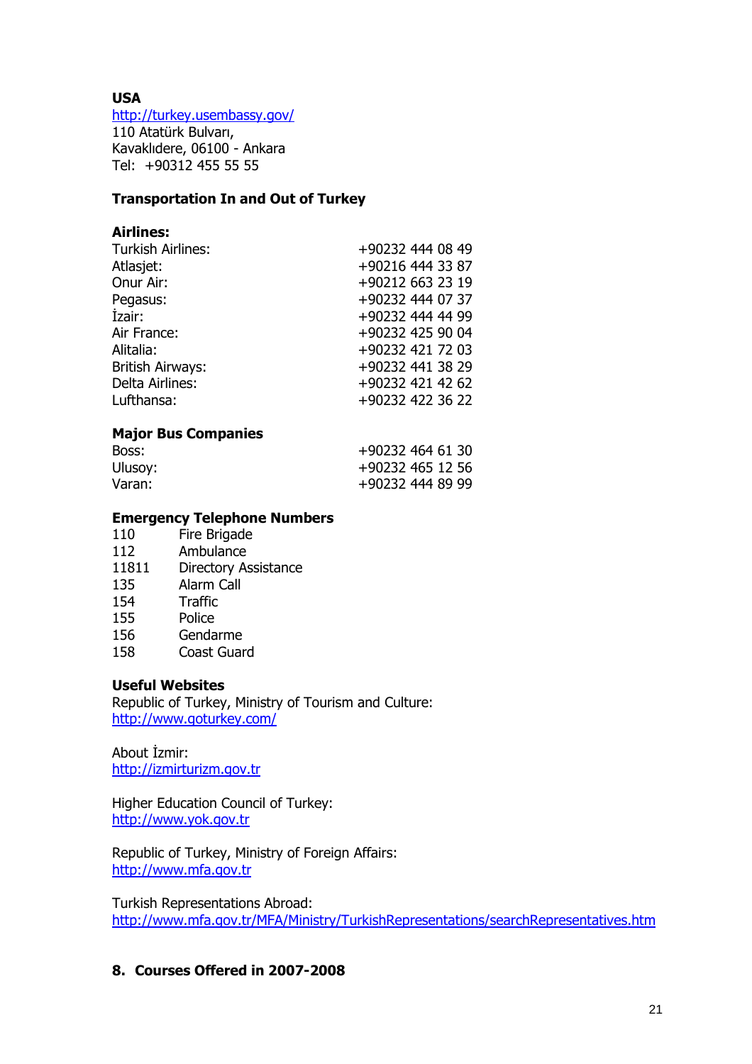**USA**
[http://turkey.usembassy.gov/](http://turkey.usembassy.gov/)
110 Atatürk Bulvarı,
Kavaklıdere, 06100 - Ankara
Tel: +90312 455 55 55

**Transportation In and Out of Turkey**

**Airlines:**

| | |
|---|---|
| Turkish Airlines: | +90232 444 08 49 |
| Atlasjet: | +90216 444 33 87 |
| Onur Air: | +90212 663 23 19 |
| Pegasus: | +90232 444 07 37 |
| İzair: | +90232 444 44 99 |
| Air France: | +90232 425 90 04 |
| Alitalia: | +90232 421 72 03 |
| British Airways: | +90232 441 38 29 |
| Delta Airlines: | +90232 421 42 62 |
| Lufthansa: | +90232 422 36 22 |

**Major Bus Companies**

| | |
|---|---|
| Boss: | +90232 464 61 30 |
| Ulusoy: | +90232 465 12 56 |
| Varan: | +90232 444 89 99 |

**Emergency Telephone Numbers**

| | |
|---|---|
| 110 | Fire Brigade |
| 112 | Ambulance |
| 11811 | Directory Assistance |
| 135 | Alarm Call |
| 154 | Traffic |
| 155 | Police |
| 156 | Gendarme |
| 158 | Coast Guard |

**Useful Websites**

Republic of Turkey, Ministry of Tourism and Culture:
[http://www.goturkey.com/](http://www.goturkey.com/)

About İzmir:
[http://izmirturizm.gov.tr](http://izmirturizm.gov.tr)

Higher Education Council of Turkey:
[http://www.yok.gov.tr](http://www.yok.gov.tr)

Republic of Turkey, Ministry of Foreign Affairs:
[http://www.mfa.gov.tr](http://www.mfa.gov.tr)

Turkish Representations Abroad:
[http://www.mfa.gov.tr/MFA/Ministry/TurkishRepresentations/searchRepresentatives.htm](http://www.mfa.gov.tr/MFA/Ministry/TurkishRepresentations/searchRepresentatives.htm)

## 8. Courses Offered in 2007-2008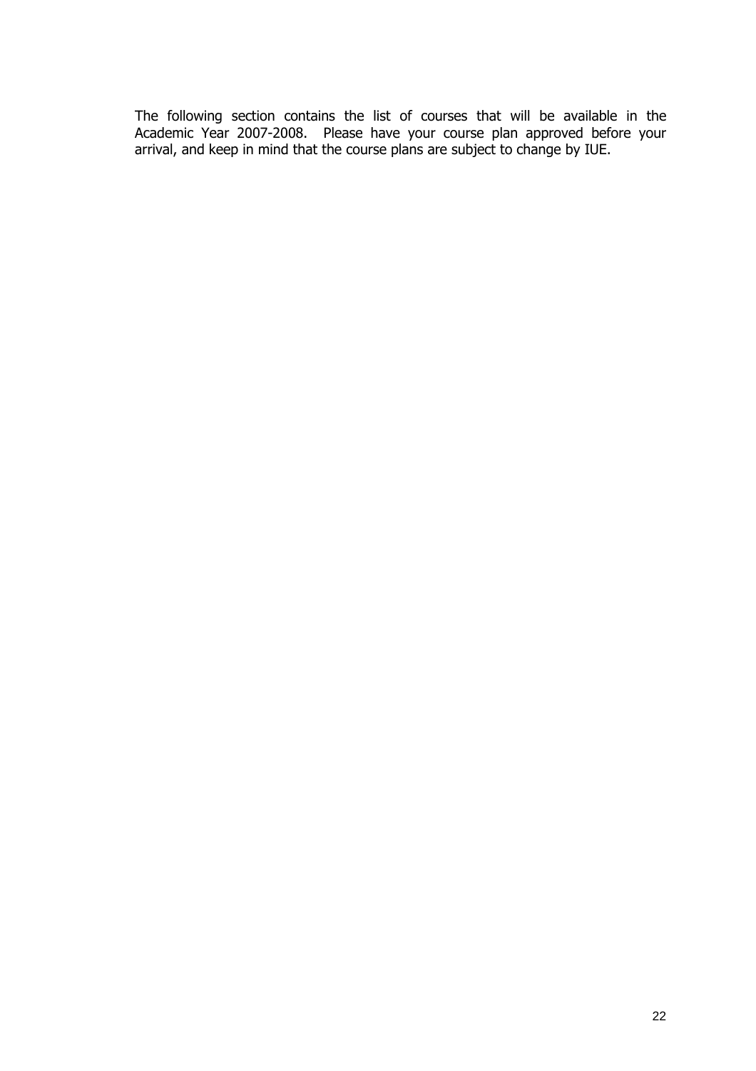The following section contains the list of courses that will be available in the Academic Year 2007-2008. Please have your course plan approved before your arrival, and keep in mind that the course plans are subject to change by IUE.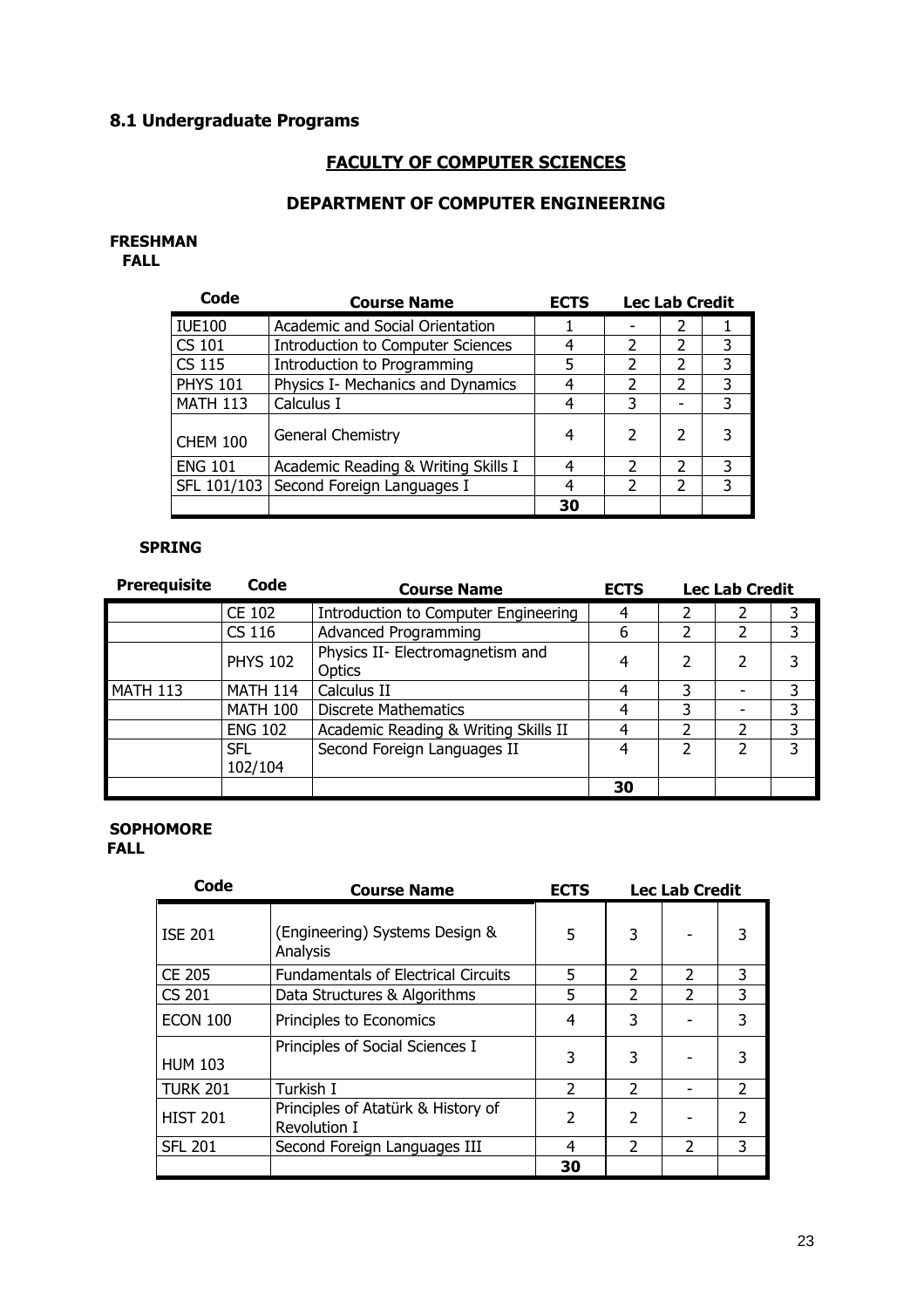## 8.1 Undergraduate Programs

### FACULTY OF COMPUTER SCIENCES

### DEPARTMENT OF COMPUTER ENGINEERING

**FRESHMAN**

**FALL**

| Code | Course Name | ECTS | Lec | Lab | Credit |
|---|---|---|---|---|---|
| IUE100 | Academic and Social Orientation | 1 | - | 2 | 1 |
| CS 101 | Introduction to Computer Sciences | 4 | 2 | 2 | 3 |
| CS 115 | Introduction to Programming | 5 | 2 | 2 | 3 |
| PHYS 101 | Physics I- Mechanics and Dynamics | 4 | 2 | 2 | 3 |
| MATH 113 | Calculus I | 4 | 3 | - | 3 |
| CHEM 100 | General Chemistry | 4 | 2 | 2 | 3 |
| ENG 101 | Academic Reading & Writing Skills I | 4 | 2 | 2 | 3 |
| SFL 101/103 | Second Foreign Languages I | 4 | 2 | 2 | 3 |
| | | 30 | | | |

**SPRING**

| Prerequisite | Code | Course Name | ECTS | Lec | Lab | Credit |
|---|---|---|---|---|---|---|
| | CE 102 | Introduction to Computer Engineering | 4 | 2 | 2 | 3 |
| | CS 116 | Advanced Programming | 6 | 2 | 2 | 3 |
| | PHYS 102 | Physics II- Electromagnetism and Optics | 4 | 2 | 2 | 3 |
| MATH 113 | MATH 114 | Calculus II | 4 | 3 | - | 3 |
| | MATH 100 | Discrete Mathematics | 4 | 3 | - | 3 |
| | ENG 102 | Academic Reading & Writing Skills II | 4 | 2 | 2 | 3 |
| | SFL 102/104 | Second Foreign Languages II | 4 | 2 | 2 | 3 |
| | | | 30 | | | |

**SOPHOMORE**

**FALL**

| Code | Course Name | ECTS | Lec | Lab | Credit |
|---|---|---|---|---|---|
| ISE 201 | (Engineering) Systems Design & Analysis | 5 | 3 | - | 3 |
| CE 205 | Fundamentals of Electrical Circuits | 5 | 2 | 2 | 3 |
| CS 201 | Data Structures & Algorithms | 5 | 2 | 2 | 3 |
| ECON 100 | Principles to Economics | 4 | 3 | - | 3 |
| HUM 103 | Principles of Social Sciences I | 3 | 3 | - | 3 |
| TURK 201 | Turkish I | 2 | 2 | - | 2 |
| HIST 201 | Principles of Atatürk & History of Revolution I | 2 | 2 | - | 2 |
| SFL 201 | Second Foreign Languages III | 4 | 2 | 2 | 3 |
| | | 30 | | | |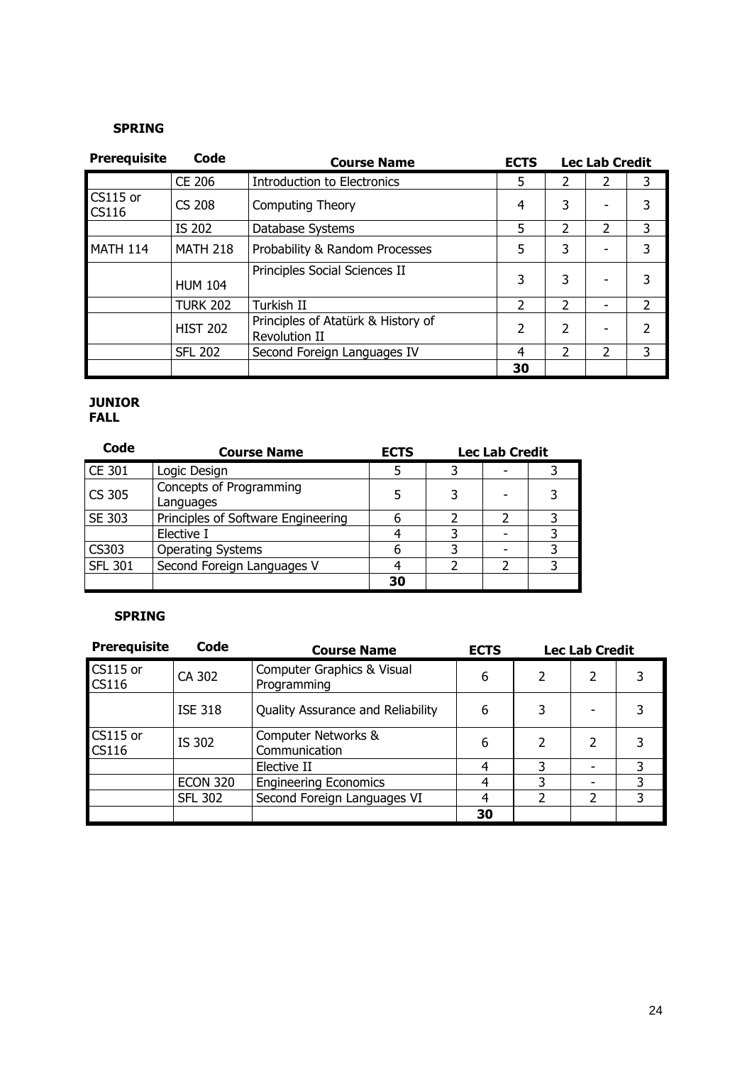**SPRING**

| Prerequisite | Code | Course Name | ECTS | Lec | Lab | Credit |
|---|---|---|---|---|---|---|
| | CE 206 | Introduction to Electronics | 5 | 2 | 2 | 3 |
| CS115 or CS116 | CS 208 | Computing Theory | 4 | 3 | - | 3 |
| | IS 202 | Database Systems | 5 | 2 | 2 | 3 |
| MATH 114 | MATH 218 | Probability & Random Processes | 5 | 3 | - | 3 |
| | HUM 104 | Principles Social Sciences II | 3 | 3 | - | 3 |
| | TURK 202 | Turkish II | 2 | 2 | - | 2 |
| | HIST 202 | Principles of Atatürk & History of Revolution II | 2 | 2 | - | 2 |
| | SFL 202 | Second Foreign Languages IV | 4 | 2 | 2 | 3 |
| | | | **30** | | | |

**JUNIOR**
**FALL**

| Code | Course Name | ECTS | Lec | Lab | Credit |
|---|---|---|---|---|---|
| CE 301 | Logic Design | 5 | 3 | - | 3 |
| CS 305 | Concepts of Programming Languages | 5 | 3 | - | 3 |
| SE 303 | Principles of Software Engineering | 6 | 2 | 2 | 3 |
| | Elective I | 4 | 3 | - | 3 |
| CS303 | Operating Systems | 6 | 3 | - | 3 |
| SFL 301 | Second Foreign Languages V | 4 | 2 | 2 | 3 |
| | | **30** | | | |

**SPRING**

| Prerequisite | Code | Course Name | ECTS | Lec | Lab | Credit |
|---|---|---|---|---|---|---|
| CS115 or CS116 | CA 302 | Computer Graphics & Visual Programming | 6 | 2 | 2 | 3 |
| | ISE 318 | Quality Assurance and Reliability | 6 | 3 | - | 3 |
| CS115 or CS116 | IS 302 | Computer Networks & Communication | 6 | 2 | 2 | 3 |
| | | Elective II | 4 | 3 | - | 3 |
| | ECON 320 | Engineering Economics | 4 | 3 | - | 3 |
| | SFL 302 | Second Foreign Languages VI | 4 | 2 | 2 | 3 |
| | | | **30** | | | |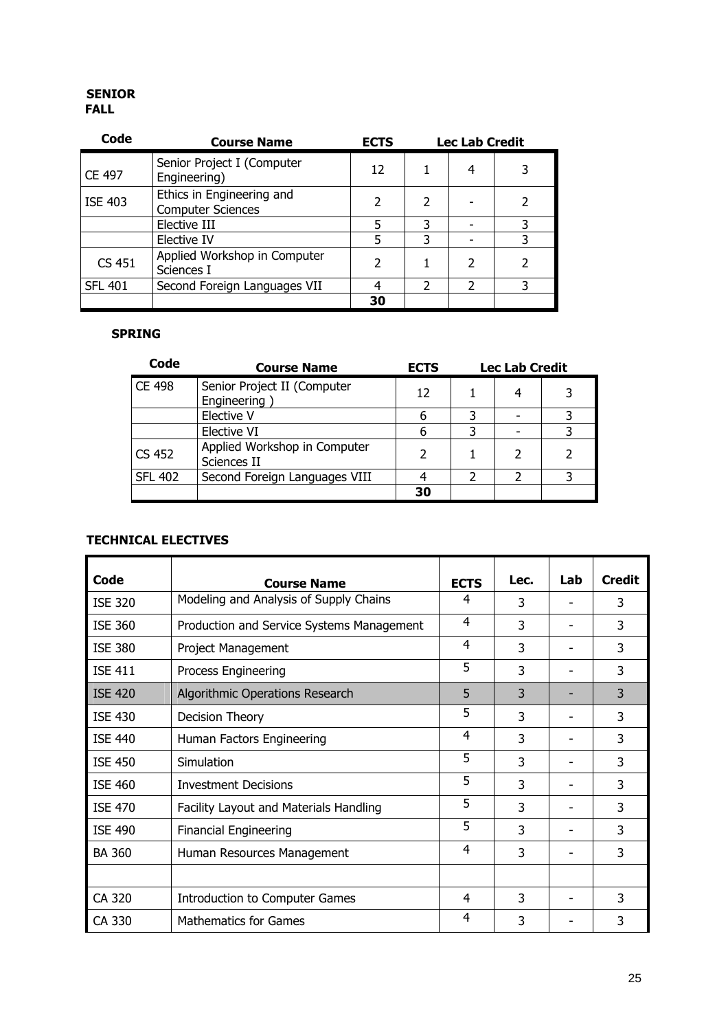**SENIOR**
**FALL**

| Code | Course Name | ECTS | Lec | Lab | Credit |
|---|---|---|---|---|---|
| CE 497 | Senior Project I (Computer Engineering) | 12 | 1 | 4 | 3 |
| ISE 403 | Ethics in Engineering and Computer Sciences | 2 | 2 | - | 2 |
| | Elective III | 5 | 3 | - | 3 |
| | Elective IV | 5 | 3 | - | 3 |
| CS 451 | Applied Workshop in Computer Sciences I | 2 | 1 | 2 | 2 |
| SFL 401 | Second Foreign Languages VII | 4 | 2 | 2 | 3 |
| | | **30** | | | |

**SPRING**

| Code | Course Name | ECTS | Lec | Lab | Credit |
|---|---|---|---|---|---|
| CE 498 | Senior Project II (Computer Engineering ) | 12 | 1 | 4 | 3 |
| | Elective V | 6 | 3 | - | 3 |
| | Elective VI | 6 | 3 | - | 3 |
| CS 452 | Applied Workshop in Computer Sciences II | 2 | 1 | 2 | 2 |
| SFL 402 | Second Foreign Languages VIII | 4 | 2 | 2 | 3 |
| | | **30** | | | |

**TECHNICAL ELECTIVES**

| Code | Course Name | ECTS | Lec. | Lab | Credit |
|---|---|---|---|---|---|
| ISE 320 | Modeling and Analysis of Supply Chains | 4 | 3 | - | 3 |
| ISE 360 | Production and Service Systems Management | 4 | 3 | - | 3 |
| ISE 380 | Project Management | 4 | 3 | - | 3 |
| ISE 411 | Process Engineering | 5 | 3 | - | 3 |
| ISE 420 | Algorithmic Operations Research | 5 | 3 | - | 3 |
| ISE 430 | Decision Theory | 5 | 3 | - | 3 |
| ISE 440 | Human Factors Engineering | 4 | 3 | - | 3 |
| ISE 450 | Simulation | 5 | 3 | - | 3 |
| ISE 460 | Investment Decisions | 5 | 3 | - | 3 |
| ISE 470 | Facility Layout and Materials Handling | 5 | 3 | - | 3 |
| ISE 490 | Financial Engineering | 5 | 3 | - | 3 |
| BA 360 | Human Resources Management | 4 | 3 | - | 3 |
| | | | | | |
| CA 320 | Introduction to Computer Games | 4 | 3 | - | 3 |
| CA 330 | Mathematics for Games | 4 | 3 | - | 3 |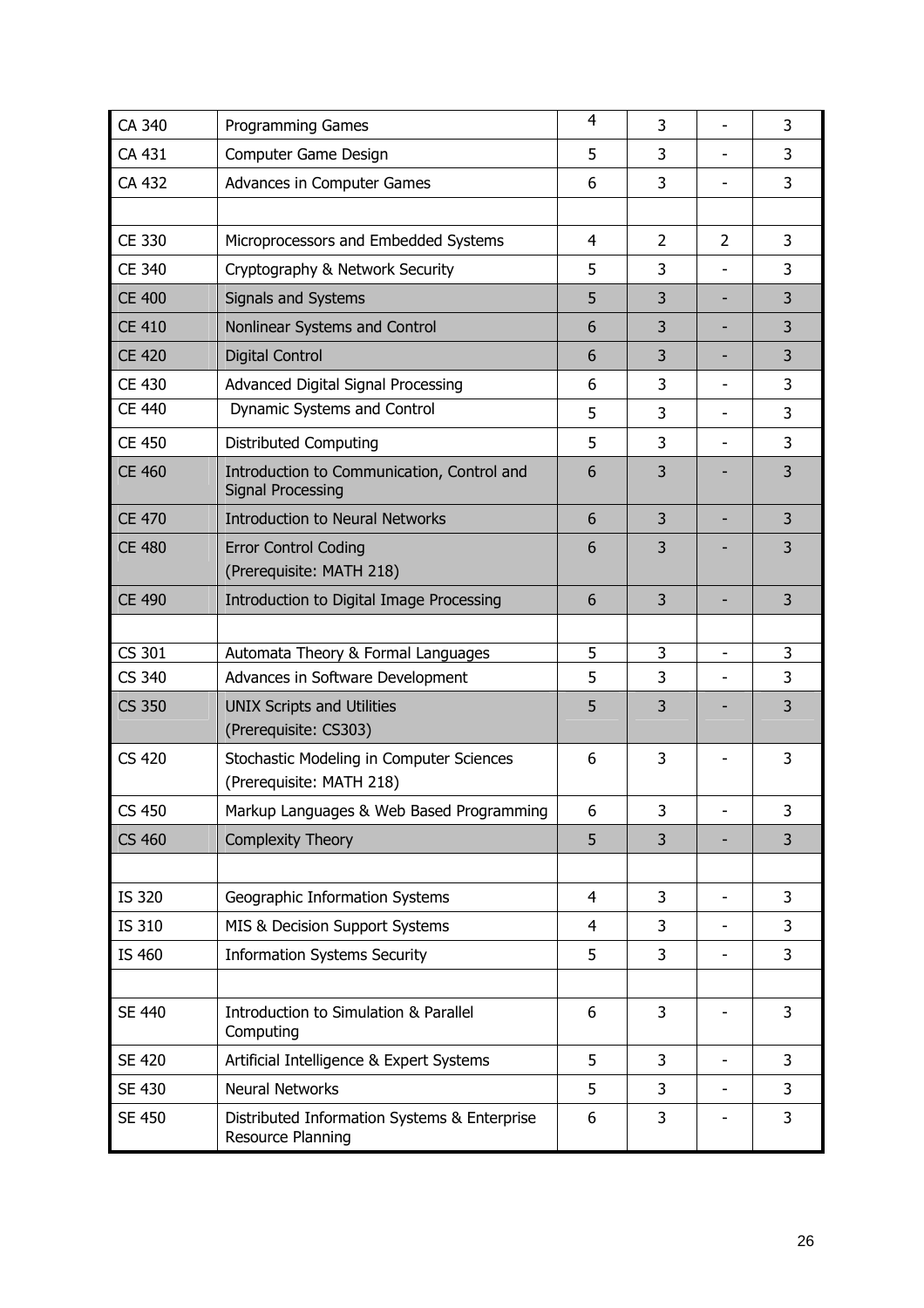| | | | | | |
|---|---|---|---|---|---|
| CA 340 | Programming Games | 4 | 3 | - | 3 |
| CA 431 | Computer Game Design | 5 | 3 | - | 3 |
| CA 432 | Advances in Computer Games | 6 | 3 | - | 3 |
| | | | | | |
| CE 330 | Microprocessors and Embedded Systems | 4 | 2 | 2 | 3 |
| CE 340 | Cryptography & Network Security | 5 | 3 | - | 3 |
| CE 400 | Signals and Systems | 5 | 3 | - | 3 |
| CE 410 | Nonlinear Systems and Control | 6 | 3 | - | 3 |
| CE 420 | Digital Control | 6 | 3 | - | 3 |
| CE 430 | Advanced Digital Signal Processing | 6 | 3 | - | 3 |
| CE 440 | Dynamic Systems and Control | 5 | 3 | - | 3 |
| CE 450 | Distributed Computing | 5 | 3 | - | 3 |
| CE 460 | Introduction to Communication, Control and Signal Processing | 6 | 3 | - | 3 |
| CE 470 | Introduction to Neural Networks | 6 | 3 | - | 3 |
| CE 480 | Error Control Coding (Prerequisite: MATH 218) | 6 | 3 | - | 3 |
| CE 490 | Introduction to Digital Image Processing | 6 | 3 | - | 3 |
| | | | | | |
| CS 301 | Automata Theory & Formal Languages | 5 | 3 | - | 3 |
| CS 340 | Advances in Software Development | 5 | 3 | - | 3 |
| CS 350 | UNIX Scripts and Utilities (Prerequisite: CS303) | 5 | 3 | - | 3 |
| CS 420 | Stochastic Modeling in Computer Sciences (Prerequisite: MATH 218) | 6 | 3 | - | 3 |
| CS 450 | Markup Languages & Web Based Programming | 6 | 3 | - | 3 |
| CS 460 | Complexity Theory | 5 | 3 | - | 3 |
| | | | | | |
| IS 320 | Geographic Information Systems | 4 | 3 | - | 3 |
| IS 310 | MIS & Decision Support Systems | 4 | 3 | - | 3 |
| IS 460 | Information Systems Security | 5 | 3 | - | 3 |
| | | | | | |
| SE 440 | Introduction to Simulation & Parallel Computing | 6 | 3 | - | 3 |
| SE 420 | Artificial Intelligence & Expert Systems | 5 | 3 | - | 3 |
| SE 430 | Neural Networks | 5 | 3 | - | 3 |
| SE 450 | Distributed Information Systems & Enterprise Resource Planning | 6 | 3 | - | 3 |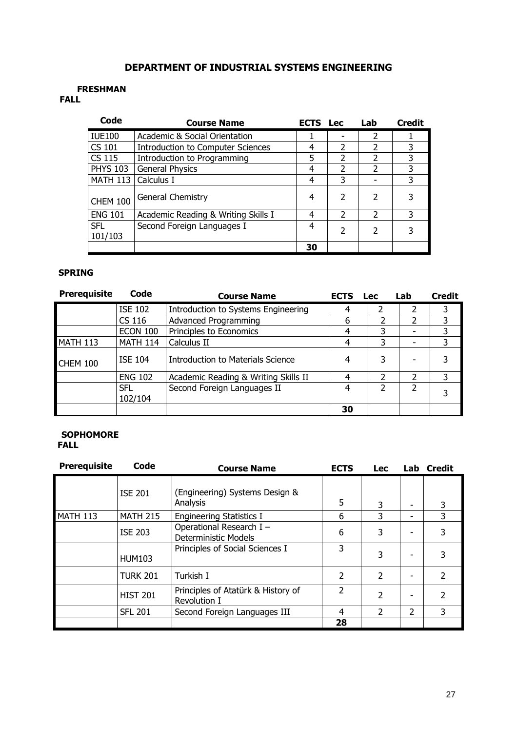# DEPARTMENT OF INDUSTRIAL SYSTEMS ENGINEERING

## FRESHMAN

### FALL

| Code | Course Name | ECTS | Lec | Lab | Credit |
|---|---|---|---|---|---|
| IUE100 | Academic & Social Orientation | 1 | - | 2 | 1 |
| CS 101 | Introduction to Computer Sciences | 4 | 2 | 2 | 3 |
| CS 115 | Introduction to Programming | 5 | 2 | 2 | 3 |
| PHYS 103 | General Physics | 4 | 2 | 2 | 3 |
| MATH 113 | Calculus I | 4 | 3 | - | 3 |
| CHEM 100 | General Chemistry | 4 | 2 | 2 | 3 |
| ENG 101 | Academic Reading & Writing Skills I | 4 | 2 | 2 | 3 |
| SFL 101/103 | Second Foreign Languages I | 4 | 2 | 2 | 3 |
| | | 30 | | | |

### SPRING

| Prerequisite | Code | Course Name | ECTS | Lec | Lab | Credit |
|---|---|---|---|---|---|---|
| | ISE 102 | Introduction to Systems Engineering | 4 | 2 | 2 | 3 |
| | CS 116 | Advanced Programming | 6 | 2 | 2 | 3 |
| | ECON 100 | Principles to Economics | 4 | 3 | - | 3 |
| MATH 113 | MATH 114 | Calculus II | 4 | 3 | - | 3 |
| CHEM 100 | ISE 104 | Introduction to Materials Science | 4 | 3 | - | 3 |
| | ENG 102 | Academic Reading & Writing Skills II | 4 | 2 | 2 | 3 |
| | SFL 102/104 | Second Foreign Languages II | 4 | 2 | 2 | 3 |
| | | | 30 | | | |

## SOPHOMORE

### FALL

| Prerequisite | Code | Course Name | ECTS | Lec | Lab | Credit |
|---|---|---|---|---|---|---|
| | ISE 201 | (Engineering) Systems Design & Analysis | 5 | 3 | - | 3 |
| MATH 113 | MATH 215 | Engineering Statistics I | 6 | 3 | - | 3 |
| | ISE 203 | Operational Research I – Deterministic Models | 6 | 3 | - | 3 |
| | HUM103 | Principles of Social Sciences I | 3 | 3 | - | 3 |
| | TURK 201 | Turkish I | 2 | 2 | - | 2 |
| | HIST 201 | Principles of Atatürk & History of Revolution I | 2 | 2 | - | 2 |
| | SFL 201 | Second Foreign Languages III | 4 | 2 | 2 | 3 |
| | | | 28 | | | |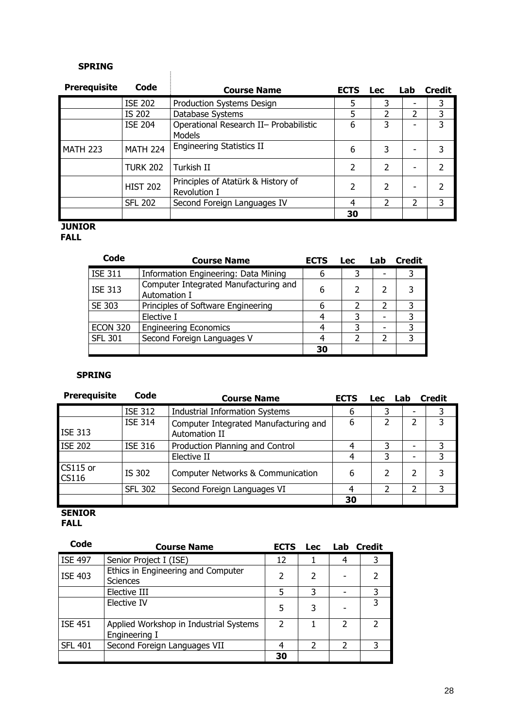**SPRING**

| Prerequisite | Code | Course Name | ECTS | Lec | Lab | Credit |
|---|---|---|---|---|---|---|
| | ISE 202 | Production Systems Design | 5 | 3 | - | 3 |
| | IS 202 | Database Systems | 5 | 2 | 2 | 3 |
| | ISE 204 | Operational Research II– Probabilistic Models | 6 | 3 | - | 3 |
| MATH 223 | MATH 224 | Engineering Statistics II | 6 | 3 | - | 3 |
| | TURK 202 | Turkish II | 2 | 2 | - | 2 |
| | HIST 202 | Principles of Atatürk & History of Revolution I | 2 | 2 | - | 2 |
| | SFL 202 | Second Foreign Languages IV | 4 | 2 | 2 | 3 |
| | | | 30 | | | |

**JUNIOR**

**FALL**

| Code | Course Name | ECTS | Lec | Lab | Credit |
|---|---|---|---|---|---|
| ISE 311 | Information Engineering: Data Mining | 6 | 3 | - | 3 |
| ISE 313 | Computer Integrated Manufacturing and Automation I | 6 | 2 | 2 | 3 |
| SE 303 | Principles of Software Engineering | 6 | 2 | 2 | 3 |
| | Elective I | 4 | 3 | - | 3 |
| ECON 320 | Engineering Economics | 4 | 3 | - | 3 |
| SFL 301 | Second Foreign Languages V | 4 | 2 | 2 | 3 |
| | | 30 | | | |

**SPRING**

| Prerequisite | Code | Course Name | ECTS | Lec | Lab | Credit |
|---|---|---|---|---|---|---|
| | ISE 312 | Industrial Information Systems | 6 | 3 | - | 3 |
| ISE 313 | ISE 314 | Computer Integrated Manufacturing and Automation II | 6 | 2 | 2 | 3 |
| ISE 202 | ISE 316 | Production Planning and Control | 4 | 3 | - | 3 |
| | | Elective II | 4 | 3 | - | 3 |
| CS115 or CS116 | IS 302 | Computer Networks & Communication | 6 | 2 | 2 | 3 |
| | SFL 302 | Second Foreign Languages VI | 4 | 2 | 2 | 3 |
| | | | 30 | | | |

**SENIOR**

**FALL**

| Code | Course Name | ECTS | Lec | Lab | Credit |
|---|---|---|---|---|---|
| ISE 497 | Senior Project I (ISE) | 12 | 1 | 4 | 3 |
| ISE 403 | Ethics in Engineering and Computer Sciences | 2 | 2 | - | 2 |
| | Elective III | 5 | 3 | - | 3 |
| | Elective IV | 5 | 3 | - | 3 |
| ISE 451 | Applied Workshop in Industrial Systems Engineering I | 2 | 1 | 2 | 2 |
| SFL 401 | Second Foreign Languages VII | 4 | 2 | 2 | 3 |
| | | 30 | | | |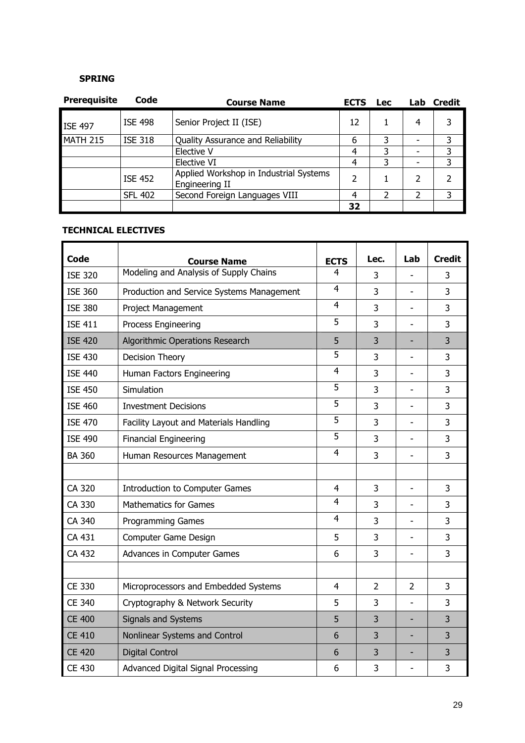**SPRING**

| Prerequisite | Code | Course Name | ECTS | Lec | Lab | Credit |
|---|---|---|---|---|---|---|
| ISE 497 | ISE 498 | Senior Project II (ISE) | 12 | 1 | 4 | 3 |
| MATH 215 | ISE 318 | Quality Assurance and Reliability | 6 | 3 | - | 3 |
| | | Elective V | 4 | 3 | - | 3 |
| | | Elective VI | 4 | 3 | - | 3 |
| | ISE 452 | Applied Workshop in Industrial Systems Engineering II | 2 | 1 | 2 | 2 |
| | SFL 402 | Second Foreign Languages VIII | 4 | 2 | 2 | 3 |
| | | | **32** | | | |

**TECHNICAL ELECTIVES**

| Code | Course Name | ECTS | Lec. | Lab | Credit |
|---|---|---|---|---|---|
| ISE 320 | Modeling and Analysis of Supply Chains | 4 | 3 | - | 3 |
| ISE 360 | Production and Service Systems Management | 4 | 3 | - | 3 |
| ISE 380 | Project Management | 4 | 3 | - | 3 |
| ISE 411 | Process Engineering | 5 | 3 | - | 3 |
| ISE 420 | Algorithmic Operations Research | 5 | 3 | - | 3 |
| ISE 430 | Decision Theory | 5 | 3 | - | 3 |
| ISE 440 | Human Factors Engineering | 4 | 3 | - | 3 |
| ISE 450 | Simulation | 5 | 3 | - | 3 |
| ISE 460 | Investment Decisions | 5 | 3 | - | 3 |
| ISE 470 | Facility Layout and Materials Handling | 5 | 3 | - | 3 |
| ISE 490 | Financial Engineering | 5 | 3 | - | 3 |
| BA 360 | Human Resources Management | 4 | 3 | - | 3 |
| | | | | | |
| CA 320 | Introduction to Computer Games | 4 | 3 | - | 3 |
| CA 330 | Mathematics for Games | 4 | 3 | - | 3 |
| CA 340 | Programming Games | 4 | 3 | - | 3 |
| CA 431 | Computer Game Design | 5 | 3 | - | 3 |
| CA 432 | Advances in Computer Games | 6 | 3 | - | 3 |
| | | | | | |
| CE 330 | Microprocessors and Embedded Systems | 4 | 2 | 2 | 3 |
| CE 340 | Cryptography & Network Security | 5 | 3 | - | 3 |
| CE 400 | Signals and Systems | 5 | 3 | - | 3 |
| CE 410 | Nonlinear Systems and Control | 6 | 3 | - | 3 |
| CE 420 | Digital Control | 6 | 3 | - | 3 |
| CE 430 | Advanced Digital Signal Processing | 6 | 3 | - | 3 |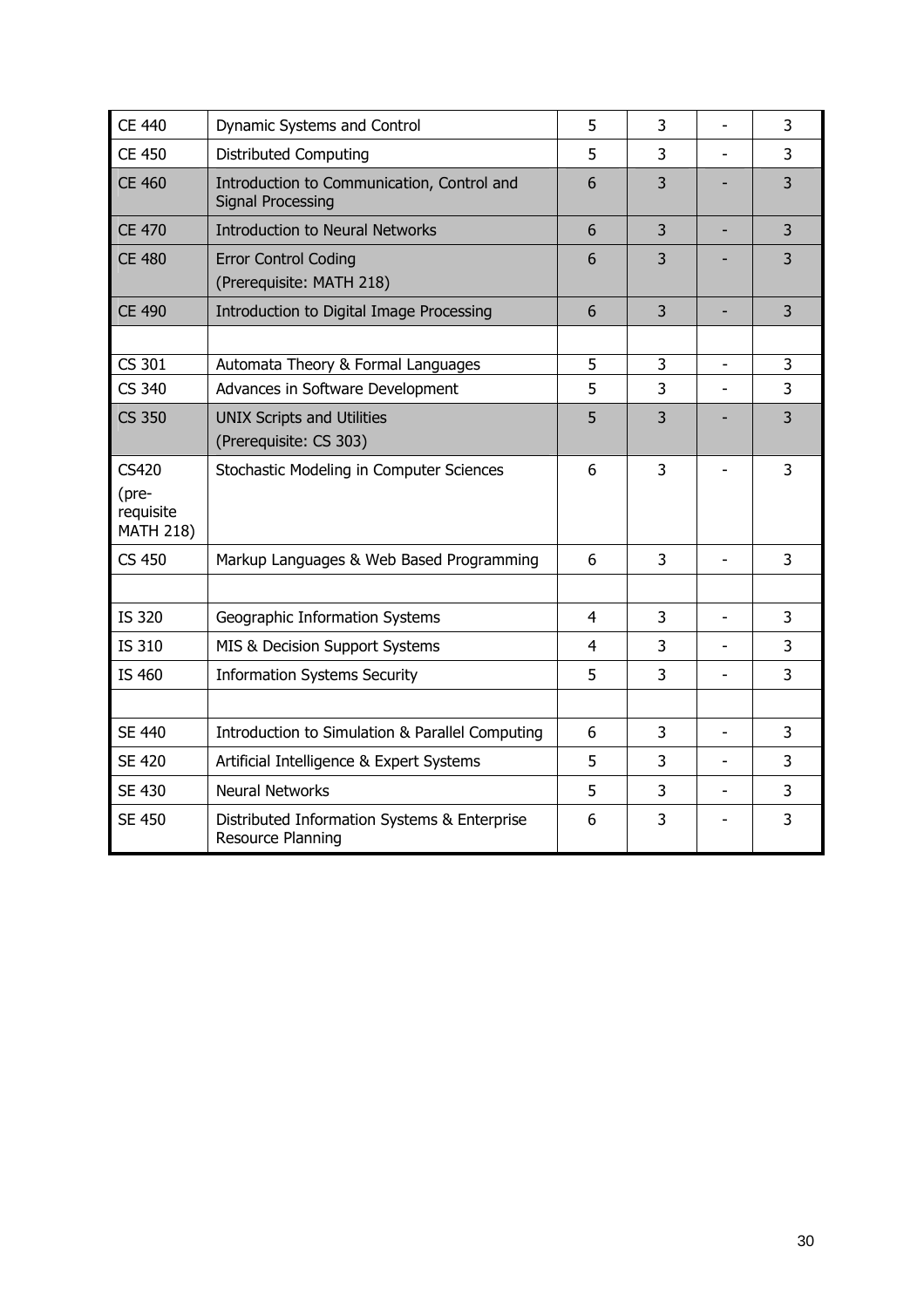| | | | | | |
|---|---|---|---|---|---|
| CE 440 | Dynamic Systems and Control | 5 | 3 | - | 3 |
| CE 450 | Distributed Computing | 5 | 3 | - | 3 |
| CE 460 | Introduction to Communication, Control and Signal Processing | 6 | 3 | - | 3 |
| CE 470 | Introduction to Neural Networks | 6 | 3 | - | 3 |
| CE 480 | Error Control Coding (Prerequisite: MATH 218) | 6 | 3 | - | 3 |
| CE 490 | Introduction to Digital Image Processing | 6 | 3 | - | 3 |
| | | | | | |
| CS 301 | Automata Theory & Formal Languages | 5 | 3 | - | 3 |
| CS 340 | Advances in Software Development | 5 | 3 | - | 3 |
| CS 350 | UNIX Scripts and Utilities (Prerequisite: CS 303) | 5 | 3 | - | 3 |
| CS420 (pre-requisite MATH 218) | Stochastic Modeling in Computer Sciences | 6 | 3 | - | 3 |
| CS 450 | Markup Languages & Web Based Programming | 6 | 3 | - | 3 |
| | | | | | |
| IS 320 | Geographic Information Systems | 4 | 3 | - | 3 |
| IS 310 | MIS & Decision Support Systems | 4 | 3 | - | 3 |
| IS 460 | Information Systems Security | 5 | 3 | - | 3 |
| | | | | | |
| SE 440 | Introduction to Simulation & Parallel Computing | 6 | 3 | - | 3 |
| SE 420 | Artificial Intelligence & Expert Systems | 5 | 3 | - | 3 |
| SE 430 | Neural Networks | 5 | 3 | - | 3 |
| SE 450 | Distributed Information Systems & Enterprise Resource Planning | 6 | 3 | - | 3 |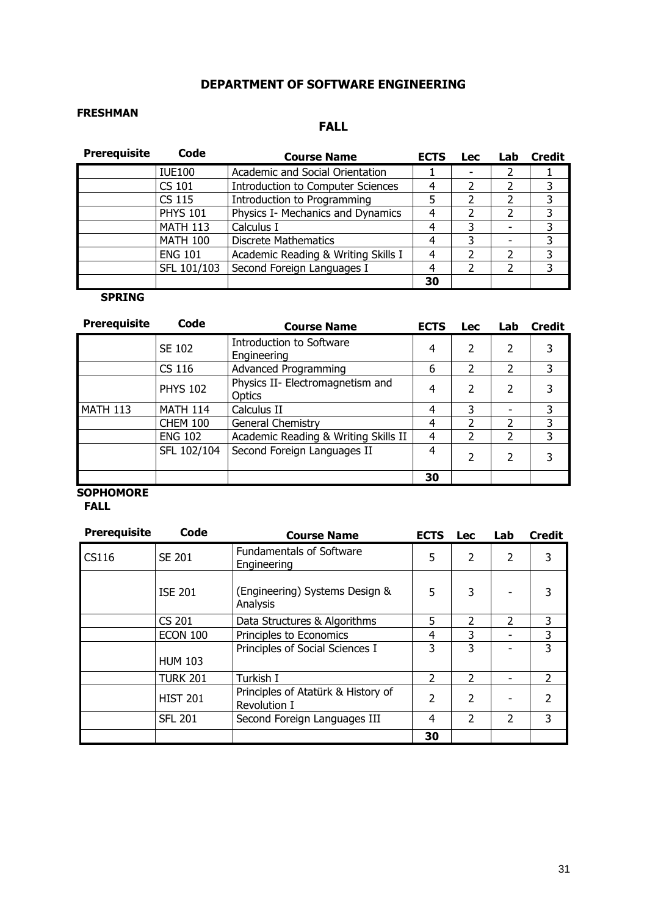## DEPARTMENT OF SOFTWARE ENGINEERING

### FRESHMAN

#### FALL

| Prerequisite | Code | Course Name | ECTS | Lec | Lab | Credit |
|---|---|---|---|---|---|---|
| | IUE100 | Academic and Social Orientation | 1 | - | 2 | 1 |
| | CS 101 | Introduction to Computer Sciences | 4 | 2 | 2 | 3 |
| | CS 115 | Introduction to Programming | 5 | 2 | 2 | 3 |
| | PHYS 101 | Physics I- Mechanics and Dynamics | 4 | 2 | 2 | 3 |
| | MATH 113 | Calculus I | 4 | 3 | - | 3 |
| | MATH 100 | Discrete Mathematics | 4 | 3 | - | 3 |
| | ENG 101 | Academic Reading & Writing Skills I | 4 | 2 | 2 | 3 |
| | SFL 101/103 | Second Foreign Languages I | 4 | 2 | 2 | 3 |
| | | | **30** | | | |

#### SPRING

| Prerequisite | Code | Course Name | ECTS | Lec | Lab | Credit |
|---|---|---|---|---|---|---|
| | SE 102 | Introduction to Software Engineering | 4 | 2 | 2 | 3 |
| | CS 116 | Advanced Programming | 6 | 2 | 2 | 3 |
| | PHYS 102 | Physics II- Electromagnetism and Optics | 4 | 2 | 2 | 3 |
| MATH 113 | MATH 114 | Calculus II | 4 | 3 | - | 3 |
| | CHEM 100 | General Chemistry | 4 | 2 | 2 | 3 |
| | ENG 102 | Academic Reading & Writing Skills II | 4 | 2 | 2 | 3 |
| | SFL 102/104 | Second Foreign Languages II | 4 | 2 | 2 | 3 |
| | | | **30** | | | |

### SOPHOMORE

#### FALL

| Prerequisite | Code | Course Name | ECTS | Lec | Lab | Credit |
|---|---|---|---|---|---|---|
| CS116 | SE 201 | Fundamentals of Software Engineering | 5 | 2 | 2 | 3 |
| | ISE 201 | (Engineering) Systems Design & Analysis | 5 | 3 | - | 3 |
| | CS 201 | Data Structures & Algorithms | 5 | 2 | 2 | 3 |
| | ECON 100 | Principles to Economics | 4 | 3 | - | 3 |
| | HUM 103 | Principles of Social Sciences I | 3 | 3 | - | 3 |
| | TURK 201 | Turkish I | 2 | 2 | - | 2 |
| | HIST 201 | Principles of Atatürk & History of Revolution I | 2 | 2 | - | 2 |
| | SFL 201 | Second Foreign Languages III | 4 | 2 | 2 | 3 |
| | | | **30** | | | |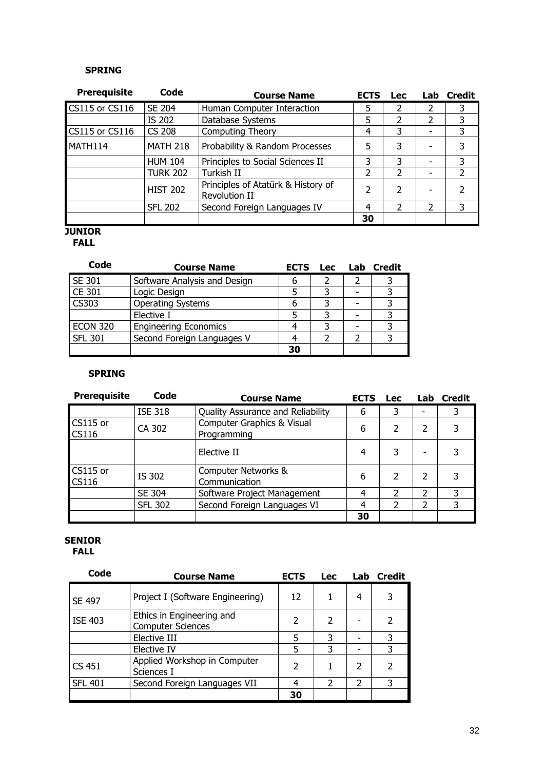**SPRING**

| Prerequisite | Code | Course Name | ECTS | Lec | Lab | Credit |
|---|---|---|---|---|---|---|
| CS115 or CS116 | SE 204 | Human Computer Interaction | 5 | 2 | 2 | 3 |
| | IS 202 | Database Systems | 5 | 2 | 2 | 3 |
| CS115 or CS116 | CS 208 | Computing Theory | 4 | 3 | - | 3 |
| MATH114 | MATH 218 | Probability & Random Processes | 5 | 3 | - | 3 |
| | HUM 104 | Principles to Social Sciences II | 3 | 3 | - | 3 |
| | TURK 202 | Turkish II | 2 | 2 | - | 2 |
| | HIST 202 | Principles of Atatürk & History of Revolution II | 2 | 2 | - | 2 |
| | SFL 202 | Second Foreign Languages IV | 4 | 2 | 2 | 3 |
| | | | **30** | | | |

**JUNIOR**

**FALL**

| Code | Course Name | ECTS | Lec | Lab | Credit |
|---|---|---|---|---|---|
| SE 301 | Software Analysis and Design | 6 | 2 | 2 | 3 |
| CE 301 | Logic Design | 5 | 3 | - | 3 |
| CS303 | Operating Systems | 6 | 3 | - | 3 |
| | Elective I | 5 | 3 | - | 3 |
| ECON 320 | Engineering Economics | 4 | 3 | - | 3 |
| SFL 301 | Second Foreign Languages V | 4 | 2 | 2 | 3 |
| | | **30** | | | |

**SPRING**

| Prerequisite | Code | Course Name | ECTS | Lec | Lab | Credit |
|---|---|---|---|---|---|---|
| | ISE 318 | Quality Assurance and Reliability | 6 | 3 | - | 3 |
| CS115 or CS116 | CA 302 | Computer Graphics & Visual Programming | 6 | 2 | 2 | 3 |
| | | Elective II | 4 | 3 | - | 3 |
| CS115 or CS116 | IS 302 | Computer Networks & Communication | 6 | 2 | 2 | 3 |
| | SE 304 | Software Project Management | 4 | 2 | 2 | 3 |
| | SFL 302 | Second Foreign Languages VI | 4 | 2 | 2 | 3 |
| | | | **30** | | | |

**SENIOR**

**FALL**

| Code | Course Name | ECTS | Lec | Lab | Credit |
|---|---|---|---|---|---|
| SE 497 | Project I (Software Engineering) | 12 | 1 | 4 | 3 |
| ISE 403 | Ethics in Engineering and Computer Sciences | 2 | 2 | - | 2 |
| | Elective III | 5 | 3 | - | 3 |
| | Elective IV | 5 | 3 | - | 3 |
| CS 451 | Applied Workshop in Computer Sciences I | 2 | 1 | 2 | 2 |
| SFL 401 | Second Foreign Languages VII | 4 | 2 | 2 | 3 |
| | | **30** | | | |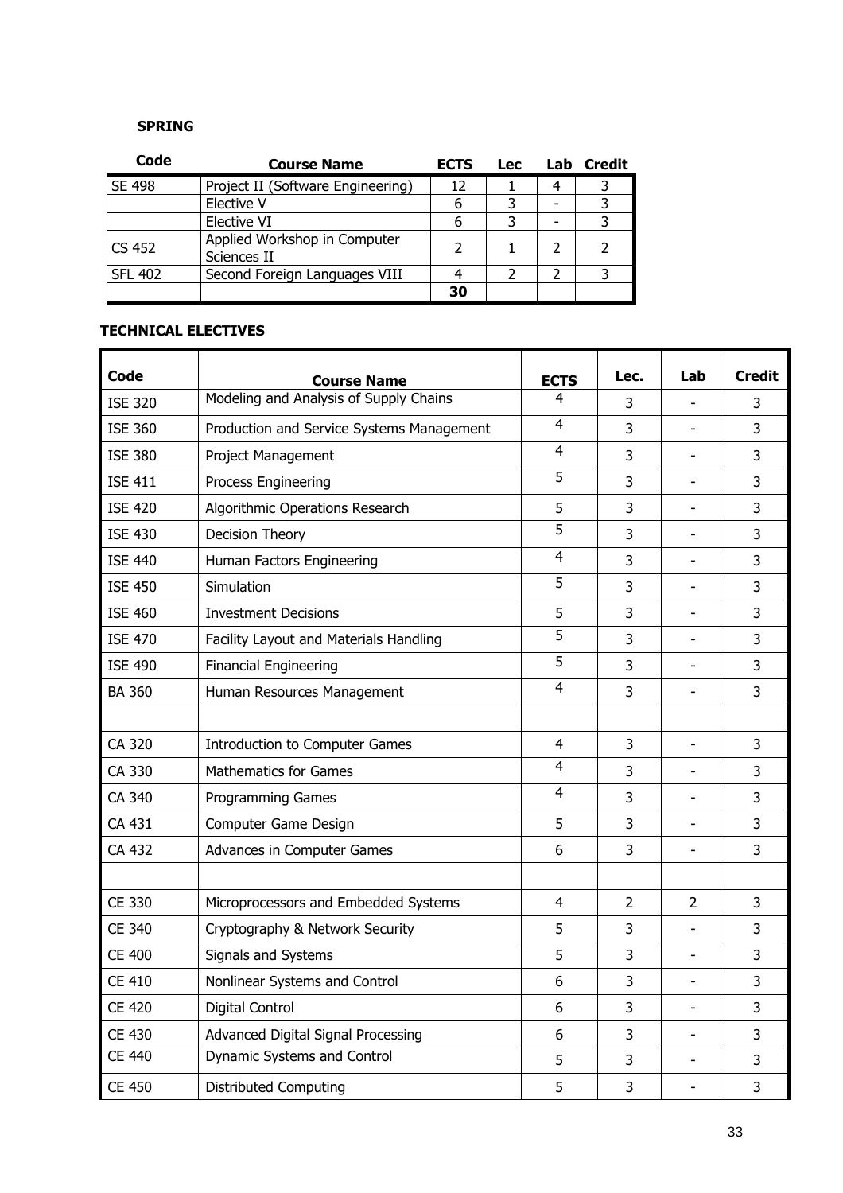**SPRING**

| Code | Course Name | ECTS | Lec | Lab | Credit |
|---|---|---|---|---|---|
| SE 498 | Project II (Software Engineering) | 12 | 1 | 4 | 3 |
| | Elective V | 6 | 3 | - | 3 |
| | Elective VI | 6 | 3 | - | 3 |
| CS 452 | Applied Workshop in Computer Sciences II | 2 | 1 | 2 | 2 |
| SFL 402 | Second Foreign Languages VIII | 4 | 2 | 2 | 3 |
| | | **30** | | | |

**TECHNICAL ELECTIVES**

| Code | Course Name | ECTS | Lec. | Lab | Credit |
|---|---|---|---|---|---|
| ISE 320 | Modeling and Analysis of Supply Chains | 4 | 3 | - | 3 |
| ISE 360 | Production and Service Systems Management | 4 | 3 | - | 3 |
| ISE 380 | Project Management | 4 | 3 | - | 3 |
| ISE 411 | Process Engineering | 5 | 3 | - | 3 |
| ISE 420 | Algorithmic Operations Research | 5 | 3 | - | 3 |
| ISE 430 | Decision Theory | 5 | 3 | - | 3 |
| ISE 440 | Human Factors Engineering | 4 | 3 | - | 3 |
| ISE 450 | Simulation | 5 | 3 | - | 3 |
| ISE 460 | Investment Decisions | 5 | 3 | - | 3 |
| ISE 470 | Facility Layout and Materials Handling | 5 | 3 | - | 3 |
| ISE 490 | Financial Engineering | 5 | 3 | - | 3 |
| BA 360 | Human Resources Management | 4 | 3 | - | 3 |
| | | | | | |
| CA 320 | Introduction to Computer Games | 4 | 3 | - | 3 |
| CA 330 | Mathematics for Games | 4 | 3 | - | 3 |
| CA 340 | Programming Games | 4 | 3 | - | 3 |
| CA 431 | Computer Game Design | 5 | 3 | - | 3 |
| CA 432 | Advances in Computer Games | 6 | 3 | - | 3 |
| | | | | | |
| CE 330 | Microprocessors and Embedded Systems | 4 | 2 | 2 | 3 |
| CE 340 | Cryptography & Network Security | 5 | 3 | - | 3 |
| CE 400 | Signals and Systems | 5 | 3 | - | 3 |
| CE 410 | Nonlinear Systems and Control | 6 | 3 | - | 3 |
| CE 420 | Digital Control | 6 | 3 | - | 3 |
| CE 430 | Advanced Digital Signal Processing | 6 | 3 | - | 3 |
| CE 440 | Dynamic Systems and Control | 5 | 3 | - | 3 |
| CE 450 | Distributed Computing | 5 | 3 | - | 3 |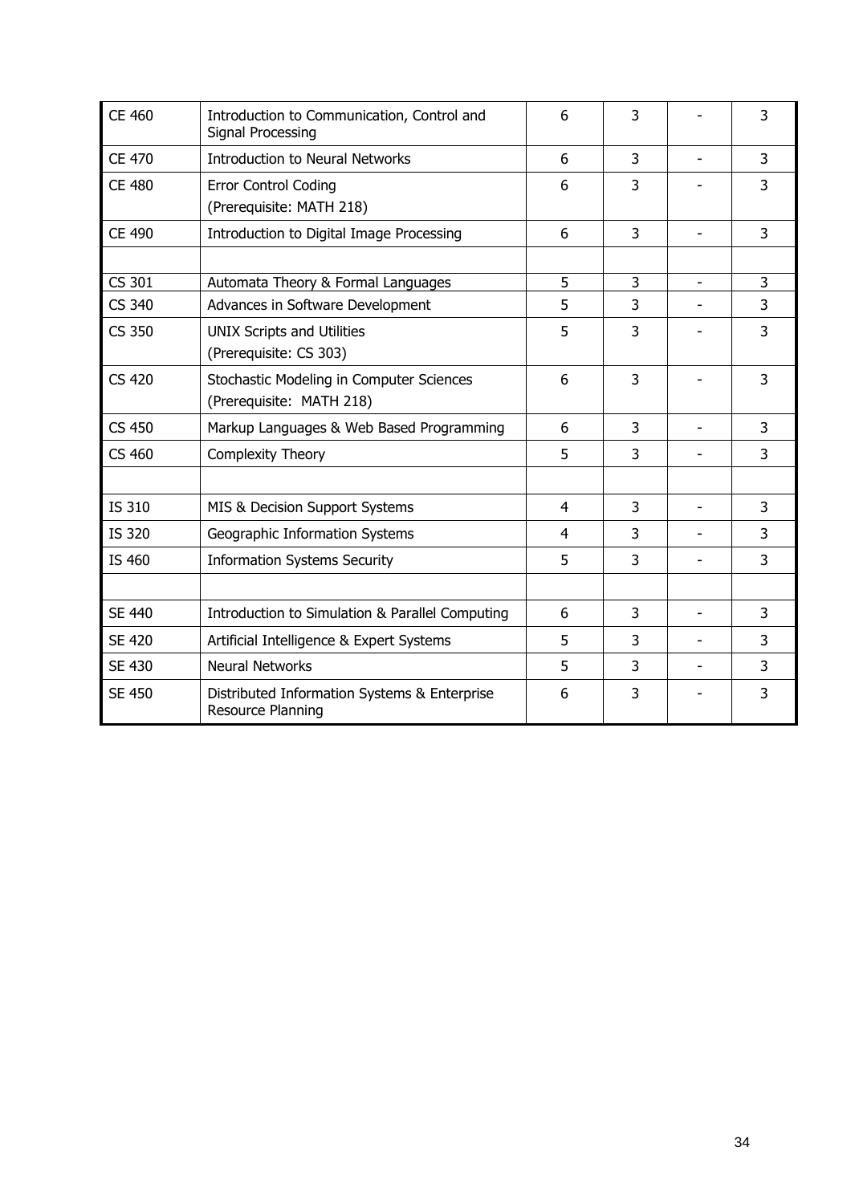| | | | | | |
|---|---|---|---|---|---|
| CE 460 | Introduction to Communication, Control and Signal Processing | 6 | 3 | - | 3 |
| CE 470 | Introduction to Neural Networks | 6 | 3 | - | 3 |
| CE 480 | Error Control Coding<br>(Prerequisite: MATH 218) | 6 | 3 | - | 3 |
| CE 490 | Introduction to Digital Image Processing | 6 | 3 | - | 3 |
| | | | | | |
| CS 301 | Automata Theory & Formal Languages | 5 | 3 | - | 3 |
| CS 340 | Advances in Software Development | 5 | 3 | - | 3 |
| CS 350 | UNIX Scripts and Utilities<br>(Prerequisite: CS 303) | 5 | 3 | - | 3 |
| CS 420 | Stochastic Modeling in Computer Sciences<br>(Prerequisite: MATH 218) | 6 | 3 | - | 3 |
| CS 450 | Markup Languages & Web Based Programming | 6 | 3 | - | 3 |
| CS 460 | Complexity Theory | 5 | 3 | - | 3 |
| | | | | | |
| IS 310 | MIS & Decision Support Systems | 4 | 3 | - | 3 |
| IS 320 | Geographic Information Systems | 4 | 3 | - | 3 |
| IS 460 | Information Systems Security | 5 | 3 | - | 3 |
| | | | | | |
| SE 440 | Introduction to Simulation & Parallel Computing | 6 | 3 | - | 3 |
| SE 420 | Artificial Intelligence & Expert Systems | 5 | 3 | - | 3 |
| SE 430 | Neural Networks | 5 | 3 | - | 3 |
| SE 450 | Distributed Information Systems & Enterprise Resource Planning | 6 | 3 | - | 3 |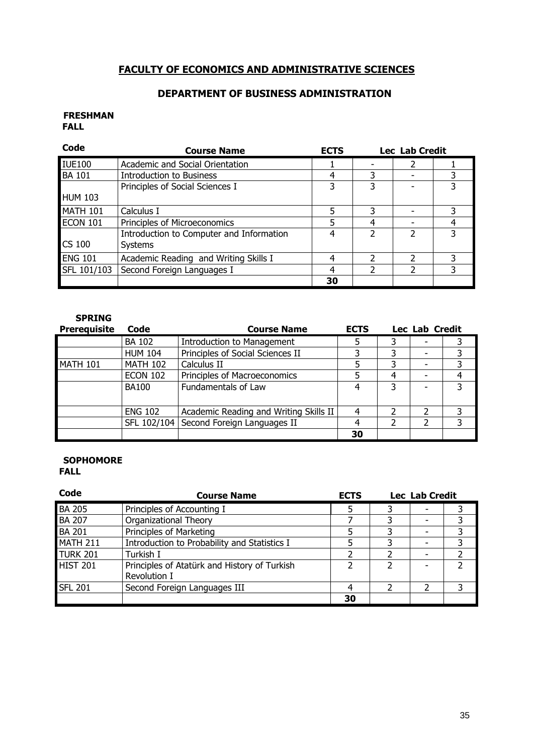# FACULTY OF ECONOMICS AND ADMINISTRATIVE SCIENCES

## DEPARTMENT OF BUSINESS ADMINISTRATION

### FRESHMAN

**FALL**

| Code | Course Name | ECTS | Lec | Lab | Credit |
|---|---|---|---|---|---|
| IUE100 | Academic and Social Orientation | 1 | - | 2 | 1 |
| BA 101 | Introduction to Business | 4 | 3 | - | 3 |
| HUM 103 | Principles of Social Sciences I | 3 | 3 | - | 3 |
| MATH 101 | Calculus I | 5 | 3 | - | 3 |
| ECON 101 | Principles of Microeconomics | 5 | 4 | - | 4 |
| CS 100 | Introduction to Computer and Information Systems | 4 | 2 | 2 | 3 |
| ENG 101 | Academic Reading and Writing Skills I | 4 | 2 | 2 | 3 |
| SFL 101/103 | Second Foreign Languages I | 4 | 2 | 2 | 3 |
| | | 30 | | | |

**SPRING**

| Prerequisite | Code | Course Name | ECTS | Lec | Lab | Credit |
|---|---|---|---|---|---|---|
| | BA 102 | Introduction to Management | 5 | 3 | - | 3 |
| | HUM 104 | Principles of Social Sciences II | 3 | 3 | - | 3 |
| MATH 101 | MATH 102 | Calculus II | 5 | 3 | - | 3 |
| | ECON 102 | Principles of Macroeconomics | 5 | 4 | - | 4 |
| | BA100 | Fundamentals of Law | 4 | 3 | - | 3 |
| | ENG 102 | Academic Reading and Writing Skills II | 4 | 2 | 2 | 3 |
| | SFL 102/104 | Second Foreign Languages II | 4 | 2 | 2 | 3 |
| | | | 30 | | | |

### SOPHOMORE

**FALL**

| Code | Course Name | ECTS | Lec | Lab | Credit |
|---|---|---|---|---|---|
| BA 205 | Principles of Accounting I | 5 | 3 | - | 3 |
| BA 207 | Organizational Theory | 7 | 3 | - | 3 |
| BA 201 | Principles of Marketing | 5 | 3 | - | 3 |
| MATH 211 | Introduction to Probability and Statistics I | 5 | 3 | - | 3 |
| TURK 201 | Turkish I | 2 | 2 | - | 2 |
| HIST 201 | Principles of Atatürk and History of Turkish Revolution I | 2 | 2 | - | 2 |
| SFL 201 | Second Foreign Languages III | 4 | 2 | 2 | 3 |
| | | 30 | | | |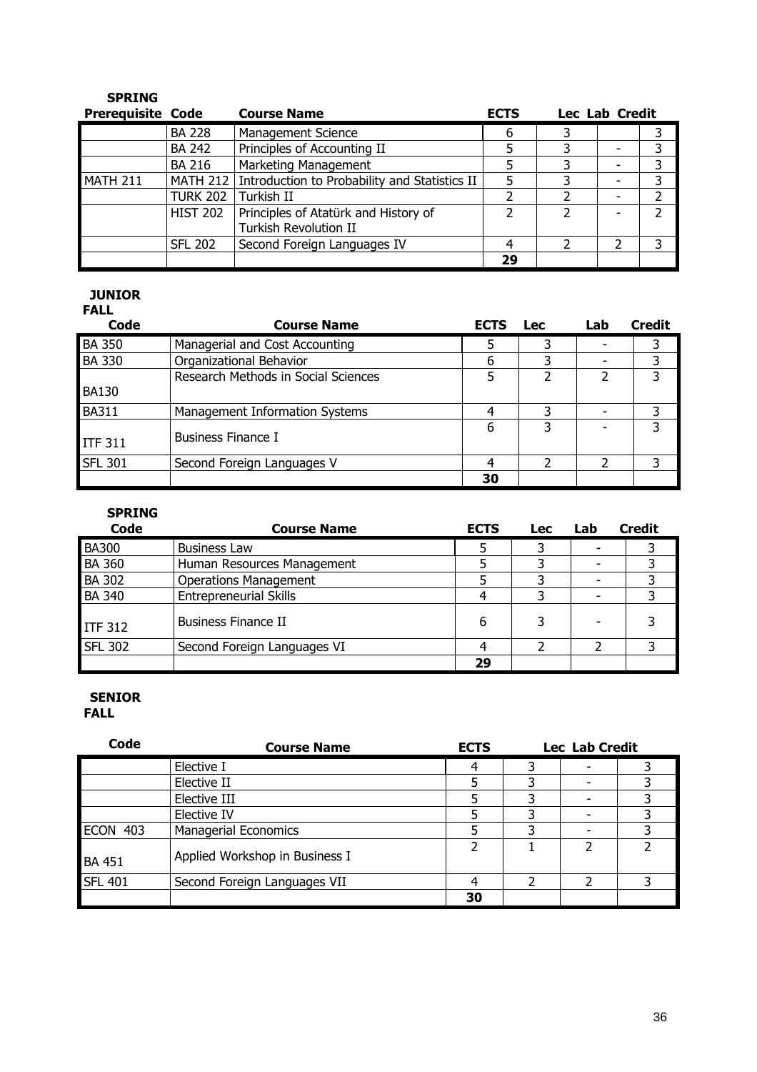**SPRING**

| Prerequisite | Code | Course Name | ECTS | Lec | Lab | Credit |
|---|---|---|---|---|---|---|
| | BA 228 | Management Science | 6 | 3 | | 3 |
| | BA 242 | Principles of Accounting II | 5 | 3 | - | 3 |
| | BA 216 | Marketing Management | 5 | 3 | - | 3 |
| MATH 211 | MATH 212 | Introduction to Probability and Statistics II | 5 | 3 | - | 3 |
| | TURK 202 | Turkish II | 2 | 2 | - | 2 |
| | HIST 202 | Principles of Atatürk and History of Turkish Revolution II | 2 | 2 | - | 2 |
| | SFL 202 | Second Foreign Languages IV | 4 | 2 | 2 | 3 |
| | | | **29** | | | |

**JUNIOR**

**FALL**

| Code | Course Name | ECTS | Lec | Lab | Credit |
|---|---|---|---|---|---|
| BA 350 | Managerial and Cost Accounting | 5 | 3 | - | 3 |
| BA 330 | Organizational Behavior | 6 | 3 | - | 3 |
| BA130 | Research Methods in Social Sciences | 5 | 2 | 2 | 3 |
| BA311 | Management Information Systems | 4 | 3 | - | 3 |
| ITF 311 | Business Finance I | 6 | 3 | - | 3 |
| SFL 301 | Second Foreign Languages V | 4 | 2 | 2 | 3 |
| | | **30** | | | |

**SPRING**

| Code | Course Name | ECTS | Lec | Lab | Credit |
|---|---|---|---|---|---|
| BA300 | Business Law | 5 | 3 | - | 3 |
| BA 360 | Human Resources Management | 5 | 3 | - | 3 |
| BA 302 | Operations Management | 5 | 3 | - | 3 |
| BA 340 | Entrepreneurial Skills | 4 | 3 | - | 3 |
| ITF 312 | Business Finance II | 6 | 3 | - | 3 |
| SFL 302 | Second Foreign Languages VI | 4 | 2 | 2 | 3 |
| | | **29** | | | |

**SENIOR**

**FALL**

| Code | Course Name | ECTS | Lec | Lab | Credit |
|---|---|---|---|---|---|
| | Elective I | 4 | 3 | - | 3 |
| | Elective II | 5 | 3 | - | 3 |
| | Elective III | 5 | 3 | - | 3 |
| | Elective IV | 5 | 3 | - | 3 |
| ECON 403 | Managerial Economics | 5 | 3 | - | 3 |
| BA 451 | Applied Workshop in Business I | 2 | 1 | 2 | 2 |
| SFL 401 | Second Foreign Languages VII | 4 | 2 | 2 | 3 |
| | | **30** | | | |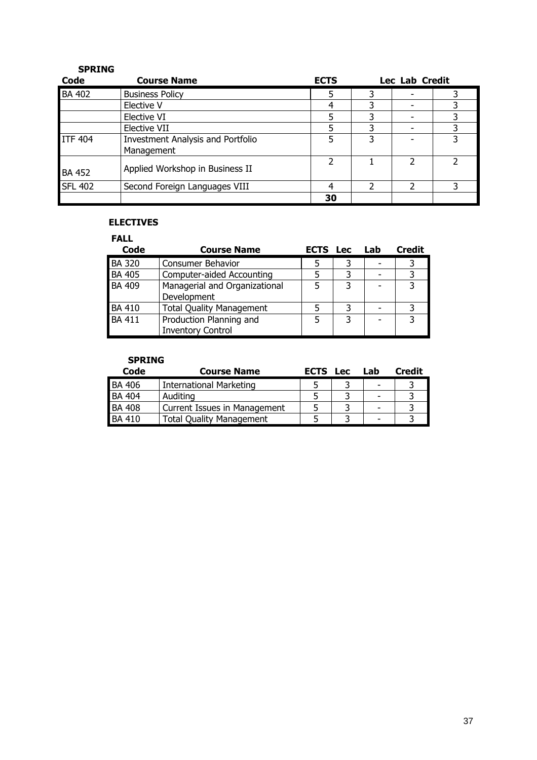**SPRING**

| Code | Course Name | ECTS | Lec | Lab | Credit |
|---|---|---|---|---|---|
| BA 402 | Business Policy | 5 | 3 | - | 3 |
| | Elective V | 4 | 3 | - | 3 |
| | Elective VI | 5 | 3 | - | 3 |
| | Elective VII | 5 | 3 | - | 3 |
| ITF 404 | Investment Analysis and Portfolio Management | 5 | 3 | - | 3 |
| BA 452 | Applied Workshop in Business II | 2 | 1 | 2 | 2 |
| SFL 402 | Second Foreign Languages VIII | 4 | 2 | 2 | 3 |
| | | **30** | | | |

**ELECTIVES**

**FALL**

| Code | Course Name | ECTS | Lec | Lab | Credit |
|---|---|---|---|---|---|
| BA 320 | Consumer Behavior | 5 | 3 | - | 3 |
| BA 405 | Computer-aided Accounting | 5 | 3 | - | 3 |
| BA 409 | Managerial and Organizational Development | 5 | 3 | - | 3 |
| BA 410 | Total Quality Management | 5 | 3 | - | 3 |
| BA 411 | Production Planning and Inventory Control | 5 | 3 | - | 3 |

**SPRING**

| Code | Course Name | ECTS | Lec | Lab | Credit |
|---|---|---|---|---|---|
| BA 406 | International Marketing | 5 | 3 | - | 3 |
| BA 404 | Auditing | 5 | 3 | - | 3 |
| BA 408 | Current Issues in Management | 5 | 3 | - | 3 |
| BA 410 | Total Quality Management | 5 | 3 | - | 3 |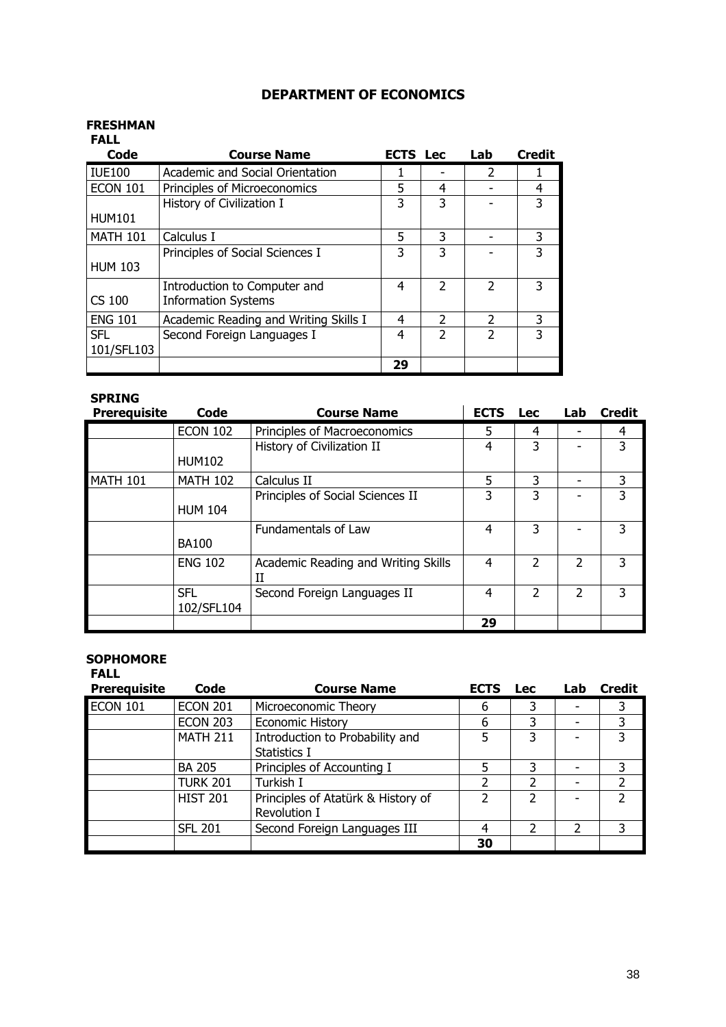# DEPARTMENT OF ECONOMICS

## FRESHMAN

### FALL

| Code | Course Name | ECTS | Lec | Lab | Credit |
|---|---|---|---|---|---|
| IUE100 | Academic and Social Orientation | 1 | - | 2 | 1 |
| ECON 101 | Principles of Microeconomics | 5 | 4 | - | 4 |
| HUM101 | History of Civilization I | 3 | 3 | - | 3 |
| MATH 101 | Calculus I | 5 | 3 | - | 3 |
| HUM 103 | Principles of Social Sciences I | 3 | 3 | - | 3 |
| CS 100 | Introduction to Computer and Information Systems | 4 | 2 | 2 | 3 |
| ENG 101 | Academic Reading and Writing Skills I | 4 | 2 | 2 | 3 |
| SFL 101/SFL103 | Second Foreign Languages I | 4 | 2 | 2 | 3 |
| | | 29 | | | |

### SPRING

| Prerequisite | Code | Course Name | ECTS | Lec | Lab | Credit |
|---|---|---|---|---|---|---|
| | ECON 102 | Principles of Macroeconomics | 5 | 4 | - | 4 |
| | HUM102 | History of Civilization II | 4 | 3 | - | 3 |
| MATH 101 | MATH 102 | Calculus II | 5 | 3 | - | 3 |
| | HUM 104 | Principles of Social Sciences II | 3 | 3 | - | 3 |
| | BA100 | Fundamentals of Law | 4 | 3 | - | 3 |
| | ENG 102 | Academic Reading and Writing Skills II | 4 | 2 | 2 | 3 |
| | SFL 102/SFL104 | Second Foreign Languages II | 4 | 2 | 2 | 3 |
| | | | 29 | | | |

## SOPHOMORE

### FALL

| Prerequisite | Code | Course Name | ECTS | Lec | Lab | Credit |
|---|---|---|---|---|---|---|
| ECON 101 | ECON 201 | Microeconomic Theory | 6 | 3 | - | 3 |
| | ECON 203 | Economic History | 6 | 3 | - | 3 |
| | MATH 211 | Introduction to Probability and Statistics I | 5 | 3 | - | 3 |
| | BA 205 | Principles of Accounting I | 5 | 3 | - | 3 |
| | TURK 201 | Turkish I | 2 | 2 | - | 2 |
| | HIST 201 | Principles of Atatürk & History of Revolution I | 2 | 2 | - | 2 |
| | SFL 201 | Second Foreign Languages III | 4 | 2 | 2 | 3 |
| | | | 30 | | | |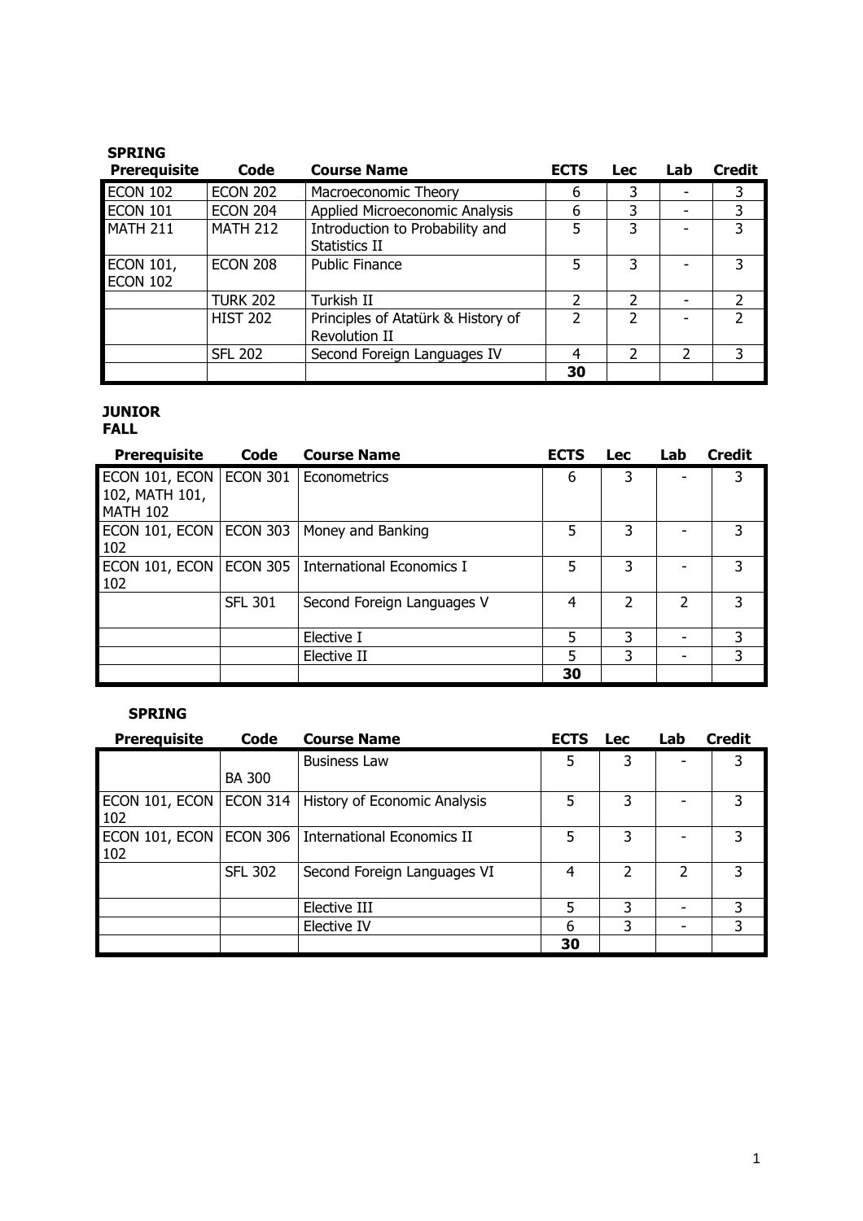**SPRING**

| Prerequisite | Code | Course Name | ECTS | Lec | Lab | Credit |
|---|---|---|---|---|---|---|
| ECON 102 | ECON 202 | Macroeconomic Theory | 6 | 3 | - | 3 |
| ECON 101 | ECON 204 | Applied Microeconomic Analysis | 6 | 3 | - | 3 |
| MATH 211 | MATH 212 | Introduction to Probability and Statistics II | 5 | 3 | - | 3 |
| ECON 101, ECON 102 | ECON 208 | Public Finance | 5 | 3 | - | 3 |
| | TURK 202 | Turkish II | 2 | 2 | - | 2 |
| | HIST 202 | Principles of Atatürk & History of Revolution II | 2 | 2 | - | 2 |
| | SFL 202 | Second Foreign Languages IV | 4 | 2 | 2 | 3 |
| | | | **30** | | | |

**JUNIOR**
**FALL**

| Prerequisite | Code | Course Name | ECTS | Lec | Lab | Credit |
|---|---|---|---|---|---|---|
| ECON 101, ECON 102, MATH 101, MATH 102 | ECON 301 | Econometrics | 6 | 3 | - | 3 |
| ECON 101, ECON 102 | ECON 303 | Money and Banking | 5 | 3 | - | 3 |
| ECON 101, ECON 102 | ECON 305 | International Economics I | 5 | 3 | - | 3 |
| | SFL 301 | Second Foreign Languages V | 4 | 2 | 2 | 3 |
| | | Elective I | 5 | 3 | - | 3 |
| | | Elective II | 5 | 3 | - | 3 |
| | | | **30** | | | |

**SPRING**

| Prerequisite | Code | Course Name | ECTS | Lec | Lab | Credit |
|---|---|---|---|---|---|---|
| | BA 300 | Business Law | 5 | 3 | - | 3 |
| ECON 101, ECON 102 | ECON 314 | History of Economic Analysis | 5 | 3 | - | 3 |
| ECON 101, ECON 102 | ECON 306 | International Economics II | 5 | 3 | - | 3 |
| | SFL 302 | Second Foreign Languages VI | 4 | 2 | 2 | 3 |
| | | Elective III | 5 | 3 | - | 3 |
| | | Elective IV | 6 | 3 | - | 3 |
| | | | **30** | | | |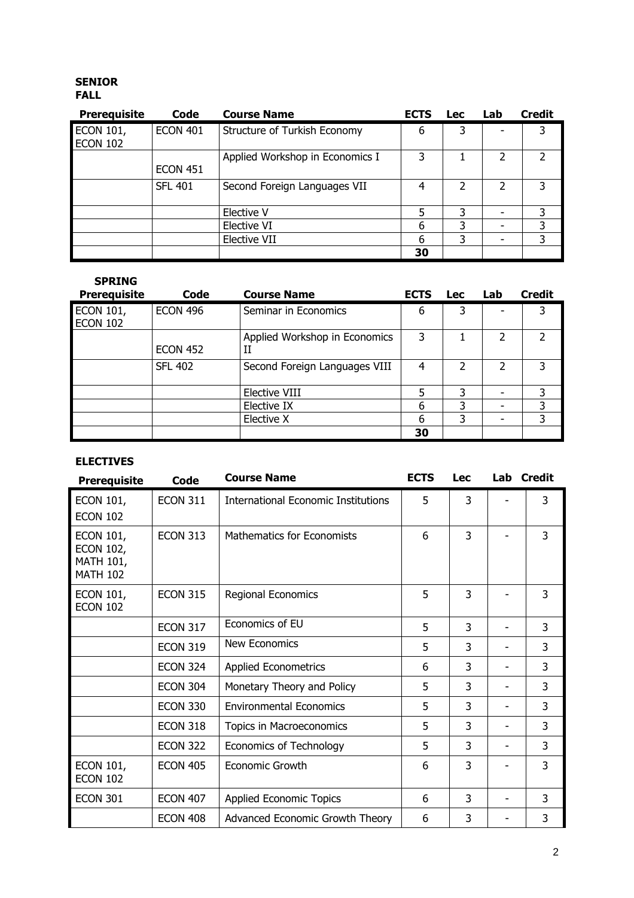**SENIOR**
**FALL**

| Prerequisite | Code | Course Name | ECTS | Lec | Lab | Credit |
|---|---|---|---|---|---|---|
| ECON 101, ECON 102 | ECON 401 | Structure of Turkish Economy | 6 | 3 | - | 3 |
| | ECON 451 | Applied Workshop in Economics I | 3 | 1 | 2 | 2 |
| | SFL 401 | Second Foreign Languages VII | 4 | 2 | 2 | 3 |
| | | Elective V | 5 | 3 | - | 3 |
| | | Elective VI | 6 | 3 | - | 3 |
| | | Elective VII | 6 | 3 | - | 3 |
| | | | 30 | | | |

**SPRING**

| Prerequisite | Code | Course Name | ECTS | Lec | Lab | Credit |
|---|---|---|---|---|---|---|
| ECON 101, ECON 102 | ECON 496 | Seminar in Economics | 6 | 3 | - | 3 |
| | ECON 452 | Applied Workshop in Economics II | 3 | 1 | 2 | 2 |
| | SFL 402 | Second Foreign Languages VIII | 4 | 2 | 2 | 3 |
| | | Elective VIII | 5 | 3 | - | 3 |
| | | Elective IX | 6 | 3 | - | 3 |
| | | Elective X | 6 | 3 | - | 3 |
| | | | 30 | | | |

**ELECTIVES**

| Prerequisite | Code | Course Name | ECTS | Lec | Lab | Credit |
|---|---|---|---|---|---|---|
| ECON 101, ECON 102 | ECON 311 | International Economic Institutions | 5 | 3 | - | 3 |
| ECON 101, ECON 102, MATH 101, MATH 102 | ECON 313 | Mathematics for Economists | 6 | 3 | - | 3 |
| ECON 101, ECON 102 | ECON 315 | Regional Economics | 5 | 3 | - | 3 |
| | ECON 317 | Economics of EU | 5 | 3 | - | 3 |
| | ECON 319 | New Economics | 5 | 3 | - | 3 |
| | ECON 324 | Applied Econometrics | 6 | 3 | - | 3 |
| | ECON 304 | Monetary Theory and Policy | 5 | 3 | - | 3 |
| | ECON 330 | Environmental Economics | 5 | 3 | - | 3 |
| | ECON 318 | Topics in Macroeconomics | 5 | 3 | - | 3 |
| | ECON 322 | Economics of Technology | 5 | 3 | - | 3 |
| ECON 101, ECON 102 | ECON 405 | Economic Growth | 6 | 3 | - | 3 |
| ECON 301 | ECON 407 | Applied Economic Topics | 6 | 3 | - | 3 |
| | ECON 408 | Advanced Economic Growth Theory | 6 | 3 | - | 3 |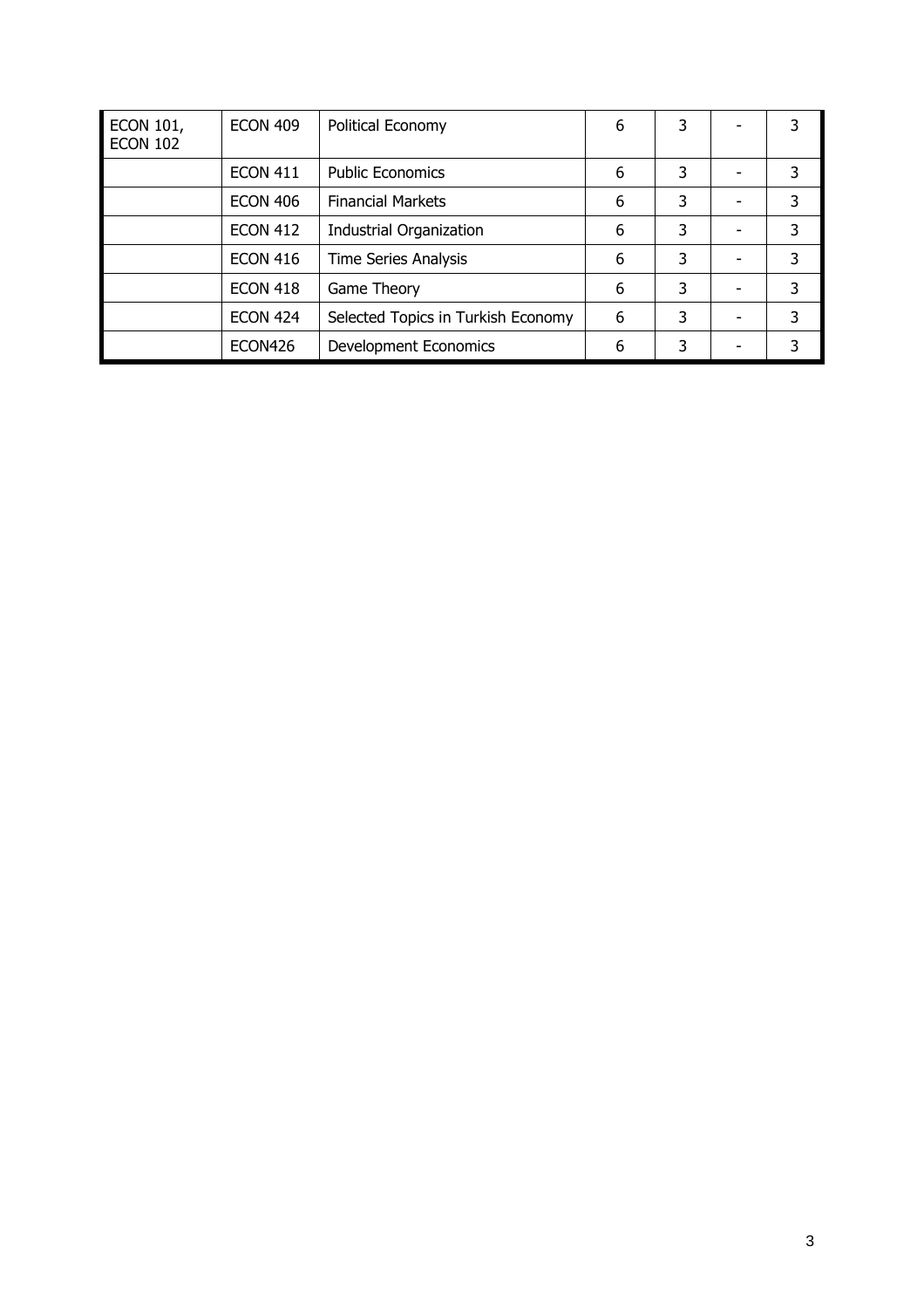| ECON 101, ECON 102 | ECON 409 | Political Economy | 6 | 3 | - | 3 |
|---|---|---|---|---|---|---|
| | ECON 411 | Public Economics | 6 | 3 | - | 3 |
| | ECON 406 | Financial Markets | 6 | 3 | - | 3 |
| | ECON 412 | Industrial Organization | 6 | 3 | - | 3 |
| | ECON 416 | Time Series Analysis | 6 | 3 | - | 3 |
| | ECON 418 | Game Theory | 6 | 3 | - | 3 |
| | ECON 424 | Selected Topics in Turkish Economy | 6 | 3 | - | 3 |
| | ECON426 | Development Economics | 6 | 3 | - | 3 |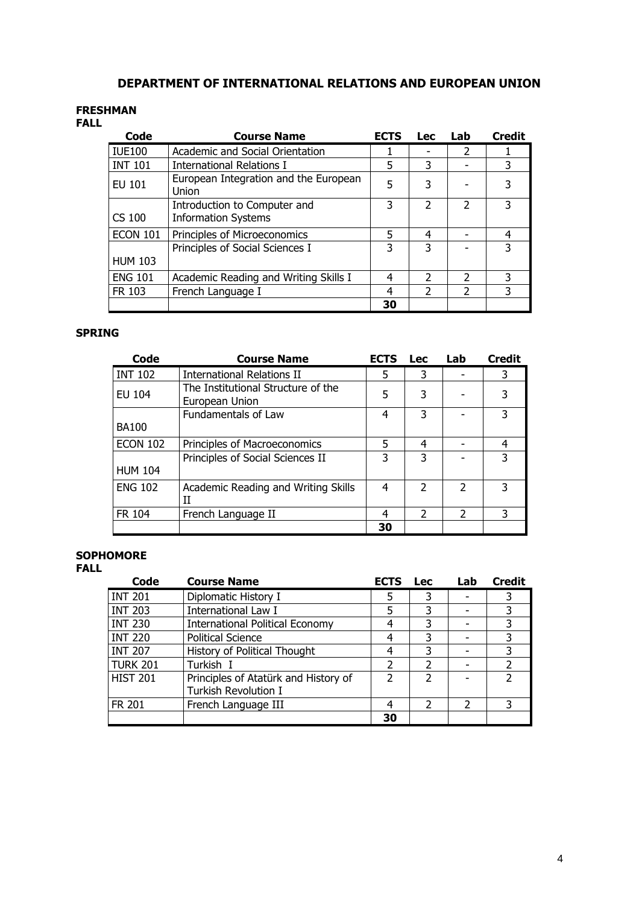# DEPARTMENT OF INTERNATIONAL RELATIONS AND EUROPEAN UNION

## FRESHMAN

### FALL

| Code | Course Name | ECTS | Lec | Lab | Credit |
|---|---|---|---|---|---|
| IUE100 | Academic and Social Orientation | 1 | - | 2 | 1 |
| INT 101 | International Relations I | 5 | 3 | - | 3 |
| EU 101 | European Integration and the European Union | 5 | 3 | - | 3 |
| CS 100 | Introduction to Computer and Information Systems | 3 | 2 | 2 | 3 |
| ECON 101 | Principles of Microeconomics | 5 | 4 | - | 4 |
| HUM 103 | Principles of Social Sciences I | 3 | 3 | - | 3 |
| ENG 101 | Academic Reading and Writing Skills I | 4 | 2 | 2 | 3 |
| FR 103 | French Language I | 4 | 2 | 2 | 3 |
| | | 30 | | | |

### SPRING

| Code | Course Name | ECTS | Lec | Lab | Credit |
|---|---|---|---|---|---|
| INT 102 | International Relations II | 5 | 3 | - | 3 |
| EU 104 | The Institutional Structure of the European Union | 5 | 3 | - | 3 |
| BA100 | Fundamentals of Law | 4 | 3 | - | 3 |
| ECON 102 | Principles of Macroeconomics | 5 | 4 | - | 4 |
| HUM 104 | Principles of Social Sciences II | 3 | 3 | - | 3 |
| ENG 102 | Academic Reading and Writing Skills II | 4 | 2 | 2 | 3 |
| FR 104 | French Language II | 4 | 2 | 2 | 3 |
| | | 30 | | | |

## SOPHOMORE

### FALL

| Code | Course Name | ECTS | Lec | Lab | Credit |
|---|---|---|---|---|---|
| INT 201 | Diplomatic History I | 5 | 3 | - | 3 |
| INT 203 | International Law I | 5 | 3 | - | 3 |
| INT 230 | International Political Economy | 4 | 3 | - | 3 |
| INT 220 | Political Science | 4 | 3 | - | 3 |
| INT 207 | History of Political Thought | 4 | 3 | - | 3 |
| TURK 201 | Turkish I | 2 | 2 | - | 2 |
| HIST 201 | Principles of Atatürk and History of Turkish Revolution I | 2 | 2 | - | 2 |
| FR 201 | French Language III | 4 | 2 | 2 | 3 |
| | | 30 | | | |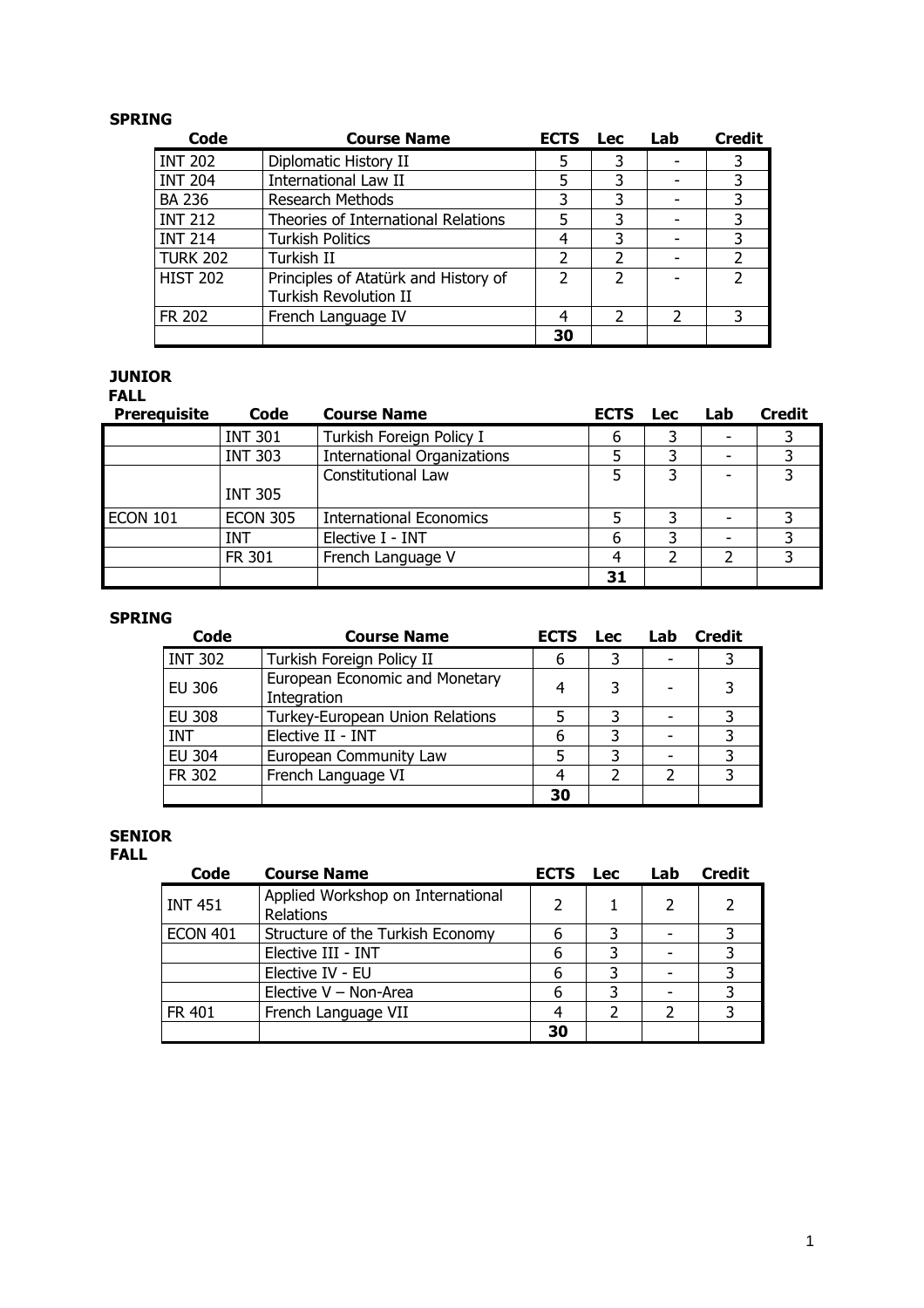**SPRING**

| Code | Course Name | ECTS | Lec | Lab | Credit |
|---|---|---|---|---|---|
| INT 202 | Diplomatic History II | 5 | 3 | - | 3 |
| INT 204 | International Law II | 5 | 3 | - | 3 |
| BA 236 | Research Methods | 3 | 3 | - | 3 |
| INT 212 | Theories of International Relations | 5 | 3 | - | 3 |
| INT 214 | Turkish Politics | 4 | 3 | - | 3 |
| TURK 202 | Turkish II | 2 | 2 | - | 2 |
| HIST 202 | Principles of Atatürk and History of Turkish Revolution II | 2 | 2 | - | 2 |
| FR 202 | French Language IV | 4 | 2 | 2 | 3 |
| | | **30** | | | |

**JUNIOR**
**FALL**

| Prerequisite | Code | Course Name | ECTS | Lec | Lab | Credit |
|---|---|---|---|---|---|---|
| | INT 301 | Turkish Foreign Policy I | 6 | 3 | - | 3 |
| | INT 303 | International Organizations | 5 | 3 | - | 3 |
| | INT 305 | Constitutional Law | 5 | 3 | - | 3 |
| ECON 101 | ECON 305 | International Economics | 5 | 3 | - | 3 |
| | INT | Elective I - INT | 6 | 3 | - | 3 |
| | FR 301 | French Language V | 4 | 2 | 2 | 3 |
| | | | **31** | | | |

**SPRING**

| Code | Course Name | ECTS | Lec | Lab | Credit |
|---|---|---|---|---|---|
| INT 302 | Turkish Foreign Policy II | 6 | 3 | - | 3 |
| EU 306 | European Economic and Monetary Integration | 4 | 3 | - | 3 |
| EU 308 | Turkey-European Union Relations | 5 | 3 | - | 3 |
| INT | Elective II - INT | 6 | 3 | - | 3 |
| EU 304 | European Community Law | 5 | 3 | - | 3 |
| FR 302 | French Language VI | 4 | 2 | 2 | 3 |
| | | **30** | | | |

**SENIOR**
**FALL**

| Code | Course Name | ECTS | Lec | Lab | Credit |
|---|---|---|---|---|---|
| INT 451 | Applied Workshop on International Relations | 2 | 1 | 2 | 2 |
| ECON 401 | Structure of the Turkish Economy | 6 | 3 | - | 3 |
| | Elective III - INT | 6 | 3 | - | 3 |
| | Elective IV - EU | 6 | 3 | - | 3 |
| | Elective V – Non-Area | 6 | 3 | - | 3 |
| FR 401 | French Language VII | 4 | 2 | 2 | 3 |
| | | **30** | | | |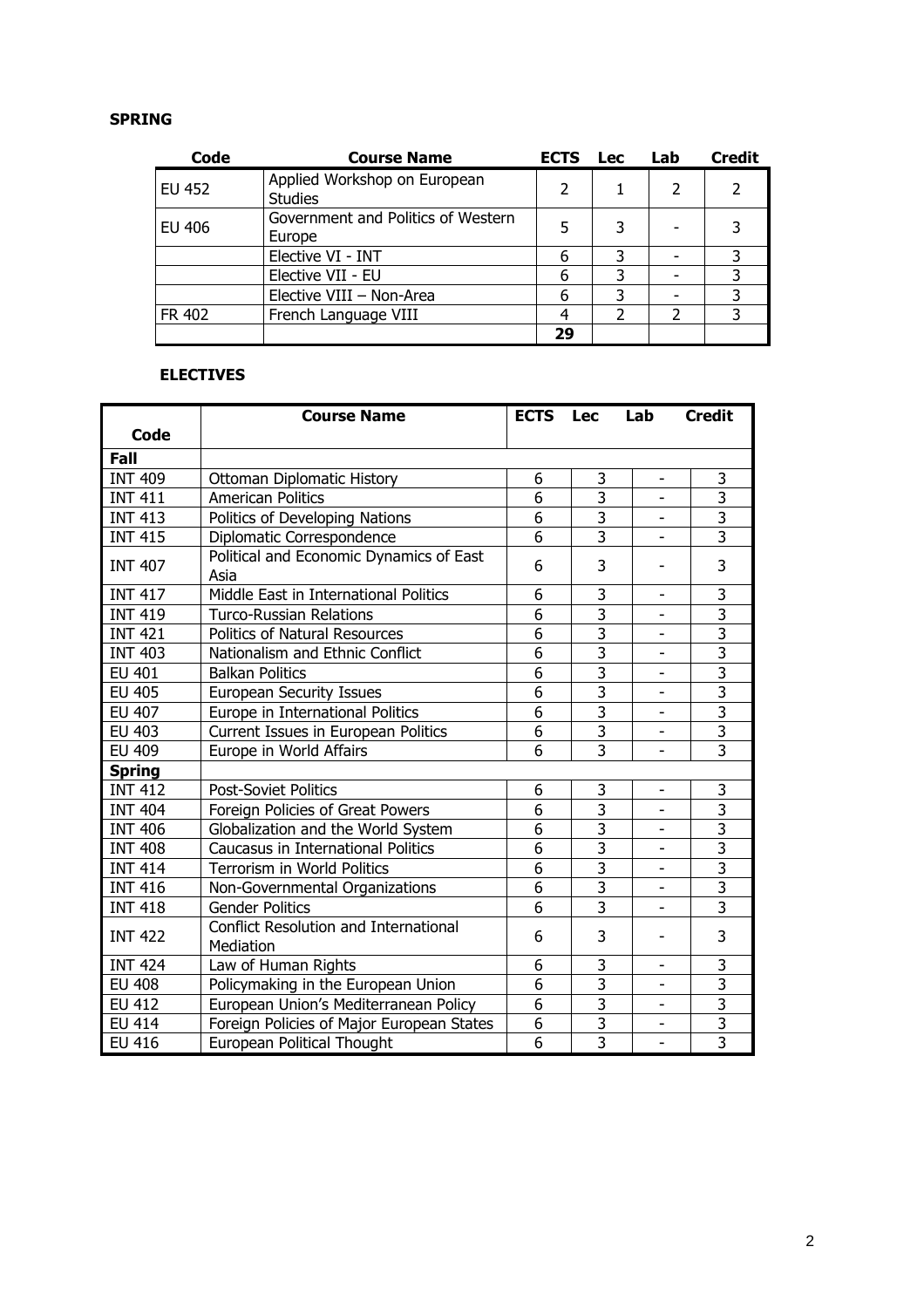**SPRING**

| Code | Course Name | ECTS | Lec | Lab | Credit |
|---|---|---|---|---|---|
| EU 452 | Applied Workshop on European Studies | 2 | 1 | 2 | 2 |
| EU 406 | Government and Politics of Western Europe | 5 | 3 | - | 3 |
| | Elective VI - INT | 6 | 3 | - | 3 |
| | Elective VII - EU | 6 | 3 | - | 3 |
| | Elective VIII – Non-Area | 6 | 3 | - | 3 |
| FR 402 | French Language VIII | 4 | 2 | 2 | 3 |
| | | 29 | | | |

**ELECTIVES**

| Code | Course Name | ECTS | Lec | Lab | Credit |
|---|---|---|---|---|---|
| **Fall** | | | | | |
| INT 409 | Ottoman Diplomatic History | 6 | 3 | - | 3 |
| INT 411 | American Politics | 6 | 3 | - | 3 |
| INT 413 | Politics of Developing Nations | 6 | 3 | - | 3 |
| INT 415 | Diplomatic Correspondence | 6 | 3 | - | 3 |
| INT 407 | Political and Economic Dynamics of East Asia | 6 | 3 | - | 3 |
| INT 417 | Middle East in International Politics | 6 | 3 | - | 3 |
| INT 419 | Turco-Russian Relations | 6 | 3 | - | 3 |
| INT 421 | Politics of Natural Resources | 6 | 3 | - | 3 |
| INT 403 | Nationalism and Ethnic Conflict | 6 | 3 | - | 3 |
| EU 401 | Balkan Politics | 6 | 3 | - | 3 |
| EU 405 | European Security Issues | 6 | 3 | - | 3 |
| EU 407 | Europe in International Politics | 6 | 3 | - | 3 |
| EU 403 | Current Issues in European Politics | 6 | 3 | - | 3 |
| EU 409 | Europe in World Affairs | 6 | 3 | - | 3 |
| **Spring** | | | | | |
| INT 412 | Post-Soviet Politics | 6 | 3 | - | 3 |
| INT 404 | Foreign Policies of Great Powers | 6 | 3 | - | 3 |
| INT 406 | Globalization and the World System | 6 | 3 | - | 3 |
| INT 408 | Caucasus in International Politics | 6 | 3 | - | 3 |
| INT 414 | Terrorism in World Politics | 6 | 3 | - | 3 |
| INT 416 | Non-Governmental Organizations | 6 | 3 | - | 3 |
| INT 418 | Gender Politics | 6 | 3 | - | 3 |
| INT 422 | Conflict Resolution and International Mediation | 6 | 3 | - | 3 |
| INT 424 | Law of Human Rights | 6 | 3 | - | 3 |
| EU 408 | Policymaking in the European Union | 6 | 3 | - | 3 |
| EU 412 | European Union's Mediterranean Policy | 6 | 3 | - | 3 |
| EU 414 | Foreign Policies of Major European States | 6 | 3 | - | 3 |
| EU 416 | European Political Thought | 6 | 3 | - | 3 |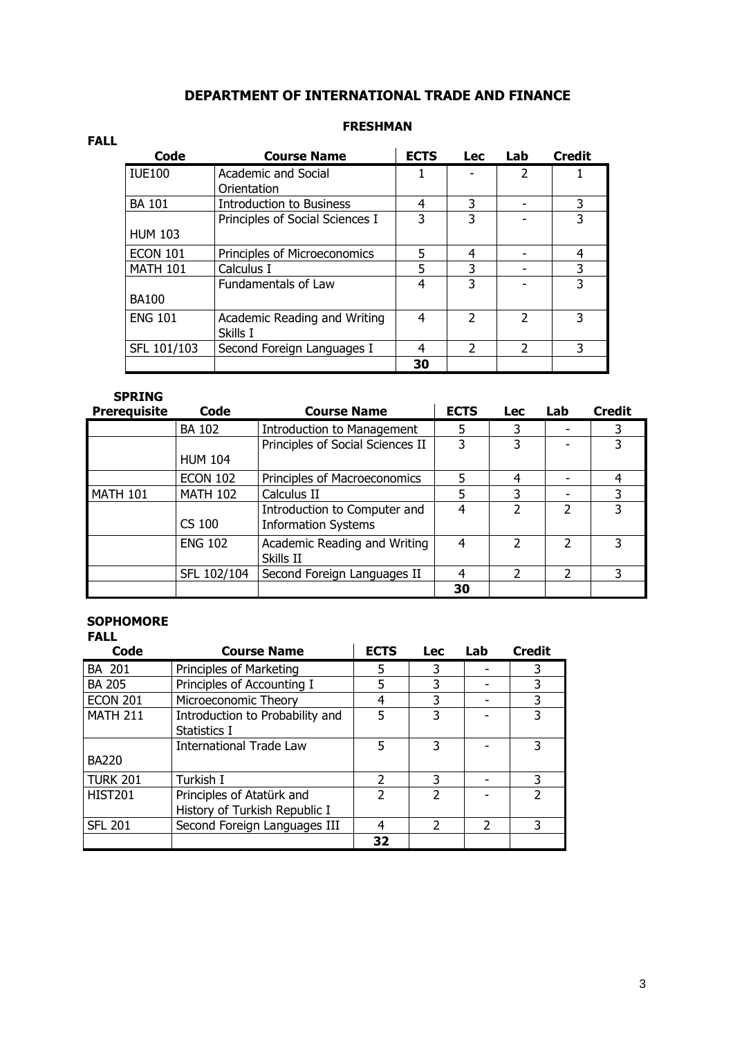## DEPARTMENT OF INTERNATIONAL TRADE AND FINANCE

### FRESHMAN

**FALL**

| Code | Course Name | ECTS | Lec | Lab | Credit |
|---|---|---|---|---|---|
| IUE100 | Academic and Social Orientation | 1 | - | 2 | 1 |
| BA 101 | Introduction to Business | 4 | 3 | - | 3 |
| HUM 103 | Principles of Social Sciences I | 3 | 3 | - | 3 |
| ECON 101 | Principles of Microeconomics | 5 | 4 | - | 4 |
| MATH 101 | Calculus I | 5 | 3 | - | 3 |
| BA100 | Fundamentals of Law | 4 | 3 | - | 3 |
| ENG 101 | Academic Reading and Writing Skills I | 4 | 2 | 2 | 3 |
| SFL 101/103 | Second Foreign Languages I | 4 | 2 | 2 | 3 |
| | | **30** | | | |

**SPRING**

| Prerequisite | Code | Course Name | ECTS | Lec | Lab | Credit |
|---|---|---|---|---|---|---|
| | BA 102 | Introduction to Management | 5 | 3 | - | 3 |
| | HUM 104 | Principles of Social Sciences II | 3 | 3 | - | 3 |
| | ECON 102 | Principles of Macroeconomics | 5 | 4 | - | 4 |
| MATH 101 | MATH 102 | Calculus II | 5 | 3 | - | 3 |
| | CS 100 | Introduction to Computer and Information Systems | 4 | 2 | 2 | 3 |
| | ENG 102 | Academic Reading and Writing Skills II | 4 | 2 | 2 | 3 |
| | SFL 102/104 | Second Foreign Languages II | 4 | 2 | 2 | 3 |
| | | | **30** | | | |

### SOPHOMORE

**FALL**

| Code | Course Name | ECTS | Lec | Lab | Credit |
|---|---|---|---|---|---|
| BA 201 | Principles of Marketing | 5 | 3 | - | 3 |
| BA 205 | Principles of Accounting I | 5 | 3 | - | 3 |
| ECON 201 | Microeconomic Theory | 4 | 3 | - | 3 |
| MATH 211 | Introduction to Probability and Statistics I | 5 | 3 | - | 3 |
| BA220 | International Trade Law | 5 | 3 | - | 3 |
| TURK 201 | Turkish I | 2 | 3 | - | 3 |
| HIST201 | Principles of Atatürk and History of Turkish Republic I | 2 | 2 | - | 2 |
| SFL 201 | Second Foreign Languages III | 4 | 2 | 2 | 3 |
| | | **32** | | | |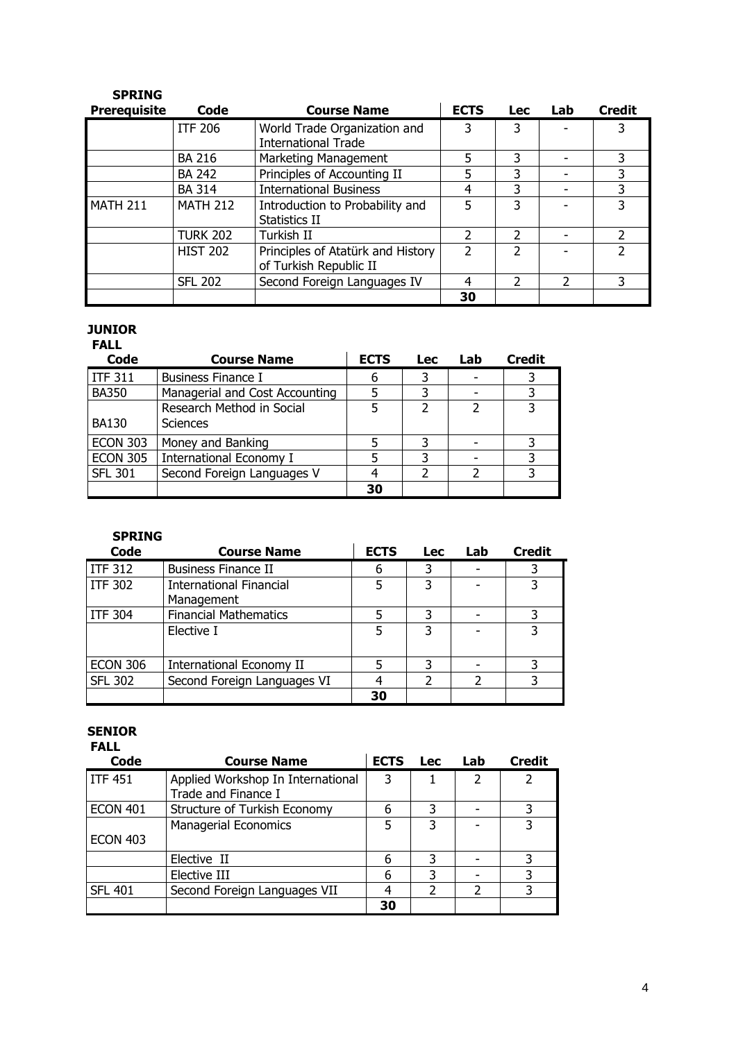**SPRING**

| Prerequisite | Code | Course Name | ECTS | Lec | Lab | Credit |
|---|---|---|---|---|---|---|
| | ITF 206 | World Trade Organization and International Trade | 3 | 3 | - | 3 |
| | BA 216 | Marketing Management | 5 | 3 | - | 3 |
| | BA 242 | Principles of Accounting II | 5 | 3 | - | 3 |
| | BA 314 | International Business | 4 | 3 | - | 3 |
| MATH 211 | MATH 212 | Introduction to Probability and Statistics II | 5 | 3 | - | 3 |
| | TURK 202 | Turkish II | 2 | 2 | - | 2 |
| | HIST 202 | Principles of Atatürk and History of Turkish Republic II | 2 | 2 | - | 2 |
| | SFL 202 | Second Foreign Languages IV | 4 | 2 | 2 | 3 |
| | | | **30** | | | |

**JUNIOR**

**FALL**

| Code | Course Name | ECTS | Lec | Lab | Credit |
|---|---|---|---|---|---|
| ITF 311 | Business Finance I | 6 | 3 | - | 3 |
| BA350 | Managerial and Cost Accounting | 5 | 3 | - | 3 |
| BA130 | Research Method in Social Sciences | 5 | 2 | 2 | 3 |
| ECON 303 | Money and Banking | 5 | 3 | - | 3 |
| ECON 305 | International Economy I | 5 | 3 | - | 3 |
| SFL 301 | Second Foreign Languages V | 4 | 2 | 2 | 3 |
| | | **30** | | | |

**SPRING**

| Code | Course Name | ECTS | Lec | Lab | Credit |
|---|---|---|---|---|---|
| ITF 312 | Business Finance II | 6 | 3 | - | 3 |
| ITF 302 | International Financial Management | 5 | 3 | - | 3 |
| ITF 304 | Financial Mathematics | 5 | 3 | - | 3 |
| | Elective I | 5 | 3 | - | 3 |
| ECON 306 | International Economy II | 5 | 3 | - | 3 |
| SFL 302 | Second Foreign Languages VI | 4 | 2 | 2 | 3 |
| | | **30** | | | |

**SENIOR**

**FALL**

| Code | Course Name | ECTS | Lec | Lab | Credit |
|---|---|---|---|---|---|
| ITF 451 | Applied Workshop In International Trade and Finance I | 3 | 1 | 2 | 2 |
| ECON 401 | Structure of Turkish Economy | 6 | 3 | - | 3 |
| ECON 403 | Managerial Economics | 5 | 3 | - | 3 |
| | Elective II | 6 | 3 | - | 3 |
| | Elective III | 6 | 3 | - | 3 |
| SFL 401 | Second Foreign Languages VII | 4 | 2 | 2 | 3 |
| | | **30** | | | |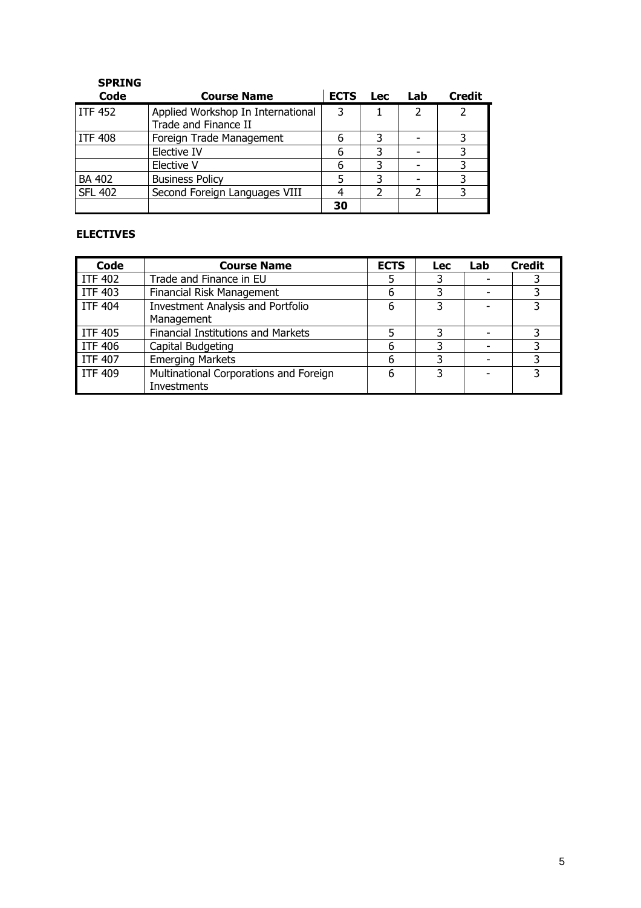**SPRING**

| Code | Course Name | ECTS | Lec | Lab | Credit |
|---|---|---|---|---|---|
| ITF 452 | Applied Workshop In International Trade and Finance II | 3 | 1 | 2 | 2 |
| ITF 408 | Foreign Trade Management | 6 | 3 | - | 3 |
| | Elective IV | 6 | 3 | - | 3 |
| | Elective V | 6 | 3 | - | 3 |
| BA 402 | Business Policy | 5 | 3 | - | 3 |
| SFL 402 | Second Foreign Languages VIII | 4 | 2 | 2 | 3 |
| | | **30** | | | |

**ELECTIVES**

| Code | Course Name | ECTS | Lec | Lab | Credit |
|---|---|---|---|---|---|
| ITF 402 | Trade and Finance in EU | 5 | 3 | - | 3 |
| ITF 403 | Financial Risk Management | 6 | 3 | - | 3 |
| ITF 404 | Investment Analysis and Portfolio Management | 6 | 3 | - | 3 |
| ITF 405 | Financial Institutions and Markets | 5 | 3 | - | 3 |
| ITF 406 | Capital Budgeting | 6 | 3 | - | 3 |
| ITF 407 | Emerging Markets | 6 | 3 | - | 3 |
| ITF 409 | Multinational Corporations and Foreign Investments | 6 | 3 | - | 3 |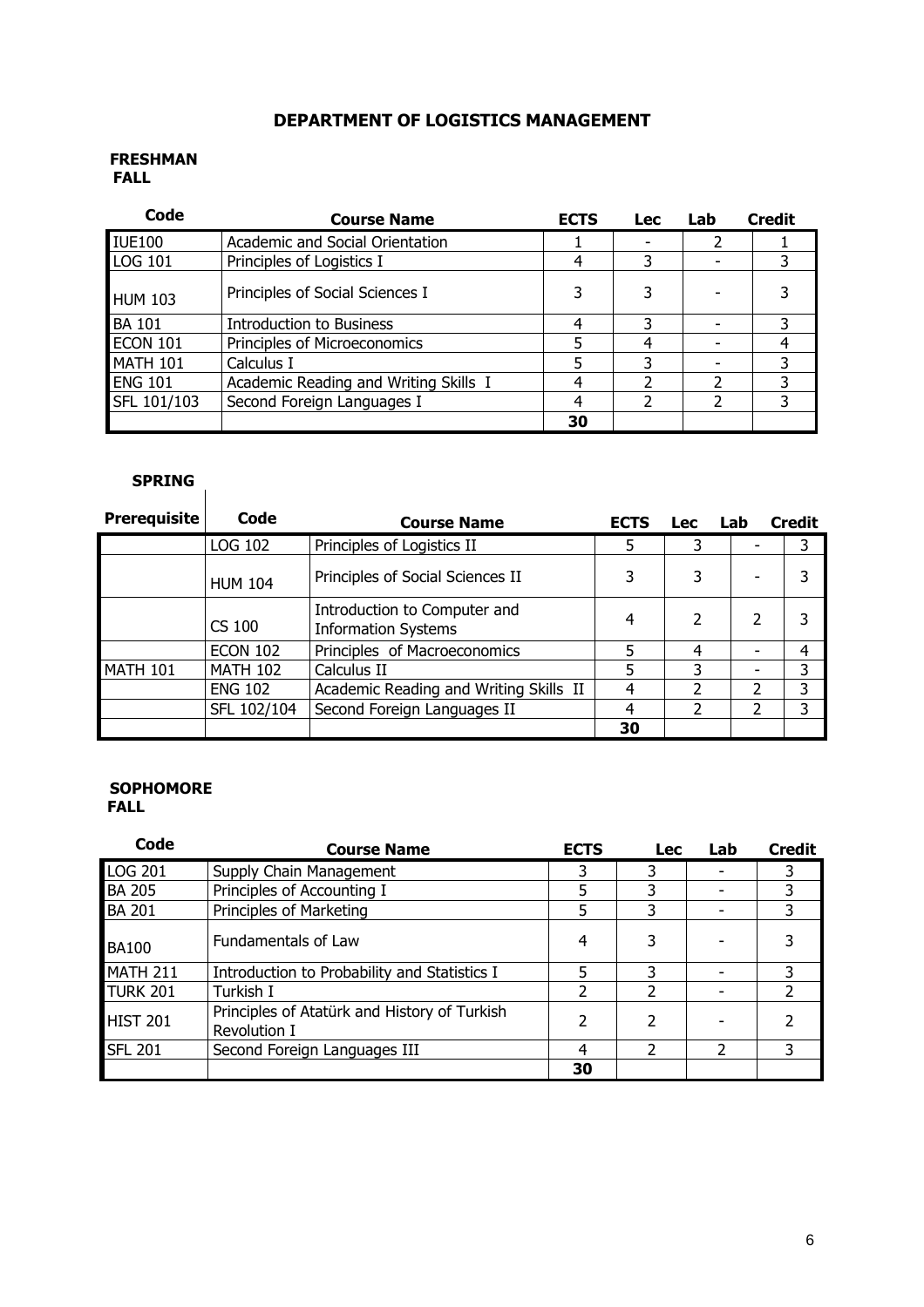# DEPARTMENT OF LOGISTICS MANAGEMENT

**FRESHMAN**
**FALL**

| Code | Course Name | ECTS | Lec | Lab | Credit |
|---|---|---|---|---|---|
| IUE100 | Academic and Social Orientation | 1 | - | 2 | 1 |
| LOG 101 | Principles of Logistics I | 4 | 3 | - | 3 |
| HUM 103 | Principles of Social Sciences I | 3 | 3 | - | 3 |
| BA 101 | Introduction to Business | 4 | 3 | - | 3 |
| ECON 101 | Principles of Microeconomics | 5 | 4 | - | 4 |
| MATH 101 | Calculus I | 5 | 3 | - | 3 |
| ENG 101 | Academic Reading and Writing Skills I | 4 | 2 | 2 | 3 |
| SFL 101/103 | Second Foreign Languages I | 4 | 2 | 2 | 3 |
| | | 30 | | | |

**SPRING**

| Prerequisite | Code | Course Name | ECTS | Lec | Lab | Credit |
|---|---|---|---|---|---|---|
| | LOG 102 | Principles of Logistics II | 5 | 3 | - | 3 |
| | HUM 104 | Principles of Social Sciences II | 3 | 3 | - | 3 |
| | CS 100 | Introduction to Computer and Information Systems | 4 | 2 | 2 | 3 |
| | ECON 102 | Principles of Macroeconomics | 5 | 4 | - | 4 |
| MATH 101 | MATH 102 | Calculus II | 5 | 3 | - | 3 |
| | ENG 102 | Academic Reading and Writing Skills II | 4 | 2 | 2 | 3 |
| | SFL 102/104 | Second Foreign Languages II | 4 | 2 | 2 | 3 |
| | | | 30 | | | |

**SOPHOMORE**
**FALL**

| Code | Course Name | ECTS | Lec | Lab | Credit |
|---|---|---|---|---|---|
| LOG 201 | Supply Chain Management | 3 | 3 | - | 3 |
| BA 205 | Principles of Accounting I | 5 | 3 | - | 3 |
| BA 201 | Principles of Marketing | 5 | 3 | - | 3 |
| BA100 | Fundamentals of Law | 4 | 3 | - | 3 |
| MATH 211 | Introduction to Probability and Statistics I | 5 | 3 | - | 3 |
| TURK 201 | Turkish I | 2 | 2 | - | 2 |
| HIST 201 | Principles of Atatürk and History of Turkish Revolution I | 2 | 2 | - | 2 |
| SFL 201 | Second Foreign Languages III | 4 | 2 | 2 | 3 |
| | | 30 | | | |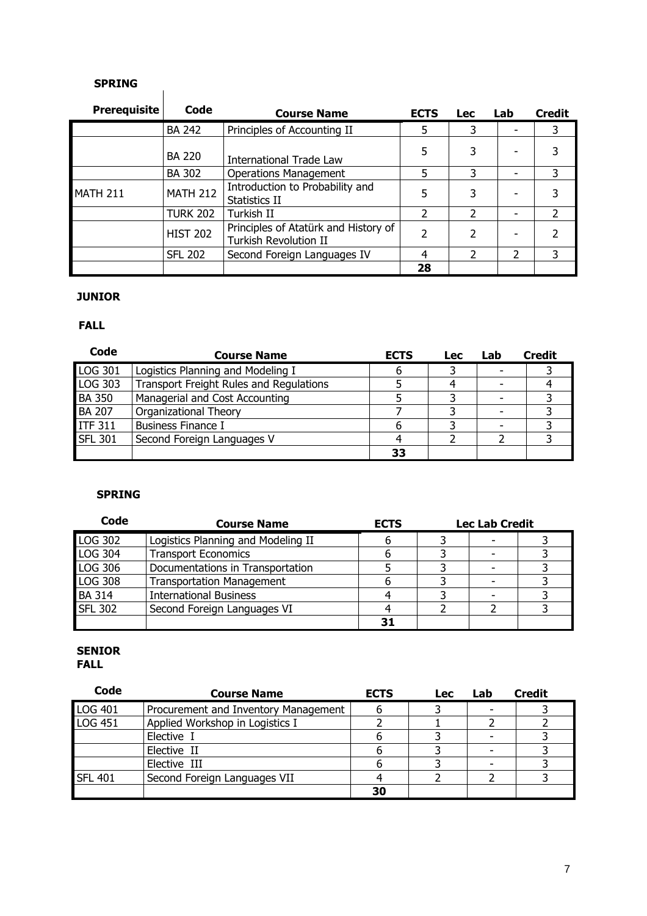**SPRING**

| Prerequisite | Code | Course Name | ECTS | Lec | Lab | Credit |
|---|---|---|---|---|---|---|
| | BA 242 | Principles of Accounting II | 5 | 3 | - | 3 |
| | BA 220 | International Trade Law | 5 | 3 | - | 3 |
| | BA 302 | Operations Management | 5 | 3 | - | 3 |
| MATH 211 | MATH 212 | Introduction to Probability and Statistics II | 5 | 3 | - | 3 |
| | TURK 202 | Turkish II | 2 | 2 | - | 2 |
| | HIST 202 | Principles of Atatürk and History of Turkish Revolution II | 2 | 2 | - | 2 |
| | SFL 202 | Second Foreign Languages IV | 4 | 2 | 2 | 3 |
| | | | **28** | | | |

**JUNIOR**

**FALL**

| Code | Course Name | ECTS | Lec | Lab | Credit |
|---|---|---|---|---|---|
| LOG 301 | Logistics Planning and Modeling I | 6 | 3 | - | 3 |
| LOG 303 | Transport Freight Rules and Regulations | 5 | 4 | - | 4 |
| BA 350 | Managerial and Cost Accounting | 5 | 3 | - | 3 |
| BA 207 | Organizational Theory | 7 | 3 | - | 3 |
| ITF 311 | Business Finance I | 6 | 3 | - | 3 |
| SFL 301 | Second Foreign Languages V | 4 | 2 | 2 | 3 |
| | | **33** | | | |

**SPRING**

| Code | Course Name | ECTS | Lec | Lab | Credit |
|---|---|---|---|---|---|
| LOG 302 | Logistics Planning and Modeling II | 6 | 3 | - | 3 |
| LOG 304 | Transport Economics | 6 | 3 | - | 3 |
| LOG 306 | Documentations in Transportation | 5 | 3 | - | 3 |
| LOG 308 | Transportation Management | 6 | 3 | - | 3 |
| BA 314 | International Business | 4 | 3 | - | 3 |
| SFL 302 | Second Foreign Languages VI | 4 | 2 | 2 | 3 |
| | | **31** | | | |

**SENIOR**
**FALL**

| Code | Course Name | ECTS | Lec | Lab | Credit |
|---|---|---|---|---|---|
| LOG 401 | Procurement and Inventory Management | 6 | 3 | - | 3 |
| LOG 451 | Applied Workshop in Logistics I | 2 | 1 | 2 | 2 |
| | Elective I | 6 | 3 | - | 3 |
| | Elective II | 6 | 3 | - | 3 |
| | Elective III | 6 | 3 | - | 3 |
| SFL 401 | Second Foreign Languages VII | 4 | 2 | 2 | 3 |
| | | **30** | | | |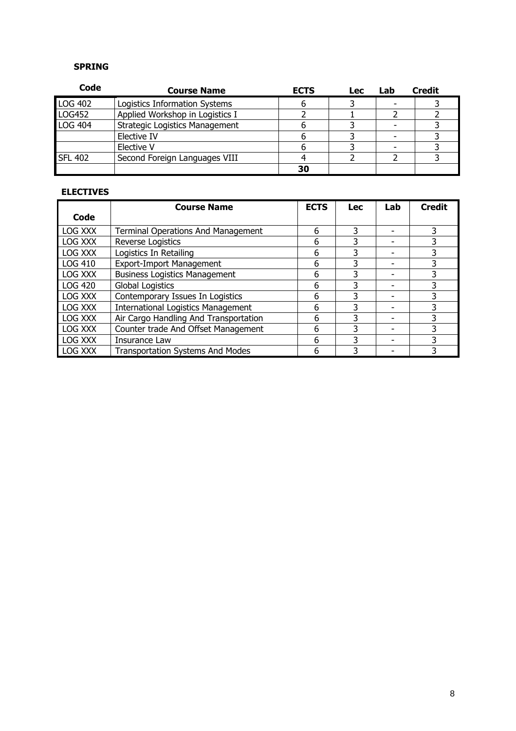**SPRING**

| Code | Course Name | ECTS | Lec | Lab | Credit |
|---|---|---|---|---|---|
| LOG 402 | Logistics Information Systems | 6 | 3 | - | 3 |
| LOG452 | Applied Workshop in Logistics I | 2 | 1 | 2 | 2 |
| LOG 404 | Strategic Logistics Management | 6 | 3 | - | 3 |
| | Elective IV | 6 | 3 | - | 3 |
| | Elective V | 6 | 3 | - | 3 |
| SFL 402 | Second Foreign Languages VIII | 4 | 2 | 2 | 3 |
| | | **30** | | | |

**ELECTIVES**

| Code | Course Name | ECTS | Lec | Lab | Credit |
|---|---|---|---|---|---|
| LOG XXX | Terminal Operations And Management | 6 | 3 | - | 3 |
| LOG XXX | Reverse Logistics | 6 | 3 | - | 3 |
| LOG XXX | Logistics In Retailing | 6 | 3 | - | 3 |
| LOG 410 | Export-Import Management | 6 | 3 | - | 3 |
| LOG XXX | Business Logistics Management | 6 | 3 | - | 3 |
| LOG 420 | Global Logistics | 6 | 3 | - | 3 |
| LOG XXX | Contemporary Issues In Logistics | 6 | 3 | - | 3 |
| LOG XXX | International Logistics Management | 6 | 3 | - | 3 |
| LOG XXX | Air Cargo Handling And Transportation | 6 | 3 | - | 3 |
| LOG XXX | Counter trade And Offset Management | 6 | 3 | - | 3 |
| LOG XXX | Insurance Law | 6 | 3 | - | 3 |
| LOG XXX | Transportation Systems And Modes | 6 | 3 | - | 3 |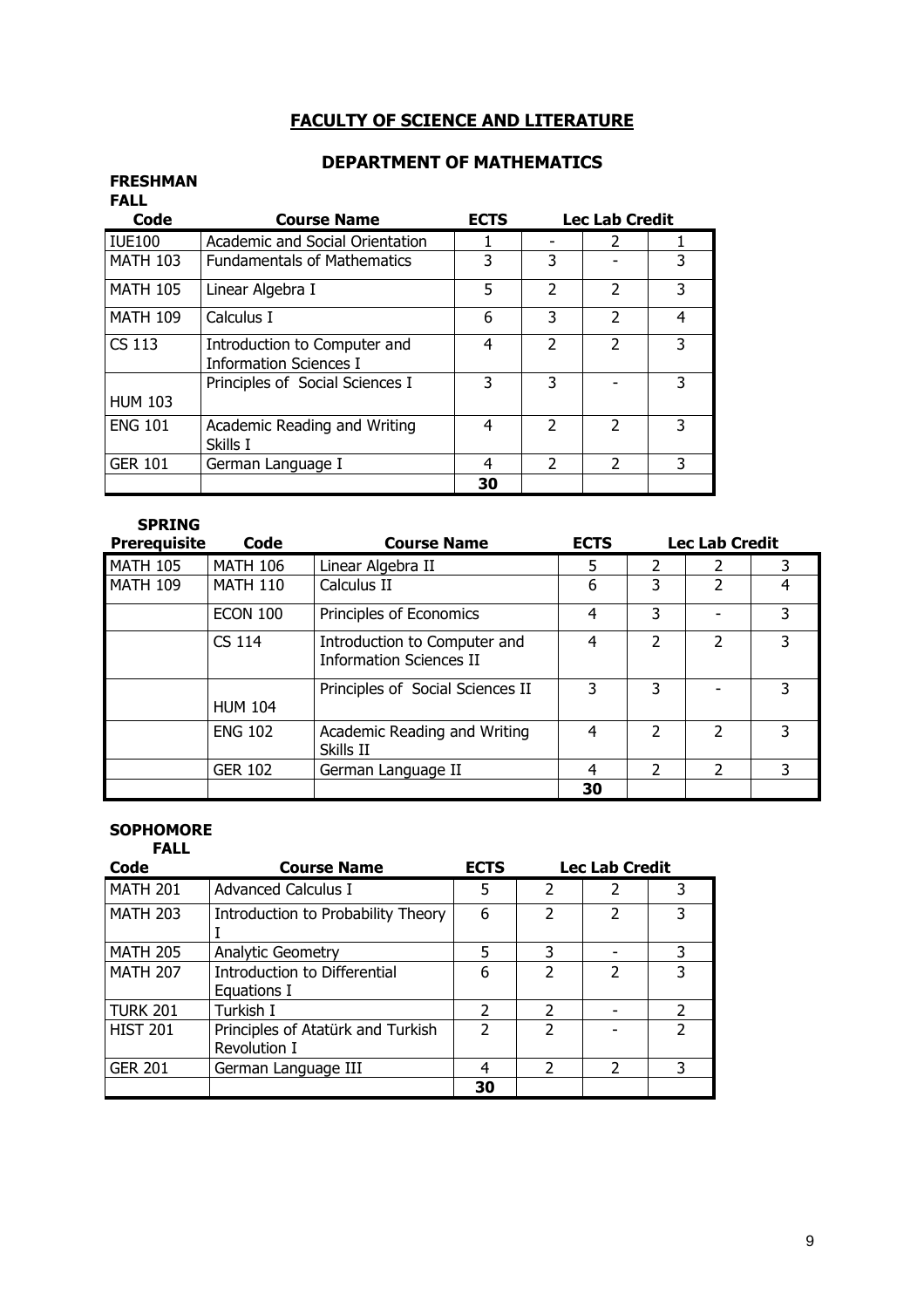# FACULTY OF SCIENCE AND LITERATURE

## DEPARTMENT OF MATHEMATICS

**FRESHMAN**

**FALL**

| Code | Course Name | ECTS | Lec | Lab | Credit |
|---|---|---|---|---|---|
| IUE100 | Academic and Social Orientation | 1 | - | 2 | 1 |
| MATH 103 | Fundamentals of Mathematics | 3 | 3 | - | 3 |
| MATH 105 | Linear Algebra I | 5 | 2 | 2 | 3 |
| MATH 109 | Calculus I | 6 | 3 | 2 | 4 |
| CS 113 | Introduction to Computer and Information Sciences I | 4 | 2 | 2 | 3 |
| HUM 103 | Principles of Social Sciences I | 3 | 3 | - | 3 |
| ENG 101 | Academic Reading and Writing Skills I | 4 | 2 | 2 | 3 |
| GER 101 | German Language I | 4 | 2 | 2 | 3 |
| | | **30** | | | |

**SPRING**

| Prerequisite | Code | Course Name | ECTS | Lec | Lab | Credit |
|---|---|---|---|---|---|---|
| MATH 105 | MATH 106 | Linear Algebra II | 5 | 2 | 2 | 3 |
| MATH 109 | MATH 110 | Calculus II | 6 | 3 | 2 | 4 |
| | ECON 100 | Principles of Economics | 4 | 3 | - | 3 |
| | CS 114 | Introduction to Computer and Information Sciences II | 4 | 2 | 2 | 3 |
| | HUM 104 | Principles of Social Sciences II | 3 | 3 | - | 3 |
| | ENG 102 | Academic Reading and Writing Skills II | 4 | 2 | 2 | 3 |
| | GER 102 | German Language II | 4 | 2 | 2 | 3 |
| | | | **30** | | | |

**SOPHOMORE**

**FALL**

| Code | Course Name | ECTS | Lec | Lab | Credit |
|---|---|---|---|---|---|
| MATH 201 | Advanced Calculus I | 5 | 2 | 2 | 3 |
| MATH 203 | Introduction to Probability Theory I | 6 | 2 | 2 | 3 |
| MATH 205 | Analytic Geometry | 5 | 3 | - | 3 |
| MATH 207 | Introduction to Differential Equations I | 6 | 2 | 2 | 3 |
| TURK 201 | Turkish I | 2 | 2 | - | 2 |
| HIST 201 | Principles of Atatürk and Turkish Revolution I | 2 | 2 | - | 2 |
| GER 201 | German Language III | 4 | 2 | 2 | 3 |
| | | **30** | | | |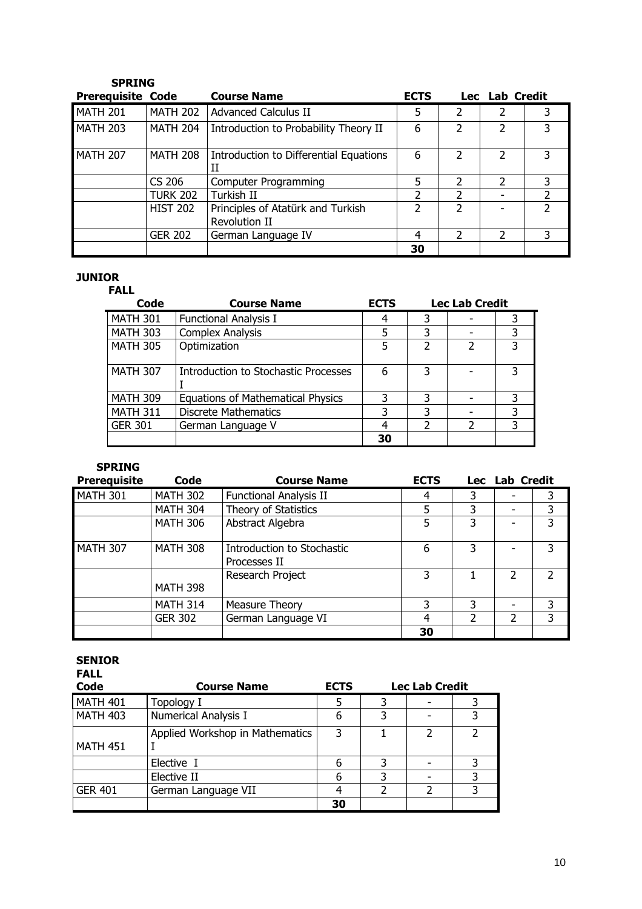**SPRING**

| Prerequisite | Code | Course Name | ECTS | Lec | Lab | Credit |
|---|---|---|---|---|---|---|
| MATH 201 | MATH 202 | Advanced Calculus II | 5 | 2 | 2 | 3 |
| MATH 203 | MATH 204 | Introduction to Probability Theory II | 6 | 2 | 2 | 3 |
| MATH 207 | MATH 208 | Introduction to Differential Equations II | 6 | 2 | 2 | 3 |
| | CS 206 | Computer Programming | 5 | 2 | 2 | 3 |
| | TURK 202 | Turkish II | 2 | 2 | - | 2 |
| | HIST 202 | Principles of Atatürk and Turkish Revolution II | 2 | 2 | - | 2 |
| | GER 202 | German Language IV | 4 | 2 | 2 | 3 |
| | | | 30 | | | |

**JUNIOR**

**FALL**

| Code | Course Name | ECTS | Lec | Lab | Credit |
|---|---|---|---|---|---|
| MATH 301 | Functional Analysis I | 4 | 3 | - | 3 |
| MATH 303 | Complex Analysis | 5 | 3 | - | 3 |
| MATH 305 | Optimization | 5 | 2 | 2 | 3 |
| MATH 307 | Introduction to Stochastic Processes I | 6 | 3 | - | 3 |
| MATH 309 | Equations of Mathematical Physics | 3 | 3 | - | 3 |
| MATH 311 | Discrete Mathematics | 3 | 3 | - | 3 |
| GER 301 | German Language V | 4 | 2 | 2 | 3 |
| | | 30 | | | |

**SPRING**

| Prerequisite | Code | Course Name | ECTS | Lec | Lab | Credit |
|---|---|---|---|---|---|---|
| MATH 301 | MATH 302 | Functional Analysis II | 4 | 3 | - | 3 |
| | MATH 304 | Theory of Statistics | 5 | 3 | - | 3 |
| | MATH 306 | Abstract Algebra | 5 | 3 | - | 3 |
| MATH 307 | MATH 308 | Introduction to Stochastic Processes II | 6 | 3 | - | 3 |
| | MATH 398 | Research Project | 3 | 1 | 2 | 2 |
| | MATH 314 | Measure Theory | 3 | 3 | - | 3 |
| | GER 302 | German Language VI | 4 | 2 | 2 | 3 |
| | | | 30 | | | |

**SENIOR**

**FALL**

| Code | Course Name | ECTS | Lec | Lab | Credit |
|---|---|---|---|---|---|
| MATH 401 | Topology I | 5 | 3 | - | 3 |
| MATH 403 | Numerical Analysis I | 6 | 3 | - | 3 |
| MATH 451 | Applied Workshop in Mathematics I | 3 | 1 | 2 | 2 |
| | Elective I | 6 | 3 | - | 3 |
| | Elective II | 6 | 3 | - | 3 |
| GER 401 | German Language VII | 4 | 2 | 2 | 3 |
| | | 30 | | | |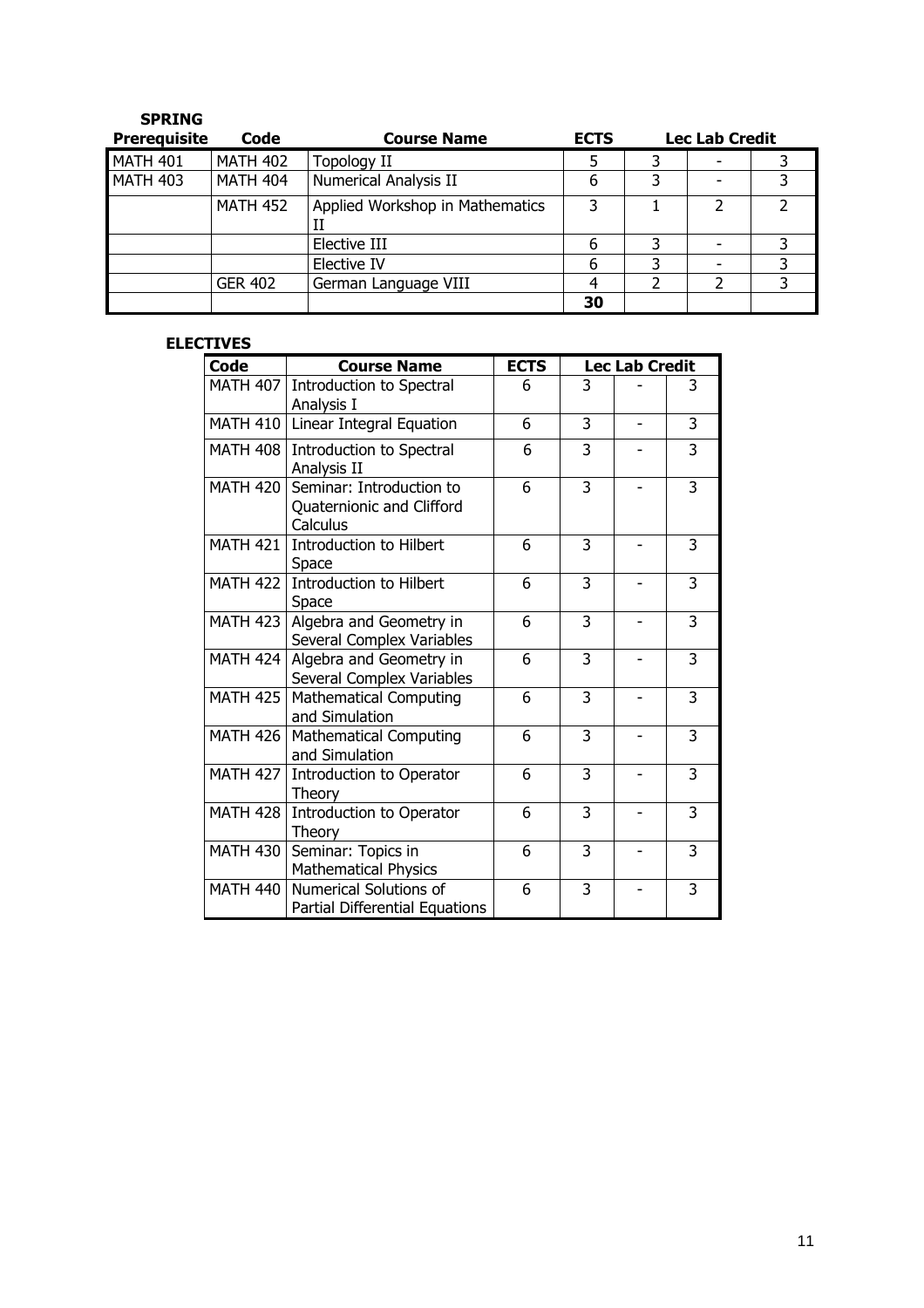**SPRING**

| Prerequisite | Code | Course Name | ECTS | Lec | Lab | Credit |
|---|---|---|---|---|---|---|
| MATH 401 | MATH 402 | Topology II | 5 | 3 | - | 3 |
| MATH 403 | MATH 404 | Numerical Analysis II | 6 | 3 | - | 3 |
| | MATH 452 | Applied Workshop in Mathematics II | 3 | 1 | 2 | 2 |
| | | Elective III | 6 | 3 | - | 3 |
| | | Elective IV | 6 | 3 | - | 3 |
| | GER 402 | German Language VIII | 4 | 2 | 2 | 3 |
| | | | **30** | | | |

**ELECTIVES**

| Code | Course Name | ECTS | Lec | Lab | Credit |
|---|---|---|---|---|---|
| MATH 407 | Introduction to Spectral Analysis I | 6 | 3 | - | 3 |
| MATH 410 | Linear Integral Equation | 6 | 3 | - | 3 |
| MATH 408 | Introduction to Spectral Analysis II | 6 | 3 | - | 3 |
| MATH 420 | Seminar: Introduction to Quaternionic and Clifford Calculus | 6 | 3 | - | 3 |
| MATH 421 | Introduction to Hilbert Space | 6 | 3 | - | 3 |
| MATH 422 | Introduction to Hilbert Space | 6 | 3 | - | 3 |
| MATH 423 | Algebra and Geometry in Several Complex Variables | 6 | 3 | - | 3 |
| MATH 424 | Algebra and Geometry in Several Complex Variables | 6 | 3 | - | 3 |
| MATH 425 | Mathematical Computing and Simulation | 6 | 3 | - | 3 |
| MATH 426 | Mathematical Computing and Simulation | 6 | 3 | - | 3 |
| MATH 427 | Introduction to Operator Theory | 6 | 3 | - | 3 |
| MATH 428 | Introduction to Operator Theory | 6 | 3 | - | 3 |
| MATH 430 | Seminar: Topics in Mathematical Physics | 6 | 3 | - | 3 |
| MATH 440 | Numerical Solutions of Partial Differential Equations | 6 | 3 | - | 3 |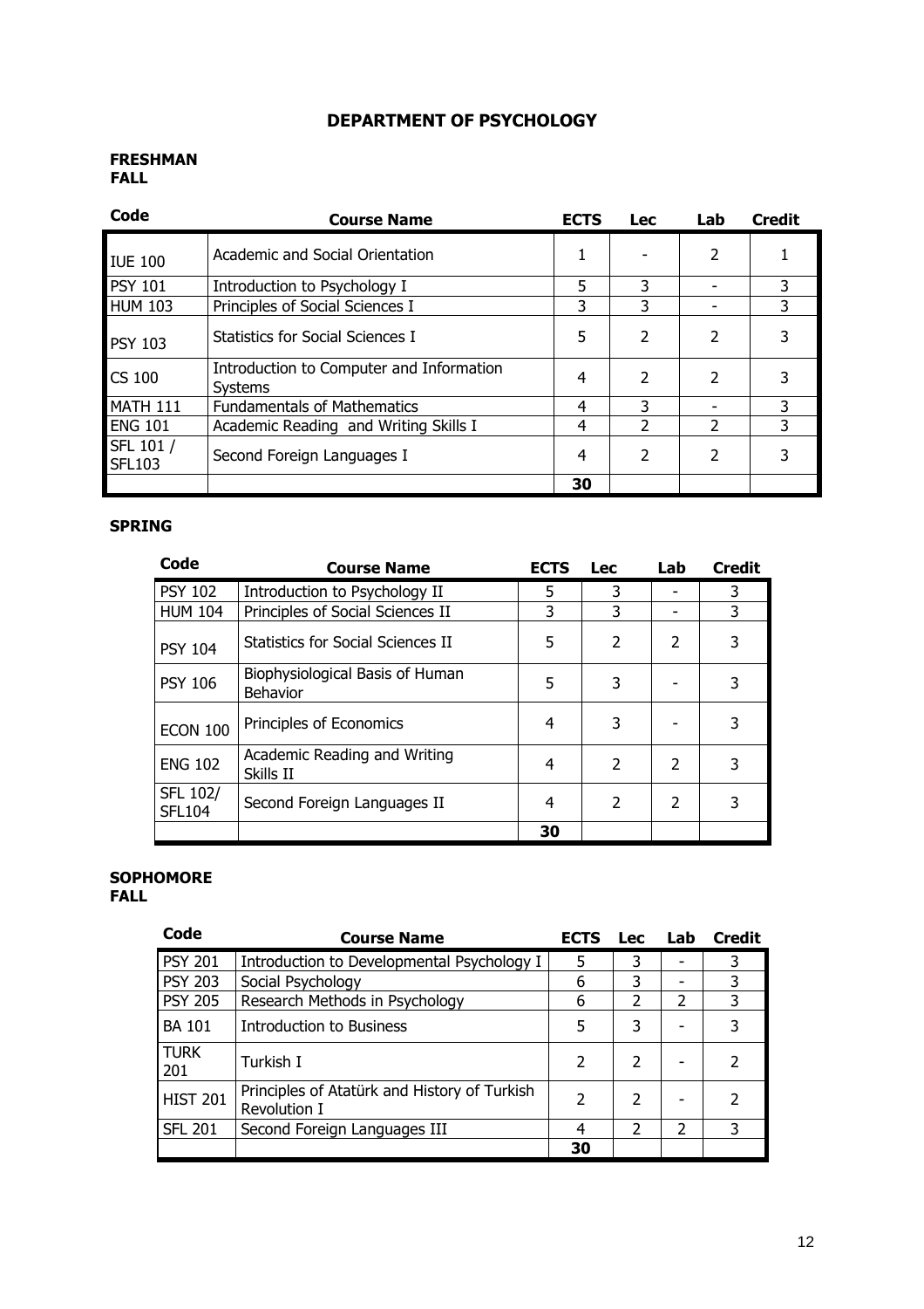# DEPARTMENT OF PSYCHOLOGY

**FRESHMAN**
**FALL**

| Code | Course Name | ECTS | Lec | Lab | Credit |
|---|---|---|---|---|---|
| IUE 100 | Academic and Social Orientation | 1 | - | 2 | 1 |
| PSY 101 | Introduction to Psychology I | 5 | 3 | - | 3 |
| HUM 103 | Principles of Social Sciences I | 3 | 3 | - | 3 |
| PSY 103 | Statistics for Social Sciences I | 5 | 2 | 2 | 3 |
| CS 100 | Introduction to Computer and Information Systems | 4 | 2 | 2 | 3 |
| MATH 111 | Fundamentals of Mathematics | 4 | 3 | - | 3 |
| ENG 101 | Academic Reading and Writing Skills I | 4 | 2 | 2 | 3 |
| SFL 101 / SFL103 | Second Foreign Languages I | 4 | 2 | 2 | 3 |
| | | **30** | | | |

**SPRING**

| Code | Course Name | ECTS | Lec | Lab | Credit |
|---|---|---|---|---|---|
| PSY 102 | Introduction to Psychology II | 5 | 3 | - | 3 |
| HUM 104 | Principles of Social Sciences II | 3 | 3 | - | 3 |
| PSY 104 | Statistics for Social Sciences II | 5 | 2 | 2 | 3 |
| PSY 106 | Biophysiological Basis of Human Behavior | 5 | 3 | - | 3 |
| ECON 100 | Principles of Economics | 4 | 3 | - | 3 |
| ENG 102 | Academic Reading and Writing Skills II | 4 | 2 | 2 | 3 |
| SFL 102/ SFL104 | Second Foreign Languages II | 4 | 2 | 2 | 3 |
| | | **30** | | | |

**SOPHOMORE**
**FALL**

| Code | Course Name | ECTS | Lec | Lab | Credit |
|---|---|---|---|---|---|
| PSY 201 | Introduction to Developmental Psychology I | 5 | 3 | - | 3 |
| PSY 203 | Social Psychology | 6 | 3 | - | 3 |
| PSY 205 | Research Methods in Psychology | 6 | 2 | 2 | 3 |
| BA 101 | Introduction to Business | 5 | 3 | - | 3 |
| TURK 201 | Turkish I | 2 | 2 | - | 2 |
| HIST 201 | Principles of Atatürk and History of Turkish Revolution I | 2 | 2 | - | 2 |
| SFL 201 | Second Foreign Languages III | 4 | 2 | 2 | 3 |
| | | **30** | | | |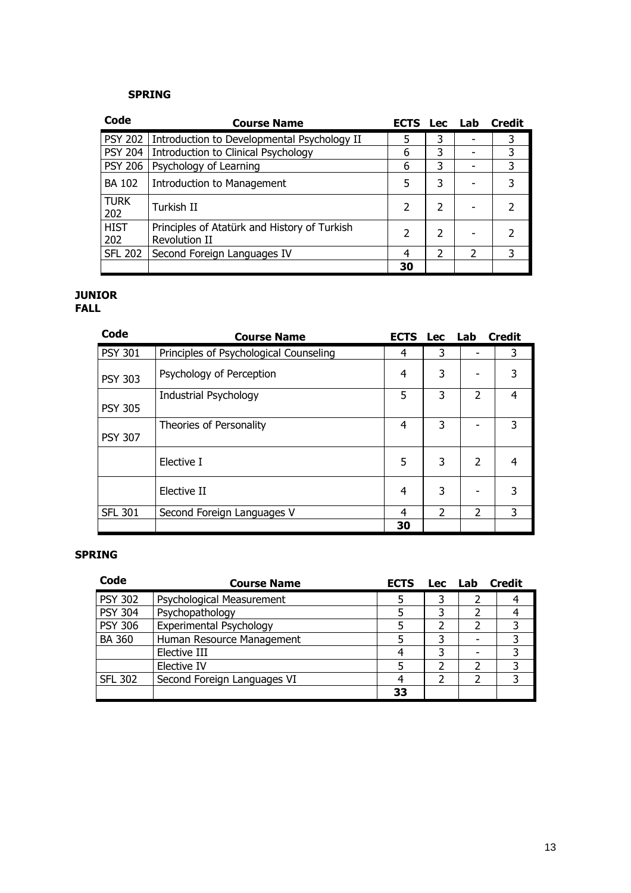**SPRING**

| Code | Course Name | ECTS | Lec | Lab | Credit |
|---|---|---|---|---|---|
| PSY 202 | Introduction to Developmental Psychology II | 5 | 3 | - | 3 |
| PSY 204 | Introduction to Clinical Psychology | 6 | 3 | - | 3 |
| PSY 206 | Psychology of Learning | 6 | 3 | - | 3 |
| BA 102 | Introduction to Management | 5 | 3 | - | 3 |
| TURK 202 | Turkish II | 2 | 2 | - | 2 |
| HIST 202 | Principles of Atatürk and History of Turkish Revolution II | 2 | 2 | - | 2 |
| SFL 202 | Second Foreign Languages IV | 4 | 2 | 2 | 3 |
| | | **30** | | | |

**JUNIOR**
**FALL**

| Code | Course Name | ECTS | Lec | Lab | Credit |
|---|---|---|---|---|---|
| PSY 301 | Principles of Psychological Counseling | 4 | 3 | - | 3 |
| PSY 303 | Psychology of Perception | 4 | 3 | - | 3 |
| PSY 305 | Industrial Psychology | 5 | 3 | 2 | 4 |
| PSY 307 | Theories of Personality | 4 | 3 | - | 3 |
| | Elective I | 5 | 3 | 2 | 4 |
| | Elective II | 4 | 3 | - | 3 |
| SFL 301 | Second Foreign Languages V | 4 | 2 | 2 | 3 |
| | | **30** | | | |

**SPRING**

| Code | Course Name | ECTS | Lec | Lab | Credit |
|---|---|---|---|---|---|
| PSY 302 | Psychological Measurement | 5 | 3 | 2 | 4 |
| PSY 304 | Psychopathology | 5 | 3 | 2 | 4 |
| PSY 306 | Experimental Psychology | 5 | 2 | 2 | 3 |
| BA 360 | Human Resource Management | 5 | 3 | - | 3 |
| | Elective III | 4 | 3 | - | 3 |
| | Elective IV | 5 | 2 | 2 | 3 |
| SFL 302 | Second Foreign Languages VI | 4 | 2 | 2 | 3 |
| | | **33** | | | |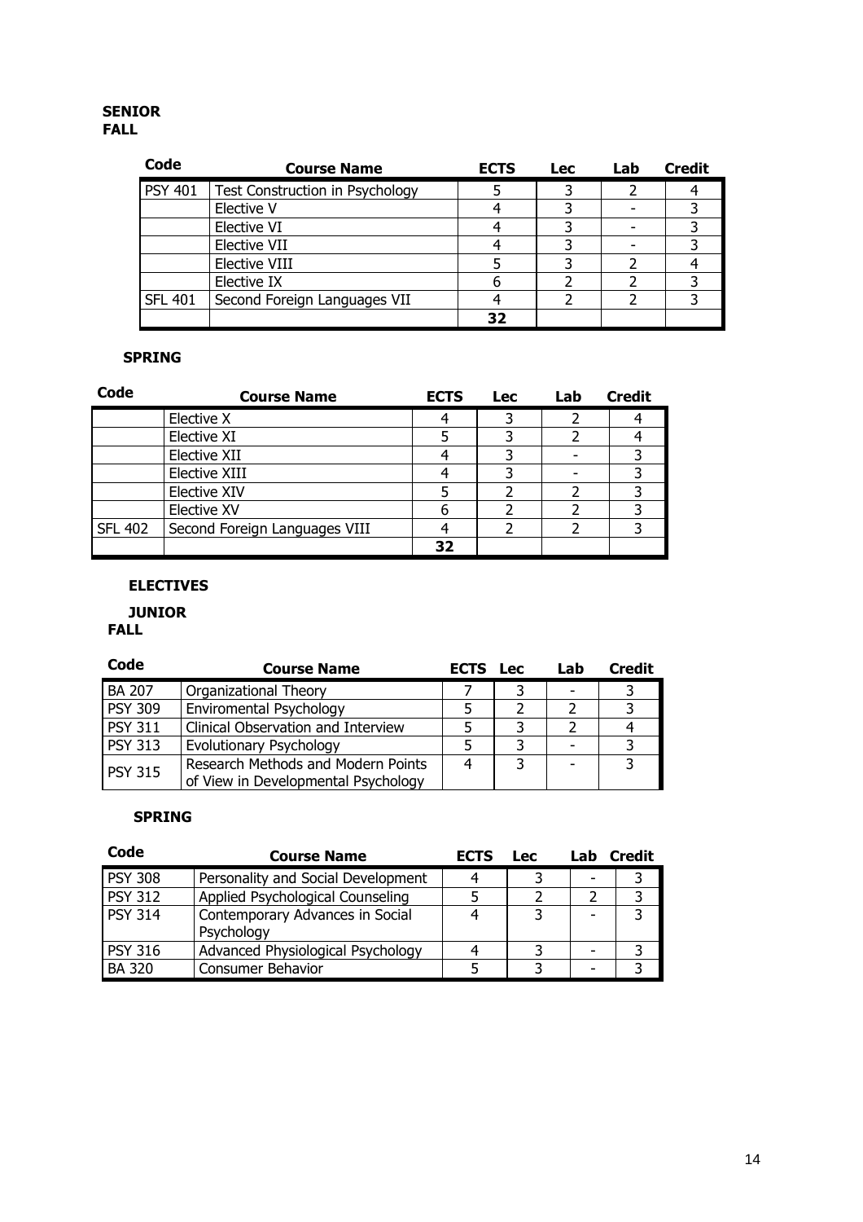**SENIOR**
**FALL**

| Code | Course Name | ECTS | Lec | Lab | Credit |
|---|---|---|---|---|---|
| PSY 401 | Test Construction in Psychology | 5 | 3 | 2 | 4 |
| | Elective V | 4 | 3 | - | 3 |
| | Elective VI | 4 | 3 | - | 3 |
| | Elective VII | 4 | 3 | - | 3 |
| | Elective VIII | 5 | 3 | 2 | 4 |
| | Elective IX | 6 | 2 | 2 | 3 |
| SFL 401 | Second Foreign Languages VII | 4 | 2 | 2 | 3 |
| | | **32** | | | |

**SPRING**

| Code | Course Name | ECTS | Lec | Lab | Credit |
|---|---|---|---|---|---|
| | Elective X | 4 | 3 | 2 | 4 |
| | Elective XI | 5 | 3 | 2 | 4 |
| | Elective XII | 4 | 3 | - | 3 |
| | Elective XIII | 4 | 3 | - | 3 |
| | Elective XIV | 5 | 2 | 2 | 3 |
| | Elective XV | 6 | 2 | 2 | 3 |
| SFL 402 | Second Foreign Languages VIII | 4 | 2 | 2 | 3 |
| | | **32** | | | |

**ELECTIVES**

**JUNIOR**
**FALL**

| Code | Course Name | ECTS | Lec | Lab | Credit |
|---|---|---|---|---|---|
| BA 207 | Organizational Theory | 7 | 3 | - | 3 |
| PSY 309 | Enviromental Psychology | 5 | 2 | 2 | 3 |
| PSY 311 | Clinical Observation and Interview | 5 | 3 | 2 | 4 |
| PSY 313 | Evolutionary Psychology | 5 | 3 | - | 3 |
| PSY 315 | Research Methods and Modern Points of View in Developmental Psychology | 4 | 3 | - | 3 |

**SPRING**

| Code | Course Name | ECTS | Lec | Lab | Credit |
|---|---|---|---|---|---|
| PSY 308 | Personality and Social Development | 4 | 3 | - | 3 |
| PSY 312 | Applied Psychological Counseling | 5 | 2 | 2 | 3 |
| PSY 314 | Contemporary Advances in Social Psychology | 4 | 3 | - | 3 |
| PSY 316 | Advanced Physiological Psychology | 4 | 3 | - | 3 |
| BA 320 | Consumer Behavior | 5 | 3 | - | 3 |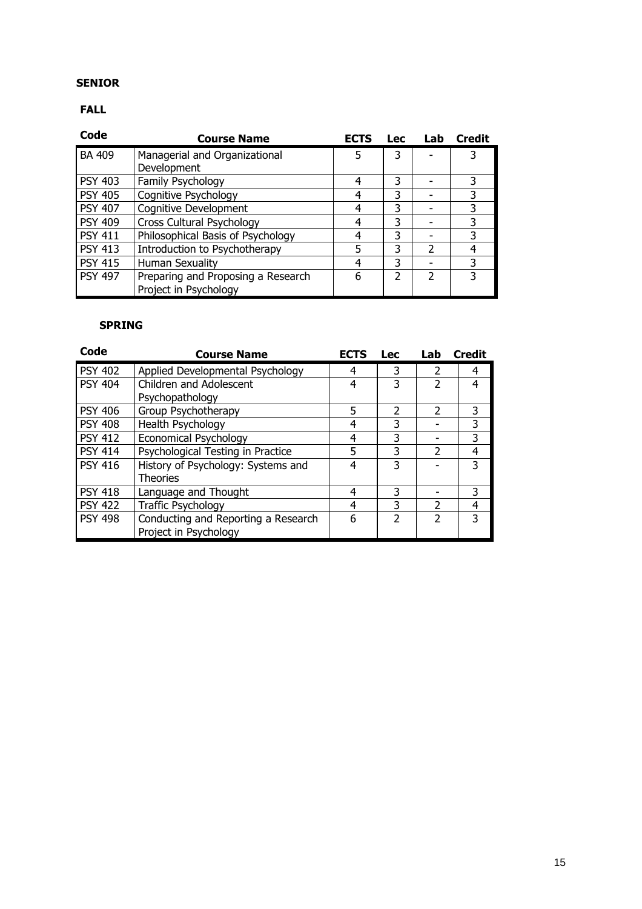**SENIOR**

**FALL**

| Code | Course Name | ECTS | Lec | Lab | Credit |
|---|---|---|---|---|---|
| BA 409 | Managerial and Organizational Development | 5 | 3 | - | 3 |
| PSY 403 | Family Psychology | 4 | 3 | - | 3 |
| PSY 405 | Cognitive Psychology | 4 | 3 | - | 3 |
| PSY 407 | Cognitive Development | 4 | 3 | - | 3 |
| PSY 409 | Cross Cultural Psychology | 4 | 3 | - | 3 |
| PSY 411 | Philosophical Basis of Psychology | 4 | 3 | - | 3 |
| PSY 413 | Introduction to Psychotherapy | 5 | 3 | 2 | 4 |
| PSY 415 | Human Sexuality | 4 | 3 | - | 3 |
| PSY 497 | Preparing and Proposing a Research Project in Psychology | 6 | 2 | 2 | 3 |

**SPRING**

| Code | Course Name | ECTS | Lec | Lab | Credit |
|---|---|---|---|---|---|
| PSY 402 | Applied Developmental Psychology | 4 | 3 | 2 | 4 |
| PSY 404 | Children and Adolescent Psychopathology | 4 | 3 | 2 | 4 |
| PSY 406 | Group Psychotherapy | 5 | 2 | 2 | 3 |
| PSY 408 | Health Psychology | 4 | 3 | - | 3 |
| PSY 412 | Economical Psychology | 4 | 3 | - | 3 |
| PSY 414 | Psychological Testing in Practice | 5 | 3 | 2 | 4 |
| PSY 416 | History of Psychology: Systems and Theories | 4 | 3 | - | 3 |
| PSY 418 | Language and Thought | 4 | 3 | - | 3 |
| PSY 422 | Traffic Psychology | 4 | 3 | 2 | 4 |
| PSY 498 | Conducting and Reporting a Research Project in Psychology | 6 | 2 | 2 | 3 |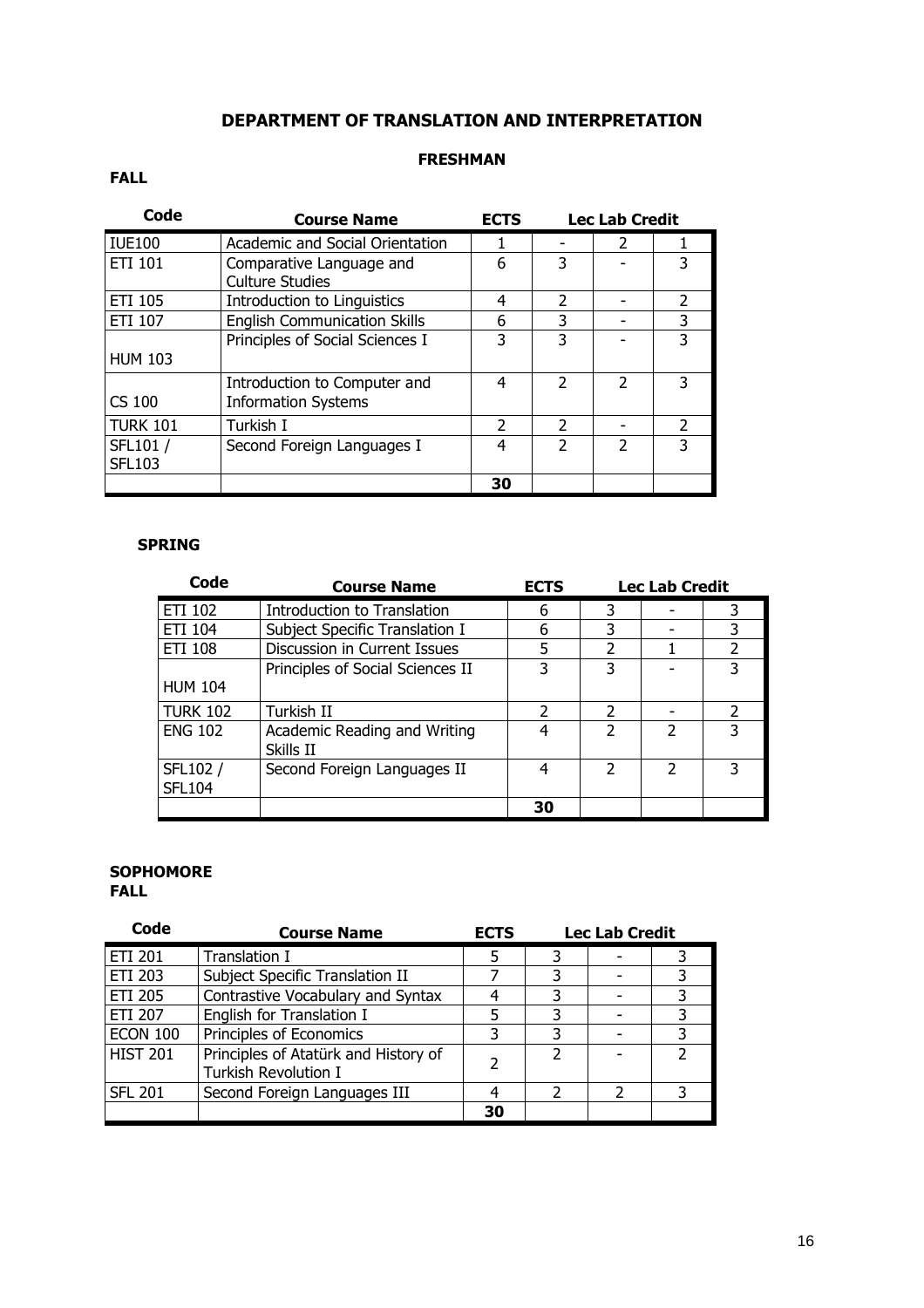# DEPARTMENT OF TRANSLATION AND INTERPRETATION

## FRESHMAN

### FALL

| Code | Course Name | ECTS | Lec | Lab | Credit |
|---|---|---|---|---|---|
| IUE100 | Academic and Social Orientation | 1 | - | 2 | 1 |
| ETI 101 | Comparative Language and Culture Studies | 6 | 3 | - | 3 |
| ETI 105 | Introduction to Linguistics | 4 | 2 | - | 2 |
| ETI 107 | English Communication Skills | 6 | 3 | - | 3 |
| HUM 103 | Principles of Social Sciences I | 3 | 3 | - | 3 |
| CS 100 | Introduction to Computer and Information Systems | 4 | 2 | 2 | 3 |
| TURK 101 | Turkish I | 2 | 2 | - | 2 |
| SFL101 / SFL103 | Second Foreign Languages I | 4 | 2 | 2 | 3 |
| | | 30 | | | |

### SPRING

| Code | Course Name | ECTS | Lec | Lab | Credit |
|---|---|---|---|---|---|
| ETI 102 | Introduction to Translation | 6 | 3 | - | 3 |
| ETI 104 | Subject Specific Translation I | 6 | 3 | - | 3 |
| ETI 108 | Discussion in Current Issues | 5 | 2 | 1 | 2 |
| HUM 104 | Principles of Social Sciences II | 3 | 3 | - | 3 |
| TURK 102 | Turkish II | 2 | 2 | - | 2 |
| ENG 102 | Academic Reading and Writing Skills II | 4 | 2 | 2 | 3 |
| SFL102 / SFL104 | Second Foreign Languages II | 4 | 2 | 2 | 3 |
| | | 30 | | | |

## SOPHOMORE

### FALL

| Code | Course Name | ECTS | Lec | Lab | Credit |
|---|---|---|---|---|---|
| ETI 201 | Translation I | 5 | 3 | - | 3 |
| ETI 203 | Subject Specific Translation II | 7 | 3 | - | 3 |
| ETI 205 | Contrastive Vocabulary and Syntax | 4 | 3 | - | 3 |
| ETI 207 | English for Translation I | 5 | 3 | - | 3 |
| ECON 100 | Principles of Economics | 3 | 3 | - | 3 |
| HIST 201 | Principles of Atatürk and History of Turkish Revolution I | 2 | 2 | - | 2 |
| SFL 201 | Second Foreign Languages III | 4 | 2 | 2 | 3 |
| | | 30 | | | |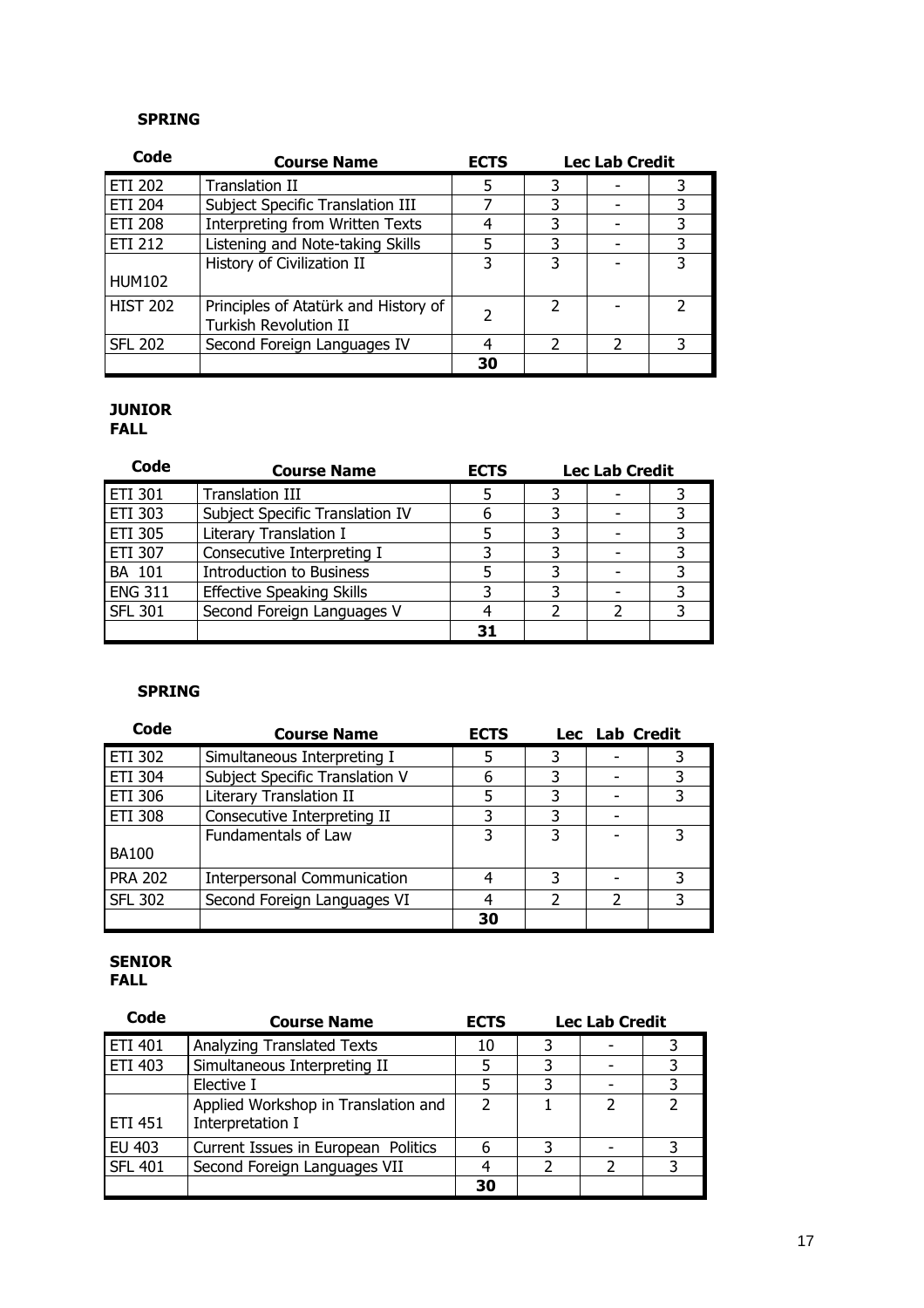**SPRING**

| Code | Course Name | ECTS | Lec | Lab | Credit |
|---|---|---|---|---|---|
| ETI 202 | Translation II | 5 | 3 | - | 3 |
| ETI 204 | Subject Specific Translation III | 7 | 3 | - | 3 |
| ETI 208 | Interpreting from Written Texts | 4 | 3 | - | 3 |
| ETI 212 | Listening and Note-taking Skills | 5 | 3 | - | 3 |
| HUM102 | History of Civilization II | 3 | 3 | - | 3 |
| HIST 202 | Principles of Atatürk and History of Turkish Revolution II | 2 | 2 | - | 2 |
| SFL 202 | Second Foreign Languages IV | 4 | 2 | 2 | 3 |
| | | 30 | | | |

**JUNIOR**
**FALL**

| Code | Course Name | ECTS | Lec | Lab | Credit |
|---|---|---|---|---|---|
| ETI 301 | Translation III | 5 | 3 | - | 3 |
| ETI 303 | Subject Specific Translation IV | 6 | 3 | - | 3 |
| ETI 305 | Literary Translation I | 5 | 3 | - | 3 |
| ETI 307 | Consecutive Interpreting I | 3 | 3 | - | 3 |
| BA 101 | Introduction to Business | 5 | 3 | - | 3 |
| ENG 311 | Effective Speaking Skills | 3 | 3 | - | 3 |
| SFL 301 | Second Foreign Languages V | 4 | 2 | 2 | 3 |
| | | 31 | | | |

**SPRING**

| Code | Course Name | ECTS | Lec | Lab | Credit |
|---|---|---|---|---|---|
| ETI 302 | Simultaneous Interpreting I | 5 | 3 | - | 3 |
| ETI 304 | Subject Specific Translation V | 6 | 3 | - | 3 |
| ETI 306 | Literary Translation II | 5 | 3 | - | 3 |
| ETI 308 | Consecutive Interpreting II | 3 | 3 | - | |
| BA100 | Fundamentals of Law | 3 | 3 | - | 3 |
| PRA 202 | Interpersonal Communication | 4 | 3 | - | 3 |
| SFL 302 | Second Foreign Languages VI | 4 | 2 | 2 | 3 |
| | | 30 | | | |

**SENIOR**
**FALL**

| Code | Course Name | ECTS | Lec | Lab | Credit |
|---|---|---|---|---|---|
| ETI 401 | Analyzing Translated Texts | 10 | 3 | - | 3 |
| ETI 403 | Simultaneous Interpreting II | 5 | 3 | - | 3 |
| | Elective I | 5 | 3 | - | 3 |
| ETI 451 | Applied Workshop in Translation and Interpretation I | 2 | 1 | 2 | 2 |
| EU 403 | Current Issues in European Politics | 6 | 3 | - | 3 |
| SFL 401 | Second Foreign Languages VII | 4 | 2 | 2 | 3 |
| | | 30 | | | |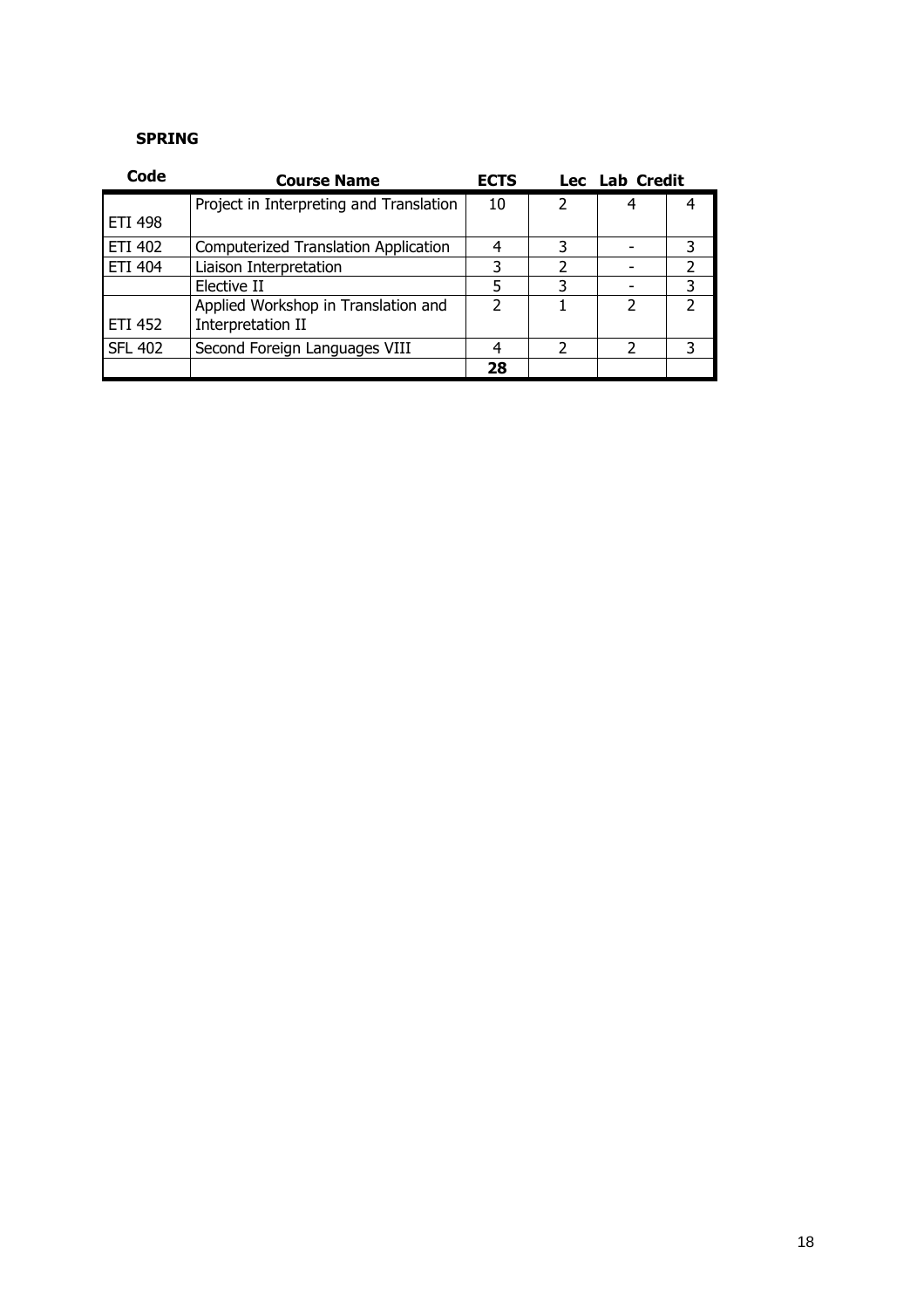**SPRING**

| Code | Course Name | ECTS | Lec | Lab | Credit |
|---|---|---|---|---|---|
| ETI 498 | Project in Interpreting and Translation | 10 | 2 | 4 | 4 |
| ETI 402 | Computerized Translation Application | 4 | 3 | - | 3 |
| ETI 404 | Liaison Interpretation | 3 | 2 | - | 2 |
| | Elective II | 5 | 3 | - | 3 |
| ETI 452 | Applied Workshop in Translation and Interpretation II | 2 | 1 | 2 | 2 |
| SFL 402 | Second Foreign Languages VIII | 4 | 2 | 2 | 3 |
| | | **28** | | | |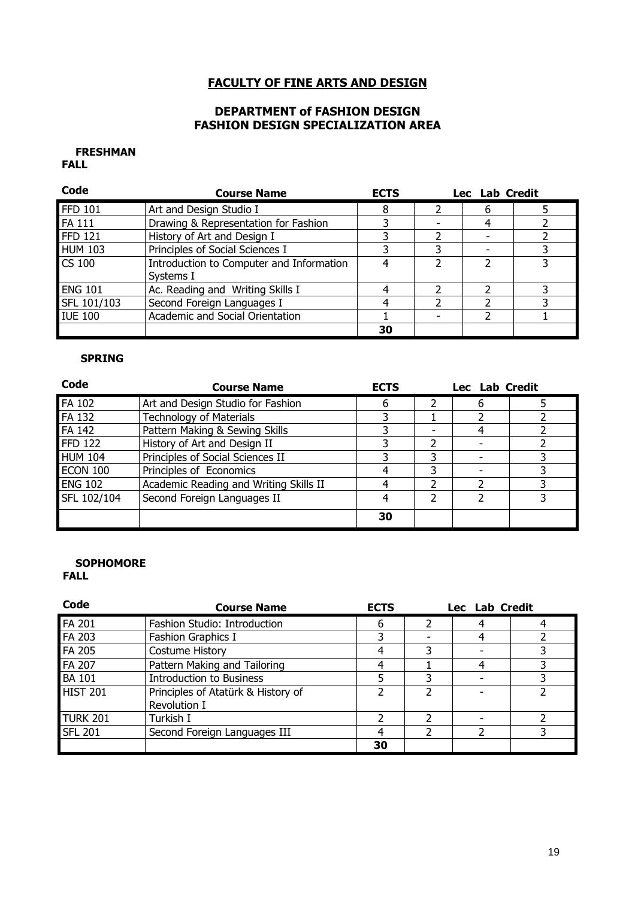## FACULTY OF FINE ARTS AND DESIGN

### DEPARTMENT of FASHION DESIGN
### FASHION DESIGN SPECIALIZATION AREA

**FRESHMAN**
**FALL**

| Code | Course Name | ECTS | Lec | Lab | Credit |
|---|---|---|---|---|---|
| FFD 101 | Art and Design Studio I | 8 | 2 | 6 | 5 |
| FA 111 | Drawing & Representation for Fashion | 3 | - | 4 | 2 |
| FFD 121 | History of Art and Design I | 3 | 2 | - | 2 |
| HUM 103 | Principles of Social Sciences I | 3 | 3 | - | 3 |
| CS 100 | Introduction to Computer and Information Systems I | 4 | 2 | 2 | 3 |
| ENG 101 | Ac. Reading and Writing Skills I | 4 | 2 | 2 | 3 |
| SFL 101/103 | Second Foreign Languages I | 4 | 2 | 2 | 3 |
| IUE 100 | Academic and Social Orientation | 1 | - | 2 | 1 |
| | | **30** | | | |

**SPRING**

| Code | Course Name | ECTS | Lec | Lab | Credit |
|---|---|---|---|---|---|
| FA 102 | Art and Design Studio for Fashion | 6 | 2 | 6 | 5 |
| FA 132 | Technology of Materials | 3 | 1 | 2 | 2 |
| FA 142 | Pattern Making & Sewing Skills | 3 | - | 4 | 2 |
| FFD 122 | History of Art and Design II | 3 | 2 | - | 2 |
| HUM 104 | Principles of Social Sciences II | 3 | 3 | - | 3 |
| ECON 100 | Principles of Economics | 4 | 3 | - | 3 |
| ENG 102 | Academic Reading and Writing Skills II | 4 | 2 | 2 | 3 |
| SFL 102/104 | Second Foreign Languages II | 4 | 2 | 2 | 3 |
| | | **30** | | | |

**SOPHOMORE**
**FALL**

| Code | Course Name | ECTS | Lec | Lab | Credit |
|---|---|---|---|---|---|
| FA 201 | Fashion Studio: Introduction | 6 | 2 | 4 | 4 |
| FA 203 | Fashion Graphics I | 3 | - | 4 | 2 |
| FA 205 | Costume History | 4 | 3 | - | 3 |
| FA 207 | Pattern Making and Tailoring | 4 | 1 | 4 | 3 |
| BA 101 | Introduction to Business | 5 | 3 | - | 3 |
| HIST 201 | Principles of Atatürk & History of Revolution I | 2 | 2 | - | 2 |
| TURK 201 | Turkish I | 2 | 2 | - | 2 |
| SFL 201 | Second Foreign Languages III | 4 | 2 | 2 | 3 |
| | | **30** | | | |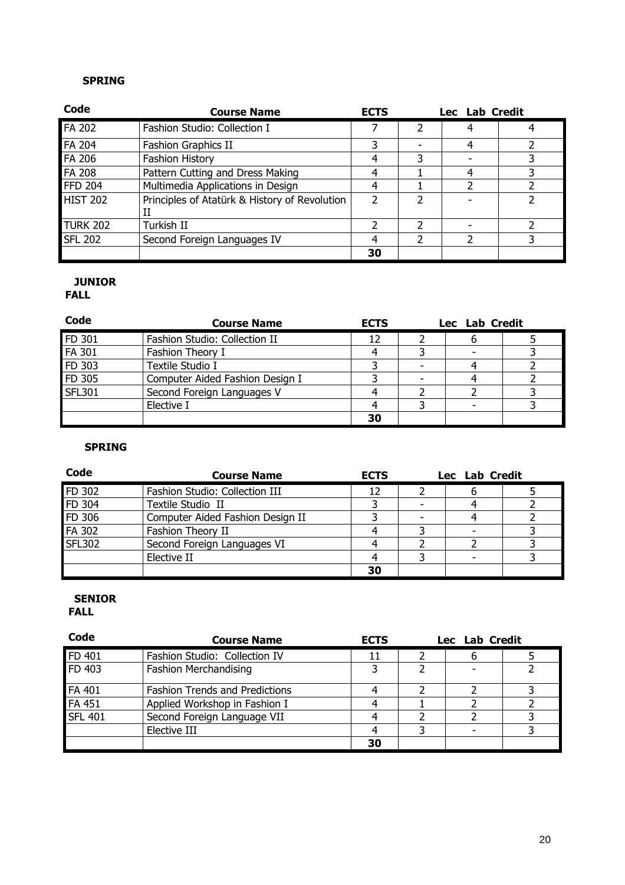**SPRING**

| Code | Course Name | ECTS | Lec | Lab | Credit |
|---|---|---|---|---|---|
| FA 202 | Fashion Studio: Collection I | 7 | 2 | 4 | 4 |
| FA 204 | Fashion Graphics II | 3 | - | 4 | 2 |
| FA 206 | Fashion History | 4 | 3 | - | 3 |
| FA 208 | Pattern Cutting and Dress Making | 4 | 1 | 4 | 3 |
| FFD 204 | Multimedia Applications in Design | 4 | 1 | 2 | 2 |
| HIST 202 | Principles of Atatürk & History of Revolution II | 2 | 2 | - | 2 |
| TURK 202 | Turkish II | 2 | 2 | - | 2 |
| SFL 202 | Second Foreign Languages IV | 4 | 2 | 2 | 3 |
| | | 30 | | | |

**JUNIOR**

**FALL**

| Code | Course Name | ECTS | Lec | Lab | Credit |
|---|---|---|---|---|---|
| FD 301 | Fashion Studio: Collection II | 12 | 2 | 6 | 5 |
| FA 301 | Fashion Theory I | 4 | 3 | - | 3 |
| FD 303 | Textile Studio I | 3 | - | 4 | 2 |
| FD 305 | Computer Aided Fashion Design I | 3 | - | 4 | 2 |
| SFL301 | Second Foreign Languages V | 4 | 2 | 2 | 3 |
| | Elective I | 4 | 3 | - | 3 |
| | | 30 | | | |

**SPRING**

| Code | Course Name | ECTS | Lec | Lab | Credit |
|---|---|---|---|---|---|
| FD 302 | Fashion Studio: Collection III | 12 | 2 | 6 | 5 |
| FD 304 | Textile Studio II | 3 | - | 4 | 2 |
| FD 306 | Computer Aided Fashion Design II | 3 | - | 4 | 2 |
| FA 302 | Fashion Theory II | 4 | 3 | - | 3 |
| SFL302 | Second Foreign Languages VI | 4 | 2 | 2 | 3 |
| | Elective II | 4 | 3 | - | 3 |
| | | 30 | | | |

**SENIOR**

**FALL**

| Code | Course Name | ECTS | Lec | Lab | Credit |
|---|---|---|---|---|---|
| FD 401 | Fashion Studio: Collection IV | 11 | 2 | 6 | 5 |
| FD 403 | Fashion Merchandising | 3 | 2 | - | 2 |
| FA 401 | Fashion Trends and Predictions | 4 | 2 | 2 | 3 |
| FA 451 | Applied Workshop in Fashion I | 4 | 1 | 2 | 2 |
| SFL 401 | Second Foreign Language VII | 4 | 2 | 2 | 3 |
| | Elective III | 4 | 3 | - | 3 |
| | | 30 | | | |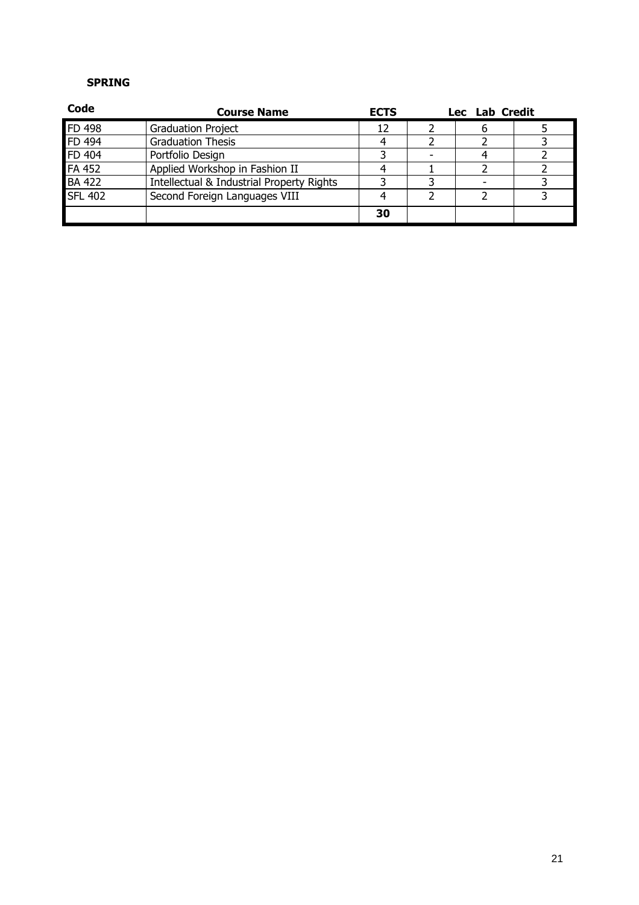**SPRING**

| Code | Course Name | ECTS | Lec | Lab | Credit |
|---|---|---|---|---|---|
| FD 498 | Graduation Project | 12 | 2 | 6 | 5 |
| FD 494 | Graduation Thesis | 4 | 2 | 2 | 3 |
| FD 404 | Portfolio Design | 3 | - | 4 | 2 |
| FA 452 | Applied Workshop in Fashion II | 4 | 1 | 2 | 2 |
| BA 422 | Intellectual & Industrial Property Rights | 3 | 3 | - | 3 |
| SFL 402 | Second Foreign Languages VIII | 4 | 2 | 2 | 3 |
| | | **30** | | | |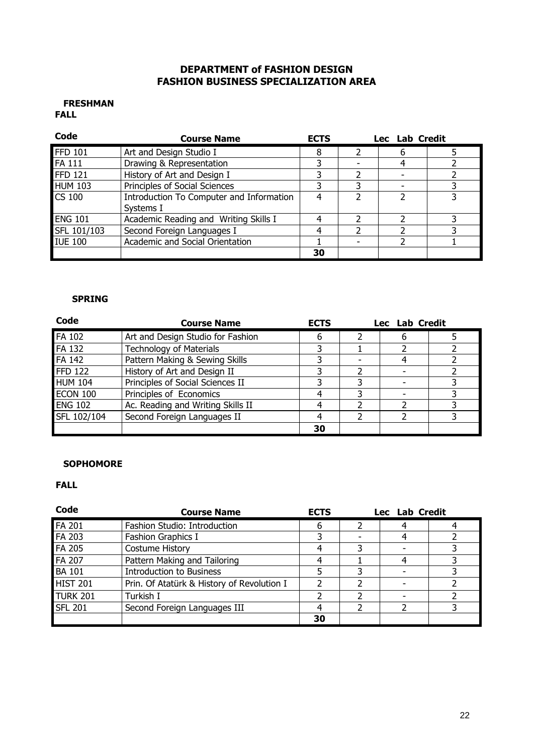## DEPARTMENT of FASHION DESIGN
## FASHION BUSINESS SPECIALIZATION AREA

**FRESHMAN**

**FALL**

| Code | Course Name | ECTS | Lec | Lab | Credit |
|---|---|---|---|---|---|
| FFD 101 | Art and Design Studio I | 8 | 2 | 6 | 5 |
| FA 111 | Drawing & Representation | 3 | - | 4 | 2 |
| FFD 121 | History of Art and Design I | 3 | 2 | - | 2 |
| HUM 103 | Principles of Social Sciences | 3 | 3 | - | 3 |
| CS 100 | Introduction To Computer and Information Systems I | 4 | 2 | 2 | 3 |
| ENG 101 | Academic Reading and Writing Skills I | 4 | 2 | 2 | 3 |
| SFL 101/103 | Second Foreign Languages I | 4 | 2 | 2 | 3 |
| IUE 100 | Academic and Social Orientation | 1 | - | 2 | 1 |
| | | 30 | | | |

**SPRING**

| Code | Course Name | ECTS | Lec | Lab | Credit |
|---|---|---|---|---|---|
| FA 102 | Art and Design Studio for Fashion | 6 | 2 | 6 | 5 |
| FA 132 | Technology of Materials | 3 | 1 | 2 | 2 |
| FA 142 | Pattern Making & Sewing Skills | 3 | - | 4 | 2 |
| FFD 122 | History of Art and Design II | 3 | 2 | - | 2 |
| HUM 104 | Principles of Social Sciences II | 3 | 3 | - | 3 |
| ECON 100 | Principles of Economics | 4 | 3 | - | 3 |
| ENG 102 | Ac. Reading and Writing Skills II | 4 | 2 | 2 | 3 |
| SFL 102/104 | Second Foreign Languages II | 4 | 2 | 2 | 3 |
| | | 30 | | | |

**SOPHOMORE**

**FALL**

| Code | Course Name | ECTS | Lec | Lab | Credit |
|---|---|---|---|---|---|
| FA 201 | Fashion Studio: Introduction | 6 | 2 | 4 | 4 |
| FA 203 | Fashion Graphics I | 3 | - | 4 | 2 |
| FA 205 | Costume History | 4 | 3 | - | 3 |
| FA 207 | Pattern Making and Tailoring | 4 | 1 | 4 | 3 |
| BA 101 | Introduction to Business | 5 | 3 | - | 3 |
| HIST 201 | Prin. Of Atatürk & History of Revolution I | 2 | 2 | - | 2 |
| TURK 201 | Turkish I | 2 | 2 | - | 2 |
| SFL 201 | Second Foreign Languages III | 4 | 2 | 2 | 3 |
| | | 30 | | | |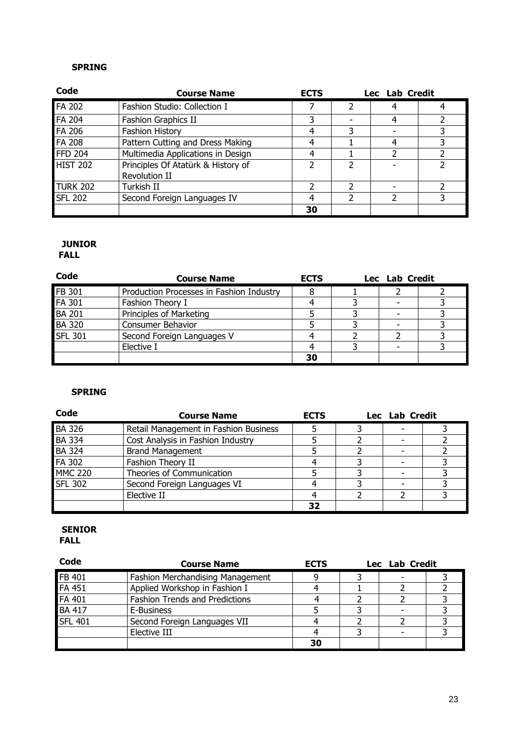**SPRING**

| Code | Course Name | ECTS | Lec | Lab | Credit |
|---|---|---|---|---|---|
| FA 202 | Fashion Studio: Collection I | 7 | 2 | 4 | 4 |
| FA 204 | Fashion Graphics II | 3 | - | 4 | 2 |
| FA 206 | Fashion History | 4 | 3 | - | 3 |
| FA 208 | Pattern Cutting and Dress Making | 4 | 1 | 4 | 3 |
| FFD 204 | Multimedia Applications in Design | 4 | 1 | 2 | 2 |
| HIST 202 | Principles Of Atatürk & History of Revolution II | 2 | 2 | - | 2 |
| TURK 202 | Turkish II | 2 | 2 | - | 2 |
| SFL 202 | Second Foreign Languages IV | 4 | 2 | 2 | 3 |
| | | 30 | | | |

**JUNIOR**
**FALL**

| Code | Course Name | ECTS | Lec | Lab | Credit |
|---|---|---|---|---|---|
| FB 301 | Production Processes in Fashion Industry | 8 | 1 | 2 | 2 |
| FA 301 | Fashion Theory I | 4 | 3 | - | 3 |
| BA 201 | Principles of Marketing | 5 | 3 | - | 3 |
| BA 320 | Consumer Behavior | 5 | 3 | - | 3 |
| SFL 301 | Second Foreign Languages V | 4 | 2 | 2 | 3 |
| | Elective I | 4 | 3 | - | 3 |
| | | 30 | | | |

**SPRING**

| Code | Course Name | ECTS | Lec | Lab | Credit |
|---|---|---|---|---|---|
| BA 326 | Retail Management in Fashion Business | 5 | 3 | - | 3 |
| BA 334 | Cost Analysis in Fashion Industry | 5 | 2 | - | 2 |
| BA 324 | Brand Management | 5 | 2 | - | 2 |
| FA 302 | Fashion Theory II | 4 | 3 | - | 3 |
| MMC 220 | Theories of Communication | 5 | 3 | - | 3 |
| SFL 302 | Second Foreign Languages VI | 4 | 3 | - | 3 |
| | Elective II | 4 | 2 | 2 | 3 |
| | | 32 | | | |

**SENIOR**
**FALL**

| Code | Course Name | ECTS | Lec | Lab | Credit |
|---|---|---|---|---|---|
| FB 401 | Fashion Merchandising Management | 9 | 3 | - | 3 |
| FA 451 | Applied Workshop in Fashion I | 4 | 1 | 2 | 2 |
| FA 401 | Fashion Trends and Predictions | 4 | 2 | 2 | 3 |
| BA 417 | E-Business | 5 | 3 | - | 3 |
| SFL 401 | Second Foreign Languages VII | 4 | 2 | 2 | 3 |
| | Elective III | 4 | 3 | - | 3 |
| | | 30 | | | |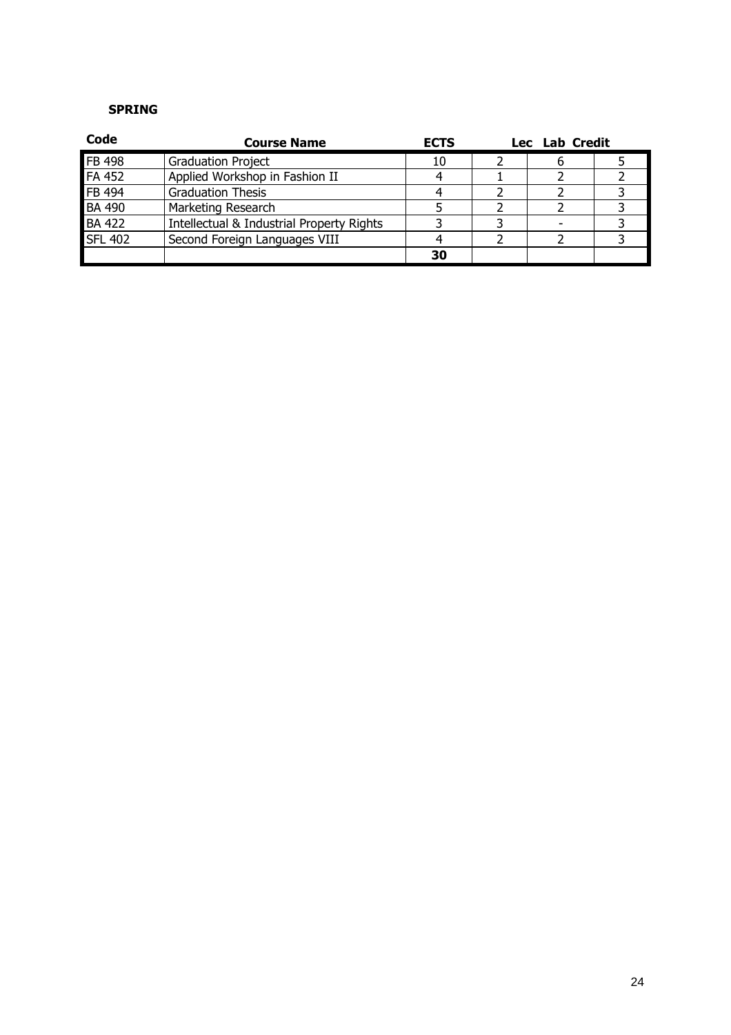**SPRING**

| Code | Course Name | ECTS | Lec | Lab | Credit |
|---|---|---|---|---|---|
| FB 498 | Graduation Project | 10 | 2 | 6 | 5 |
| FA 452 | Applied Workshop in Fashion II | 4 | 1 | 2 | 2 |
| FB 494 | Graduation Thesis | 4 | 2 | 2 | 3 |
| BA 490 | Marketing Research | 5 | 2 | 2 | 3 |
| BA 422 | Intellectual & Industrial Property Rights | 3 | 3 | - | 3 |
| SFL 402 | Second Foreign Languages VIII | 4 | 2 | 2 | 3 |
| | | **30** | | | |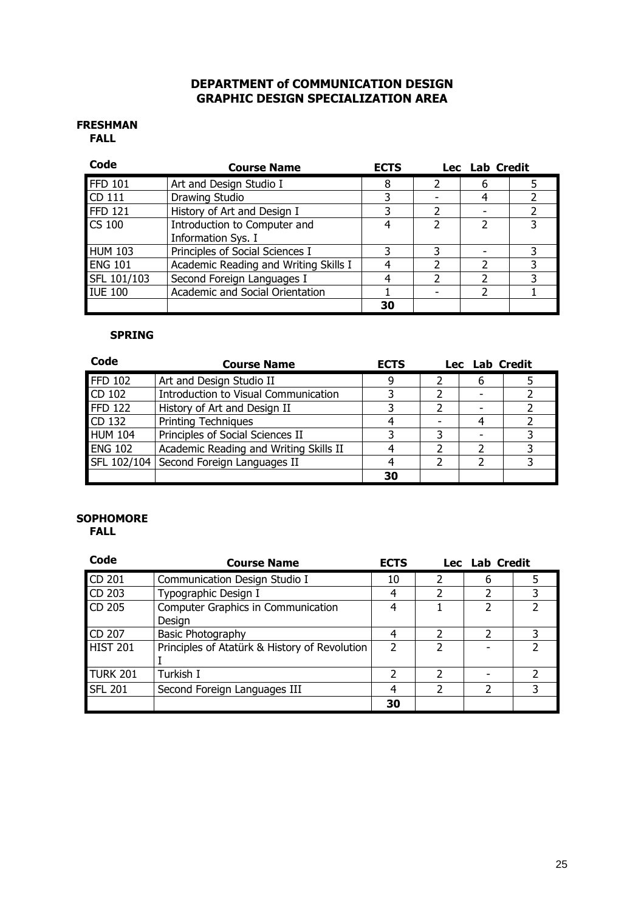# DEPARTMENT of COMMUNICATION DESIGN
## GRAPHIC DESIGN SPECIALIZATION AREA

### FRESHMAN

**FALL**

| Code | Course Name | ECTS | Lec | Lab | Credit |
|---|---|---|---|---|---|
| FFD 101 | Art and Design Studio I | 8 | 2 | 6 | 5 |
| CD 111 | Drawing Studio | 3 | - | 4 | 2 |
| FFD 121 | History of Art and Design I | 3 | 2 | - | 2 |
| CS 100 | Introduction to Computer and Information Sys. I | 4 | 2 | 2 | 3 |
| HUM 103 | Principles of Social Sciences I | 3 | 3 | - | 3 |
| ENG 101 | Academic Reading and Writing Skills I | 4 | 2 | 2 | 3 |
| SFL 101/103 | Second Foreign Languages I | 4 | 2 | 2 | 3 |
| IUE 100 | Academic and Social Orientation | 1 | - | 2 | 1 |
| | | **30** | | | |

**SPRING**

| Code | Course Name | ECTS | Lec | Lab | Credit |
|---|---|---|---|---|---|
| FFD 102 | Art and Design Studio II | 9 | 2 | 6 | 5 |
| CD 102 | Introduction to Visual Communication | 3 | 2 | - | 2 |
| FFD 122 | History of Art and Design II | 3 | 2 | - | 2 |
| CD 132 | Printing Techniques | 4 | - | 4 | 2 |
| HUM 104 | Principles of Social Sciences II | 3 | 3 | - | 3 |
| ENG 102 | Academic Reading and Writing Skills II | 4 | 2 | 2 | 3 |
| SFL 102/104 | Second Foreign Languages II | 4 | 2 | 2 | 3 |
| | | **30** | | | |

### SOPHOMORE

**FALL**

| Code | Course Name | ECTS | Lec | Lab | Credit |
|---|---|---|---|---|---|
| CD 201 | Communication Design Studio I | 10 | 2 | 6 | 5 |
| CD 203 | Typographic Design I | 4 | 2 | 2 | 3 |
| CD 205 | Computer Graphics in Communication Design | 4 | 1 | 2 | 2 |
| CD 207 | Basic Photography | 4 | 2 | 2 | 3 |
| HIST 201 | Principles of Atatürk & History of Revolution I | 2 | 2 | - | 2 |
| TURK 201 | Turkish I | 2 | 2 | - | 2 |
| SFL 201 | Second Foreign Languages III | 4 | 2 | 2 | 3 |
| | | **30** | | | |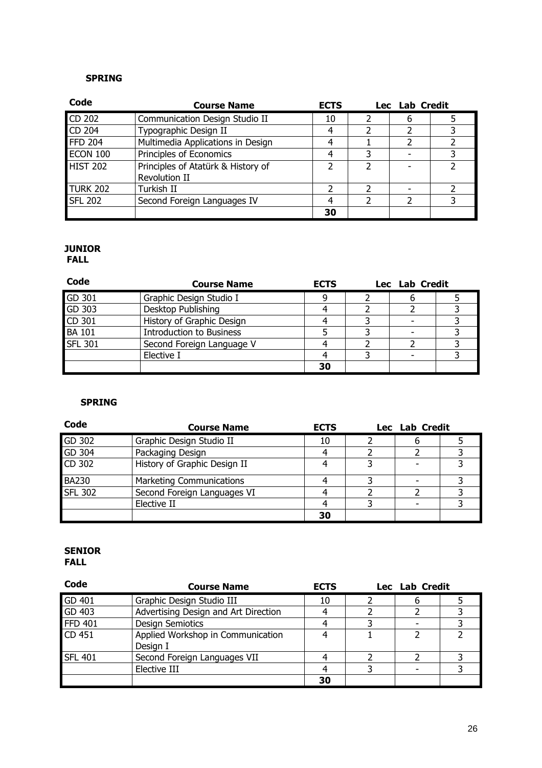**SPRING**

| Code | Course Name | ECTS | Lec | Lab | Credit |
|---|---|---|---|---|---|
| CD 202 | Communication Design Studio II | 10 | 2 | 6 | 5 |
| CD 204 | Typographic Design II | 4 | 2 | 2 | 3 |
| FFD 204 | Multimedia Applications in Design | 4 | 1 | 2 | 2 |
| ECON 100 | Principles of Economics | 4 | 3 | - | 3 |
| HIST 202 | Principles of Atatürk & History of Revolution II | 2 | 2 | - | 2 |
| TURK 202 | Turkish II | 2 | 2 | - | 2 |
| SFL 202 | Second Foreign Languages IV | 4 | 2 | 2 | 3 |
| | | 30 | | | |

**JUNIOR**
**FALL**

| Code | Course Name | ECTS | Lec | Lab | Credit |
|---|---|---|---|---|---|
| GD 301 | Graphic Design Studio I | 9 | 2 | 6 | 5 |
| GD 303 | Desktop Publishing | 4 | 2 | 2 | 3 |
| CD 301 | History of Graphic Design | 4 | 3 | - | 3 |
| BA 101 | Introduction to Business | 5 | 3 | - | 3 |
| SFL 301 | Second Foreign Language V | 4 | 2 | 2 | 3 |
| | Elective I | 4 | 3 | - | 3 |
| | | 30 | | | |

**SPRING**

| Code | Course Name | ECTS | Lec | Lab | Credit |
|---|---|---|---|---|---|
| GD 302 | Graphic Design Studio II | 10 | 2 | 6 | 5 |
| GD 304 | Packaging Design | 4 | 2 | 2 | 3 |
| CD 302 | History of Graphic Design II | 4 | 3 | - | 3 |
| BA230 | Marketing Communications | 4 | 3 | - | 3 |
| SFL 302 | Second Foreign Languages VI | 4 | 2 | 2 | 3 |
| | Elective II | 4 | 3 | - | 3 |
| | | 30 | | | |

**SENIOR**
**FALL**

| Code | Course Name | ECTS | Lec | Lab | Credit |
|---|---|---|---|---|---|
| GD 401 | Graphic Design Studio III | 10 | 2 | 6 | 5 |
| GD 403 | Advertising Design and Art Direction | 4 | 2 | 2 | 3 |
| FFD 401 | Design Semiotics | 4 | 3 | - | 3 |
| CD 451 | Applied Workshop in Communication Design I | 4 | 1 | 2 | 2 |
| SFL 401 | Second Foreign Languages VII | 4 | 2 | 2 | 3 |
| | Elective III | 4 | 3 | - | 3 |
| | | 30 | | | |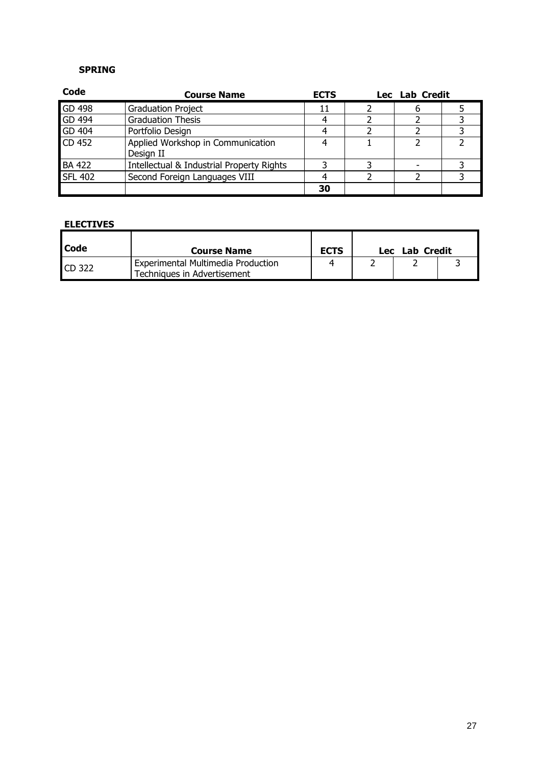**SPRING**

| Code | Course Name | ECTS | Lec | Lab | Credit |
|---|---|---|---|---|---|
| GD 498 | Graduation Project | 11 | 2 | 6 | 5 |
| GD 494 | Graduation Thesis | 4 | 2 | 2 | 3 |
| GD 404 | Portfolio Design | 4 | 2 | 2 | 3 |
| CD 452 | Applied Workshop in Communication Design II | 4 | 1 | 2 | 2 |
| BA 422 | Intellectual & Industrial Property Rights | 3 | 3 | - | 3 |
| SFL 402 | Second Foreign Languages VIII | 4 | 2 | 2 | 3 |
| | | **30** | | | |

**ELECTIVES**

| Code | Course Name | ECTS | Lec | Lab | Credit |
|---|---|---|---|---|---|
| CD 322 | Experimental Multimedia Production Techniques in Advertisement | 4 | 2 | 2 | 3 |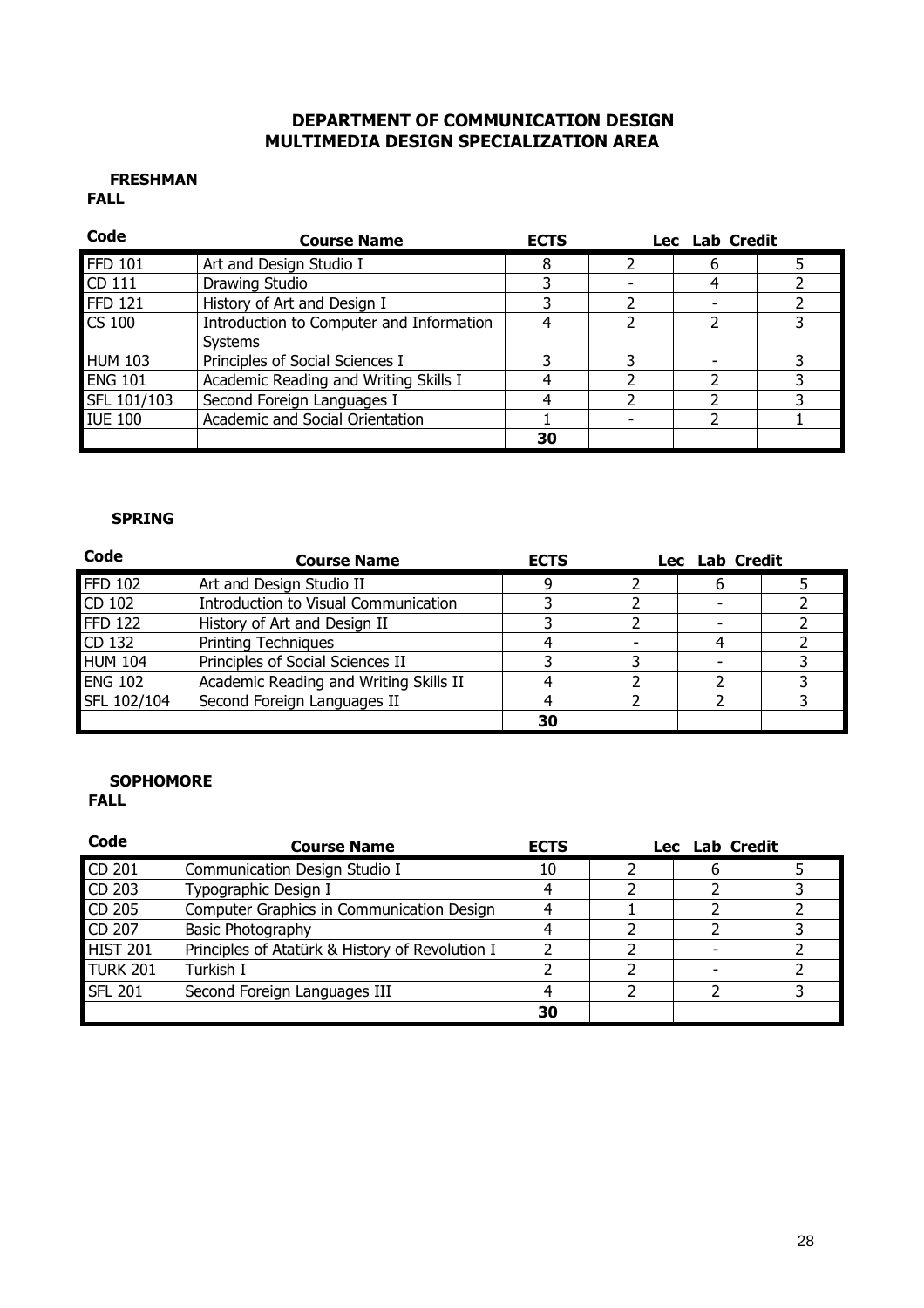# DEPARTMENT OF COMMUNICATION DESIGN
## MULTIMEDIA DESIGN SPECIALIZATION AREA

**FRESHMAN**
**FALL**

| Code | Course Name | ECTS | Lec | Lab | Credit |
|---|---|---|---|---|---|
| FFD 101 | Art and Design Studio I | 8 | 2 | 6 | 5 |
| CD 111 | Drawing Studio | 3 | - | 4 | 2 |
| FFD 121 | History of Art and Design I | 3 | 2 | - | 2 |
| CS 100 | Introduction to Computer and Information Systems | 4 | 2 | 2 | 3 |
| HUM 103 | Principles of Social Sciences I | 3 | 3 | - | 3 |
| ENG 101 | Academic Reading and Writing Skills I | 4 | 2 | 2 | 3 |
| SFL 101/103 | Second Foreign Languages I | 4 | 2 | 2 | 3 |
| IUE 100 | Academic and Social Orientation | 1 | - | 2 | 1 |
| | | **30** | | | |

**SPRING**

| Code | Course Name | ECTS | Lec | Lab | Credit |
|---|---|---|---|---|---|
| FFD 102 | Art and Design Studio II | 9 | 2 | 6 | 5 |
| CD 102 | Introduction to Visual Communication | 3 | 2 | - | 2 |
| FFD 122 | History of Art and Design II | 3 | 2 | - | 2 |
| CD 132 | Printing Techniques | 4 | - | 4 | 2 |
| HUM 104 | Principles of Social Sciences II | 3 | 3 | - | 3 |
| ENG 102 | Academic Reading and Writing Skills II | 4 | 2 | 2 | 3 |
| SFL 102/104 | Second Foreign Languages II | 4 | 2 | 2 | 3 |
| | | **30** | | | |

**SOPHOMORE**
**FALL**

| Code | Course Name | ECTS | Lec | Lab | Credit |
|---|---|---|---|---|---|
| CD 201 | Communication Design Studio I | 10 | 2 | 6 | 5 |
| CD 203 | Typographic Design I | 4 | 2 | 2 | 3 |
| CD 205 | Computer Graphics in Communication Design | 4 | 1 | 2 | 2 |
| CD 207 | Basic Photography | 4 | 2 | 2 | 3 |
| HIST 201 | Principles of Atatürk & History of Revolution I | 2 | 2 | - | 2 |
| TURK 201 | Turkish I | 2 | 2 | - | 2 |
| SFL 201 | Second Foreign Languages III | 4 | 2 | 2 | 3 |
| | | **30** | | | |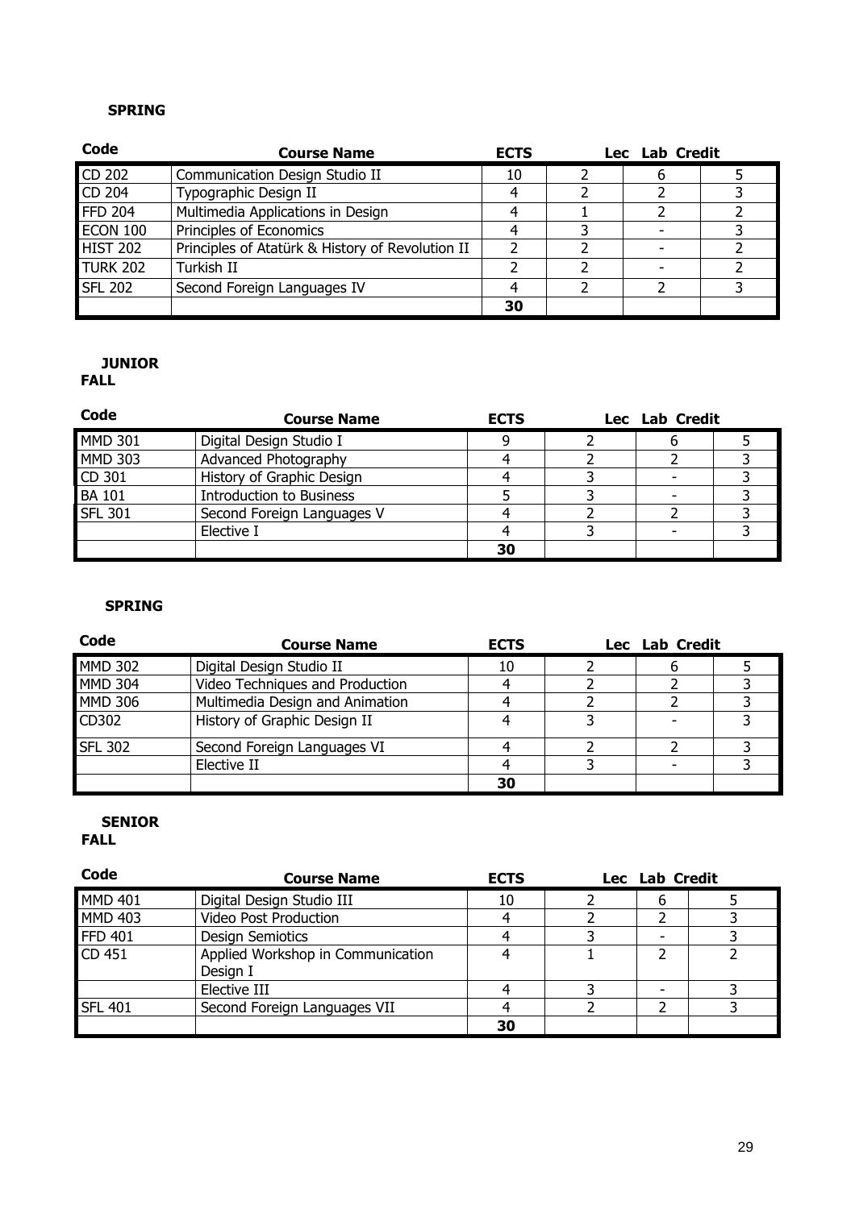**SPRING**

| Code | Course Name | ECTS | Lec | Lab | Credit |
|---|---|---|---|---|---|
| CD 202 | Communication Design Studio II | 10 | 2 | 6 | 5 |
| CD 204 | Typographic Design II | 4 | 2 | 2 | 3 |
| FFD 204 | Multimedia Applications in Design | 4 | 1 | 2 | 2 |
| ECON 100 | Principles of Economics | 4 | 3 | - | 3 |
| HIST 202 | Principles of Atatürk & History of Revolution II | 2 | 2 | - | 2 |
| TURK 202 | Turkish II | 2 | 2 | - | 2 |
| SFL 202 | Second Foreign Languages IV | 4 | 2 | 2 | 3 |
| | | 30 | | | |

**JUNIOR**

**FALL**

| Code | Course Name | ECTS | Lec | Lab | Credit |
|---|---|---|---|---|---|
| MMD 301 | Digital Design Studio I | 9 | 2 | 6 | 5 |
| MMD 303 | Advanced Photography | 4 | 2 | 2 | 3 |
| CD 301 | History of Graphic Design | 4 | 3 | - | 3 |
| BA 101 | Introduction to Business | 5 | 3 | - | 3 |
| SFL 301 | Second Foreign Languages V | 4 | 2 | 2 | 3 |
| | Elective I | 4 | 3 | - | 3 |
| | | 30 | | | |

**SPRING**

| Code | Course Name | ECTS | Lec | Lab | Credit |
|---|---|---|---|---|---|
| MMD 302 | Digital Design Studio II | 10 | 2 | 6 | 5 |
| MMD 304 | Video Techniques and Production | 4 | 2 | 2 | 3 |
| MMD 306 | Multimedia Design and Animation | 4 | 2 | 2 | 3 |
| CD302 | History of Graphic Design II | 4 | 3 | - | 3 |
| SFL 302 | Second Foreign Languages VI | 4 | 2 | 2 | 3 |
| | Elective II | 4 | 3 | - | 3 |
| | | 30 | | | |

**SENIOR**

**FALL**

| Code | Course Name | ECTS | Lec | Lab | Credit |
|---|---|---|---|---|---|
| MMD 401 | Digital Design Studio III | 10 | 2 | 6 | 5 |
| MMD 403 | Video Post Production | 4 | 2 | 2 | 3 |
| FFD 401 | Design Semiotics | 4 | 3 | - | 3 |
| CD 451 | Applied Workshop in Communication Design I | 4 | 1 | 2 | 2 |
| | Elective III | 4 | 3 | - | 3 |
| SFL 401 | Second Foreign Languages VII | 4 | 2 | 2 | 3 |
| | | 30 | | | |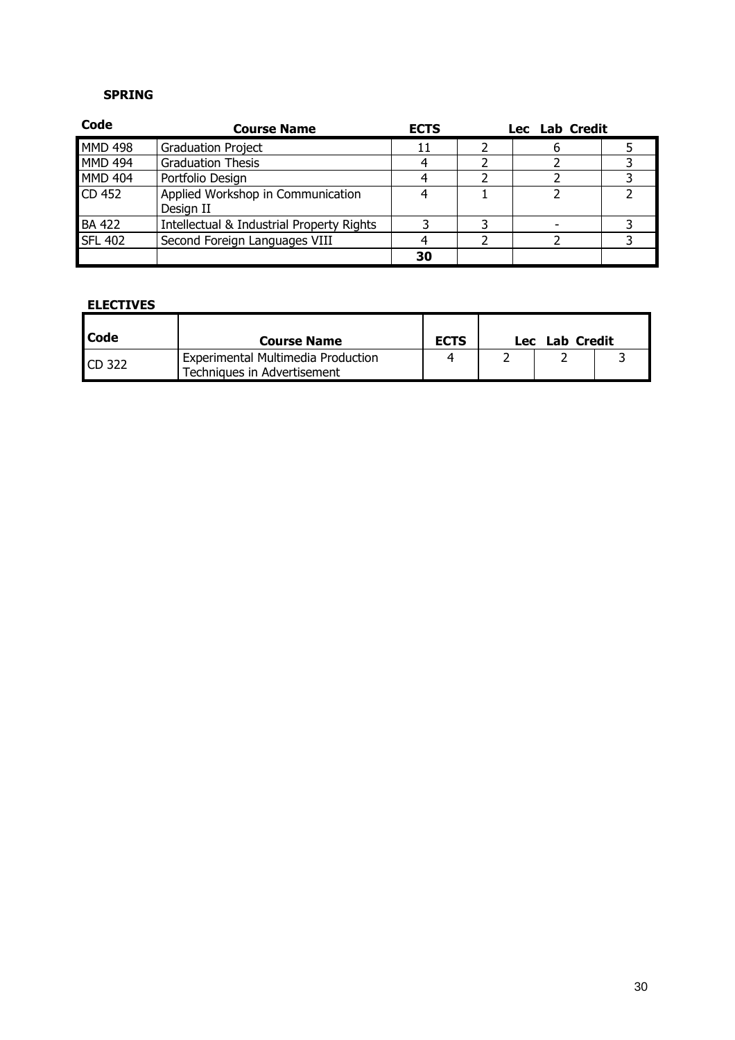**SPRING**

| Code | Course Name | ECTS | Lec | Lab | Credit |
|---|---|---|---|---|---|
| MMD 498 | Graduation Project | 11 | 2 | 6 | 5 |
| MMD 494 | Graduation Thesis | 4 | 2 | 2 | 3 |
| MMD 404 | Portfolio Design | 4 | 2 | 2 | 3 |
| CD 452 | Applied Workshop in Communication Design II | 4 | 1 | 2 | 2 |
| BA 422 | Intellectual & Industrial Property Rights | 3 | 3 | - | 3 |
| SFL 402 | Second Foreign Languages VIII | 4 | 2 | 2 | 3 |
| | | **30** | | | |

**ELECTIVES**

| Code | Course Name | ECTS | Lec | Lab | Credit |
|---|---|---|---|---|---|
| CD 322 | Experimental Multimedia Production Techniques in Advertisement | 4 | 2 | 2 | 3 |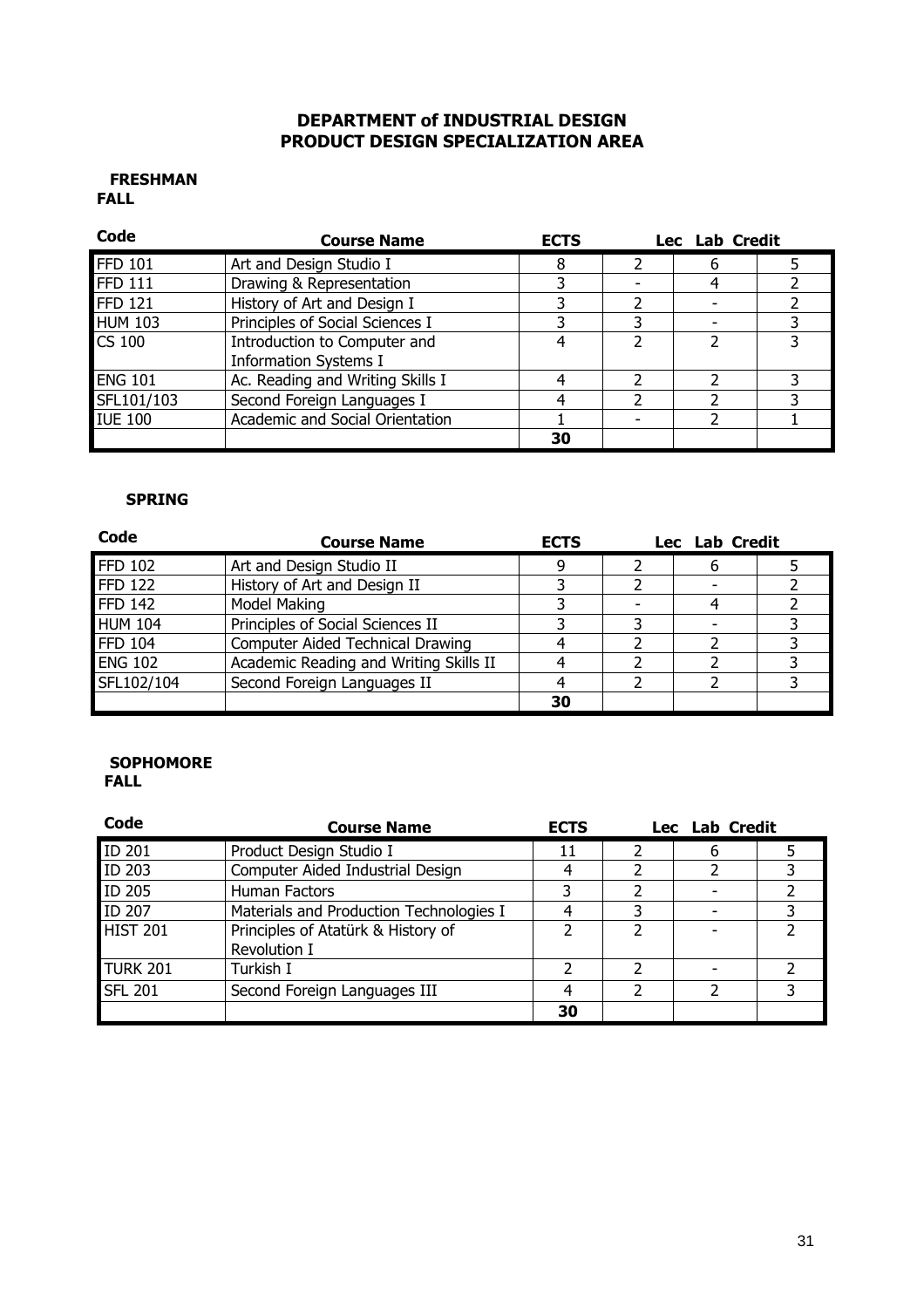# DEPARTMENT of INDUSTRIAL DESIGN
# PRODUCT DESIGN SPECIALIZATION AREA

**FRESHMAN**
**FALL**

| Code | Course Name | ECTS | Lec | Lab | Credit |
|---|---|---|---|---|---|
| FFD 101 | Art and Design Studio I | 8 | 2 | 6 | 5 |
| FFD 111 | Drawing & Representation | 3 | - | 4 | 2 |
| FFD 121 | History of Art and Design I | 3 | 2 | - | 2 |
| HUM 103 | Principles of Social Sciences I | 3 | 3 | - | 3 |
| CS 100 | Introduction to Computer and Information Systems I | 4 | 2 | 2 | 3 |
| ENG 101 | Ac. Reading and Writing Skills I | 4 | 2 | 2 | 3 |
| SFL101/103 | Second Foreign Languages I | 4 | 2 | 2 | 3 |
| IUE 100 | Academic and Social Orientation | 1 | - | 2 | 1 |
| | | 30 | | | |

**SPRING**

| Code | Course Name | ECTS | Lec | Lab | Credit |
|---|---|---|---|---|---|
| FFD 102 | Art and Design Studio II | 9 | 2 | 6 | 5 |
| FFD 122 | History of Art and Design II | 3 | 2 | - | 2 |
| FFD 142 | Model Making | 3 | - | 4 | 2 |
| HUM 104 | Principles of Social Sciences II | 3 | 3 | - | 3 |
| FFD 104 | Computer Aided Technical Drawing | 4 | 2 | 2 | 3 |
| ENG 102 | Academic Reading and Writing Skills II | 4 | 2 | 2 | 3 |
| SFL102/104 | Second Foreign Languages II | 4 | 2 | 2 | 3 |
| | | 30 | | | |

**SOPHOMORE**
**FALL**

| Code | Course Name | ECTS | Lec | Lab | Credit |
|---|---|---|---|---|---|
| ID 201 | Product Design Studio I | 11 | 2 | 6 | 5 |
| ID 203 | Computer Aided Industrial Design | 4 | 2 | 2 | 3 |
| ID 205 | Human Factors | 3 | 2 | - | 2 |
| ID 207 | Materials and Production Technologies I | 4 | 3 | - | 3 |
| HIST 201 | Principles of Atatürk & History of Revolution I | 2 | 2 | - | 2 |
| TURK 201 | Turkish I | 2 | 2 | - | 2 |
| SFL 201 | Second Foreign Languages III | 4 | 2 | 2 | 3 |
| | | 30 | | | |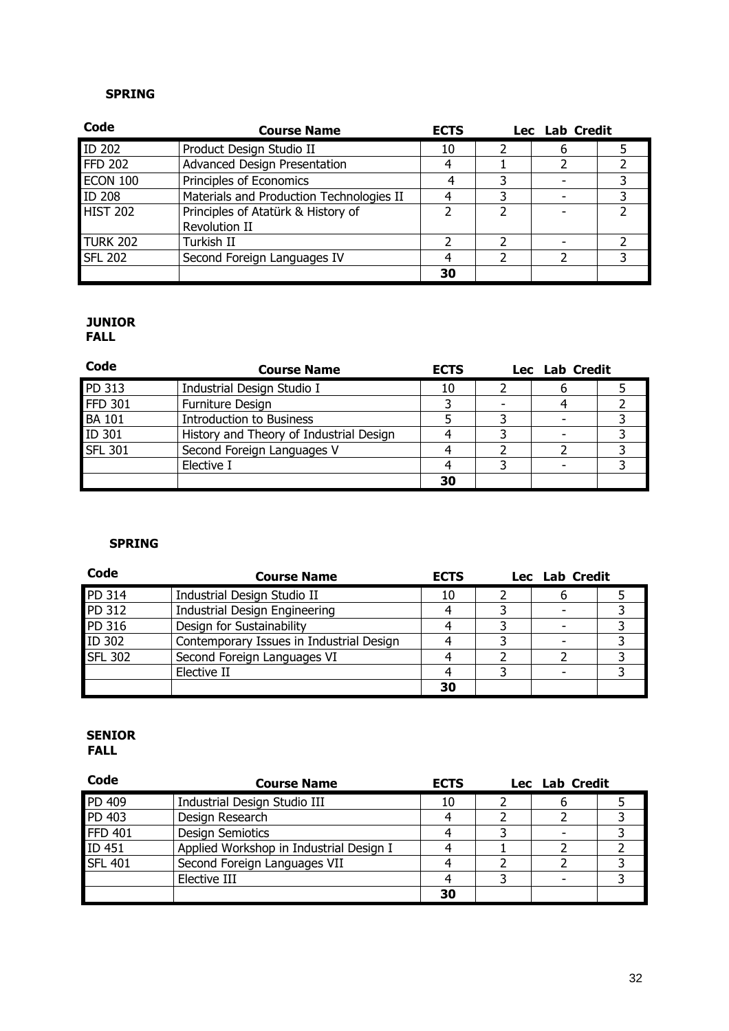**SPRING**

| Code | Course Name | ECTS | Lec | Lab | Credit |
|---|---|---|---|---|---|
| ID 202 | Product Design Studio II | 10 | 2 | 6 | 5 |
| FFD 202 | Advanced Design Presentation | 4 | 1 | 2 | 2 |
| ECON 100 | Principles of Economics | 4 | 3 | - | 3 |
| ID 208 | Materials and Production Technologies II | 4 | 3 | - | 3 |
| HIST 202 | Principles of Atatürk & History of Revolution II | 2 | 2 | - | 2 |
| TURK 202 | Turkish II | 2 | 2 | - | 2 |
| SFL 202 | Second Foreign Languages IV | 4 | 2 | 2 | 3 |
| | | **30** | | | |

**JUNIOR**
**FALL**

| Code | Course Name | ECTS | Lec | Lab | Credit |
|---|---|---|---|---|---|
| PD 313 | Industrial Design Studio I | 10 | 2 | 6 | 5 |
| FFD 301 | Furniture Design | 3 | - | 4 | 2 |
| BA 101 | Introduction to Business | 5 | 3 | - | 3 |
| ID 301 | History and Theory of Industrial Design | 4 | 3 | - | 3 |
| SFL 301 | Second Foreign Languages V | 4 | 2 | 2 | 3 |
| | Elective I | 4 | 3 | - | 3 |
| | | **30** | | | |

**SPRING**

| Code | Course Name | ECTS | Lec | Lab | Credit |
|---|---|---|---|---|---|
| PD 314 | Industrial Design Studio II | 10 | 2 | 6 | 5 |
| PD 312 | Industrial Design Engineering | 4 | 3 | - | 3 |
| PD 316 | Design for Sustainability | 4 | 3 | - | 3 |
| ID 302 | Contemporary Issues in Industrial Design | 4 | 3 | - | 3 |
| SFL 302 | Second Foreign Languages VI | 4 | 2 | 2 | 3 |
| | Elective II | 4 | 3 | - | 3 |
| | | **30** | | | |

**SENIOR**
**FALL**

| Code | Course Name | ECTS | Lec | Lab | Credit |
|---|---|---|---|---|---|
| PD 409 | Industrial Design Studio III | 10 | 2 | 6 | 5 |
| PD 403 | Design Research | 4 | 2 | 2 | 3 |
| FFD 401 | Design Semiotics | 4 | 3 | - | 3 |
| ID 451 | Applied Workshop in Industrial Design I | 4 | 1 | 2 | 2 |
| SFL 401 | Second Foreign Languages VII | 4 | 2 | 2 | 3 |
| | Elective III | 4 | 3 | - | 3 |
| | | **30** | | | |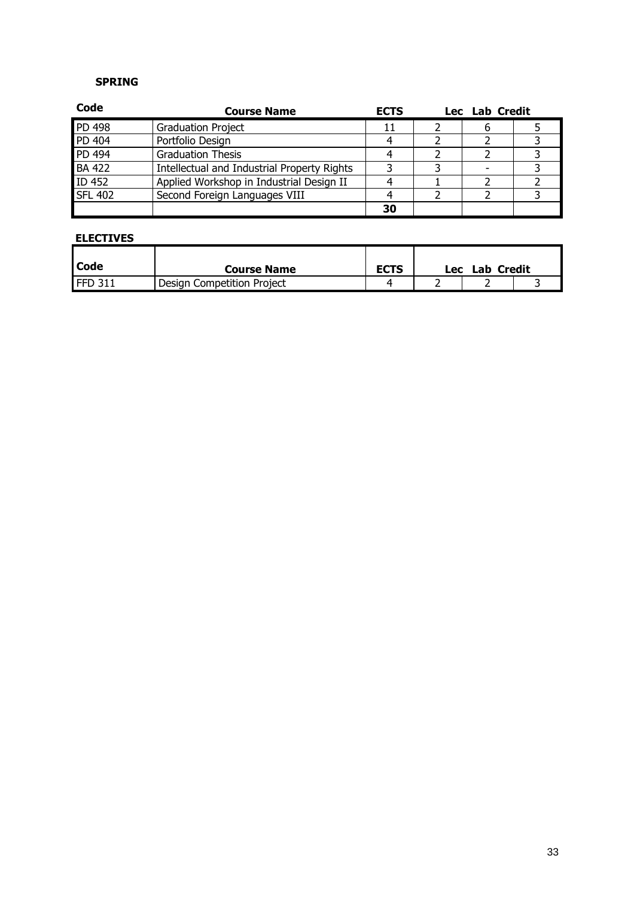**SPRING**

| Code | Course Name | ECTS | Lec | Lab | Credit |
|---|---|---|---|---|---|
| PD 498 | Graduation Project | 11 | 2 | 6 | 5 |
| PD 404 | Portfolio Design | 4 | 2 | 2 | 3 |
| PD 494 | Graduation Thesis | 4 | 2 | 2 | 3 |
| BA 422 | Intellectual and Industrial Property Rights | 3 | 3 | - | 3 |
| ID 452 | Applied Workshop in Industrial Design II | 4 | 1 | 2 | 2 |
| SFL 402 | Second Foreign Languages VIII | 4 | 2 | 2 | 3 |
| | | **30** | | | |

**ELECTIVES**

| Code | Course Name | ECTS | Lec | Lab | Credit |
|---|---|---|---|---|---|
| FFD 311 | Design Competition Project | 4 | 2 | 2 | 3 |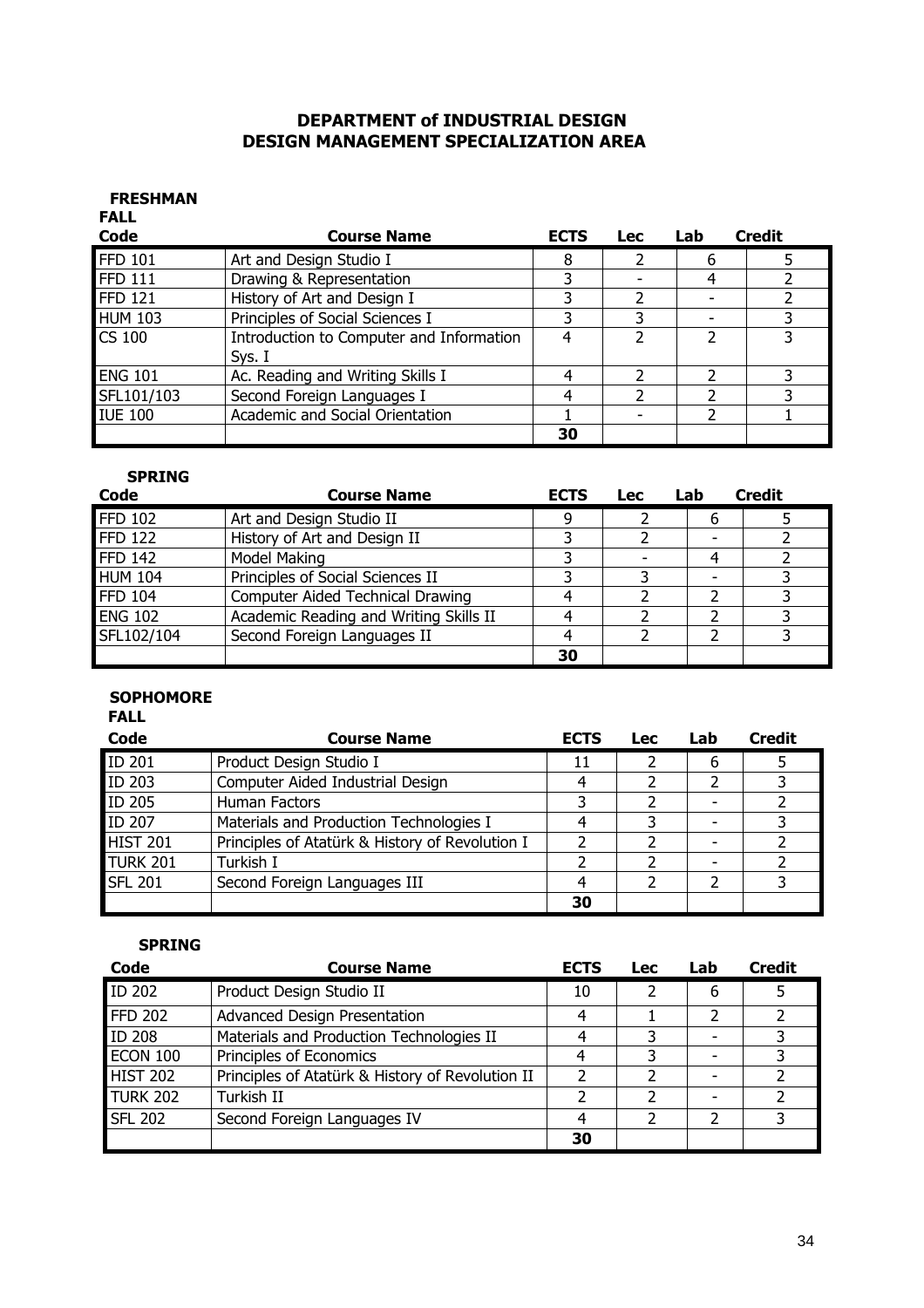# DEPARTMENT of INDUSTRIAL DESIGN
## DESIGN MANAGEMENT SPECIALIZATION AREA

### FRESHMAN

**FALL**

| Code | Course Name | ECTS | Lec | Lab | Credit |
|---|---|---|---|---|---|
| FFD 101 | Art and Design Studio I | 8 | 2 | 6 | 5 |
| FFD 111 | Drawing & Representation | 3 | - | 4 | 2 |
| FFD 121 | History of Art and Design I | 3 | 2 | - | 2 |
| HUM 103 | Principles of Social Sciences I | 3 | 3 | - | 3 |
| CS 100 | Introduction to Computer and Information Sys. I | 4 | 2 | 2 | 3 |
| ENG 101 | Ac. Reading and Writing Skills I | 4 | 2 | 2 | 3 |
| SFL101/103 | Second Foreign Languages I | 4 | 2 | 2 | 3 |
| IUE 100 | Academic and Social Orientation | 1 | - | 2 | 1 |
| | | **30** | | | |

**SPRING**

| Code | Course Name | ECTS | Lec | Lab | Credit |
|---|---|---|---|---|---|
| FFD 102 | Art and Design Studio II | 9 | 2 | 6 | 5 |
| FFD 122 | History of Art and Design II | 3 | 2 | - | 2 |
| FFD 142 | Model Making | 3 | - | 4 | 2 |
| HUM 104 | Principles of Social Sciences II | 3 | 3 | - | 3 |
| FFD 104 | Computer Aided Technical Drawing | 4 | 2 | 2 | 3 |
| ENG 102 | Academic Reading and Writing Skills II | 4 | 2 | 2 | 3 |
| SFL102/104 | Second Foreign Languages II | 4 | 2 | 2 | 3 |
| | | **30** | | | |

### SOPHOMORE

**FALL**

| Code | Course Name | ECTS | Lec | Lab | Credit |
|---|---|---|---|---|---|
| ID 201 | Product Design Studio I | 11 | 2 | 6 | 5 |
| ID 203 | Computer Aided Industrial Design | 4 | 2 | 2 | 3 |
| ID 205 | Human Factors | 3 | 2 | - | 2 |
| ID 207 | Materials and Production Technologies I | 4 | 3 | - | 3 |
| HIST 201 | Principles of Atatürk & History of Revolution I | 2 | 2 | - | 2 |
| TURK 201 | Turkish I | 2 | 2 | - | 2 |
| SFL 201 | Second Foreign Languages III | 4 | 2 | 2 | 3 |
| | | **30** | | | |

**SPRING**

| Code | Course Name | ECTS | Lec | Lab | Credit |
|---|---|---|---|---|---|
| ID 202 | Product Design Studio II | 10 | 2 | 6 | 5 |
| FFD 202 | Advanced Design Presentation | 4 | 1 | 2 | 2 |
| ID 208 | Materials and Production Technologies II | 4 | 3 | - | 3 |
| ECON 100 | Principles of Economics | 4 | 3 | - | 3 |
| HIST 202 | Principles of Atatürk & History of Revolution II | 2 | 2 | - | 2 |
| TURK 202 | Turkish II | 2 | 2 | - | 2 |
| SFL 202 | Second Foreign Languages IV | 4 | 2 | 2 | 3 |
| | | **30** | | | |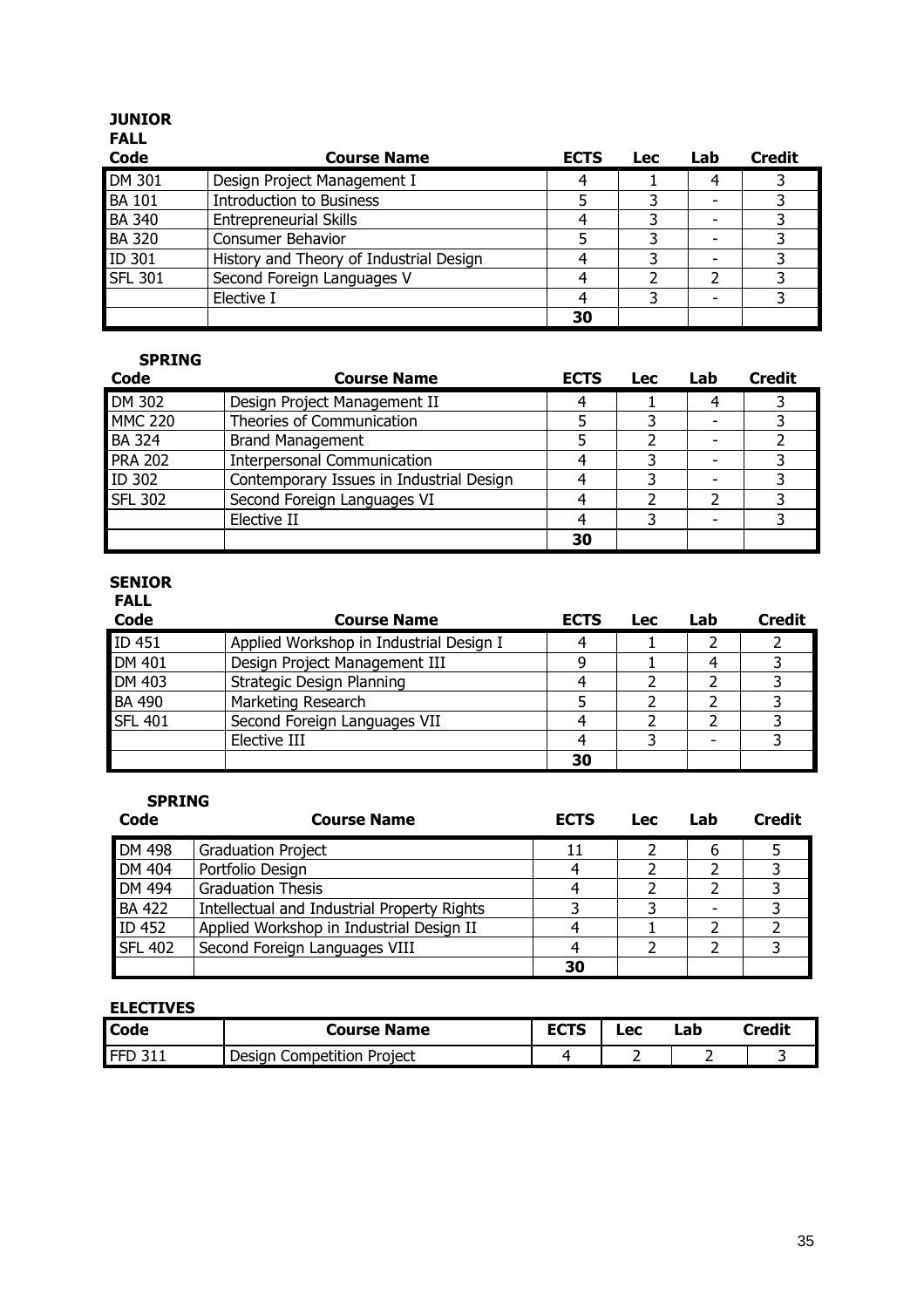**JUNIOR**

**FALL**

| Code | Course Name | ECTS | Lec | Lab | Credit |
|---|---|---|---|---|---|
| DM 301 | Design Project Management I | 4 | 1 | 4 | 3 |
| BA 101 | Introduction to Business | 5 | 3 | - | 3 |
| BA 340 | Entrepreneurial Skills | 4 | 3 | - | 3 |
| BA 320 | Consumer Behavior | 5 | 3 | - | 3 |
| ID 301 | History and Theory of Industrial Design | 4 | 3 | - | 3 |
| SFL 301 | Second Foreign Languages V | 4 | 2 | 2 | 3 |
| | Elective I | 4 | 3 | - | 3 |
| | | **30** | | | |

**SPRING**

| Code | Course Name | ECTS | Lec | Lab | Credit |
|---|---|---|---|---|---|
| DM 302 | Design Project Management II | 4 | 1 | 4 | 3 |
| MMC 220 | Theories of Communication | 5 | 3 | - | 3 |
| BA 324 | Brand Management | 5 | 2 | - | 2 |
| PRA 202 | Interpersonal Communication | 4 | 3 | - | 3 |
| ID 302 | Contemporary Issues in Industrial Design | 4 | 3 | - | 3 |
| SFL 302 | Second Foreign Languages VI | 4 | 2 | 2 | 3 |
| | Elective II | 4 | 3 | - | 3 |
| | | **30** | | | |

**SENIOR**

**FALL**

| Code | Course Name | ECTS | Lec | Lab | Credit |
|---|---|---|---|---|---|
| ID 451 | Applied Workshop in Industrial Design I | 4 | 1 | 2 | 2 |
| DM 401 | Design Project Management III | 9 | 1 | 4 | 3 |
| DM 403 | Strategic Design Planning | 4 | 2 | 2 | 3 |
| BA 490 | Marketing Research | 5 | 2 | 2 | 3 |
| SFL 401 | Second Foreign Languages VII | 4 | 2 | 2 | 3 |
| | Elective III | 4 | 3 | - | 3 |
| | | **30** | | | |

**SPRING**

| Code | Course Name | ECTS | Lec | Lab | Credit |
|---|---|---|---|---|---|
| DM 498 | Graduation Project | 11 | 2 | 6 | 5 |
| DM 404 | Portfolio Design | 4 | 2 | 2 | 3 |
| DM 494 | Graduation Thesis | 4 | 2 | 2 | 3 |
| BA 422 | Intellectual and Industrial Property Rights | 3 | 3 | - | 3 |
| ID 452 | Applied Workshop in Industrial Design II | 4 | 1 | 2 | 2 |
| SFL 402 | Second Foreign Languages VIII | 4 | 2 | 2 | 3 |
| | | **30** | | | |

**ELECTIVES**

| Code | Course Name | ECTS | Lec | Lab | Credit |
|---|---|---|---|---|---|
| FFD 311 | Design Competition Project | 4 | 2 | 2 | 3 |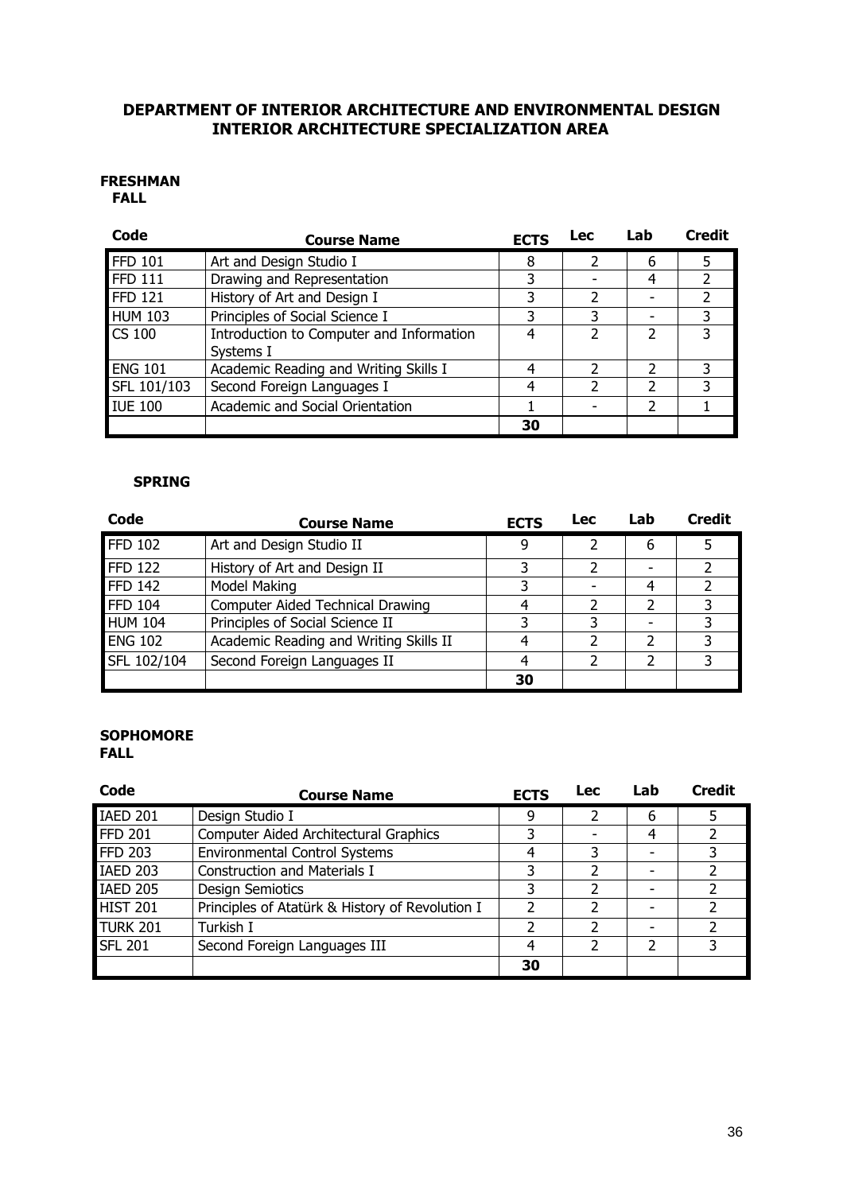## DEPARTMENT OF INTERIOR ARCHITECTURE AND ENVIRONMENTAL DESIGN
## INTERIOR ARCHITECTURE SPECIALIZATION AREA

### FRESHMAN
#### FALL

| Code | Course Name | ECTS | Lec | Lab | Credit |
|---|---|---|---|---|---|
| FFD 101 | Art and Design Studio I | 8 | 2 | 6 | 5 |
| FFD 111 | Drawing and Representation | 3 | - | 4 | 2 |
| FFD 121 | History of Art and Design I | 3 | 2 | - | 2 |
| HUM 103 | Principles of Social Science I | 3 | 3 | - | 3 |
| CS 100 | Introduction to Computer and Information Systems I | 4 | 2 | 2 | 3 |
| ENG 101 | Academic Reading and Writing Skills I | 4 | 2 | 2 | 3 |
| SFL 101/103 | Second Foreign Languages I | 4 | 2 | 2 | 3 |
| IUE 100 | Academic and Social Orientation | 1 | - | 2 | 1 |
| | | 30 | | | |

#### SPRING

| Code | Course Name | ECTS | Lec | Lab | Credit |
|---|---|---|---|---|---|
| FFD 102 | Art and Design Studio II | 9 | 2 | 6 | 5 |
| FFD 122 | History of Art and Design II | 3 | 2 | - | 2 |
| FFD 142 | Model Making | 3 | - | 4 | 2 |
| FFD 104 | Computer Aided Technical Drawing | 4 | 2 | 2 | 3 |
| HUM 104 | Principles of Social Science II | 3 | 3 | - | 3 |
| ENG 102 | Academic Reading and Writing Skills II | 4 | 2 | 2 | 3 |
| SFL 102/104 | Second Foreign Languages II | 4 | 2 | 2 | 3 |
| | | 30 | | | |

### SOPHOMORE
#### FALL

| Code | Course Name | ECTS | Lec | Lab | Credit |
|---|---|---|---|---|---|
| IAED 201 | Design Studio I | 9 | 2 | 6 | 5 |
| FFD 201 | Computer Aided Architectural Graphics | 3 | - | 4 | 2 |
| FFD 203 | Environmental Control Systems | 4 | 3 | - | 3 |
| IAED 203 | Construction and Materials I | 3 | 2 | - | 2 |
| IAED 205 | Design Semiotics | 3 | 2 | - | 2 |
| HIST 201 | Principles of Atatürk & History of Revolution I | 2 | 2 | - | 2 |
| TURK 201 | Turkish I | 2 | 2 | - | 2 |
| SFL 201 | Second Foreign Languages III | 4 | 2 | 2 | 3 |
| | | 30 | | | |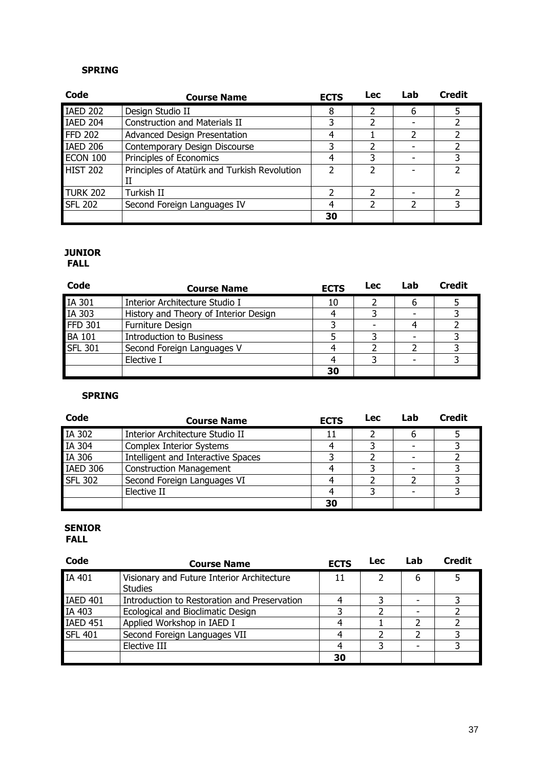**SPRING**

| Code | Course Name | ECTS | Lec | Lab | Credit |
|---|---|---|---|---|---|
| IAED 202 | Design Studio II | 8 | 2 | 6 | 5 |
| IAED 204 | Construction and Materials II | 3 | 2 | - | 2 |
| FFD 202 | Advanced Design Presentation | 4 | 1 | 2 | 2 |
| IAED 206 | Contemporary Design Discourse | 3 | 2 | - | 2 |
| ECON 100 | Principles of Economics | 4 | 3 | - | 3 |
| HIST 202 | Principles of Atatürk and Turkish Revolution II | 2 | 2 | - | 2 |
| TURK 202 | Turkish II | 2 | 2 | - | 2 |
| SFL 202 | Second Foreign Languages IV | 4 | 2 | 2 | 3 |
| | | 30 | | | |

**JUNIOR**

**FALL**

| Code | Course Name | ECTS | Lec | Lab | Credit |
|---|---|---|---|---|---|
| IA 301 | Interior Architecture Studio I | 10 | 2 | 6 | 5 |
| IA 303 | History and Theory of Interior Design | 4 | 3 | - | 3 |
| FFD 301 | Furniture Design | 3 | - | 4 | 2 |
| BA 101 | Introduction to Business | 5 | 3 | - | 3 |
| SFL 301 | Second Foreign Languages V | 4 | 2 | 2 | 3 |
| | Elective I | 4 | 3 | - | 3 |
| | | 30 | | | |

**SPRING**

| Code | Course Name | ECTS | Lec | Lab | Credit |
|---|---|---|---|---|---|
| IA 302 | Interior Architecture Studio II | 11 | 2 | 6 | 5 |
| IA 304 | Complex Interior Systems | 4 | 3 | - | 3 |
| IA 306 | Intelligent and Interactive Spaces | 3 | 2 | - | 2 |
| IAED 306 | Construction Management | 4 | 3 | - | 3 |
| SFL 302 | Second Foreign Languages VI | 4 | 2 | 2 | 3 |
| | Elective II | 4 | 3 | - | 3 |
| | | 30 | | | |

**SENIOR**

**FALL**

| Code | Course Name | ECTS | Lec | Lab | Credit |
|---|---|---|---|---|---|
| IA 401 | Visionary and Future Interior Architecture Studies | 11 | 2 | 6 | 5 |
| IAED 401 | Introduction to Restoration and Preservation | 4 | 3 | - | 3 |
| IA 403 | Ecological and Bioclimatic Design | 3 | 2 | - | 2 |
| IAED 451 | Applied Workshop in IAED I | 4 | 1 | 2 | 2 |
| SFL 401 | Second Foreign Languages VII | 4 | 2 | 2 | 3 |
| | Elective III | 4 | 3 | - | 3 |
| | | 30 | | | |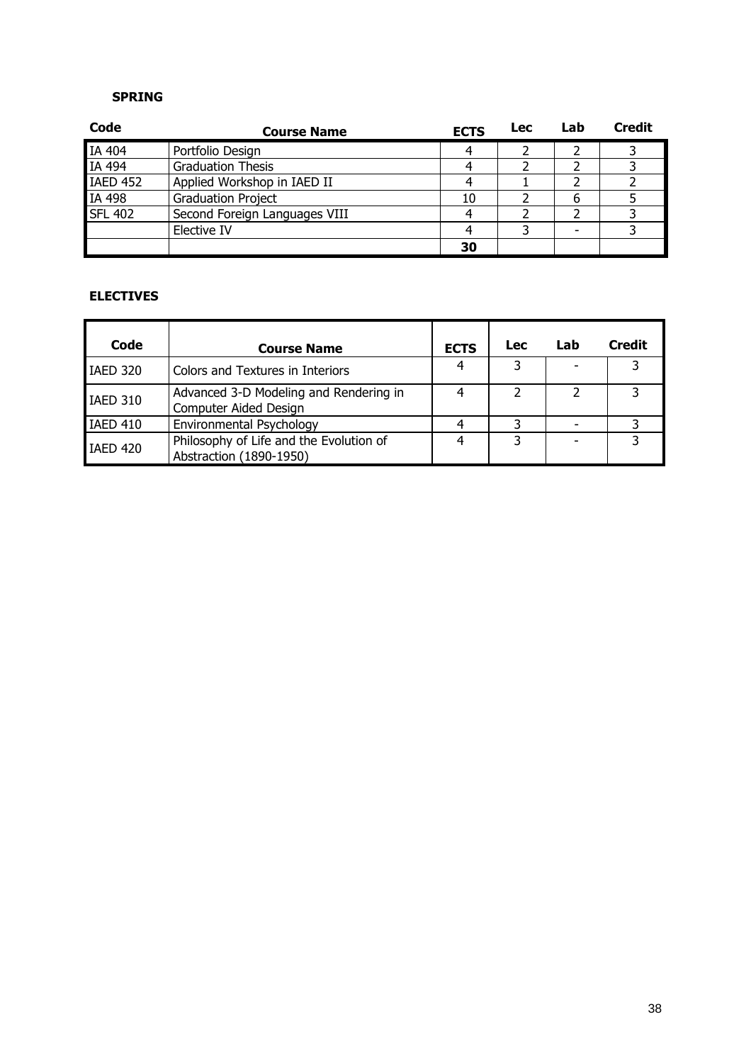**SPRING**

| Code | Course Name | ECTS | Lec | Lab | Credit |
|---|---|---|---|---|---|
| IA 404 | Portfolio Design | 4 | 2 | 2 | 3 |
| IA 494 | Graduation Thesis | 4 | 2 | 2 | 3 |
| IAED 452 | Applied Workshop in IAED II | 4 | 1 | 2 | 2 |
| IA 498 | Graduation Project | 10 | 2 | 6 | 5 |
| SFL 402 | Second Foreign Languages VIII | 4 | 2 | 2 | 3 |
| | Elective IV | 4 | 3 | - | 3 |
| | | **30** | | | |

**ELECTIVES**

| Code | Course Name | ECTS | Lec | Lab | Credit |
|---|---|---|---|---|---|
| IAED 320 | Colors and Textures in Interiors | 4 | 3 | - | 3 |
| IAED 310 | Advanced 3-D Modeling and Rendering in Computer Aided Design | 4 | 2 | 2 | 3 |
| IAED 410 | Environmental Psychology | 4 | 3 | - | 3 |
| IAED 420 | Philosophy of Life and the Evolution of Abstraction (1890-1950) | 4 | 3 | - | 3 |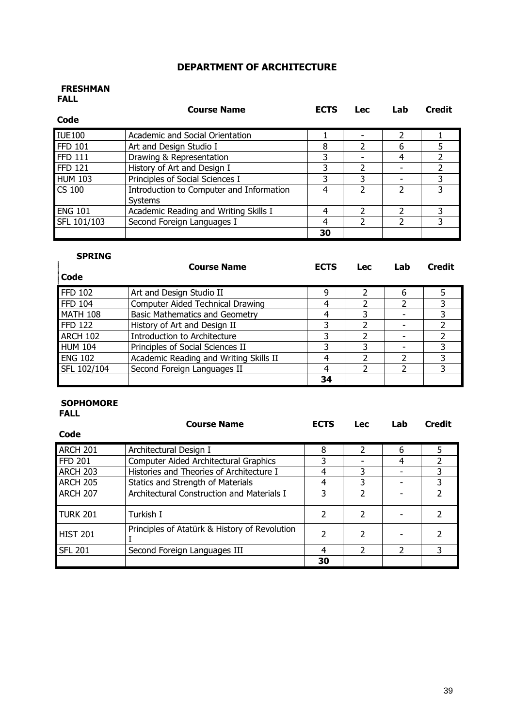# DEPARTMENT OF ARCHITECTURE

### FRESHMAN

**FALL**

| Code | Course Name | ECTS | Lec | Lab | Credit |
|---|---|---|---|---|---|
| IUE100 | Academic and Social Orientation | 1 | - | 2 | 1 |
| FFD 101 | Art and Design Studio I | 8 | 2 | 6 | 5 |
| FFD 111 | Drawing & Representation | 3 | - | 4 | 2 |
| FFD 121 | History of Art and Design I | 3 | 2 | - | 2 |
| HUM 103 | Principles of Social Sciences I | 3 | 3 | - | 3 |
| CS 100 | Introduction to Computer and Information Systems | 4 | 2 | 2 | 3 |
| ENG 101 | Academic Reading and Writing Skills I | 4 | 2 | 2 | 3 |
| SFL 101/103 | Second Foreign Languages I | 4 | 2 | 2 | 3 |
| | | **30** | | | |

**SPRING**

| Code | Course Name | ECTS | Lec | Lab | Credit |
|---|---|---|---|---|---|
| FFD 102 | Art and Design Studio II | 9 | 2 | 6 | 5 |
| FFD 104 | Computer Aided Technical Drawing | 4 | 2 | 2 | 3 |
| MATH 108 | Basic Mathematics and Geometry | 4 | 3 | - | 3 |
| FFD 122 | History of Art and Design II | 3 | 2 | - | 2 |
| ARCH 102 | Introduction to Architecture | 3 | 2 | - | 2 |
| HUM 104 | Principles of Social Sciences II | 3 | 3 | - | 3 |
| ENG 102 | Academic Reading and Writing Skills II | 4 | 2 | 2 | 3 |
| SFL 102/104 | Second Foreign Languages II | 4 | 2 | 2 | 3 |
| | | **34** | | | |

### SOPHOMORE

**FALL**

| Code | Course Name | ECTS | Lec | Lab | Credit |
|---|---|---|---|---|---|
| ARCH 201 | Architectural Design I | 8 | 2 | 6 | 5 |
| FFD 201 | Computer Aided Architectural Graphics | 3 | - | 4 | 2 |
| ARCH 203 | Histories and Theories of Architecture I | 4 | 3 | - | 3 |
| ARCH 205 | Statics and Strength of Materials | 4 | 3 | - | 3 |
| ARCH 207 | Architectural Construction and Materials I | 3 | 2 | - | 2 |
| TURK 201 | Turkish I | 2 | 2 | - | 2 |
| HIST 201 | Principles of Atatürk & History of Revolution I | 2 | 2 | - | 2 |
| SFL 201 | Second Foreign Languages III | 4 | 2 | 2 | 3 |
| | | **30** | | | |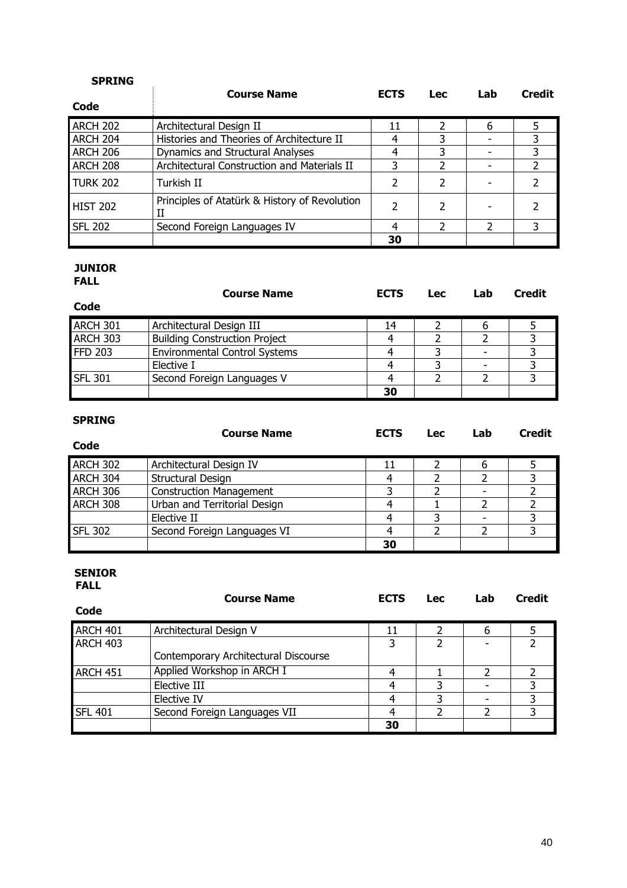**SPRING**

| Code | Course Name | ECTS | Lec | Lab | Credit |
|---|---|---|---|---|---|
| ARCH 202 | Architectural Design II | 11 | 2 | 6 | 5 |
| ARCH 204 | Histories and Theories of Architecture II | 4 | 3 | - | 3 |
| ARCH 206 | Dynamics and Structural Analyses | 4 | 3 | - | 3 |
| ARCH 208 | Architectural Construction and Materials II | 3 | 2 | - | 2 |
| TURK 202 | Turkish II | 2 | 2 | - | 2 |
| HIST 202 | Principles of Atatürk & History of Revolution II | 2 | 2 | - | 2 |
| SFL 202 | Second Foreign Languages IV | 4 | 2 | 2 | 3 |
| | | **30** | | | |

**JUNIOR**
**FALL**

| Code | Course Name | ECTS | Lec | Lab | Credit |
|---|---|---|---|---|---|
| ARCH 301 | Architectural Design III | 14 | 2 | 6 | 5 |
| ARCH 303 | Building Construction Project | 4 | 2 | 2 | 3 |
| FFD 203 | Environmental Control Systems | 4 | 3 | - | 3 |
| | Elective I | 4 | 3 | - | 3 |
| SFL 301 | Second Foreign Languages V | 4 | 2 | 2 | 3 |
| | | **30** | | | |

**SPRING**

| Code | Course Name | ECTS | Lec | Lab | Credit |
|---|---|---|---|---|---|
| ARCH 302 | Architectural Design IV | 11 | 2 | 6 | 5 |
| ARCH 304 | Structural Design | 4 | 2 | 2 | 3 |
| ARCH 306 | Construction Management | 3 | 2 | - | 2 |
| ARCH 308 | Urban and Territorial Design | 4 | 1 | 2 | 2 |
| | Elective II | 4 | 3 | - | 3 |
| SFL 302 | Second Foreign Languages VI | 4 | 2 | 2 | 3 |
| | | **30** | | | |

**SENIOR**
**FALL**

| Code | Course Name | ECTS | Lec | Lab | Credit |
|---|---|---|---|---|---|
| ARCH 401 | Architectural Design V | 11 | 2 | 6 | 5 |
| ARCH 403 | Contemporary Architectural Discourse | 3 | 2 | - | 2 |
| ARCH 451 | Applied Workshop in ARCH I | 4 | 1 | 2 | 2 |
| | Elective III | 4 | 3 | - | 3 |
| | Elective IV | 4 | 3 | - | 3 |
| SFL 401 | Second Foreign Languages VII | 4 | 2 | 2 | 3 |
| | | **30** | | | |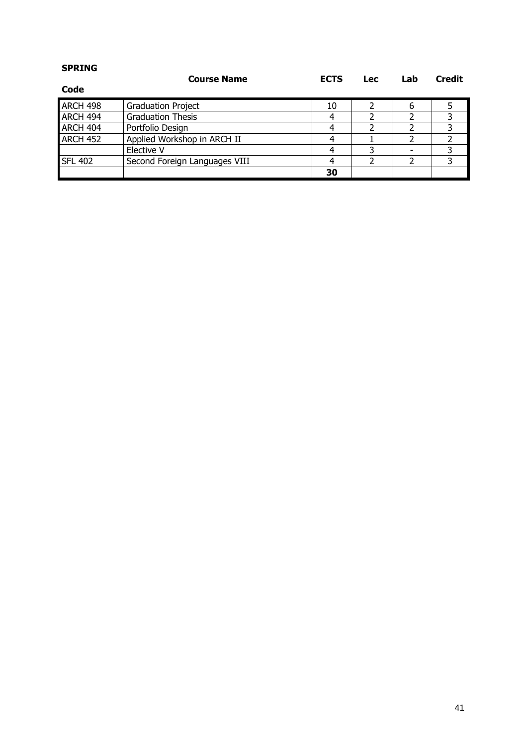**SPRING**

| Code | Course Name | ECTS | Lec | Lab | Credit |
|---|---|---|---|---|---|
| ARCH 498 | Graduation Project | 10 | 2 | 6 | 5 |
| ARCH 494 | Graduation Thesis | 4 | 2 | 2 | 3 |
| ARCH 404 | Portfolio Design | 4 | 2 | 2 | 3 |
| ARCH 452 | Applied Workshop in ARCH II | 4 | 1 | 2 | 2 |
| | Elective V | 4 | 3 | - | 3 |
| SFL 402 | Second Foreign Languages VIII | 4 | 2 | 2 | 3 |
| | | **30** | | | |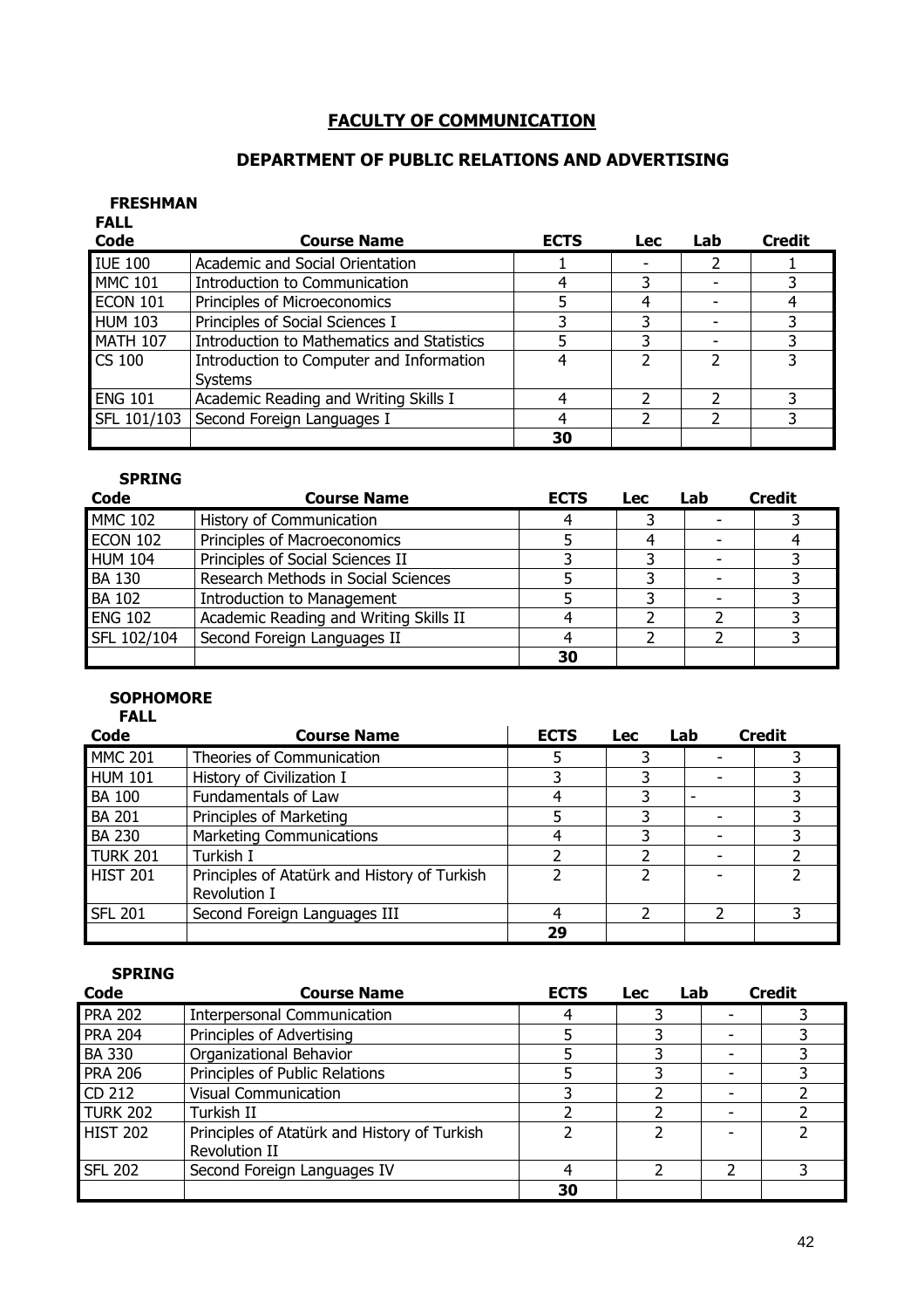# FACULTY OF COMMUNICATION

## DEPARTMENT OF PUBLIC RELATIONS AND ADVERTISING

### FRESHMAN

**FALL**

| Code | Course Name | ECTS | Lec | Lab | Credit |
|---|---|---|---|---|---|
| IUE 100 | Academic and Social Orientation | 1 | - | 2 | 1 |
| MMC 101 | Introduction to Communication | 4 | 3 | - | 3 |
| ECON 101 | Principles of Microeconomics | 5 | 4 | - | 4 |
| HUM 103 | Principles of Social Sciences I | 3 | 3 | - | 3 |
| MATH 107 | Introduction to Mathematics and Statistics | 5 | 3 | - | 3 |
| CS 100 | Introduction to Computer and Information Systems | 4 | 2 | 2 | 3 |
| ENG 101 | Academic Reading and Writing Skills I | 4 | 2 | 2 | 3 |
| SFL 101/103 | Second Foreign Languages I | 4 | 2 | 2 | 3 |
| | | **30** | | | |

**SPRING**

| Code | Course Name | ECTS | Lec | Lab | Credit |
|---|---|---|---|---|---|
| MMC 102 | History of Communication | 4 | 3 | - | 3 |
| ECON 102 | Principles of Macroeconomics | 5 | 4 | - | 4 |
| HUM 104 | Principles of Social Sciences II | 3 | 3 | - | 3 |
| BA 130 | Research Methods in Social Sciences | 5 | 3 | - | 3 |
| BA 102 | Introduction to Management | 5 | 3 | - | 3 |
| ENG 102 | Academic Reading and Writing Skills II | 4 | 2 | 2 | 3 |
| SFL 102/104 | Second Foreign Languages II | 4 | 2 | 2 | 3 |
| | | **30** | | | |

### SOPHOMORE

**FALL**

| Code | Course Name | ECTS | Lec | Lab | Credit |
|---|---|---|---|---|---|
| MMC 201 | Theories of Communication | 5 | 3 | - | 3 |
| HUM 101 | History of Civilization I | 3 | 3 | - | 3 |
| BA 100 | Fundamentals of Law | 4 | 3 | - | 3 |
| BA 201 | Principles of Marketing | 5 | 3 | - | 3 |
| BA 230 | Marketing Communications | 4 | 3 | - | 3 |
| TURK 201 | Turkish I | 2 | 2 | - | 2 |
| HIST 201 | Principles of Atatürk and History of Turkish Revolution I | 2 | 2 | - | 2 |
| SFL 201 | Second Foreign Languages III | 4 | 2 | 2 | 3 |
| | | **29** | | | |

**SPRING**

| Code | Course Name | ECTS | Lec | Lab | Credit |
|---|---|---|---|---|---|
| PRA 202 | Interpersonal Communication | 4 | 3 | - | 3 |
| PRA 204 | Principles of Advertising | 5 | 3 | - | 3 |
| BA 330 | Organizational Behavior | 5 | 3 | - | 3 |
| PRA 206 | Principles of Public Relations | 5 | 3 | - | 3 |
| CD 212 | Visual Communication | 3 | 2 | - | 2 |
| TURK 202 | Turkish II | 2 | 2 | - | 2 |
| HIST 202 | Principles of Atatürk and History of Turkish Revolution II | 2 | 2 | - | 2 |
| SFL 202 | Second Foreign Languages IV | 4 | 2 | 2 | 3 |
| | | **30** | | | |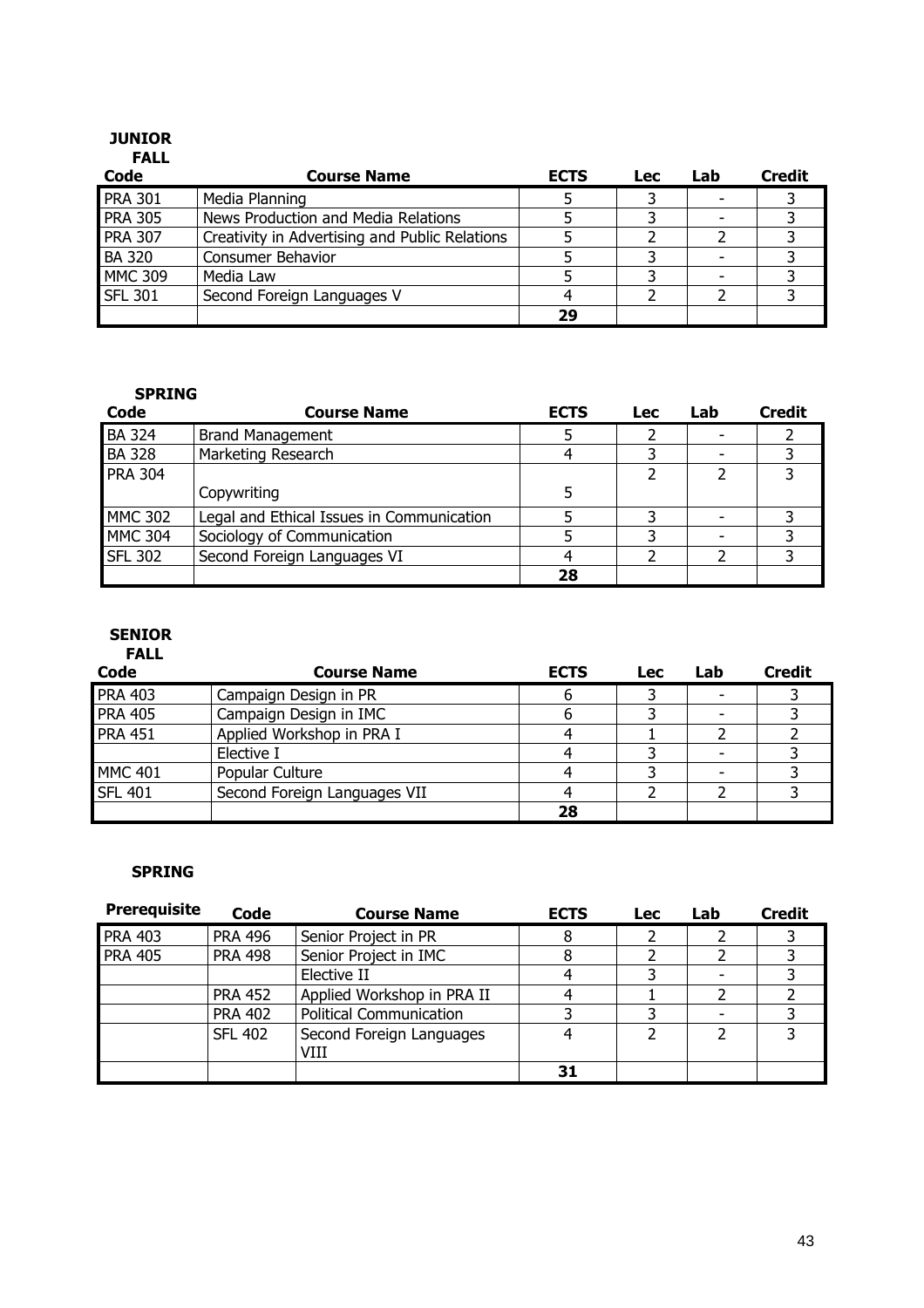**JUNIOR**

**FALL**

| Code | Course Name | ECTS | Lec | Lab | Credit |
|---|---|---|---|---|---|
| PRA 301 | Media Planning | 5 | 3 | - | 3 |
| PRA 305 | News Production and Media Relations | 5 | 3 | - | 3 |
| PRA 307 | Creativity in Advertising and Public Relations | 5 | 2 | 2 | 3 |
| BA 320 | Consumer Behavior | 5 | 3 | - | 3 |
| MMC 309 | Media Law | 5 | 3 | - | 3 |
| SFL 301 | Second Foreign Languages V | 4 | 2 | 2 | 3 |
| | | **29** | | | |

**SPRING**

| Code | Course Name | ECTS | Lec | Lab | Credit |
|---|---|---|---|---|---|
| BA 324 | Brand Management | 5 | 2 | - | 2 |
| BA 328 | Marketing Research | 4 | 3 | - | 3 |
| PRA 304 | Copywriting | 5 | 2 | 2 | 3 |
| MMC 302 | Legal and Ethical Issues in Communication | 5 | 3 | - | 3 |
| MMC 304 | Sociology of Communication | 5 | 3 | - | 3 |
| SFL 302 | Second Foreign Languages VI | 4 | 2 | 2 | 3 |
| | | **28** | | | |

**SENIOR**

**FALL**

| Code | Course Name | ECTS | Lec | Lab | Credit |
|---|---|---|---|---|---|
| PRA 403 | Campaign Design in PR | 6 | 3 | - | 3 |
| PRA 405 | Campaign Design in IMC | 6 | 3 | - | 3 |
| PRA 451 | Applied Workshop in PRA I | 4 | 1 | 2 | 2 |
| | Elective I | 4 | 3 | - | 3 |
| MMC 401 | Popular Culture | 4 | 3 | - | 3 |
| SFL 401 | Second Foreign Languages VII | 4 | 2 | 2 | 3 |
| | | **28** | | | |

**SPRING**

| Prerequisite | Code | Course Name | ECTS | Lec | Lab | Credit |
|---|---|---|---|---|---|---|
| PRA 403 | PRA 496 | Senior Project in PR | 8 | 2 | 2 | 3 |
| PRA 405 | PRA 498 | Senior Project in IMC | 8 | 2 | 2 | 3 |
| | | Elective II | 4 | 3 | - | 3 |
| | PRA 452 | Applied Workshop in PRA II | 4 | 1 | 2 | 2 |
| | PRA 402 | Political Communication | 3 | 3 | - | 3 |
| | SFL 402 | Second Foreign Languages VIII | 4 | 2 | 2 | 3 |
| | | | **31** | | | |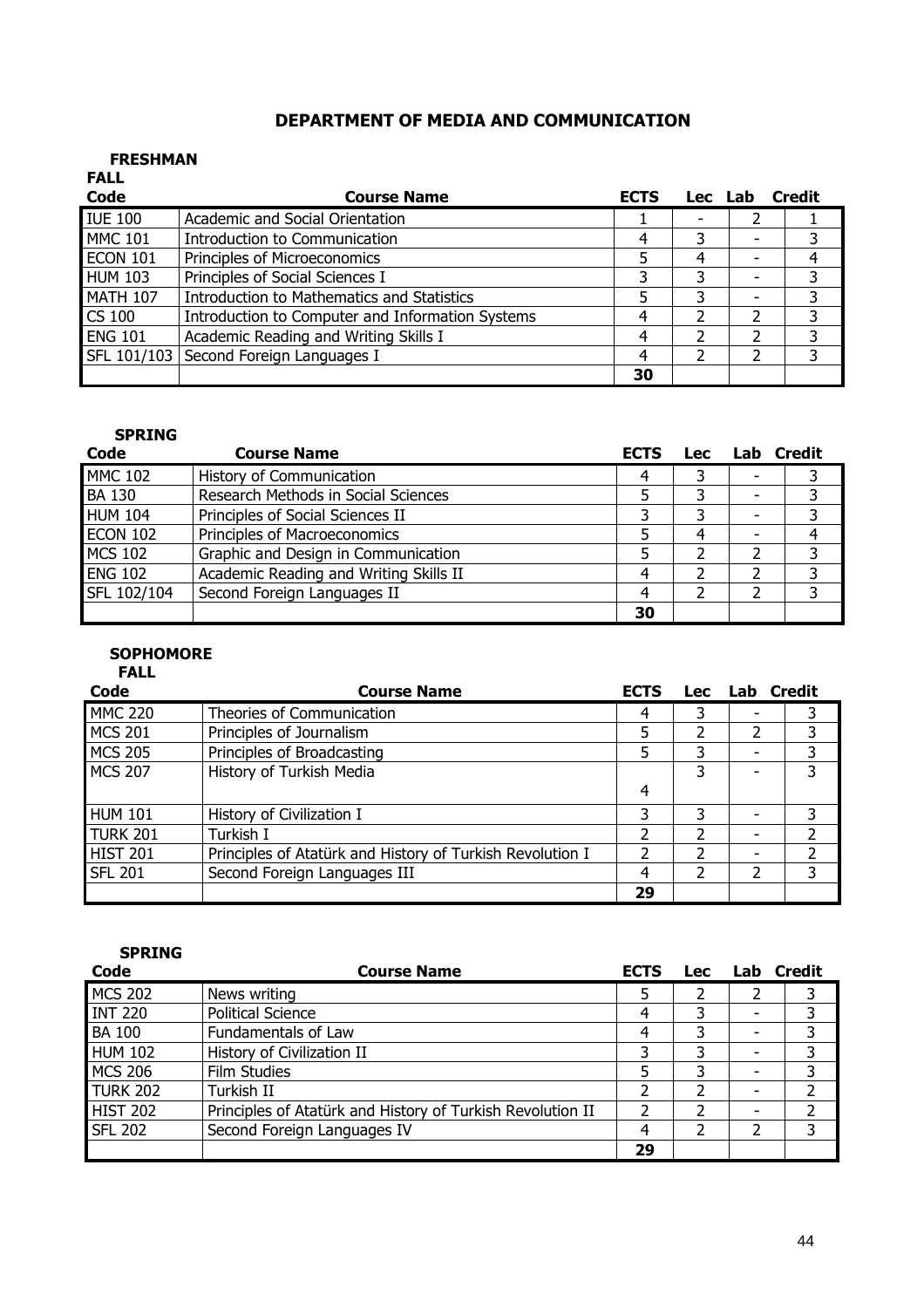# DEPARTMENT OF MEDIA AND COMMUNICATION

## FRESHMAN

### FALL

| Code | Course Name | ECTS | Lec | Lab | Credit |
|---|---|---|---|---|---|
| IUE 100 | Academic and Social Orientation | 1 | - | 2 | 1 |
| MMC 101 | Introduction to Communication | 4 | 3 | - | 3 |
| ECON 101 | Principles of Microeconomics | 5 | 4 | - | 4 |
| HUM 103 | Principles of Social Sciences I | 3 | 3 | - | 3 |
| MATH 107 | Introduction to Mathematics and Statistics | 5 | 3 | - | 3 |
| CS 100 | Introduction to Computer and Information Systems | 4 | 2 | 2 | 3 |
| ENG 101 | Academic Reading and Writing Skills I | 4 | 2 | 2 | 3 |
| SFL 101/103 | Second Foreign Languages I | 4 | 2 | 2 | 3 |
| | | 30 | | | |

### SPRING

| Code | Course Name | ECTS | Lec | Lab | Credit |
|---|---|---|---|---|---|
| MMC 102 | History of Communication | 4 | 3 | - | 3 |
| BA 130 | Research Methods in Social Sciences | 5 | 3 | - | 3 |
| HUM 104 | Principles of Social Sciences II | 3 | 3 | - | 3 |
| ECON 102 | Principles of Macroeconomics | 5 | 4 | - | 4 |
| MCS 102 | Graphic and Design in Communication | 5 | 2 | 2 | 3 |
| ENG 102 | Academic Reading and Writing Skills II | 4 | 2 | 2 | 3 |
| SFL 102/104 | Second Foreign Languages II | 4 | 2 | 2 | 3 |
| | | 30 | | | |

## SOPHOMORE

### FALL

| Code | Course Name | ECTS | Lec | Lab | Credit |
|---|---|---|---|---|---|
| MMC 220 | Theories of Communication | 4 | 3 | - | 3 |
| MCS 201 | Principles of Journalism | 5 | 2 | 2 | 3 |
| MCS 205 | Principles of Broadcasting | 5 | 3 | - | 3 |
| MCS 207 | History of Turkish Media | 4 | 3 | - | 3 |
| HUM 101 | History of Civilization I | 3 | 3 | - | 3 |
| TURK 201 | Turkish I | 2 | 2 | - | 2 |
| HIST 201 | Principles of Atatürk and History of Turkish Revolution I | 2 | 2 | - | 2 |
| SFL 201 | Second Foreign Languages III | 4 | 2 | 2 | 3 |
| | | 29 | | | |

### SPRING

| Code | Course Name | ECTS | Lec | Lab | Credit |
|---|---|---|---|---|---|
| MCS 202 | News writing | 5 | 2 | 2 | 3 |
| INT 220 | Political Science | 4 | 3 | - | 3 |
| BA 100 | Fundamentals of Law | 4 | 3 | - | 3 |
| HUM 102 | History of Civilization II | 3 | 3 | - | 3 |
| MCS 206 | Film Studies | 5 | 3 | - | 3 |
| TURK 202 | Turkish II | 2 | 2 | - | 2 |
| HIST 202 | Principles of Atatürk and History of Turkish Revolution II | 2 | 2 | - | 2 |
| SFL 202 | Second Foreign Languages IV | 4 | 2 | 2 | 3 |
| | | 29 | | | |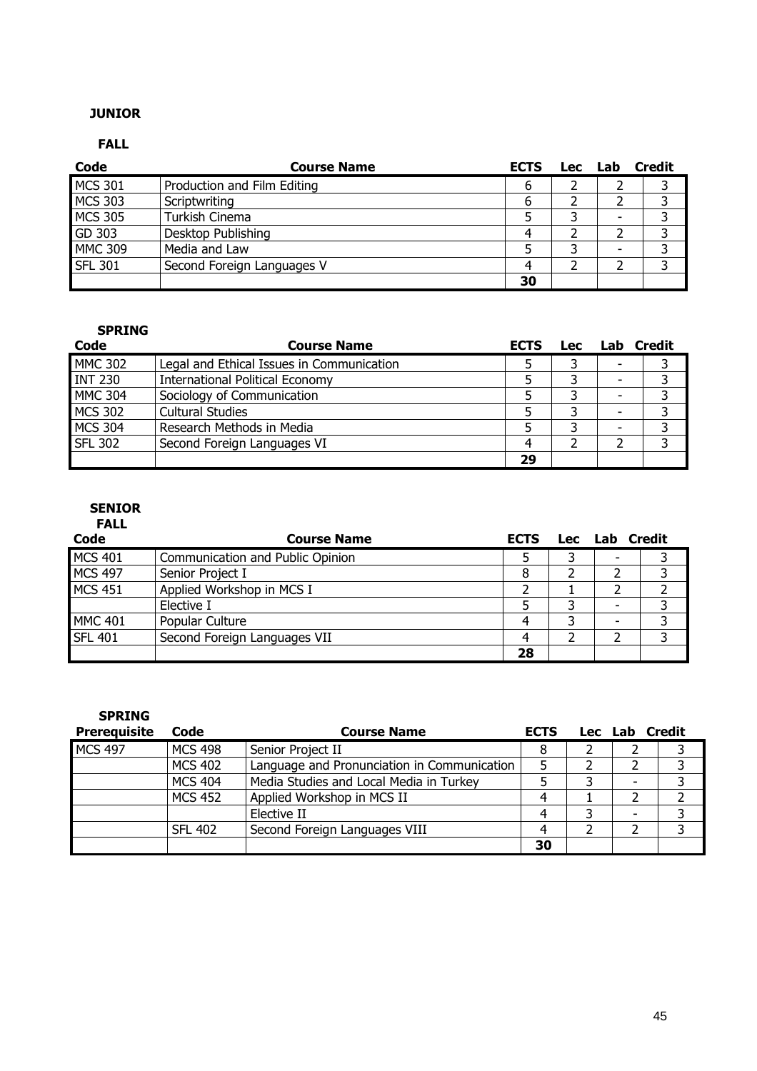**JUNIOR**

**FALL**

| Code | Course Name | ECTS | Lec | Lab | Credit |
|---|---|---|---|---|---|
| MCS 301 | Production and Film Editing | 6 | 2 | 2 | 3 |
| MCS 303 | Scriptwriting | 6 | 2 | 2 | 3 |
| MCS 305 | Turkish Cinema | 5 | 3 | - | 3 |
| GD 303 | Desktop Publishing | 4 | 2 | 2 | 3 |
| MMC 309 | Media and Law | 5 | 3 | - | 3 |
| SFL 301 | Second Foreign Languages V | 4 | 2 | 2 | 3 |
| | | **30** | | | |

**SPRING**

| Code | Course Name | ECTS | Lec | Lab | Credit |
|---|---|---|---|---|---|
| MMC 302 | Legal and Ethical Issues in Communication | 5 | 3 | - | 3 |
| INT 230 | International Political Economy | 5 | 3 | - | 3 |
| MMC 304 | Sociology of Communication | 5 | 3 | - | 3 |
| MCS 302 | Cultural Studies | 5 | 3 | - | 3 |
| MCS 304 | Research Methods in Media | 5 | 3 | - | 3 |
| SFL 302 | Second Foreign Languages VI | 4 | 2 | 2 | 3 |
| | | **29** | | | |

**SENIOR**

**FALL**

| Code | Course Name | ECTS | Lec | Lab | Credit |
|---|---|---|---|---|---|
| MCS 401 | Communication and Public Opinion | 5 | 3 | - | 3 |
| MCS 497 | Senior Project I | 8 | 2 | 2 | 3 |
| MCS 451 | Applied Workshop in MCS I | 2 | 1 | 2 | 2 |
| | Elective I | 5 | 3 | - | 3 |
| MMC 401 | Popular Culture | 4 | 3 | - | 3 |
| SFL 401 | Second Foreign Languages VII | 4 | 2 | 2 | 3 |
| | | **28** | | | |

**SPRING**

| Prerequisite | Code | Course Name | ECTS | Lec | Lab | Credit |
|---|---|---|---|---|---|---|
| MCS 497 | MCS 498 | Senior Project II | 8 | 2 | 2 | 3 |
| | MCS 402 | Language and Pronunciation in Communication | 5 | 2 | 2 | 3 |
| | MCS 404 | Media Studies and Local Media in Turkey | 5 | 3 | - | 3 |
| | MCS 452 | Applied Workshop in MCS II | 4 | 1 | 2 | 2 |
| | | Elective II | 4 | 3 | - | 3 |
| | SFL 402 | Second Foreign Languages VIII | 4 | 2 | 2 | 3 |
| | | | **30** | | | |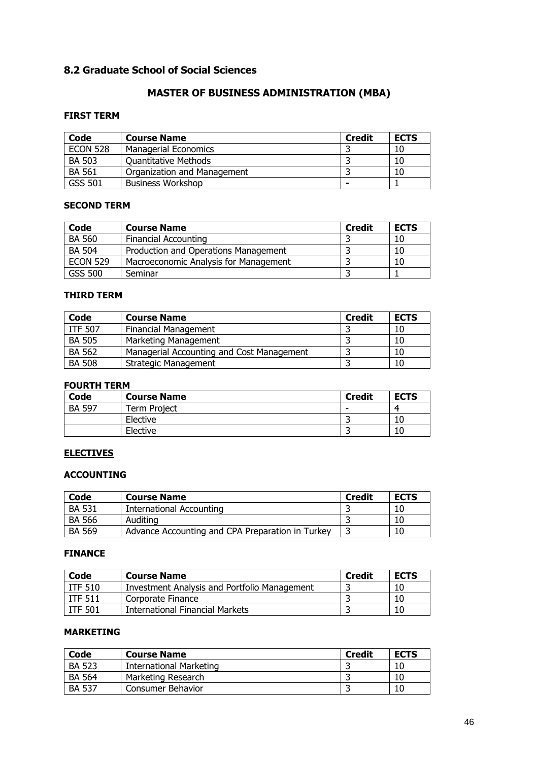## 8.2 Graduate School of Social Sciences

### MASTER OF BUSINESS ADMINISTRATION (MBA)

**FIRST TERM**

| Code | Course Name | Credit | ECTS |
|---|---|---|---|
| ECON 528 | Managerial Economics | 3 | 10 |
| BA 503 | Quantitative Methods | 3 | 10 |
| BA 561 | Organization and Management | 3 | 10 |
| GSS 501 | Business Workshop | - | 1 |

**SECOND TERM**

| Code | Course Name | Credit | ECTS |
|---|---|---|---|
| BA 560 | Financial Accounting | 3 | 10 |
| BA 504 | Production and Operations Management | 3 | 10 |
| ECON 529 | Macroeconomic Analysis for Management | 3 | 10 |
| GSS 500 | Seminar | 3 | 1 |

**THIRD TERM**

| Code | Course Name | Credit | ECTS |
|---|---|---|---|
| ITF 507 | Financial Management | 3 | 10 |
| BA 505 | Marketing Management | 3 | 10 |
| BA 562 | Managerial Accounting and Cost Management | 3 | 10 |
| BA 508 | Strategic Management | 3 | 10 |

**FOURTH TERM**

| Code | Course Name | Credit | ECTS |
|---|---|---|---|
| BA 597 | Term Project | - | 4 |
| | Elective | 3 | 10 |
| | Elective | 3 | 10 |

**ELECTIVES**

**ACCOUNTING**

| Code | Course Name | Credit | ECTS |
|---|---|---|---|
| BA 531 | International Accounting | 3 | 10 |
| BA 566 | Auditing | 3 | 10 |
| BA 569 | Advance Accounting and CPA Preparation in Turkey | 3 | 10 |

**FINANCE**

| Code | Course Name | Credit | ECTS |
|---|---|---|---|
| ITF 510 | Investment Analysis and Portfolio Management | 3 | 10 |
| ITF 511 | Corporate Finance | 3 | 10 |
| ITF 501 | International Financial Markets | 3 | 10 |

**MARKETING**

| Code | Course Name | Credit | ECTS |
|---|---|---|---|
| BA 523 | International Marketing | 3 | 10 |
| BA 564 | Marketing Research | 3 | 10 |
| BA 537 | Consumer Behavior | 3 | 10 |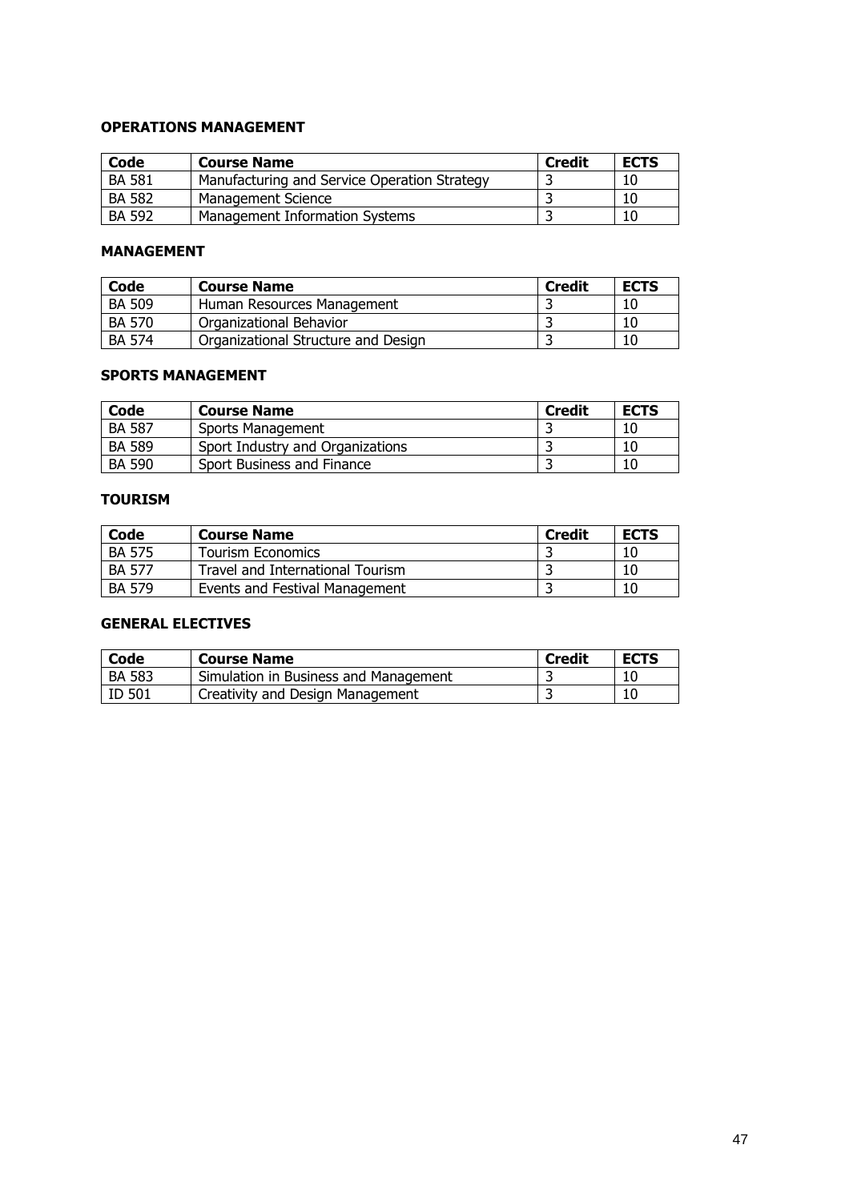### OPERATIONS MANAGEMENT

| Code | Course Name | Credit | ECTS |
|---|---|---|---|
| BA 581 | Manufacturing and Service Operation Strategy | 3 | 10 |
| BA 582 | Management Science | 3 | 10 |
| BA 592 | Management Information Systems | 3 | 10 |

### MANAGEMENT

| Code | Course Name | Credit | ECTS |
|---|---|---|---|
| BA 509 | Human Resources Management | 3 | 10 |
| BA 570 | Organizational Behavior | 3 | 10 |
| BA 574 | Organizational Structure and Design | 3 | 10 |

### SPORTS MANAGEMENT

| Code | Course Name | Credit | ECTS |
|---|---|---|---|
| BA 587 | Sports Management | 3 | 10 |
| BA 589 | Sport Industry and Organizations | 3 | 10 |
| BA 590 | Sport Business and Finance | 3 | 10 |

### TOURISM

| Code | Course Name | Credit | ECTS |
|---|---|---|---|
| BA 575 | Tourism Economics | 3 | 10 |
| BA 577 | Travel and International Tourism | 3 | 10 |
| BA 579 | Events and Festival Management | 3 | 10 |

### GENERAL ELECTIVES

| Code | Course Name | Credit | ECTS |
|---|---|---|---|
| BA 583 | Simulation in Business and Management | 3 | 10 |
| ID 501 | Creativity and Design Management | 3 | 10 |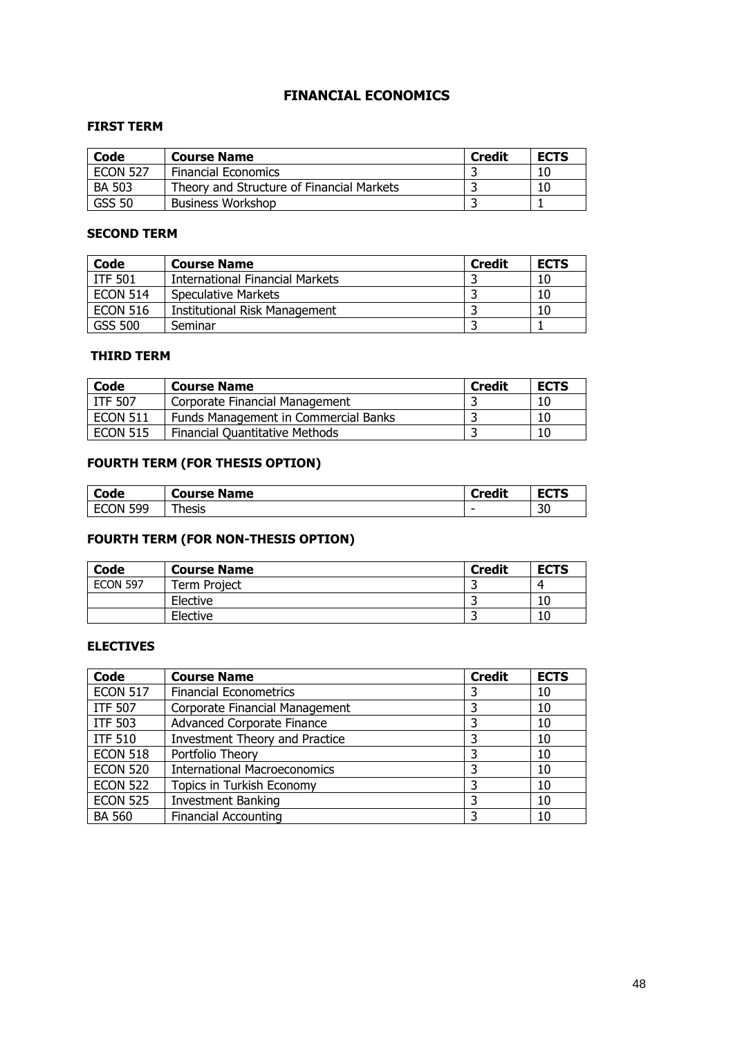# FINANCIAL ECONOMICS

## FIRST TERM

| Code | Course Name | Credit | ECTS |
|---|---|---|---|
| ECON 527 | Financial Economics | 3 | 10 |
| BA 503 | Theory and Structure of Financial Markets | 3 | 10 |
| GSS 50 | Business Workshop | 3 | 1 |

## SECOND TERM

| Code | Course Name | Credit | ECTS |
|---|---|---|---|
| ITF 501 | International Financial Markets | 3 | 10 |
| ECON 514 | Speculative Markets | 3 | 10 |
| ECON 516 | Institutional Risk Management | 3 | 10 |
| GSS 500 | Seminar | 3 | 1 |

## THIRD TERM

| Code | Course Name | Credit | ECTS |
|---|---|---|---|
| ITF 507 | Corporate Financial Management | 3 | 10 |
| ECON 511 | Funds Management in Commercial Banks | 3 | 10 |
| ECON 515 | Financial Quantitative Methods | 3 | 10 |

## FOURTH TERM (FOR THESIS OPTION)

| Code | Course Name | Credit | ECTS |
|---|---|---|---|
| ECON 599 | Thesis | - | 30 |

## FOURTH TERM (FOR NON-THESIS OPTION)

| Code | Course Name | Credit | ECTS |
|---|---|---|---|
| ECON 597 | Term Project | 3 | 4 |
| | Elective | 3 | 10 |
| | Elective | 3 | 10 |

## ELECTIVES

| Code | Course Name | Credit | ECTS |
|---|---|---|---|
| ECON 517 | Financial Econometrics | 3 | 10 |
| ITF 507 | Corporate Financial Management | 3 | 10 |
| ITF 503 | Advanced Corporate Finance | 3 | 10 |
| ITF 510 | Investment Theory and Practice | 3 | 10 |
| ECON 518 | Portfolio Theory | 3 | 10 |
| ECON 520 | International Macroeconomics | 3 | 10 |
| ECON 522 | Topics in Turkish Economy | 3 | 10 |
| ECON 525 | Investment Banking | 3 | 10 |
| BA 560 | Financial Accounting | 3 | 10 |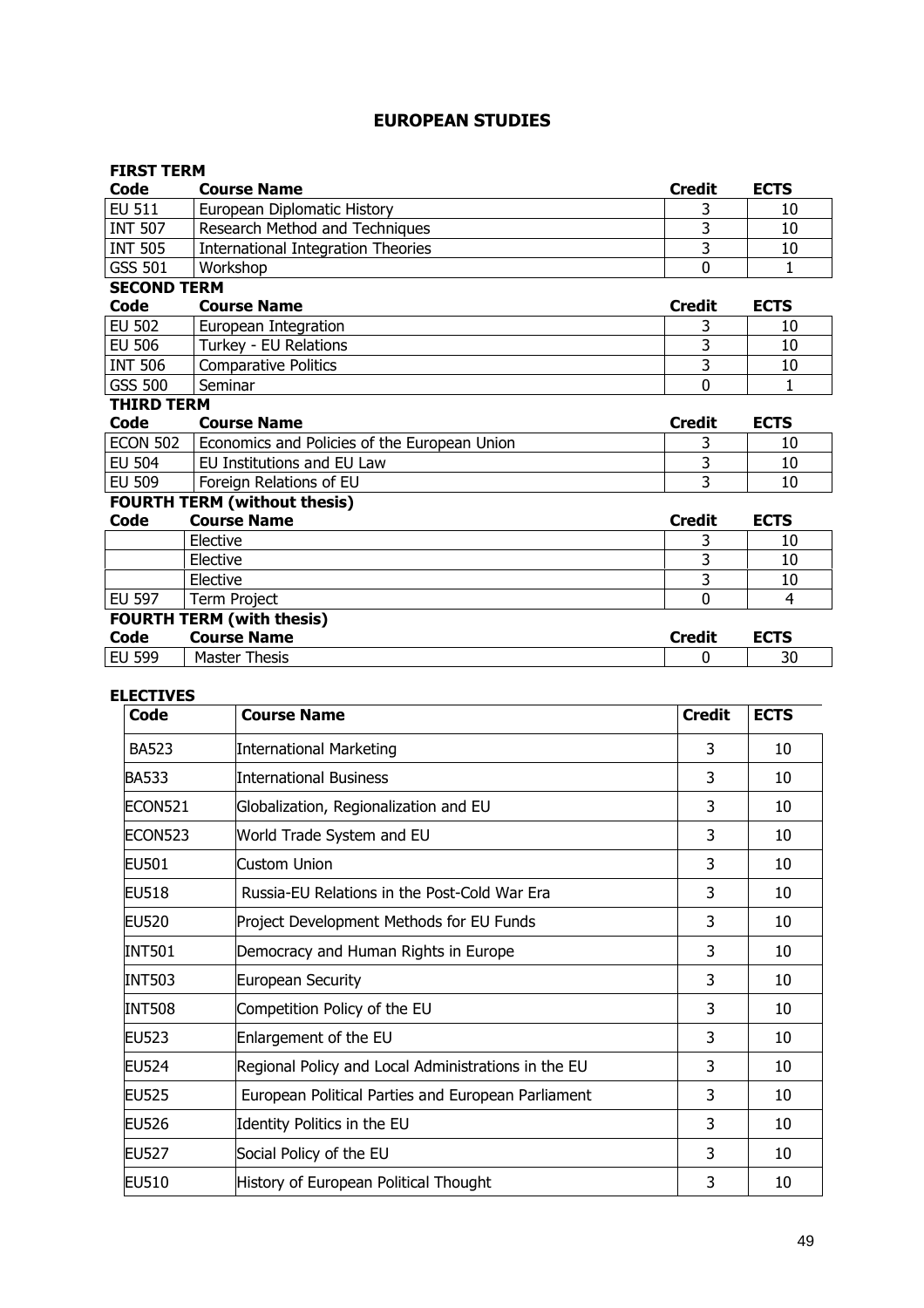# EUROPEAN STUDIES

**FIRST TERM**

| Code | Course Name | Credit | ECTS |
|---|---|---|---|
| EU 511 | European Diplomatic History | 3 | 10 |
| INT 507 | Research Method and Techniques | 3 | 10 |
| INT 505 | International Integration Theories | 3 | 10 |
| GSS 501 | Workshop | 0 | 1 |

**SECOND TERM**

| Code | Course Name | Credit | ECTS |
|---|---|---|---|
| EU 502 | European Integration | 3 | 10 |
| EU 506 | Turkey - EU Relations | 3 | 10 |
| INT 506 | Comparative Politics | 3 | 10 |
| GSS 500 | Seminar | 0 | 1 |

**THIRD TERM**

| Code | Course Name | Credit | ECTS |
|---|---|---|---|
| ECON 502 | Economics and Policies of the European Union | 3 | 10 |
| EU 504 | EU Institutions and EU Law | 3 | 10 |
| EU 509 | Foreign Relations of EU | 3 | 10 |

**FOURTH TERM (without thesis)**

| Code | Course Name | Credit | ECTS |
|---|---|---|---|
| | Elective | 3 | 10 |
| | Elective | 3 | 10 |
| | Elective | 3 | 10 |
| EU 597 | Term Project | 0 | 4 |

**FOURTH TERM (with thesis)**

| Code | Course Name | Credit | ECTS |
|---|---|---|---|
| EU 599 | Master Thesis | 0 | 30 |

**ELECTIVES**

| Code | Course Name | Credit | ECTS |
|---|---|---|---|
| BA523 | International Marketing | 3 | 10 |
| BA533 | International Business | 3 | 10 |
| ECON521 | Globalization, Regionalization and EU | 3 | 10 |
| ECON523 | World Trade System and EU | 3 | 10 |
| EU501 | Custom Union | 3 | 10 |
| EU518 | Russia-EU Relations in the Post-Cold War Era | 3 | 10 |
| EU520 | Project Development Methods for EU Funds | 3 | 10 |
| INT501 | Democracy and Human Rights in Europe | 3 | 10 |
| INT503 | European Security | 3 | 10 |
| INT508 | Competition Policy of the EU | 3 | 10 |
| EU523 | Enlargement of the EU | 3 | 10 |
| EU524 | Regional Policy and Local Administrations in the EU | 3 | 10 |
| EU525 | European Political Parties and European Parliament | 3 | 10 |
| EU526 | Identity Politics in the EU | 3 | 10 |
| EU527 | Social Policy of the EU | 3 | 10 |
| EU510 | History of European Political Thought | 3 | 10 |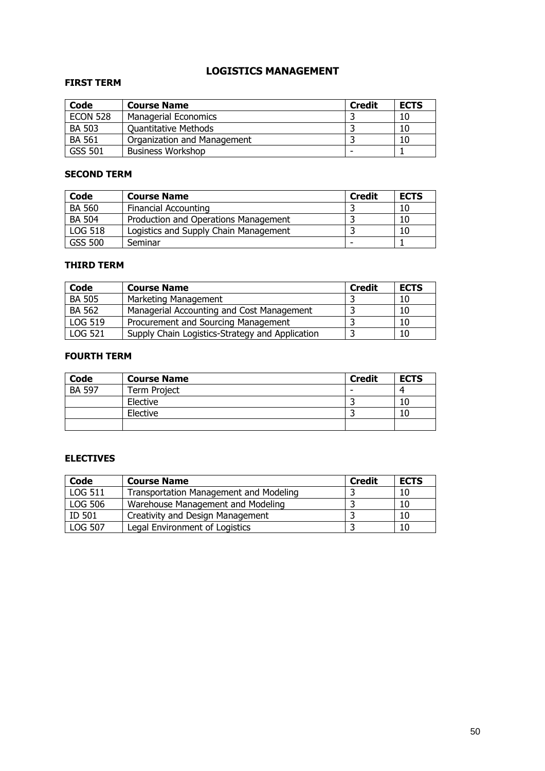# LOGISTICS MANAGEMENT

## FIRST TERM

| Code | Course Name | Credit | ECTS |
|---|---|---|---|
| ECON 528 | Managerial Economics | 3 | 10 |
| BA 503 | Quantitative Methods | 3 | 10 |
| BA 561 | Organization and Management | 3 | 10 |
| GSS 501 | Business Workshop | - | 1 |

## SECOND TERM

| Code | Course Name | Credit | ECTS |
|---|---|---|---|
| BA 560 | Financial Accounting | 3 | 10 |
| BA 504 | Production and Operations Management | 3 | 10 |
| LOG 518 | Logistics and Supply Chain Management | 3 | 10 |
| GSS 500 | Seminar | - | 1 |

## THIRD TERM

| Code | Course Name | Credit | ECTS |
|---|---|---|---|
| BA 505 | Marketing Management | 3 | 10 |
| BA 562 | Managerial Accounting and Cost Management | 3 | 10 |
| LOG 519 | Procurement and Sourcing Management | 3 | 10 |
| LOG 521 | Supply Chain Logistics-Strategy and Application | 3 | 10 |

## FOURTH TERM

| Code | Course Name | Credit | ECTS |
|---|---|---|---|
| BA 597 | Term Project | - | 4 |
| | Elective | 3 | 10 |
| | Elective | 3 | 10 |
| | | | |

## ELECTIVES

| Code | Course Name | Credit | ECTS |
|---|---|---|---|
| LOG 511 | Transportation Management and Modeling | 3 | 10 |
| LOG 506 | Warehouse Management and Modeling | 3 | 10 |
| ID 501 | Creativity and Design Management | 3 | 10 |
| LOG 507 | Legal Environment of Logistics | 3 | 10 |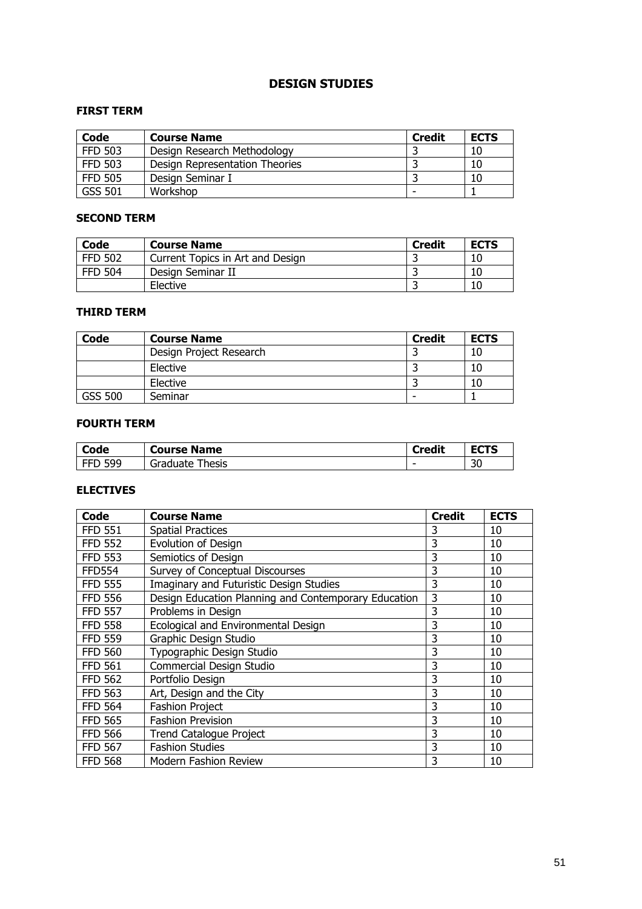# DESIGN STUDIES

## FIRST TERM

| Code | Course Name | Credit | ECTS |
|---|---|---|---|
| FFD 503 | Design Research Methodology | 3 | 10 |
| FFD 503 | Design Representation Theories | 3 | 10 |
| FFD 505 | Design Seminar I | 3 | 10 |
| GSS 501 | Workshop | - | 1 |

## SECOND TERM

| Code | Course Name | Credit | ECTS |
|---|---|---|---|
| FFD 502 | Current Topics in Art and Design | 3 | 10 |
| FFD 504 | Design Seminar II | 3 | 10 |
| | Elective | 3 | 10 |

## THIRD TERM

| Code | Course Name | Credit | ECTS |
|---|---|---|---|
| | Design Project Research | 3 | 10 |
| | Elective | 3 | 10 |
| | Elective | 3 | 10 |
| GSS 500 | Seminar | - | 1 |

## FOURTH TERM

| Code | Course Name | Credit | ECTS |
|---|---|---|---|
| FFD 599 | Graduate Thesis | - | 30 |

## ELECTIVES

| Code | Course Name | Credit | ECTS |
|---|---|---|---|
| FFD 551 | Spatial Practices | 3 | 10 |
| FFD 552 | Evolution of Design | 3 | 10 |
| FFD 553 | Semiotics of Design | 3 | 10 |
| FFD554 | Survey of Conceptual Discourses | 3 | 10 |
| FFD 555 | Imaginary and Futuristic Design Studies | 3 | 10 |
| FFD 556 | Design Education Planning and Contemporary Education | 3 | 10 |
| FFD 557 | Problems in Design | 3 | 10 |
| FFD 558 | Ecological and Environmental Design | 3 | 10 |
| FFD 559 | Graphic Design Studio | 3 | 10 |
| FFD 560 | Typographic Design Studio | 3 | 10 |
| FFD 561 | Commercial Design Studio | 3 | 10 |
| FFD 562 | Portfolio Design | 3 | 10 |
| FFD 563 | Art, Design and the City | 3 | 10 |
| FFD 564 | Fashion Project | 3 | 10 |
| FFD 565 | Fashion Prevision | 3 | 10 |
| FFD 566 | Trend Catalogue Project | 3 | 10 |
| FFD 567 | Fashion Studies | 3 | 10 |
| FFD 568 | Modern Fashion Review | 3 | 10 |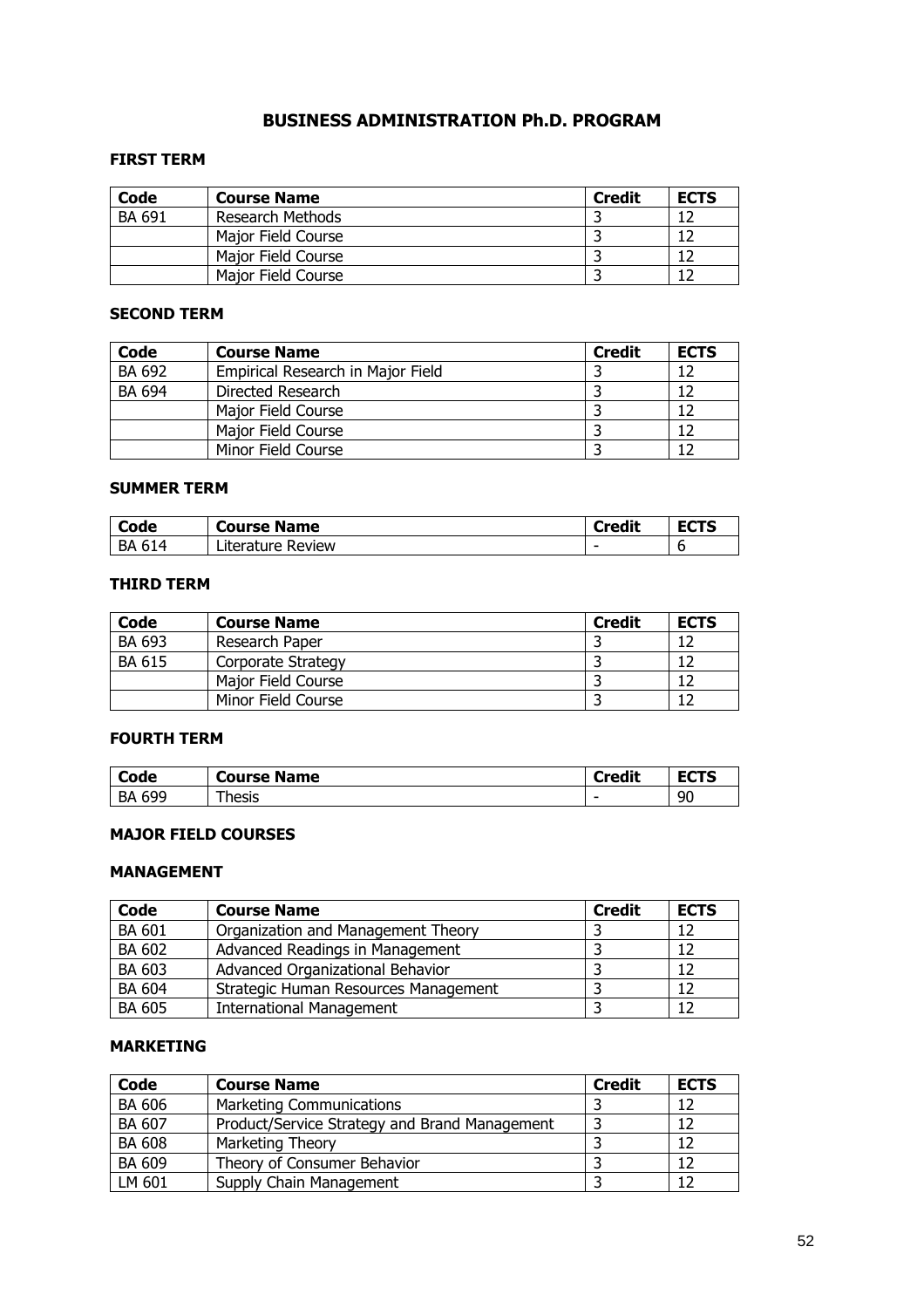# BUSINESS ADMINISTRATION Ph.D. PROGRAM

### FIRST TERM

| Code | Course Name | Credit | ECTS |
|---|---|---|---|
| BA 691 | Research Methods | 3 | 12 |
| | Major Field Course | 3 | 12 |
| | Major Field Course | 3 | 12 |
| | Major Field Course | 3 | 12 |

### SECOND TERM

| Code | Course Name | Credit | ECTS |
|---|---|---|---|
| BA 692 | Empirical Research in Major Field | 3 | 12 |
| BA 694 | Directed Research | 3 | 12 |
| | Major Field Course | 3 | 12 |
| | Major Field Course | 3 | 12 |
| | Minor Field Course | 3 | 12 |

### SUMMER TERM

| Code | Course Name | Credit | ECTS |
|---|---|---|---|
| BA 614 | Literature Review | - | 6 |

### THIRD TERM

| Code | Course Name | Credit | ECTS |
|---|---|---|---|
| BA 693 | Research Paper | 3 | 12 |
| BA 615 | Corporate Strategy | 3 | 12 |
| | Major Field Course | 3 | 12 |
| | Minor Field Course | 3 | 12 |

### FOURTH TERM

| Code | Course Name | Credit | ECTS |
|---|---|---|---|
| BA 699 | Thesis | - | 90 |

### MAJOR FIELD COURSES

### MANAGEMENT

| Code | Course Name | Credit | ECTS |
|---|---|---|---|
| BA 601 | Organization and Management Theory | 3 | 12 |
| BA 602 | Advanced Readings in Management | 3 | 12 |
| BA 603 | Advanced Organizational Behavior | 3 | 12 |
| BA 604 | Strategic Human Resources Management | 3 | 12 |
| BA 605 | International Management | 3 | 12 |

### MARKETING

| Code | Course Name | Credit | ECTS |
|---|---|---|---|
| BA 606 | Marketing Communications | 3 | 12 |
| BA 607 | Product/Service Strategy and Brand Management | 3 | 12 |
| BA 608 | Marketing Theory | 3 | 12 |
| BA 609 | Theory of Consumer Behavior | 3 | 12 |
| LM 601 | Supply Chain Management | 3 | 12 |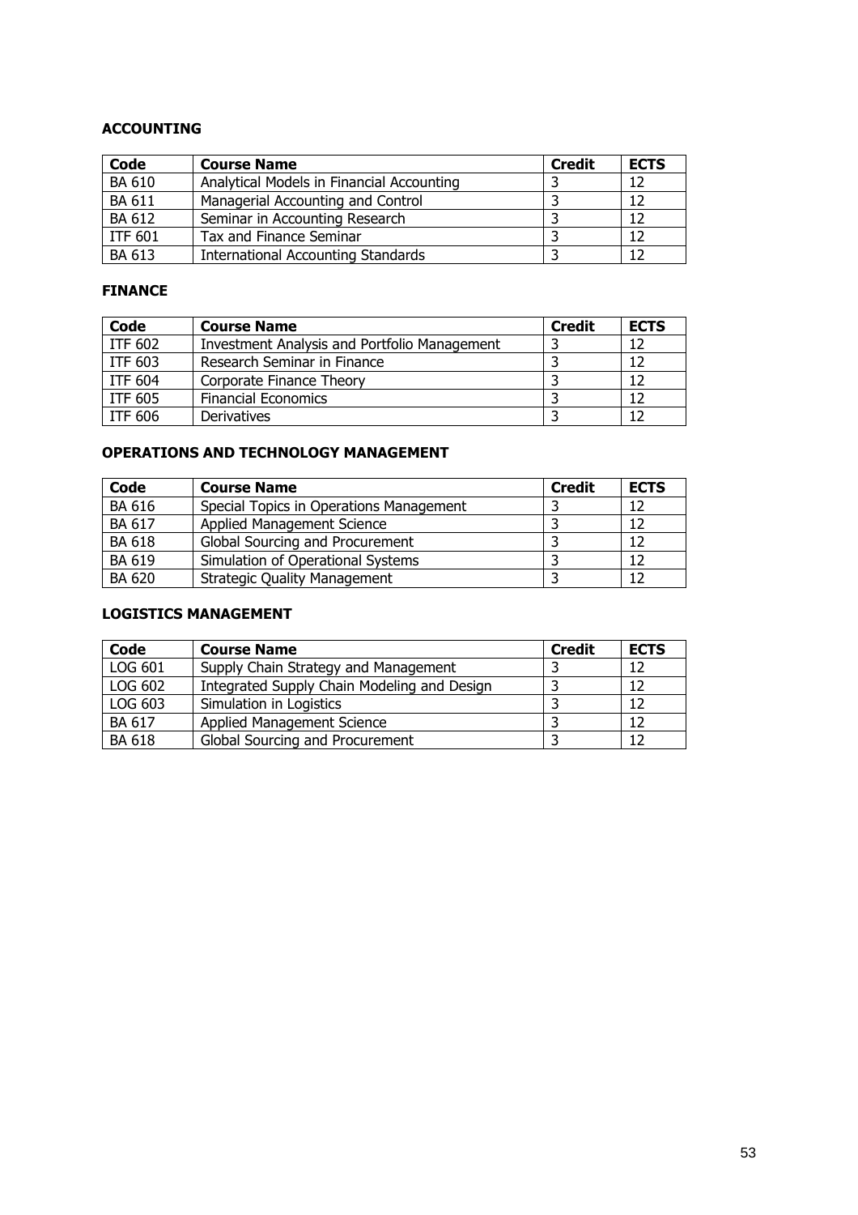**ACCOUNTING**

| Code | Course Name | Credit | ECTS |
| --- | --- | --- | --- |
| BA 610 | Analytical Models in Financial Accounting | 3 | 12 |
| BA 611 | Managerial Accounting and Control | 3 | 12 |
| BA 612 | Seminar in Accounting Research | 3 | 12 |
| ITF 601 | Tax and Finance Seminar | 3 | 12 |
| BA 613 | International Accounting Standards | 3 | 12 |

**FINANCE**

| Code | Course Name | Credit | ECTS |
| --- | --- | --- | --- |
| ITF 602 | Investment Analysis and Portfolio Management | 3 | 12 |
| ITF 603 | Research Seminar in Finance | 3 | 12 |
| ITF 604 | Corporate Finance Theory | 3 | 12 |
| ITF 605 | Financial Economics | 3 | 12 |
| ITF 606 | Derivatives | 3 | 12 |

**OPERATIONS AND TECHNOLOGY MANAGEMENT**

| Code | Course Name | Credit | ECTS |
| --- | --- | --- | --- |
| BA 616 | Special Topics in Operations Management | 3 | 12 |
| BA 617 | Applied Management Science | 3 | 12 |
| BA 618 | Global Sourcing and Procurement | 3 | 12 |
| BA 619 | Simulation of Operational Systems | 3 | 12 |
| BA 620 | Strategic Quality Management | 3 | 12 |

**LOGISTICS MANAGEMENT**

| Code | Course Name | Credit | ECTS |
| --- | --- | --- | --- |
| LOG 601 | Supply Chain Strategy and Management | 3 | 12 |
| LOG 602 | Integrated Supply Chain Modeling and Design | 3 | 12 |
| LOG 603 | Simulation in Logistics | 3 | 12 |
| BA 617 | Applied Management Science | 3 | 12 |
| BA 618 | Global Sourcing and Procurement | 3 | 12 |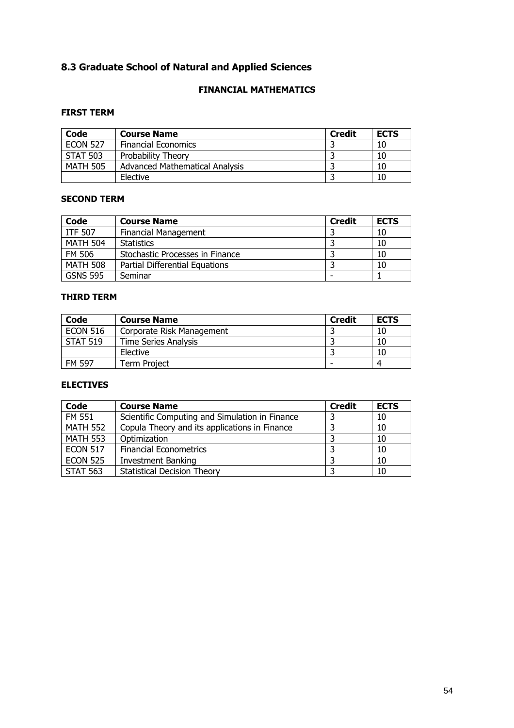## 8.3 Graduate School of Natural and Applied Sciences

### FINANCIAL MATHEMATICS

#### FIRST TERM

| Code | Course Name | Credit | ECTS |
|---|---|---|---|
| ECON 527 | Financial Economics | 3 | 10 |
| STAT 503 | Probability Theory | 3 | 10 |
| MATH 505 | Advanced Mathematical Analysis | 3 | 10 |
| | Elective | 3 | 10 |

#### SECOND TERM

| Code | Course Name | Credit | ECTS |
|---|---|---|---|
| ITF 507 | Financial Management | 3 | 10 |
| MATH 504 | Statistics | 3 | 10 |
| FM 506 | Stochastic Processes in Finance | 3 | 10 |
| MATH 508 | Partial Differential Equations | 3 | 10 |
| GSNS 595 | Seminar | - | 1 |

#### THIRD TERM

| Code | Course Name | Credit | ECTS |
|---|---|---|---|
| ECON 516 | Corporate Risk Management | 3 | 10 |
| STAT 519 | Time Series Analysis | 3 | 10 |
| | Elective | 3 | 10 |
| FM 597 | Term Project | - | 4 |

#### ELECTIVES

| Code | Course Name | Credit | ECTS |
|---|---|---|---|
| FM 551 | Scientific Computing and Simulation in Finance | 3 | 10 |
| MATH 552 | Copula Theory and its applications in Finance | 3 | 10 |
| MATH 553 | Optimization | 3 | 10 |
| ECON 517 | Financial Econometrics | 3 | 10 |
| ECON 525 | Investment Banking | 3 | 10 |
| STAT 563 | Statistical Decision Theory | 3 | 10 |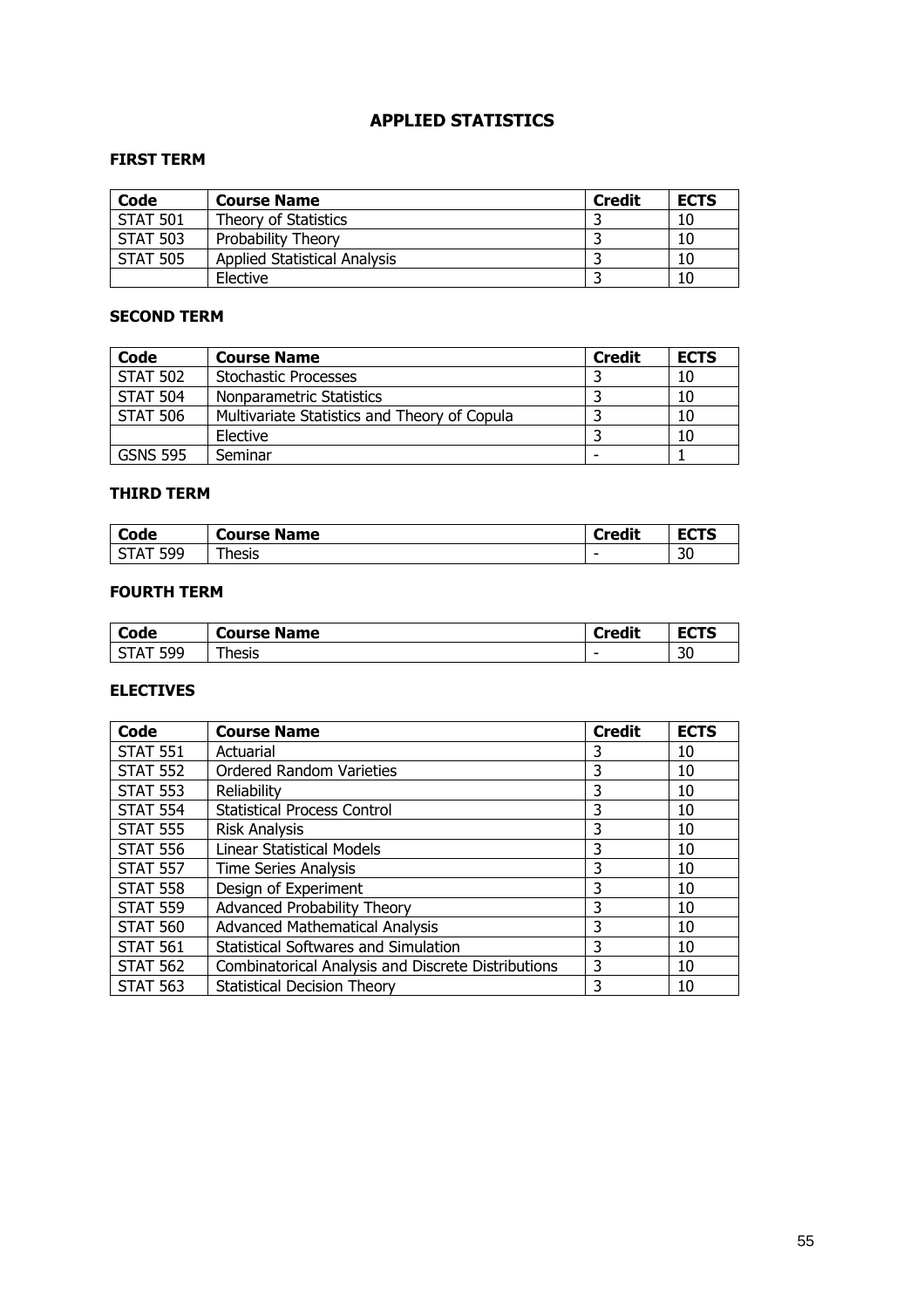# APPLIED STATISTICS

## FIRST TERM

| Code | Course Name | Credit | ECTS |
|---|---|---|---|
| STAT 501 | Theory of Statistics | 3 | 10 |
| STAT 503 | Probability Theory | 3 | 10 |
| STAT 505 | Applied Statistical Analysis | 3 | 10 |
| | Elective | 3 | 10 |

## SECOND TERM

| Code | Course Name | Credit | ECTS |
|---|---|---|---|
| STAT 502 | Stochastic Processes | 3 | 10 |
| STAT 504 | Nonparametric Statistics | 3 | 10 |
| STAT 506 | Multivariate Statistics and Theory of Copula | 3 | 10 |
| | Elective | 3 | 10 |
| GSNS 595 | Seminar | - | 1 |

## THIRD TERM

| Code | Course Name | Credit | ECTS |
|---|---|---|---|
| STAT 599 | Thesis | - | 30 |

## FOURTH TERM

| Code | Course Name | Credit | ECTS |
|---|---|---|---|
| STAT 599 | Thesis | - | 30 |

## ELECTIVES

| Code | Course Name | Credit | ECTS |
|---|---|---|---|
| STAT 551 | Actuarial | 3 | 10 |
| STAT 552 | Ordered Random Varieties | 3 | 10 |
| STAT 553 | Reliability | 3 | 10 |
| STAT 554 | Statistical Process Control | 3 | 10 |
| STAT 555 | Risk Analysis | 3 | 10 |
| STAT 556 | Linear Statistical Models | 3 | 10 |
| STAT 557 | Time Series Analysis | 3 | 10 |
| STAT 558 | Design of Experiment | 3 | 10 |
| STAT 559 | Advanced Probability Theory | 3 | 10 |
| STAT 560 | Advanced Mathematical Analysis | 3 | 10 |
| STAT 561 | Statistical Softwares and Simulation | 3 | 10 |
| STAT 562 | Combinatorical Analysis and Discrete Distributions | 3 | 10 |
| STAT 563 | Statistical Decision Theory | 3 | 10 |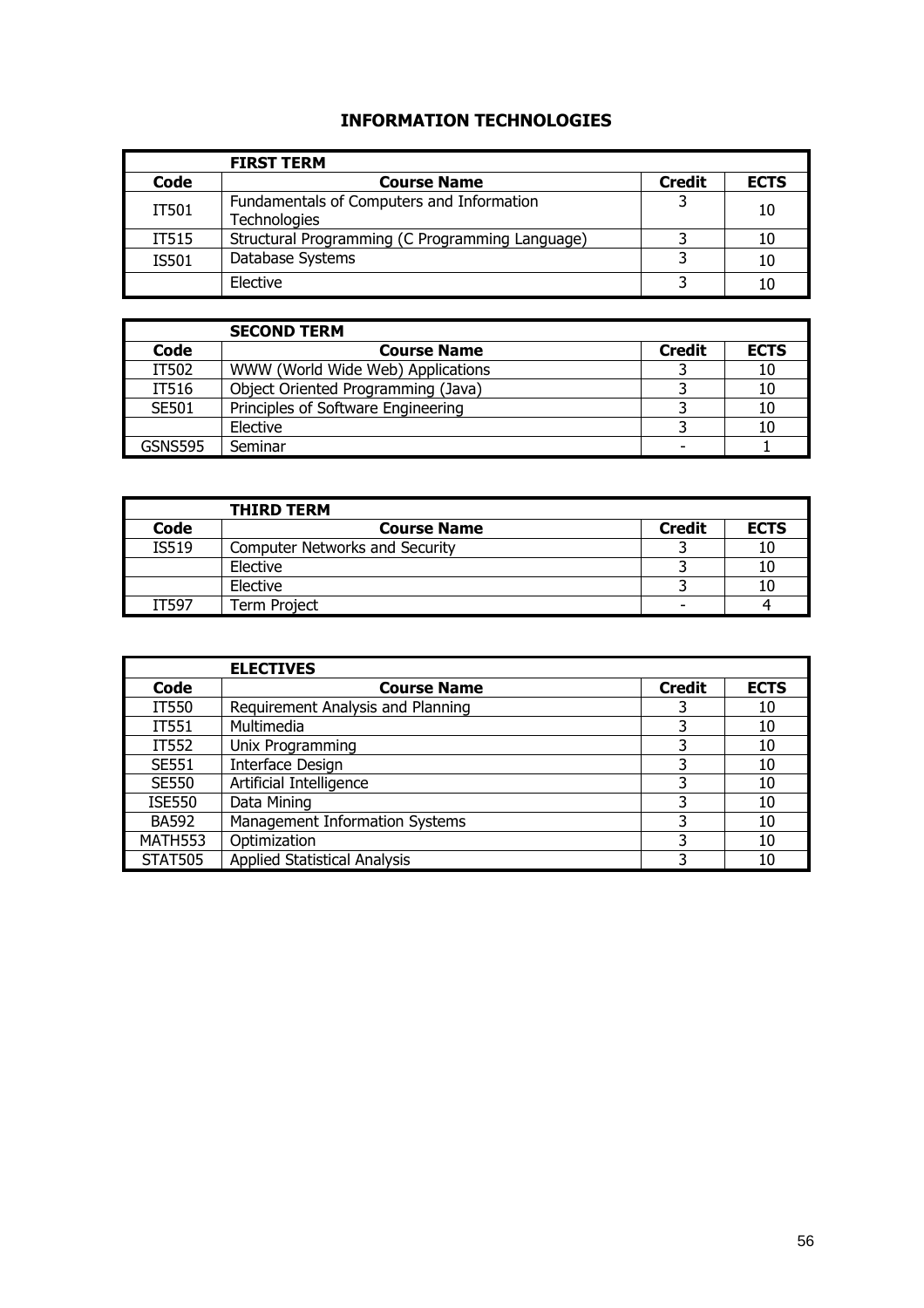# INFORMATION TECHNOLOGIES

| | FIRST TERM | | |
|---|---|---|---|
| **Code** | **Course Name** | **Credit** | **ECTS** |
| IT501 | Fundamentals of Computers and Information Technologies | 3 | 10 |
| IT515 | Structural Programming (C Programming Language) | 3 | 10 |
| IS501 | Database Systems | 3 | 10 |
| | Elective | 3 | 10 |

| | SECOND TERM | | |
|---|---|---|---|
| **Code** | **Course Name** | **Credit** | **ECTS** |
| IT502 | WWW (World Wide Web) Applications | 3 | 10 |
| IT516 | Object Oriented Programming (Java) | 3 | 10 |
| SE501 | Principles of Software Engineering | 3 | 10 |
| | Elective | 3 | 10 |
| GSNS595 | Seminar | - | 1 |

| | THIRD TERM | | |
|---|---|---|---|
| **Code** | **Course Name** | **Credit** | **ECTS** |
| IS519 | Computer Networks and Security | 3 | 10 |
| | Elective | 3 | 10 |
| | Elective | 3 | 10 |
| IT597 | Term Project | - | 4 |

| | ELECTIVES | | |
|---|---|---|---|
| **Code** | **Course Name** | **Credit** | **ECTS** |
| IT550 | Requirement Analysis and Planning | 3 | 10 |
| IT551 | Multimedia | 3 | 10 |
| IT552 | Unix Programming | 3 | 10 |
| SE551 | Interface Design | 3 | 10 |
| SE550 | Artificial Intelligence | 3 | 10 |
| ISE550 | Data Mining | 3 | 10 |
| BA592 | Management Information Systems | 3 | 10 |
| MATH553 | Optimization | 3 | 10 |
| STAT505 | Applied Statistical Analysis | 3 | 10 |